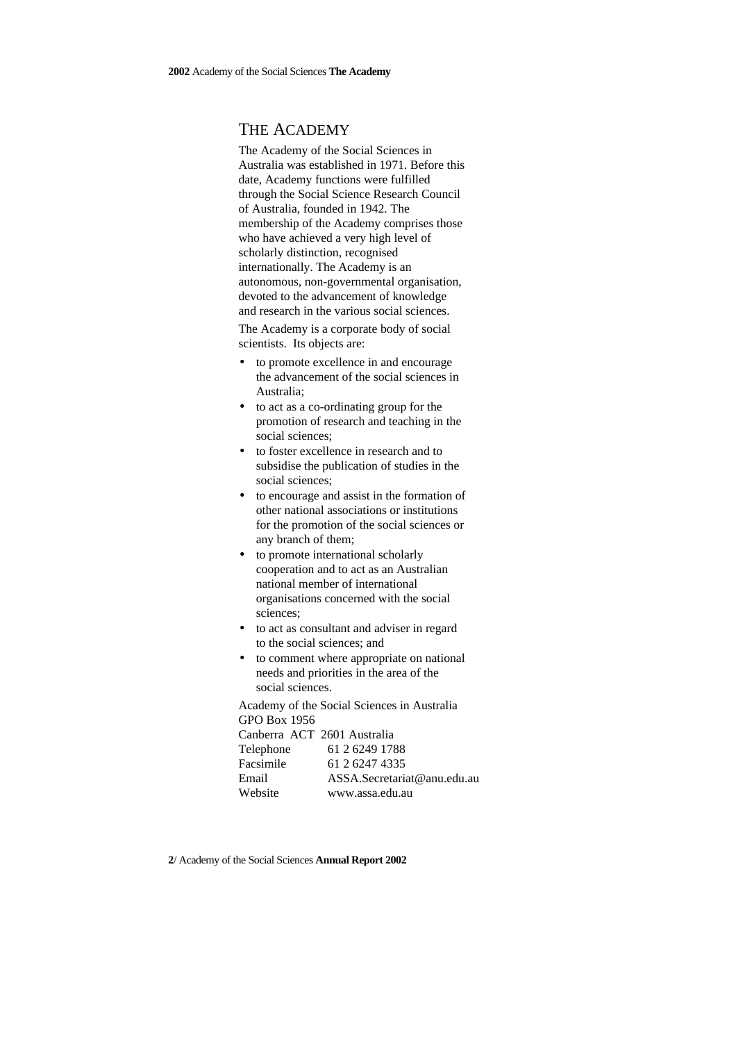# THE ACADEMY

The Academy of the Social Sciences in Australia was established in 1971. Before this date, Academy functions were fulfilled through the Social Science Research Council of Australia, founded in 1942. The membership of the Academy comprises those who have achieved a very high level of scholarly distinction, recognised internationally. The Academy is an autonomous, non-governmental organisation, devoted to the advancement of knowledge and research in the various social sciences.

The Academy is a corporate body of social scientists. Its objects are:

- to promote excellence in and encourage the advancement of the social sciences in Australia;
- to act as a co-ordinating group for the promotion of research and teaching in the social sciences;
- to foster excellence in research and to subsidise the publication of studies in the social sciences;
- to encourage and assist in the formation of other national associations or institutions for the promotion of the social sciences or any branch of them;
- to promote international scholarly cooperation and to act as an Australian national member of international organisations concerned with the social sciences;
- to act as consultant and adviser in regard to the social sciences; and
- to comment where appropriate on national needs and priorities in the area of the social sciences.

Academy of the Social Sciences in Australia
GPO Box 1956
Canberra ACT 2601 Australia

| | |
|---|---|
| Telephone | 61 2 6249 1788 |
| Facsimile | 61 2 6247 4335 |
| Email | ASSA.Secretariat@anu.edu.au |
| Website | www.assa.edu.au |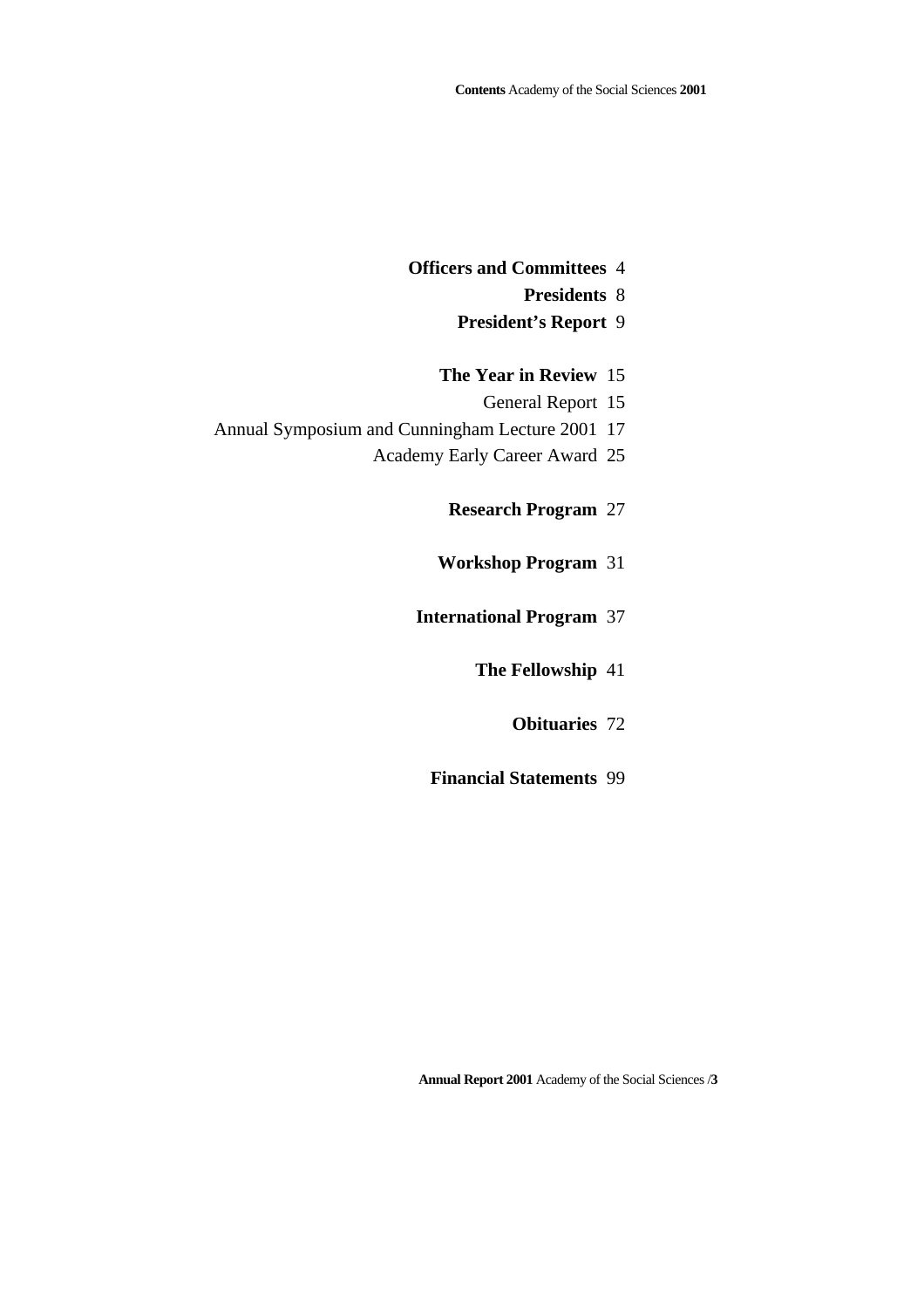**Officers and Committees** 4

**Presidents** 8

**President's Report** 9

**The Year in Review** 15

General Report 15

Annual Symposium and Cunningham Lecture 2001 17

Academy Early Career Award 25

**Research Program** 27

**Workshop Program** 31

**International Program** 37

**The Fellowship** 41

**Obituaries** 72

**Financial Statements** 99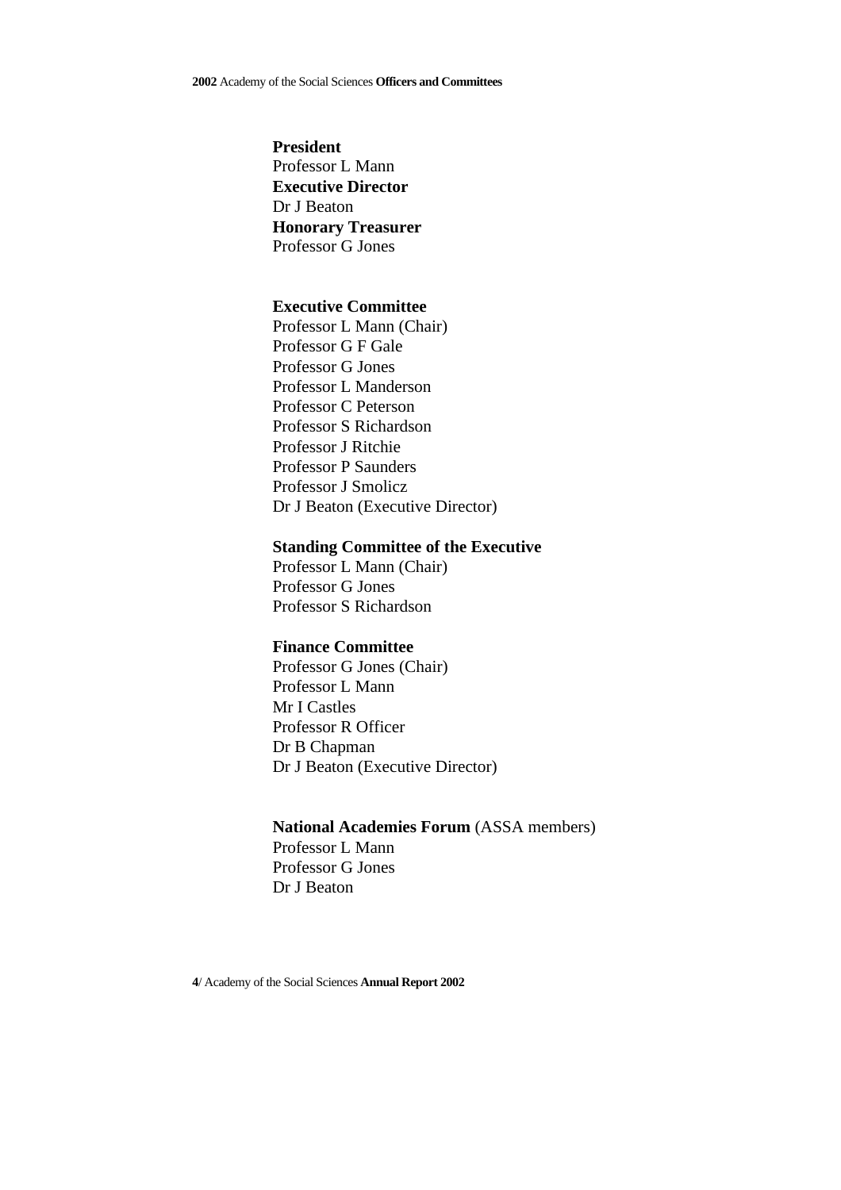**President**
Professor L Mann
**Executive Director**
Dr J Beaton
**Honorary Treasurer**
Professor G Jones

**Executive Committee**
Professor L Mann (Chair)
Professor G F Gale
Professor G Jones
Professor L Manderson
Professor C Peterson
Professor S Richardson
Professor J Ritchie
Professor P Saunders
Professor J Smolicz
Dr J Beaton (Executive Director)

**Standing Committee of the Executive**
Professor L Mann (Chair)
Professor G Jones
Professor S Richardson

**Finance Committee**
Professor G Jones (Chair)
Professor L Mann
Mr I Castles
Professor R Officer
Dr B Chapman
Dr J Beaton (Executive Director)

**National Academies Forum** (ASSA members)
Professor L Mann
Professor G Jones
Dr J Beaton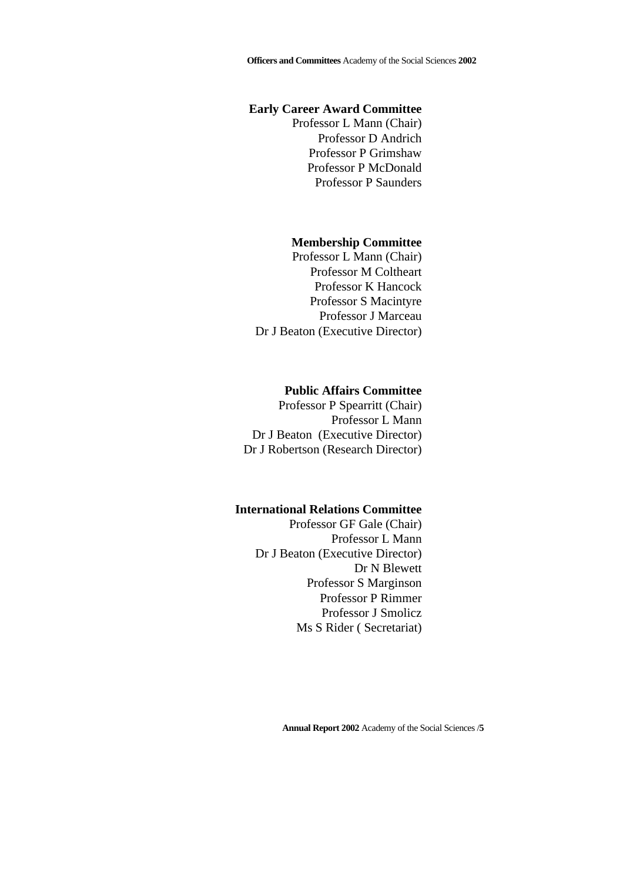**Early Career Award Committee**

Professor L Mann (Chair)
Professor D Andrich
Professor P Grimshaw
Professor P McDonald
Professor P Saunders

**Membership Committee**

Professor L Mann (Chair)
Professor M Coltheart
Professor K Hancock
Professor S Macintyre
Professor J Marceau
Dr J Beaton (Executive Director)

**Public Affairs Committee**

Professor P Spearritt (Chair)
Professor L Mann
Dr J Beaton (Executive Director)
Dr J Robertson (Research Director)

**International Relations Committee**

Professor GF Gale (Chair)
Professor L Mann
Dr J Beaton (Executive Director)
Dr N Blewett
Professor S Marginson
Professor P Rimmer
Professor J Smolicz
Ms S Rider ( Secretariat)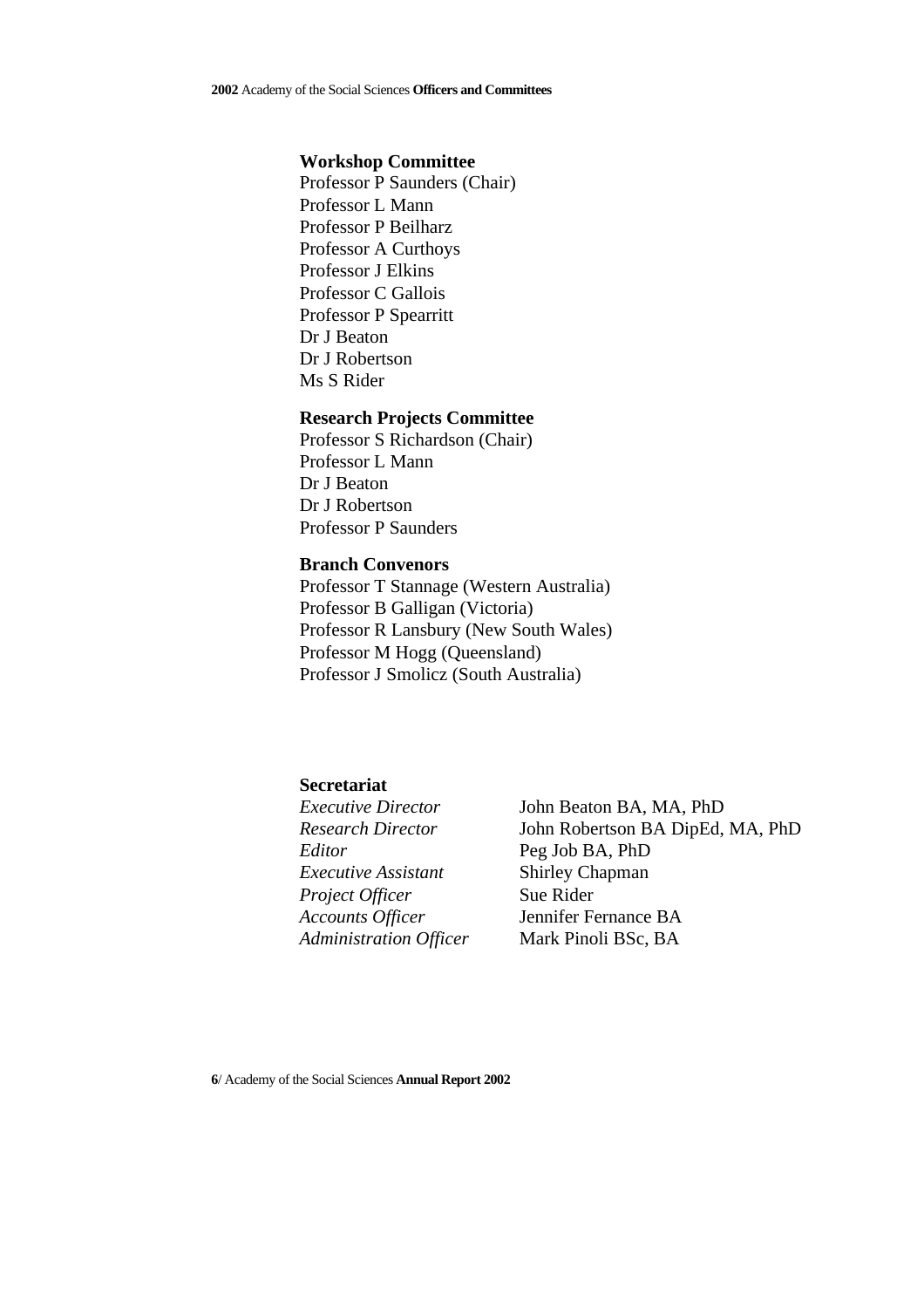### Workshop Committee

Professor P Saunders (Chair)
Professor L Mann
Professor P Beilharz
Professor A Curthoys
Professor J Elkins
Professor C Gallois
Professor P Spearritt
Dr J Beaton
Dr J Robertson
Ms S Rider

### Research Projects Committee

Professor S Richardson (Chair)
Professor L Mann
Dr J Beaton
Dr J Robertson
Professor P Saunders

### Branch Convenors

Professor T Stannage (Western Australia)
Professor B Galligan (Victoria)
Professor R Lansbury (New South Wales)
Professor M Hogg (Queensland)
Professor J Smolicz (South Australia)

### Secretariat

| | |
|---|---|
| *Executive Director* | John Beaton BA, MA, PhD |
| *Research Director* | John Robertson BA DipEd, MA, PhD |
| *Editor* | Peg Job BA, PhD |
| *Executive Assistant* | Shirley Chapman |
| *Project Officer* | Sue Rider |
| *Accounts Officer* | Jennifer Fernance BA |
| *Administration Officer* | Mark Pinoli BSc, BA |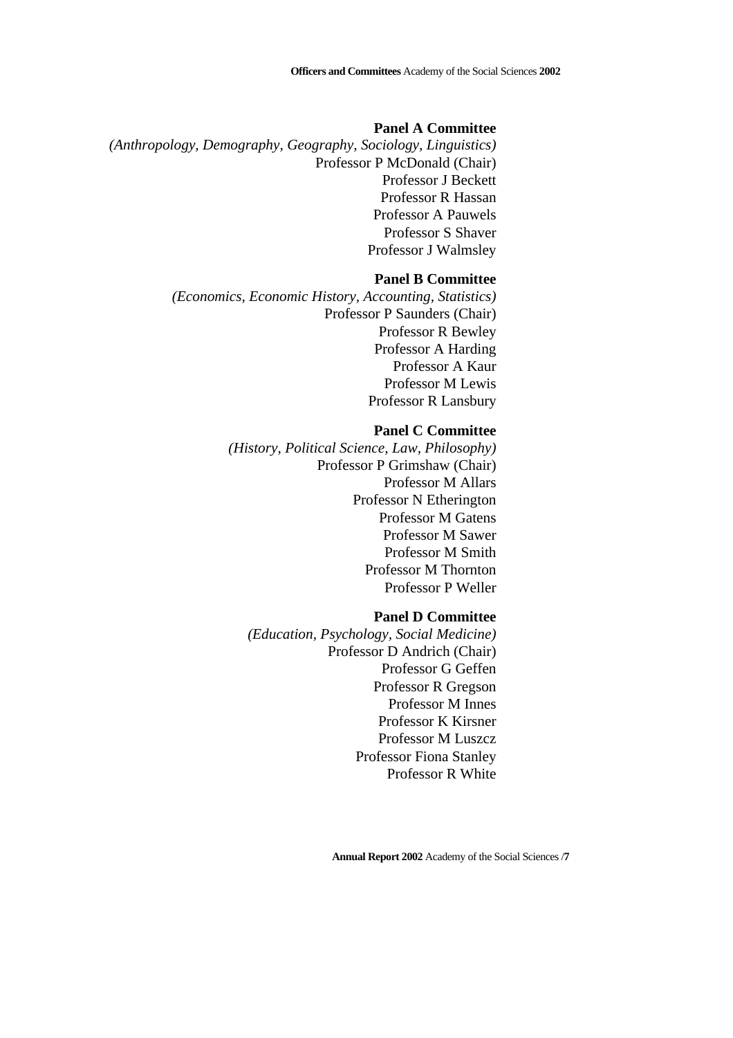### Panel A Committee

*(Anthropology, Demography, Geography, Sociology, Linguistics)*

Professor P McDonald (Chair)
Professor J Beckett
Professor R Hassan
Professor A Pauwels
Professor S Shaver
Professor J Walmsley

### Panel B Committee

*(Economics, Economic History, Accounting, Statistics)*

Professor P Saunders (Chair)
Professor R Bewley
Professor A Harding
Professor A Kaur
Professor M Lewis
Professor R Lansbury

### Panel C Committee

*(History, Political Science, Law, Philosophy)*

Professor P Grimshaw (Chair)
Professor M Allars
Professor N Etherington
Professor M Gatens
Professor M Sawer
Professor M Smith
Professor M Thornton
Professor P Weller

### Panel D Committee

*(Education, Psychology, Social Medicine)*

Professor D Andrich (Chair)
Professor G Geffen
Professor R Gregson
Professor M Innes
Professor K Kirsner
Professor M Luszcz
Professor Fiona Stanley
Professor R White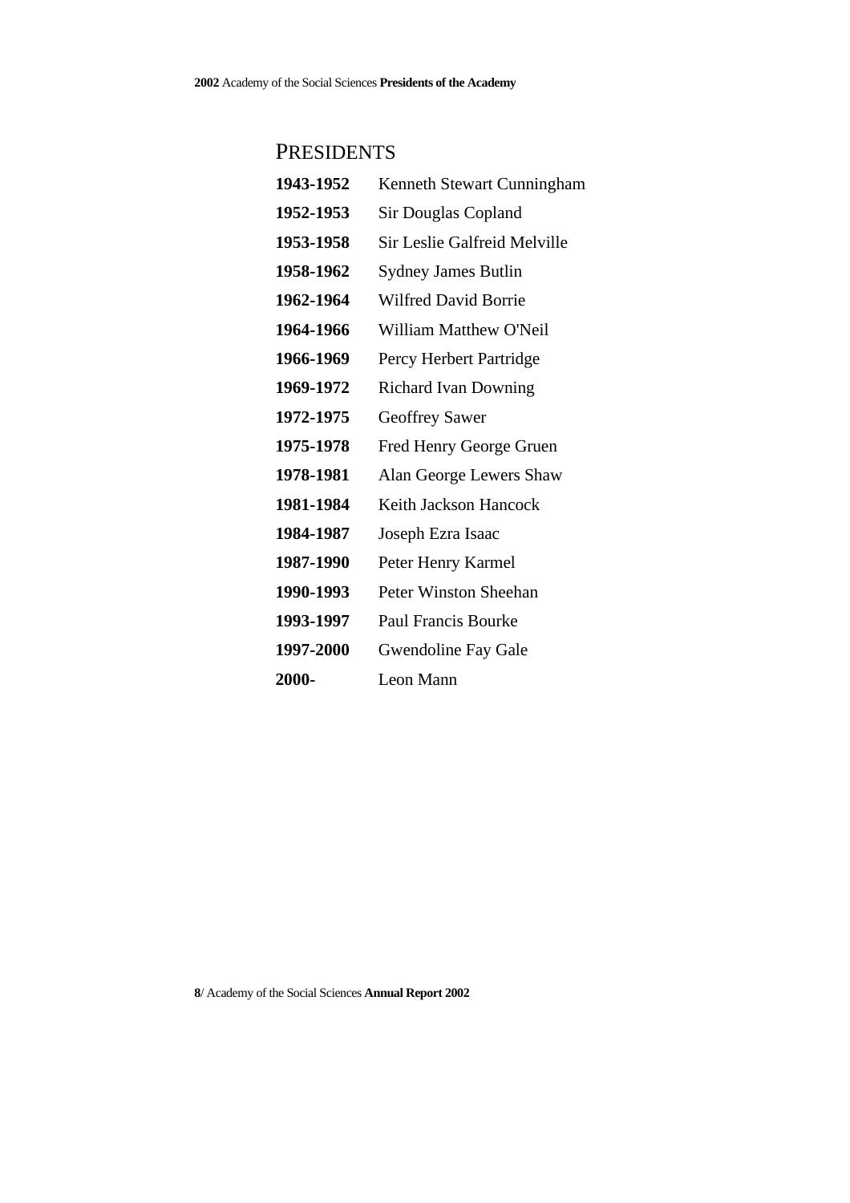## PRESIDENTS

| | |
|---|---|
| **1943-1952** | Kenneth Stewart Cunningham |
| **1952-1953** | Sir Douglas Copland |
| **1953-1958** | Sir Leslie Galfreid Melville |
| **1958-1962** | Sydney James Butlin |
| **1962-1964** | Wilfred David Borrie |
| **1964-1966** | William Matthew O'Neil |
| **1966-1969** | Percy Herbert Partridge |
| **1969-1972** | Richard Ivan Downing |
| **1972-1975** | Geoffrey Sawer |
| **1975-1978** | Fred Henry George Gruen |
| **1978-1981** | Alan George Lewers Shaw |
| **1981-1984** | Keith Jackson Hancock |
| **1984-1987** | Joseph Ezra Isaac |
| **1987-1990** | Peter Henry Karmel |
| **1990-1993** | Peter Winston Sheehan |
| **1993-1997** | Paul Francis Bourke |
| **1997-2000** | Gwendoline Fay Gale |
| **2000-** | Leon Mann |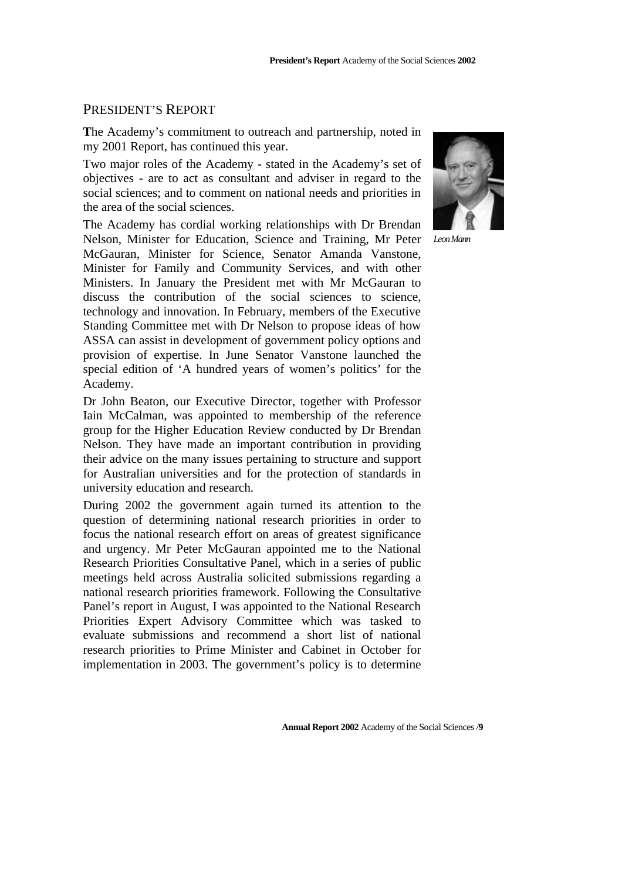## PRESIDENT'S REPORT

**T**he Academy's commitment to outreach and partnership, noted in my 2001 Report, has continued this year.

Two major roles of the Academy - stated in the Academy's set of objectives - are to act as consultant and adviser in regard to the social sciences; and to comment on national needs and priorities in the area of the social sciences.

*Leon Mann*

The Academy has cordial working relationships with Dr Brendan Nelson, Minister for Education, Science and Training, Mr Peter McGauran, Minister for Science, Senator Amanda Vanstone, Minister for Family and Community Services, and with other Ministers. In January the President met with Mr McGauran to discuss the contribution of the social sciences to science, technology and innovation. In February, members of the Executive Standing Committee met with Dr Nelson to propose ideas of how ASSA can assist in development of government policy options and provision of expertise. In June Senator Vanstone launched the special edition of 'A hundred years of women's politics' for the Academy.

Dr John Beaton, our Executive Director, together with Professor Iain McCalman, was appointed to membership of the reference group for the Higher Education Review conducted by Dr Brendan Nelson. They have made an important contribution in providing their advice on the many issues pertaining to structure and support for Australian universities and for the protection of standards in university education and research.

During 2002 the government again turned its attention to the question of determining national research priorities in order to focus the national research effort on areas of greatest significance and urgency. Mr Peter McGauran appointed me to the National Research Priorities Consultative Panel, which in a series of public meetings held across Australia solicited submissions regarding a national research priorities framework. Following the Consultative Panel's report in August, I was appointed to the National Research Priorities Expert Advisory Committee which was tasked to evaluate submissions and recommend a short list of national research priorities to Prime Minister and Cabinet in October for implementation in 2003. The government's policy is to determine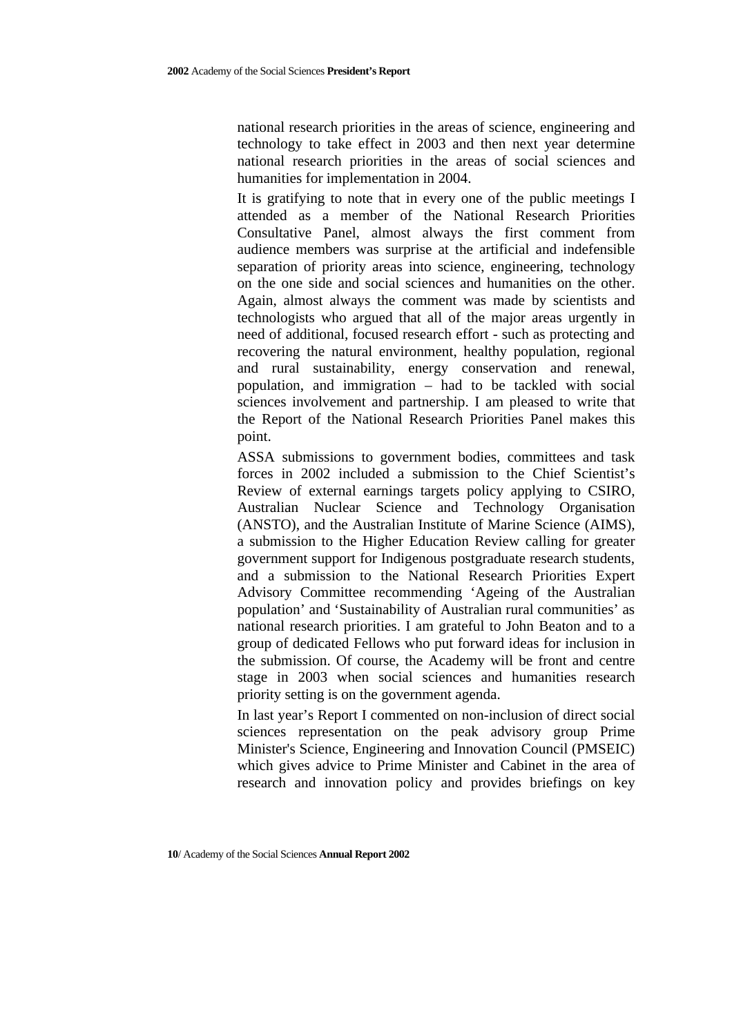national research priorities in the areas of science, engineering and technology to take effect in 2003 and then next year determine national research priorities in the areas of social sciences and humanities for implementation in 2004.

It is gratifying to note that in every one of the public meetings I attended as a member of the National Research Priorities Consultative Panel, almost always the first comment from audience members was surprise at the artificial and indefensible separation of priority areas into science, engineering, technology on the one side and social sciences and humanities on the other. Again, almost always the comment was made by scientists and technologists who argued that all of the major areas urgently in need of additional, focused research effort - such as protecting and recovering the natural environment, healthy population, regional and rural sustainability, energy conservation and renewal, population, and immigration – had to be tackled with social sciences involvement and partnership. I am pleased to write that the Report of the National Research Priorities Panel makes this point.

ASSA submissions to government bodies, committees and task forces in 2002 included a submission to the Chief Scientist's Review of external earnings targets policy applying to CSIRO, Australian Nuclear Science and Technology Organisation (ANSTO), and the Australian Institute of Marine Science (AIMS), a submission to the Higher Education Review calling for greater government support for Indigenous postgraduate research students, and a submission to the National Research Priorities Expert Advisory Committee recommending 'Ageing of the Australian population' and 'Sustainability of Australian rural communities' as national research priorities. I am grateful to John Beaton and to a group of dedicated Fellows who put forward ideas for inclusion in the submission. Of course, the Academy will be front and centre stage in 2003 when social sciences and humanities research priority setting is on the government agenda.

In last year's Report I commented on non-inclusion of direct social sciences representation on the peak advisory group Prime Minister's Science, Engineering and Innovation Council (PMSEIC) which gives advice to Prime Minister and Cabinet in the area of research and innovation policy and provides briefings on key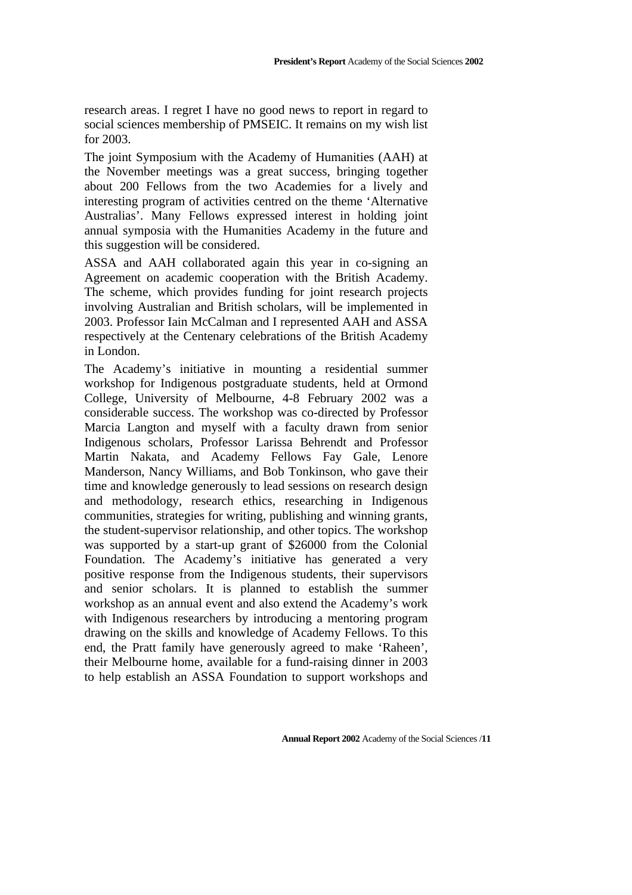research areas. I regret I have no good news to report in regard to social sciences membership of PMSEIC. It remains on my wish list for 2003.

The joint Symposium with the Academy of Humanities (AAH) at the November meetings was a great success, bringing together about 200 Fellows from the two Academies for a lively and interesting program of activities centred on the theme 'Alternative Australias'. Many Fellows expressed interest in holding joint annual symposia with the Humanities Academy in the future and this suggestion will be considered.

ASSA and AAH collaborated again this year in co-signing an Agreement on academic cooperation with the British Academy. The scheme, which provides funding for joint research projects involving Australian and British scholars, will be implemented in 2003. Professor Iain McCalman and I represented AAH and ASSA respectively at the Centenary celebrations of the British Academy in London.

The Academy's initiative in mounting a residential summer workshop for Indigenous postgraduate students, held at Ormond College, University of Melbourne, 4-8 February 2002 was a considerable success. The workshop was co-directed by Professor Marcia Langton and myself with a faculty drawn from senior Indigenous scholars, Professor Larissa Behrendt and Professor Martin Nakata, and Academy Fellows Fay Gale, Lenore Manderson, Nancy Williams, and Bob Tonkinson, who gave their time and knowledge generously to lead sessions on research design and methodology, research ethics, researching in Indigenous communities, strategies for writing, publishing and winning grants, the student-supervisor relationship, and other topics. The workshop was supported by a start-up grant of $26000 from the Colonial Foundation. The Academy's initiative has generated a very positive response from the Indigenous students, their supervisors and senior scholars. It is planned to establish the summer workshop as an annual event and also extend the Academy's work with Indigenous researchers by introducing a mentoring program drawing on the skills and knowledge of Academy Fellows. To this end, the Pratt family have generously agreed to make 'Raheen', their Melbourne home, available for a fund-raising dinner in 2003 to help establish an ASSA Foundation to support workshops and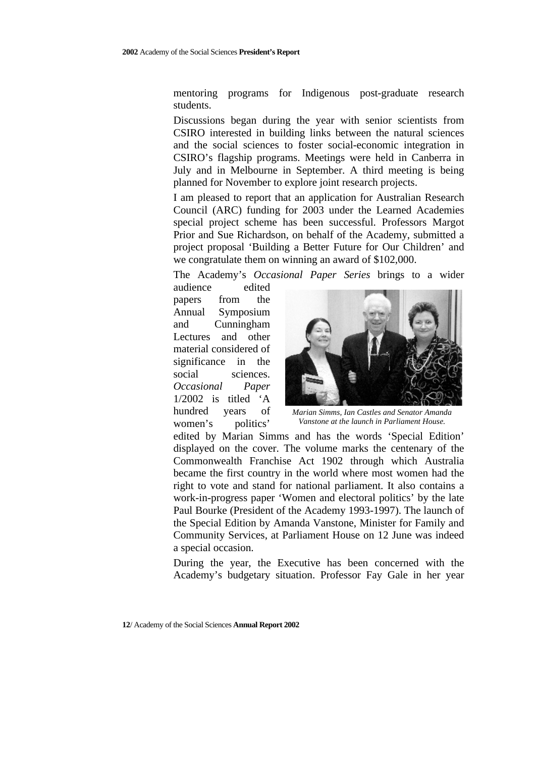mentoring programs for Indigenous post-graduate research students.

Discussions began during the year with senior scientists from CSIRO interested in building links between the natural sciences and the social sciences to foster social-economic integration in CSIRO's flagship programs. Meetings were held in Canberra in July and in Melbourne in September. A third meeting is being planned for November to explore joint research projects.

I am pleased to report that an application for Australian Research Council (ARC) funding for 2003 under the Learned Academies special project scheme has been successful. Professors Margot Prior and Sue Richardson, on behalf of the Academy, submitted a project proposal 'Building a Better Future for Our Children' and we congratulate them on winning an award of $102,000.

The Academy's *Occasional Paper Series* brings to a wider audience edited papers from the Annual Symposium and Cunningham Lectures and other material considered of significance in the social sciences. *Occasional Paper* 1/2002 is titled 'A hundred years of women's politics' edited by Marian Simms and has the words 'Special Edition' displayed on the cover. The volume marks the centenary of the Commonwealth Franchise Act 1902 through which Australia became the first country in the world where most women had the right to vote and stand for national parliament. It also contains a work-in-progress paper 'Women and electoral politics' by the late Paul Bourke (President of the Academy 1993-1997). The launch of the Special Edition by Amanda Vanstone, Minister for Family and Community Services, at Parliament House on 12 June was indeed a special occasion.

*Marian Simms, Ian Castles and Senator Amanda Vanstone at the launch in Parliament House.*

During the year, the Executive has been concerned with the Academy's budgetary situation. Professor Fay Gale in her year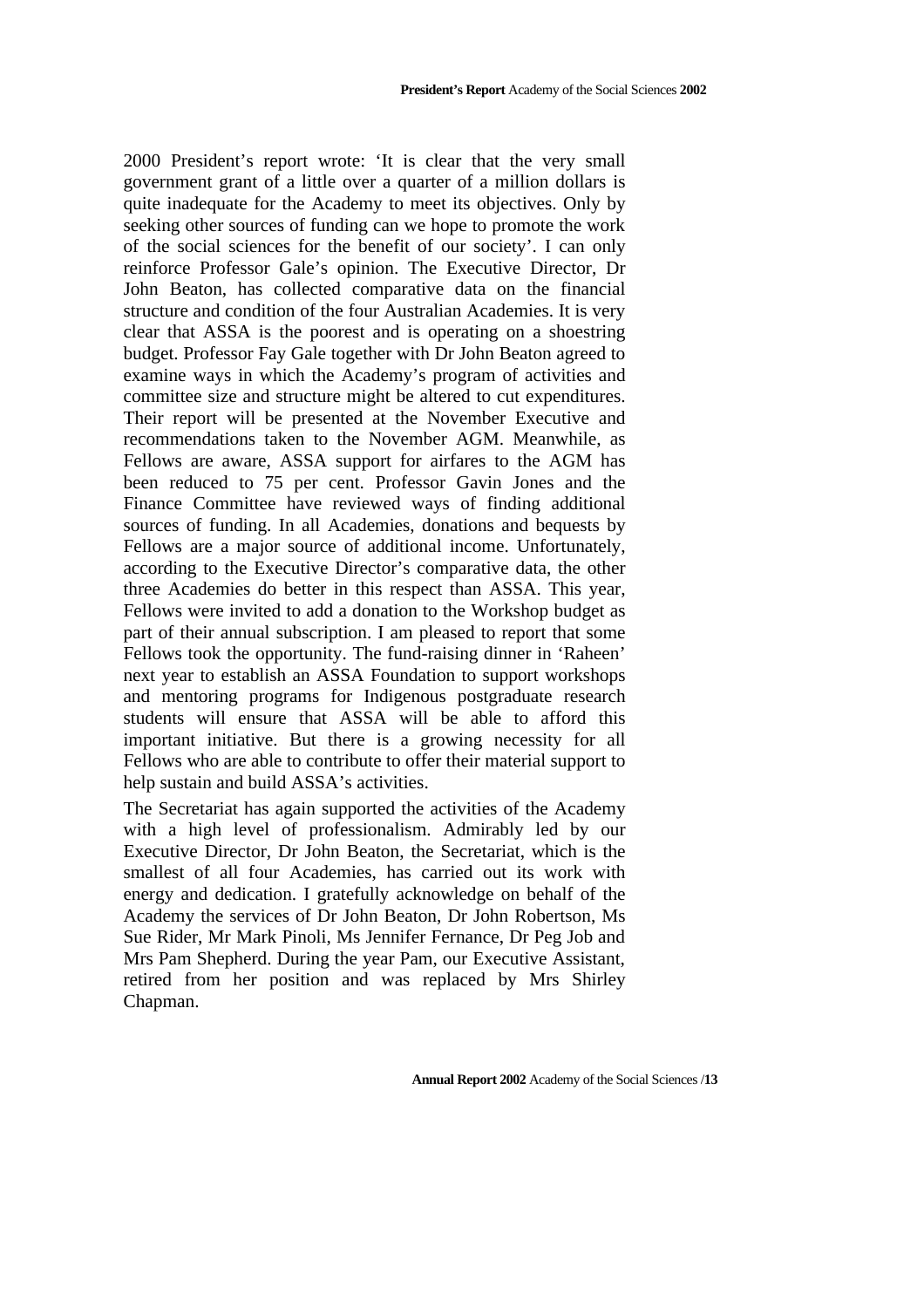2000 President's report wrote: 'It is clear that the very small government grant of a little over a quarter of a million dollars is quite inadequate for the Academy to meet its objectives. Only by seeking other sources of funding can we hope to promote the work of the social sciences for the benefit of our society'. I can only reinforce Professor Gale's opinion. The Executive Director, Dr John Beaton, has collected comparative data on the financial structure and condition of the four Australian Academies. It is very clear that ASSA is the poorest and is operating on a shoestring budget. Professor Fay Gale together with Dr John Beaton agreed to examine ways in which the Academy's program of activities and committee size and structure might be altered to cut expenditures. Their report will be presented at the November Executive and recommendations taken to the November AGM. Meanwhile, as Fellows are aware, ASSA support for airfares to the AGM has been reduced to 75 per cent. Professor Gavin Jones and the Finance Committee have reviewed ways of finding additional sources of funding. In all Academies, donations and bequests by Fellows are a major source of additional income. Unfortunately, according to the Executive Director's comparative data, the other three Academies do better in this respect than ASSA. This year, Fellows were invited to add a donation to the Workshop budget as part of their annual subscription. I am pleased to report that some Fellows took the opportunity. The fund-raising dinner in 'Raheen' next year to establish an ASSA Foundation to support workshops and mentoring programs for Indigenous postgraduate research students will ensure that ASSA will be able to afford this important initiative. But there is a growing necessity for all Fellows who are able to contribute to offer their material support to help sustain and build ASSA's activities.

The Secretariat has again supported the activities of the Academy with a high level of professionalism. Admirably led by our Executive Director, Dr John Beaton, the Secretariat, which is the smallest of all four Academies, has carried out its work with energy and dedication. I gratefully acknowledge on behalf of the Academy the services of Dr John Beaton, Dr John Robertson, Ms Sue Rider, Mr Mark Pinoli, Ms Jennifer Fernance, Dr Peg Job and Mrs Pam Shepherd. During the year Pam, our Executive Assistant, retired from her position and was replaced by Mrs Shirley Chapman.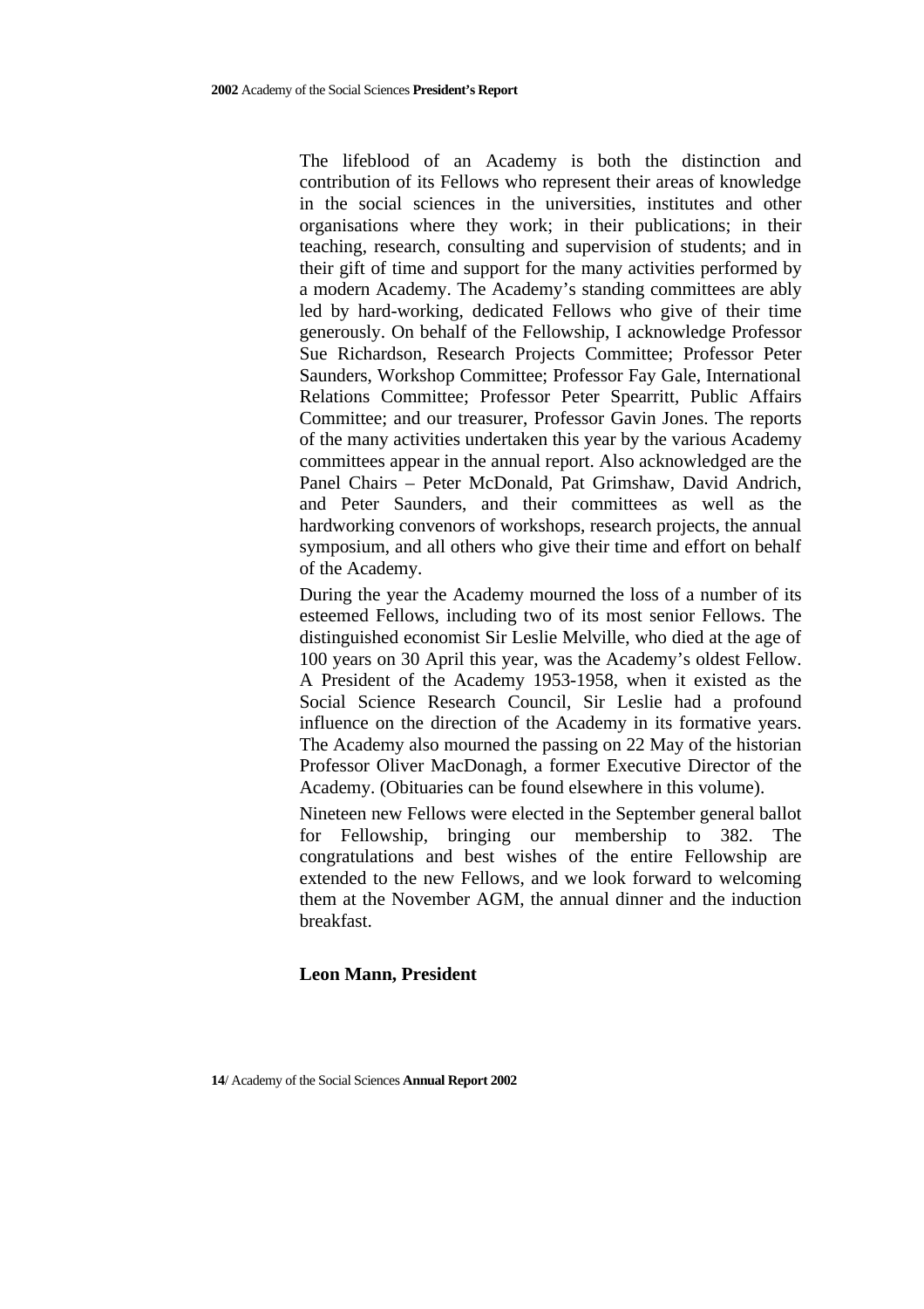The lifeblood of an Academy is both the distinction and contribution of its Fellows who represent their areas of knowledge in the social sciences in the universities, institutes and other organisations where they work; in their publications; in their teaching, research, consulting and supervision of students; and in their gift of time and support for the many activities performed by a modern Academy. The Academy's standing committees are ably led by hard-working, dedicated Fellows who give of their time generously. On behalf of the Fellowship, I acknowledge Professor Sue Richardson, Research Projects Committee; Professor Peter Saunders, Workshop Committee; Professor Fay Gale, International Relations Committee; Professor Peter Spearritt, Public Affairs Committee; and our treasurer, Professor Gavin Jones. The reports of the many activities undertaken this year by the various Academy committees appear in the annual report. Also acknowledged are the Panel Chairs – Peter McDonald, Pat Grimshaw, David Andrich, and Peter Saunders, and their committees as well as the hardworking convenors of workshops, research projects, the annual symposium, and all others who give their time and effort on behalf of the Academy.

During the year the Academy mourned the loss of a number of its esteemed Fellows, including two of its most senior Fellows. The distinguished economist Sir Leslie Melville, who died at the age of 100 years on 30 April this year, was the Academy's oldest Fellow. A President of the Academy 1953-1958, when it existed as the Social Science Research Council, Sir Leslie had a profound influence on the direction of the Academy in its formative years. The Academy also mourned the passing on 22 May of the historian Professor Oliver MacDonagh, a former Executive Director of the Academy. (Obituaries can be found elsewhere in this volume).

Nineteen new Fellows were elected in the September general ballot for Fellowship, bringing our membership to 382. The congratulations and best wishes of the entire Fellowship are extended to the new Fellows, and we look forward to welcoming them at the November AGM, the annual dinner and the induction breakfast.

**Leon Mann, President**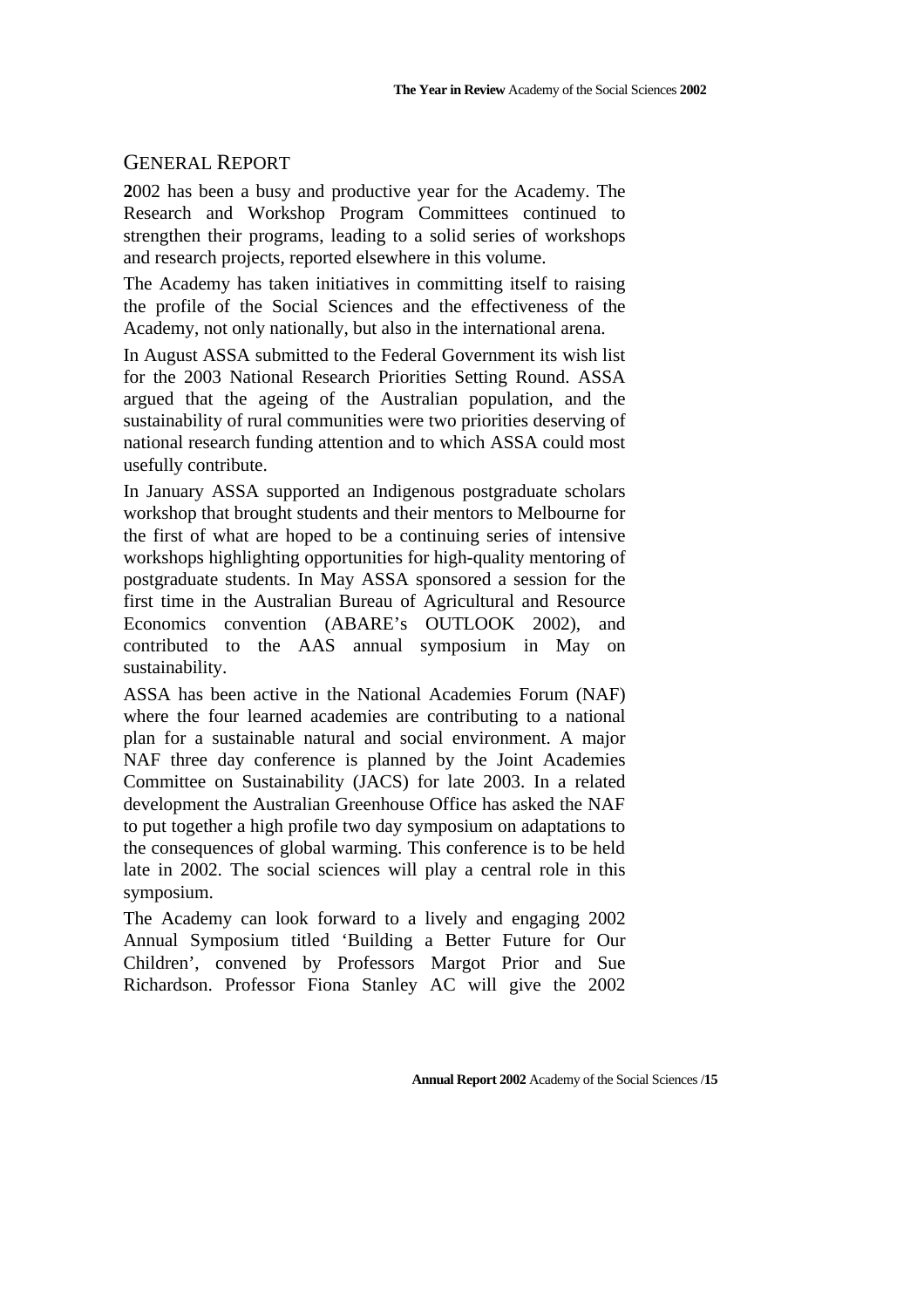## GENERAL REPORT

**2**002 has been a busy and productive year for the Academy. The Research and Workshop Program Committees continued to strengthen their programs, leading to a solid series of workshops and research projects, reported elsewhere in this volume.

The Academy has taken initiatives in committing itself to raising the profile of the Social Sciences and the effectiveness of the Academy, not only nationally, but also in the international arena.

In August ASSA submitted to the Federal Government its wish list for the 2003 National Research Priorities Setting Round. ASSA argued that the ageing of the Australian population, and the sustainability of rural communities were two priorities deserving of national research funding attention and to which ASSA could most usefully contribute.

In January ASSA supported an Indigenous postgraduate scholars workshop that brought students and their mentors to Melbourne for the first of what are hoped to be a continuing series of intensive workshops highlighting opportunities for high-quality mentoring of postgraduate students. In May ASSA sponsored a session for the first time in the Australian Bureau of Agricultural and Resource Economics convention (ABARE's OUTLOOK 2002), and contributed to the AAS annual symposium in May on sustainability.

ASSA has been active in the National Academies Forum (NAF) where the four learned academies are contributing to a national plan for a sustainable natural and social environment. A major NAF three day conference is planned by the Joint Academies Committee on Sustainability (JACS) for late 2003. In a related development the Australian Greenhouse Office has asked the NAF to put together a high profile two day symposium on adaptations to the consequences of global warming. This conference is to be held late in 2002. The social sciences will play a central role in this symposium.

The Academy can look forward to a lively and engaging 2002 Annual Symposium titled 'Building a Better Future for Our Children', convened by Professors Margot Prior and Sue Richardson. Professor Fiona Stanley AC will give the 2002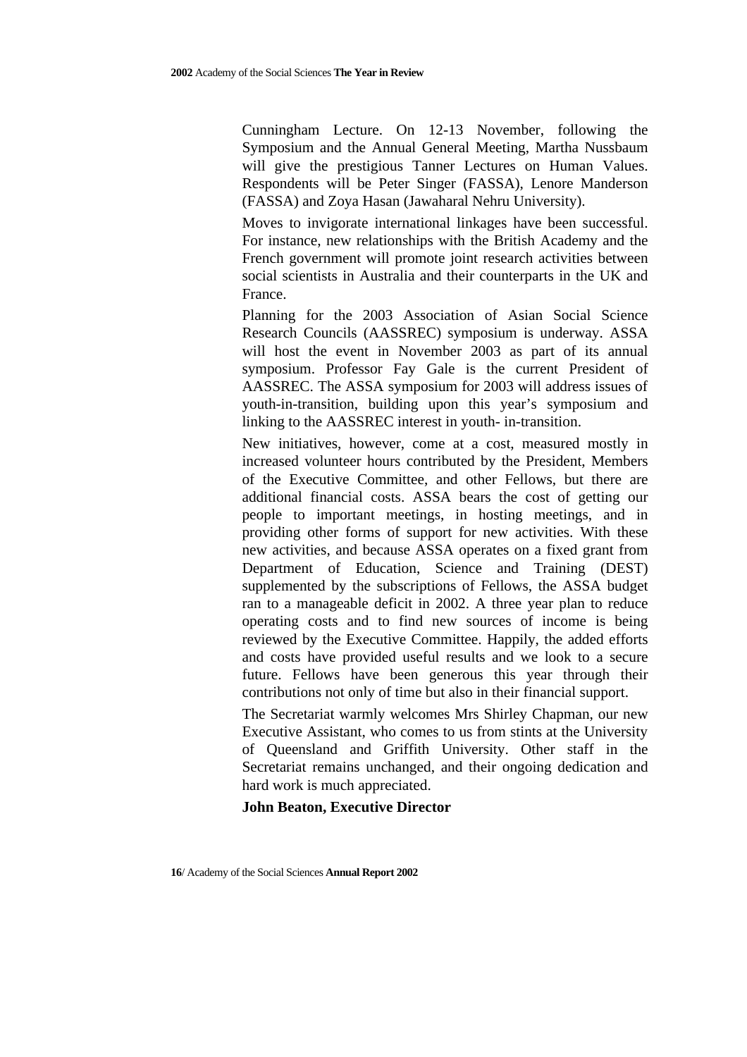Cunningham Lecture. On 12-13 November, following the Symposium and the Annual General Meeting, Martha Nussbaum will give the prestigious Tanner Lectures on Human Values. Respondents will be Peter Singer (FASSA), Lenore Manderson (FASSA) and Zoya Hasan (Jawaharal Nehru University).

Moves to invigorate international linkages have been successful. For instance, new relationships with the British Academy and the French government will promote joint research activities between social scientists in Australia and their counterparts in the UK and France.

Planning for the 2003 Association of Asian Social Science Research Councils (AASSREC) symposium is underway. ASSA will host the event in November 2003 as part of its annual symposium. Professor Fay Gale is the current President of AASSREC. The ASSA symposium for 2003 will address issues of youth-in-transition, building upon this year's symposium and linking to the AASSREC interest in youth- in-transition.

New initiatives, however, come at a cost, measured mostly in increased volunteer hours contributed by the President, Members of the Executive Committee, and other Fellows, but there are additional financial costs. ASSA bears the cost of getting our people to important meetings, in hosting meetings, and in providing other forms of support for new activities. With these new activities, and because ASSA operates on a fixed grant from Department of Education, Science and Training (DEST) supplemented by the subscriptions of Fellows, the ASSA budget ran to a manageable deficit in 2002. A three year plan to reduce operating costs and to find new sources of income is being reviewed by the Executive Committee. Happily, the added efforts and costs have provided useful results and we look to a secure future. Fellows have been generous this year through their contributions not only of time but also in their financial support.

The Secretariat warmly welcomes Mrs Shirley Chapman, our new Executive Assistant, who comes to us from stints at the University of Queensland and Griffith University. Other staff in the Secretariat remains unchanged, and their ongoing dedication and hard work is much appreciated.

**John Beaton, Executive Director**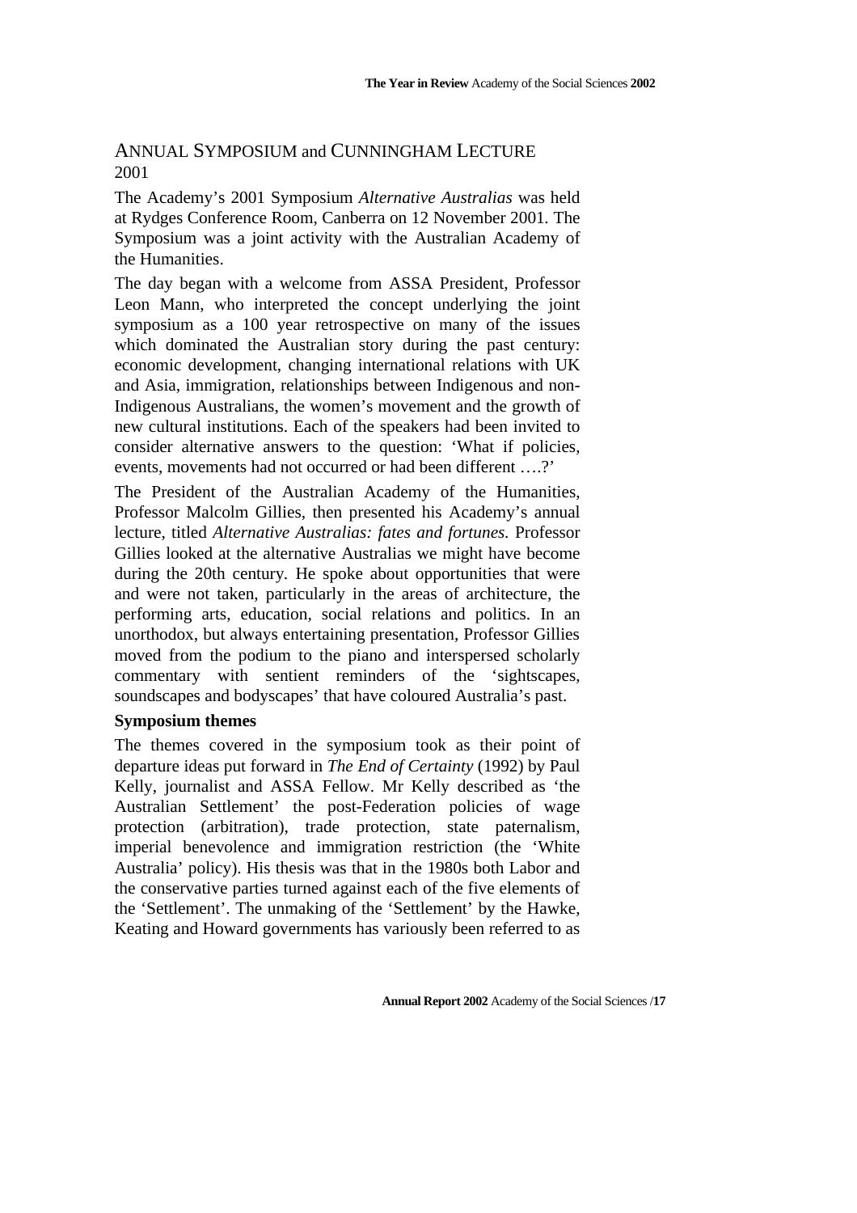## ANNUAL SYMPOSIUM and CUNNINGHAM LECTURE 2001

The Academy's 2001 Symposium *Alternative Australias* was held at Rydges Conference Room, Canberra on 12 November 2001. The Symposium was a joint activity with the Australian Academy of the Humanities.

The day began with a welcome from ASSA President, Professor Leon Mann, who interpreted the concept underlying the joint symposium as a 100 year retrospective on many of the issues which dominated the Australian story during the past century: economic development, changing international relations with UK and Asia, immigration, relationships between Indigenous and non-Indigenous Australians, the women's movement and the growth of new cultural institutions. Each of the speakers had been invited to consider alternative answers to the question: 'What if policies, events, movements had not occurred or had been different ….?'

The President of the Australian Academy of the Humanities, Professor Malcolm Gillies, then presented his Academy's annual lecture, titled *Alternative Australias: fates and fortunes.* Professor Gillies looked at the alternative Australias we might have become during the 20th century. He spoke about opportunities that were and were not taken, particularly in the areas of architecture, the performing arts, education, social relations and politics. In an unorthodox, but always entertaining presentation, Professor Gillies moved from the podium to the piano and interspersed scholarly commentary with sentient reminders of the 'sightscapes, soundscapes and bodyscapes' that have coloured Australia's past.

### Symposium themes

The themes covered in the symposium took as their point of departure ideas put forward in *The End of Certainty* (1992) by Paul Kelly, journalist and ASSA Fellow. Mr Kelly described as 'the Australian Settlement' the post-Federation policies of wage protection (arbitration), trade protection, state paternalism, imperial benevolence and immigration restriction (the 'White Australia' policy). His thesis was that in the 1980s both Labor and the conservative parties turned against each of the five elements of the 'Settlement'. The unmaking of the 'Settlement' by the Hawke, Keating and Howard governments has variously been referred to as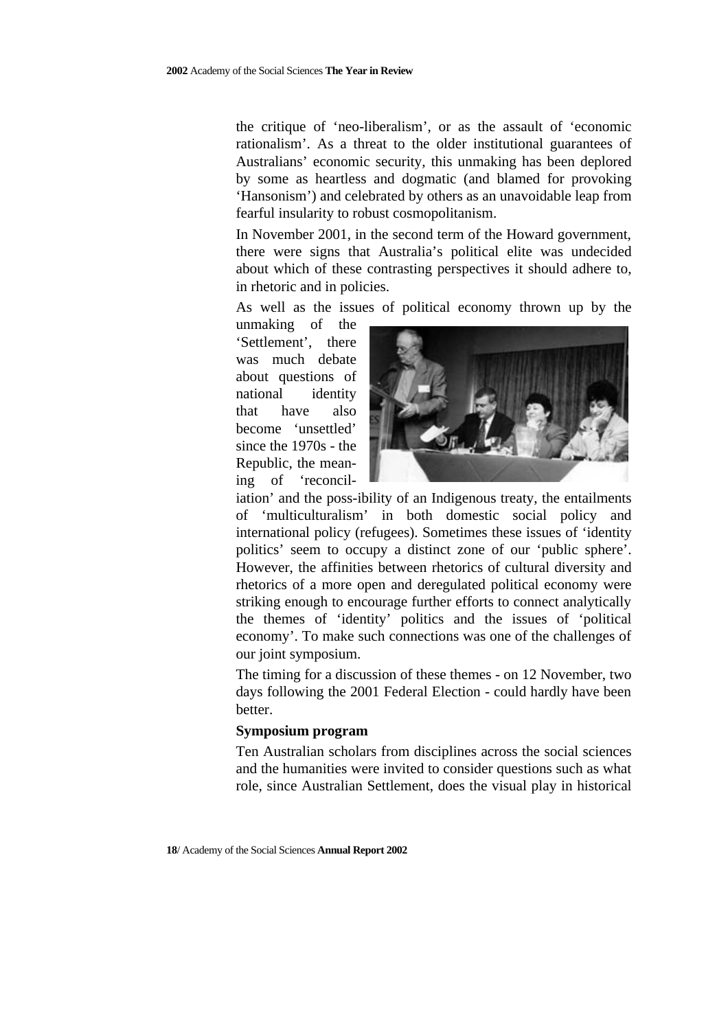the critique of 'neo-liberalism', or as the assault of 'economic rationalism'. As a threat to the older institutional guarantees of Australians' economic security, this unmaking has been deplored by some as heartless and dogmatic (and blamed for provoking 'Hansonism') and celebrated by others as an unavoidable leap from fearful insularity to robust cosmopolitanism.

In November 2001, in the second term of the Howard government, there were signs that Australia's political elite was undecided about which of these contrasting perspectives it should adhere to, in rhetoric and in policies.

As well as the issues of political economy thrown up by the unmaking of the 'Settlement', there was much debate about questions of national identity that have also become 'unsettled' since the 1970s - the Republic, the meaning of 'reconciliation' and the poss-ibility of an Indigenous treaty, the entailments of 'multiculturalism' in both domestic social policy and international policy (refugees). Sometimes these issues of 'identity politics' seem to occupy a distinct zone of our 'public sphere'. However, the affinities between rhetorics of cultural diversity and rhetorics of a more open and deregulated political economy were striking enough to encourage further efforts to connect analytically the themes of 'identity' politics and the issues of 'political economy'. To make such connections was one of the challenges of our joint symposium.

The timing for a discussion of these themes - on 12 November, two days following the 2001 Federal Election - could hardly have been better.

**Symposium program**

Ten Australian scholars from disciplines across the social sciences and the humanities were invited to consider questions such as what role, since Australian Settlement, does the visual play in historical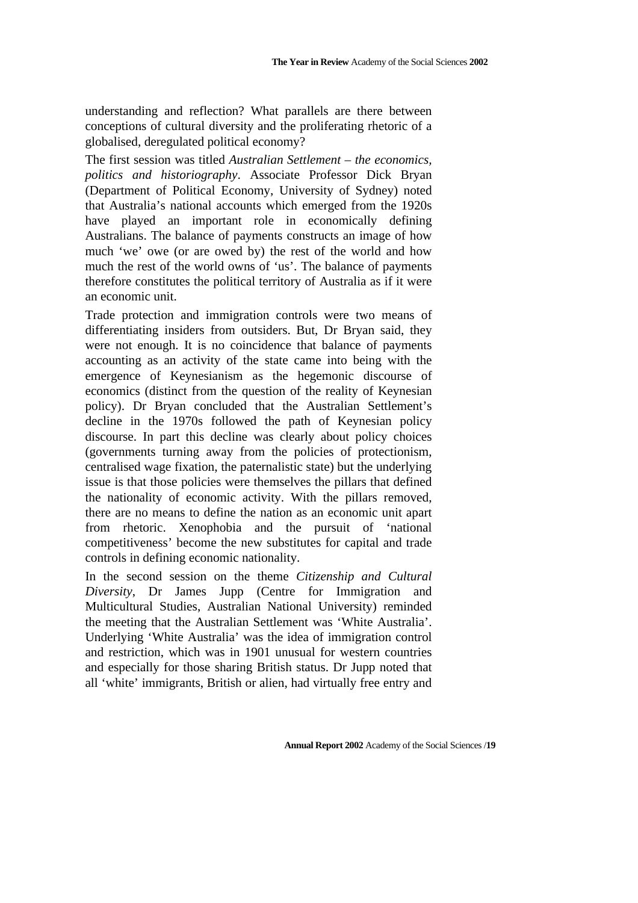understanding and reflection? What parallels are there between conceptions of cultural diversity and the proliferating rhetoric of a globalised, deregulated political economy?

The first session was titled *Australian Settlement – the economics, politics and historiography*. Associate Professor Dick Bryan (Department of Political Economy, University of Sydney) noted that Australia's national accounts which emerged from the 1920s have played an important role in economically defining Australians. The balance of payments constructs an image of how much 'we' owe (or are owed by) the rest of the world and how much the rest of the world owns of 'us'. The balance of payments therefore constitutes the political territory of Australia as if it were an economic unit.

Trade protection and immigration controls were two means of differentiating insiders from outsiders. But, Dr Bryan said, they were not enough. It is no coincidence that balance of payments accounting as an activity of the state came into being with the emergence of Keynesianism as the hegemonic discourse of economics (distinct from the question of the reality of Keynesian policy). Dr Bryan concluded that the Australian Settlement's decline in the 1970s followed the path of Keynesian policy discourse. In part this decline was clearly about policy choices (governments turning away from the policies of protectionism, centralised wage fixation, the paternalistic state) but the underlying issue is that those policies were themselves the pillars that defined the nationality of economic activity. With the pillars removed, there are no means to define the nation as an economic unit apart from rhetoric. Xenophobia and the pursuit of 'national competitiveness' become the new substitutes for capital and trade controls in defining economic nationality.

In the second session on the theme *Citizenship and Cultural Diversity*, Dr James Jupp (Centre for Immigration and Multicultural Studies, Australian National University) reminded the meeting that the Australian Settlement was 'White Australia'. Underlying 'White Australia' was the idea of immigration control and restriction, which was in 1901 unusual for western countries and especially for those sharing British status. Dr Jupp noted that all 'white' immigrants, British or alien, had virtually free entry and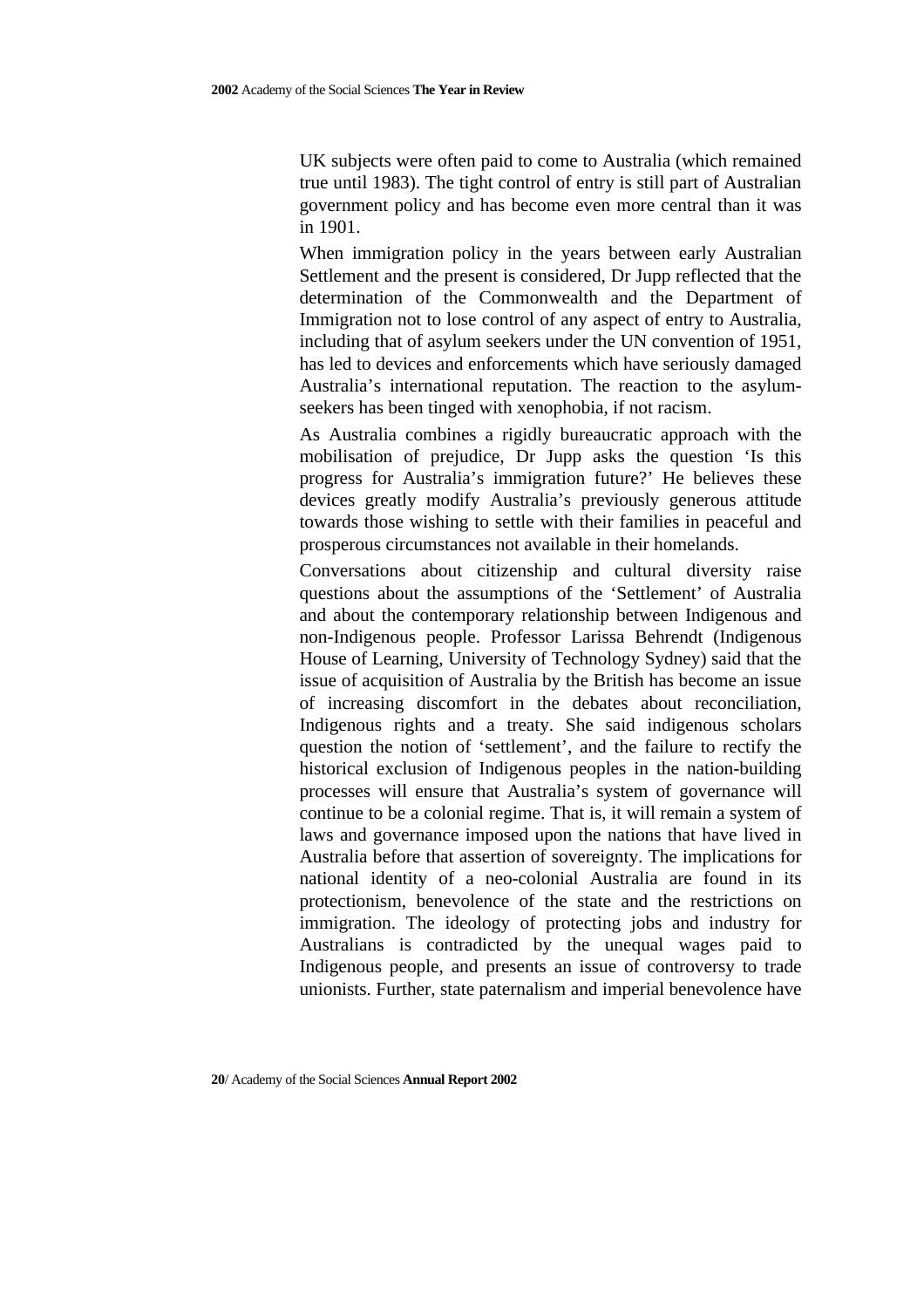UK subjects were often paid to come to Australia (which remained true until 1983). The tight control of entry is still part of Australian government policy and has become even more central than it was in 1901.

When immigration policy in the years between early Australian Settlement and the present is considered, Dr Jupp reflected that the determination of the Commonwealth and the Department of Immigration not to lose control of any aspect of entry to Australia, including that of asylum seekers under the UN convention of 1951, has led to devices and enforcements which have seriously damaged Australia's international reputation. The reaction to the asylum-seekers has been tinged with xenophobia, if not racism.

As Australia combines a rigidly bureaucratic approach with the mobilisation of prejudice, Dr Jupp asks the question 'Is this progress for Australia's immigration future?' He believes these devices greatly modify Australia's previously generous attitude towards those wishing to settle with their families in peaceful and prosperous circumstances not available in their homelands.

Conversations about citizenship and cultural diversity raise questions about the assumptions of the 'Settlement' of Australia and about the contemporary relationship between Indigenous and non-Indigenous people. Professor Larissa Behrendt (Indigenous House of Learning, University of Technology Sydney) said that the issue of acquisition of Australia by the British has become an issue of increasing discomfort in the debates about reconciliation, Indigenous rights and a treaty. She said indigenous scholars question the notion of 'settlement', and the failure to rectify the historical exclusion of Indigenous peoples in the nation-building processes will ensure that Australia's system of governance will continue to be a colonial regime. That is, it will remain a system of laws and governance imposed upon the nations that have lived in Australia before that assertion of sovereignty. The implications for national identity of a neo-colonial Australia are found in its protectionism, benevolence of the state and the restrictions on immigration. The ideology of protecting jobs and industry for Australians is contradicted by the unequal wages paid to Indigenous people, and presents an issue of controversy to trade unionists. Further, state paternalism and imperial benevolence have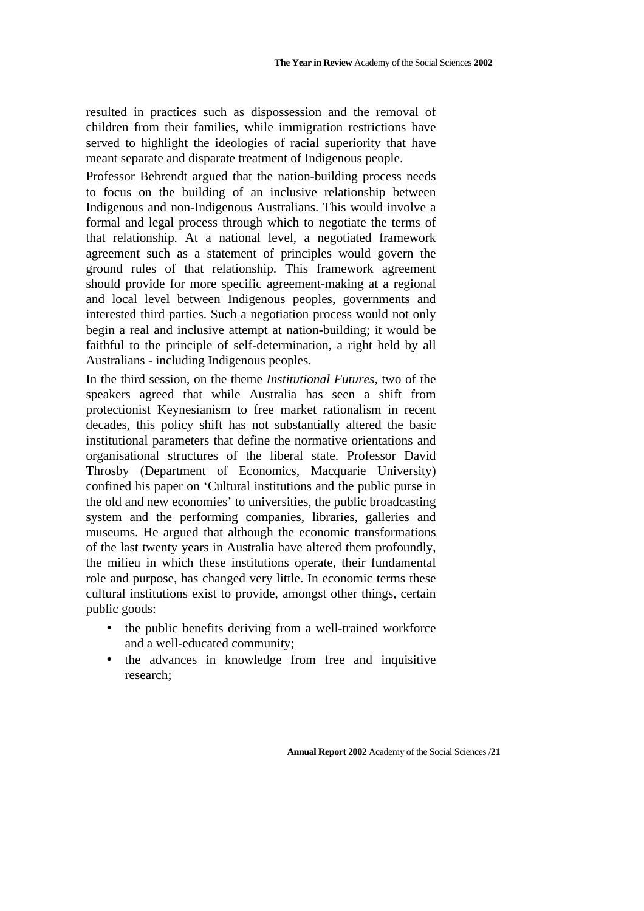resulted in practices such as dispossession and the removal of children from their families, while immigration restrictions have served to highlight the ideologies of racial superiority that have meant separate and disparate treatment of Indigenous people.

Professor Behrendt argued that the nation-building process needs to focus on the building of an inclusive relationship between Indigenous and non-Indigenous Australians. This would involve a formal and legal process through which to negotiate the terms of that relationship. At a national level, a negotiated framework agreement such as a statement of principles would govern the ground rules of that relationship. This framework agreement should provide for more specific agreement-making at a regional and local level between Indigenous peoples, governments and interested third parties. Such a negotiation process would not only begin a real and inclusive attempt at nation-building; it would be faithful to the principle of self-determination, a right held by all Australians - including Indigenous peoples.

In the third session, on the theme *Institutional Futures,* two of the speakers agreed that while Australia has seen a shift from protectionist Keynesianism to free market rationalism in recent decades, this policy shift has not substantially altered the basic institutional parameters that define the normative orientations and organisational structures of the liberal state. Professor David Throsby (Department of Economics, Macquarie University) confined his paper on 'Cultural institutions and the public purse in the old and new economies' to universities, the public broadcasting system and the performing companies, libraries, galleries and museums. He argued that although the economic transformations of the last twenty years in Australia have altered them profoundly, the milieu in which these institutions operate, their fundamental role and purpose, has changed very little. In economic terms these cultural institutions exist to provide, amongst other things, certain public goods:

- the public benefits deriving from a well-trained workforce and a well-educated community;
- the advances in knowledge from free and inquisitive research;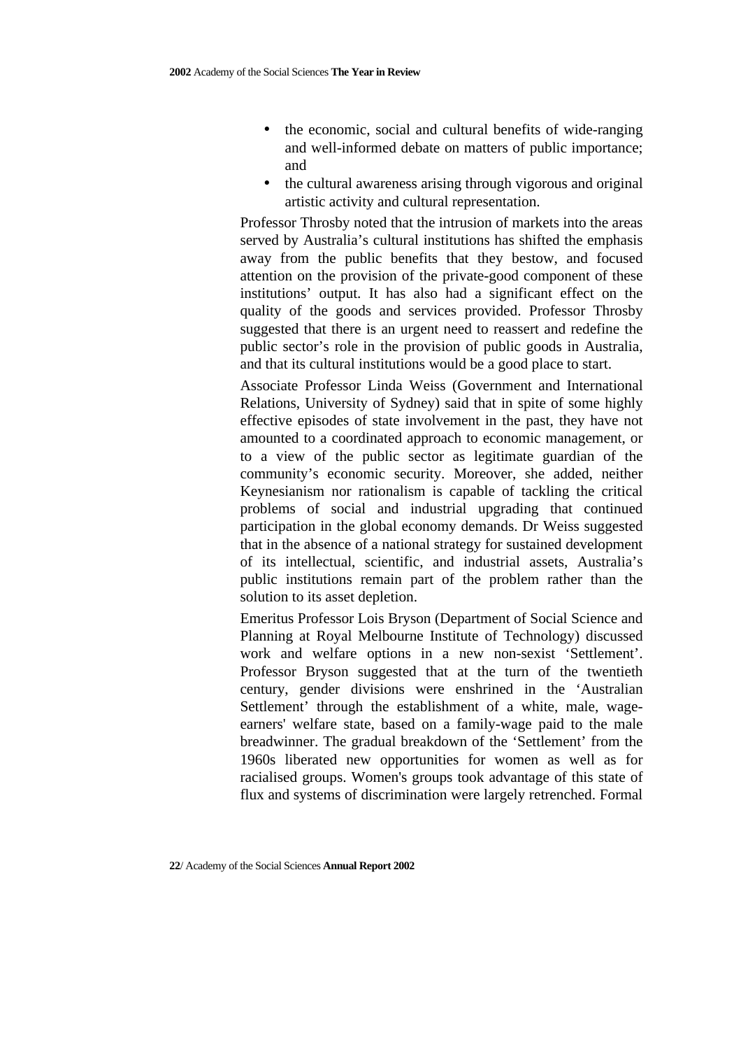- the economic, social and cultural benefits of wide-ranging and well-informed debate on matters of public importance; and
- the cultural awareness arising through vigorous and original artistic activity and cultural representation.

Professor Throsby noted that the intrusion of markets into the areas served by Australia's cultural institutions has shifted the emphasis away from the public benefits that they bestow, and focused attention on the provision of the private-good component of these institutions' output. It has also had a significant effect on the quality of the goods and services provided. Professor Throsby suggested that there is an urgent need to reassert and redefine the public sector's role in the provision of public goods in Australia, and that its cultural institutions would be a good place to start.

Associate Professor Linda Weiss (Government and International Relations, University of Sydney) said that in spite of some highly effective episodes of state involvement in the past, they have not amounted to a coordinated approach to economic management, or to a view of the public sector as legitimate guardian of the community's economic security. Moreover, she added, neither Keynesianism nor rationalism is capable of tackling the critical problems of social and industrial upgrading that continued participation in the global economy demands. Dr Weiss suggested that in the absence of a national strategy for sustained development of its intellectual, scientific, and industrial assets, Australia's public institutions remain part of the problem rather than the solution to its asset depletion.

Emeritus Professor Lois Bryson (Department of Social Science and Planning at Royal Melbourne Institute of Technology) discussed work and welfare options in a new non-sexist 'Settlement'. Professor Bryson suggested that at the turn of the twentieth century, gender divisions were enshrined in the 'Australian Settlement' through the establishment of a white, male, wage-earners' welfare state, based on a family-wage paid to the male breadwinner. The gradual breakdown of the 'Settlement' from the 1960s liberated new opportunities for women as well as for racialised groups. Women's groups took advantage of this state of flux and systems of discrimination were largely retrenched. Formal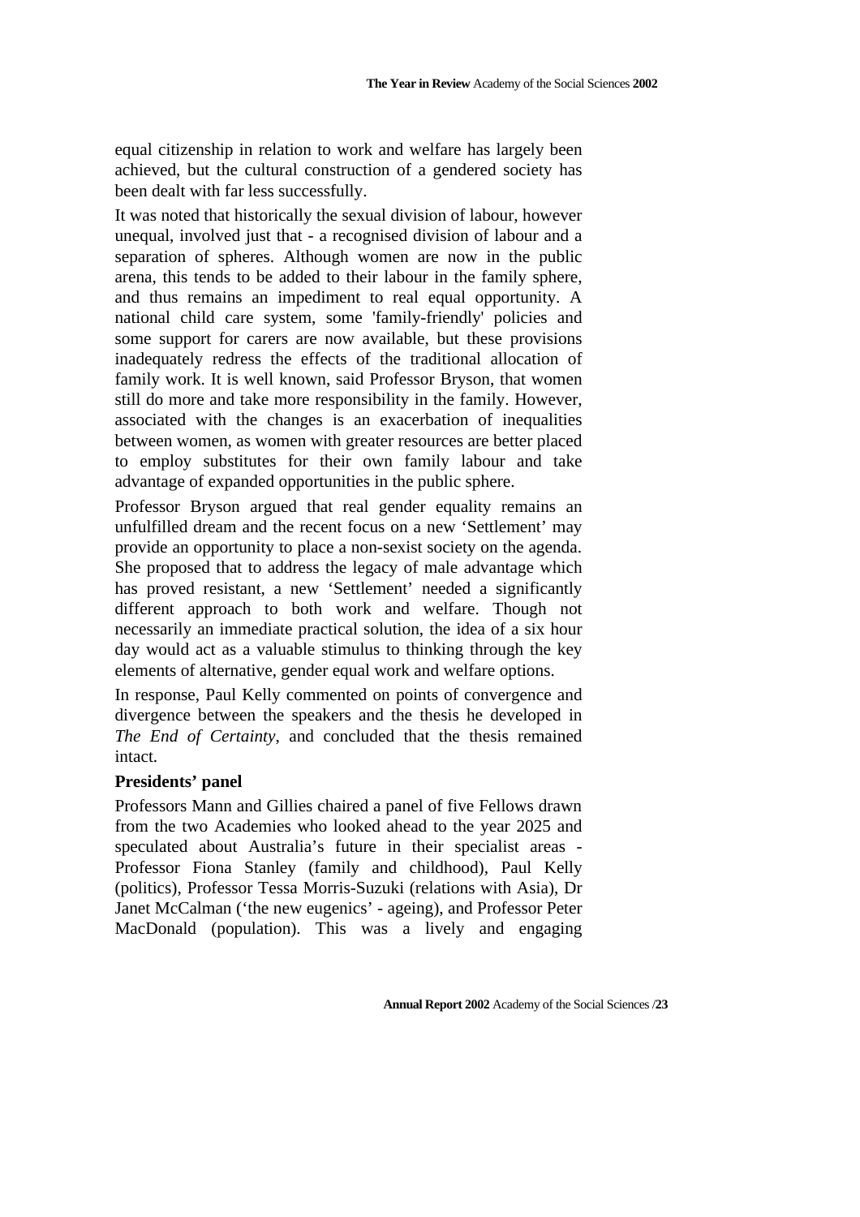equal citizenship in relation to work and welfare has largely been achieved, but the cultural construction of a gendered society has been dealt with far less successfully.

It was noted that historically the sexual division of labour, however unequal, involved just that - a recognised division of labour and a separation of spheres. Although women are now in the public arena, this tends to be added to their labour in the family sphere, and thus remains an impediment to real equal opportunity. A national child care system, some 'family-friendly' policies and some support for carers are now available, but these provisions inadequately redress the effects of the traditional allocation of family work. It is well known, said Professor Bryson, that women still do more and take more responsibility in the family. However, associated with the changes is an exacerbation of inequalities between women, as women with greater resources are better placed to employ substitutes for their own family labour and take advantage of expanded opportunities in the public sphere.

Professor Bryson argued that real gender equality remains an unfulfilled dream and the recent focus on a new 'Settlement' may provide an opportunity to place a non-sexist society on the agenda. She proposed that to address the legacy of male advantage which has proved resistant, a new 'Settlement' needed a significantly different approach to both work and welfare. Though not necessarily an immediate practical solution, the idea of a six hour day would act as a valuable stimulus to thinking through the key elements of alternative, gender equal work and welfare options.

In response, Paul Kelly commented on points of convergence and divergence between the speakers and the thesis he developed in *The End of Certainty*, and concluded that the thesis remained intact.

**Presidents' panel**

Professors Mann and Gillies chaired a panel of five Fellows drawn from the two Academies who looked ahead to the year 2025 and speculated about Australia's future in their specialist areas - Professor Fiona Stanley (family and childhood), Paul Kelly (politics), Professor Tessa Morris-Suzuki (relations with Asia), Dr Janet McCalman ('the new eugenics' - ageing), and Professor Peter MacDonald (population). This was a lively and engaging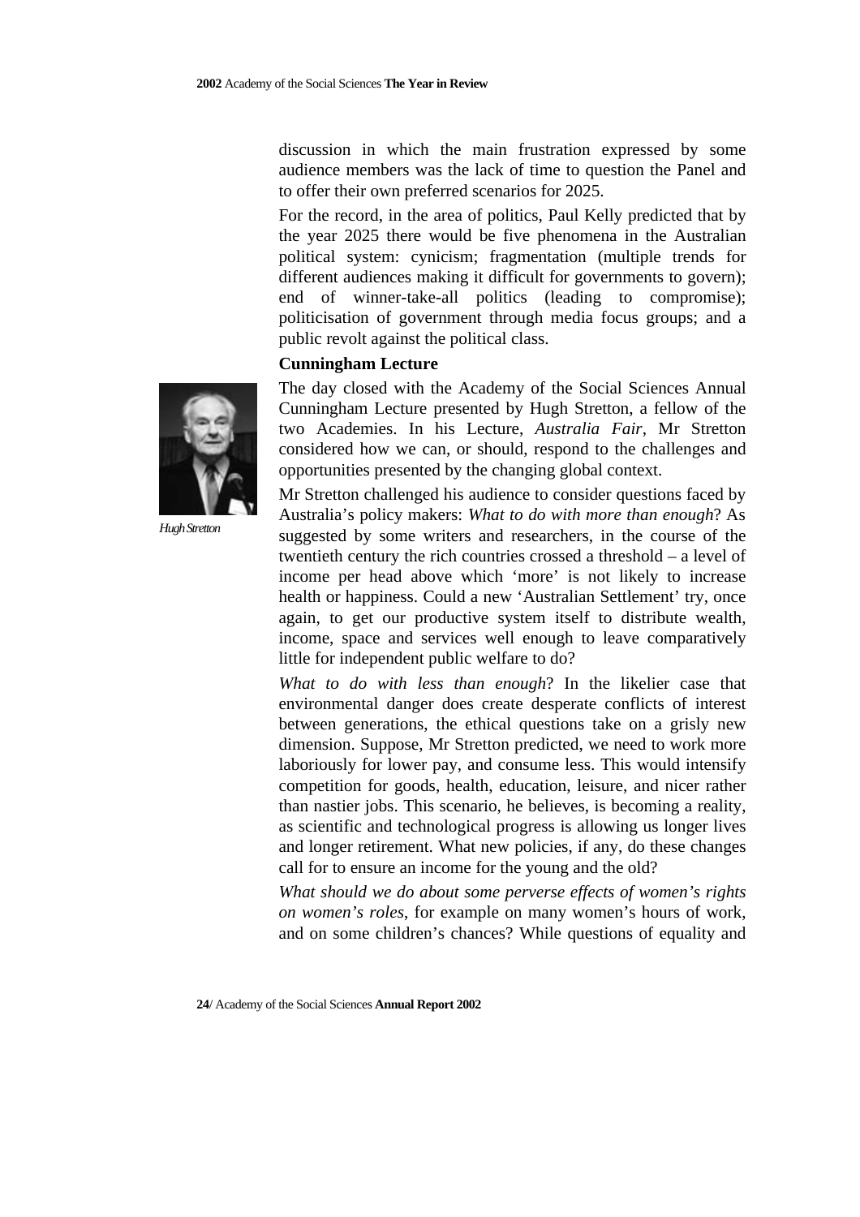discussion in which the main frustration expressed by some audience members was the lack of time to question the Panel and to offer their own preferred scenarios for 2025.

For the record, in the area of politics, Paul Kelly predicted that by the year 2025 there would be five phenomena in the Australian political system: cynicism; fragmentation (multiple trends for different audiences making it difficult for governments to govern); end of winner-take-all politics (leading to compromise); politicisation of government through media focus groups; and a public revolt against the political class.

**Cunningham Lecture**

*Hugh Stretton*

The day closed with the Academy of the Social Sciences Annual Cunningham Lecture presented by Hugh Stretton, a fellow of the two Academies. In his Lecture, *Australia Fair*, Mr Stretton considered how we can, or should, respond to the challenges and opportunities presented by the changing global context.

Mr Stretton challenged his audience to consider questions faced by Australia's policy makers: *What to do with more than enough*? As suggested by some writers and researchers, in the course of the twentieth century the rich countries crossed a threshold – a level of income per head above which 'more' is not likely to increase health or happiness. Could a new 'Australian Settlement' try, once again, to get our productive system itself to distribute wealth, income, space and services well enough to leave comparatively little for independent public welfare to do?

*What to do with less than enough*? In the likelier case that environmental danger does create desperate conflicts of interest between generations, the ethical questions take on a grisly new dimension. Suppose, Mr Stretton predicted, we need to work more laboriously for lower pay, and consume less. This would intensify competition for goods, health, education, leisure, and nicer rather than nastier jobs. This scenario, he believes, is becoming a reality, as scientific and technological progress is allowing us longer lives and longer retirement. What new policies, if any, do these changes call for to ensure an income for the young and the old?

*What should we do about some perverse effects of women's rights on women's roles*, for example on many women's hours of work, and on some children's chances? While questions of equality and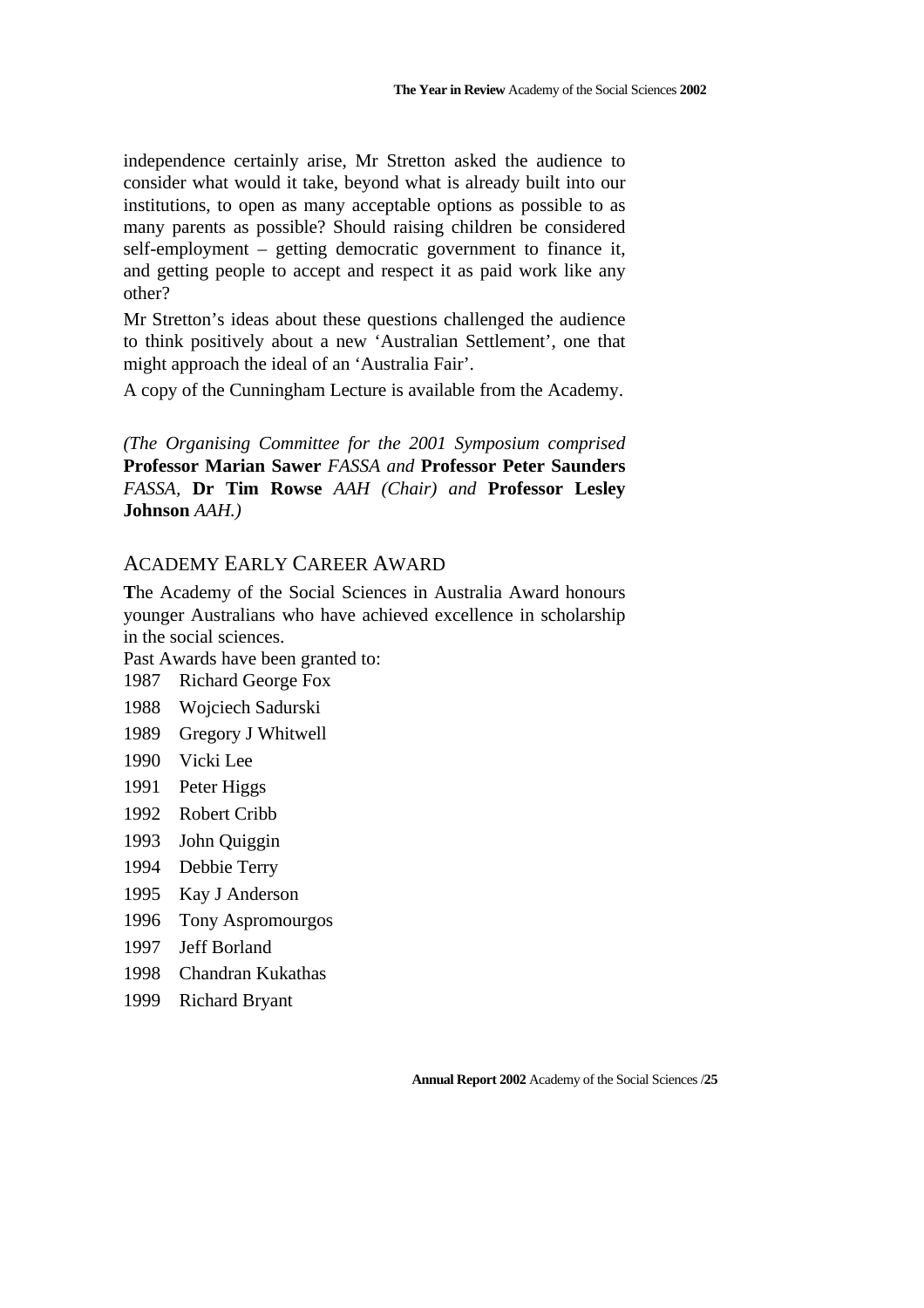independence certainly arise, Mr Stretton asked the audience to consider what would it take, beyond what is already built into our institutions, to open as many acceptable options as possible to as many parents as possible? Should raising children be considered self-employment – getting democratic government to finance it, and getting people to accept and respect it as paid work like any other?

Mr Stretton's ideas about these questions challenged the audience to think positively about a new 'Australian Settlement', one that might approach the ideal of an 'Australia Fair'.

A copy of the Cunningham Lecture is available from the Academy.

*(The Organising Committee for the 2001 Symposium comprised* **Professor Marian Sawer** *FASSA and* **Professor Peter Saunders** *FASSA,* **Dr Tim Rowse** *AAH (Chair) and* **Professor Lesley Johnson** *AAH.)*

## ACADEMY EARLY CAREER AWARD

**T**he Academy of the Social Sciences in Australia Award honours younger Australians who have achieved excellence in scholarship in the social sciences.

Past Awards have been granted to:

1987 Richard George Fox
1988 Wojciech Sadurski
1989 Gregory J Whitwell
1990 Vicki Lee
1991 Peter Higgs
1992 Robert Cribb
1993 John Quiggin
1994 Debbie Terry
1995 Kay J Anderson
1996 Tony Aspromourgos
1997 Jeff Borland
1998 Chandran Kukathas
1999 Richard Bryant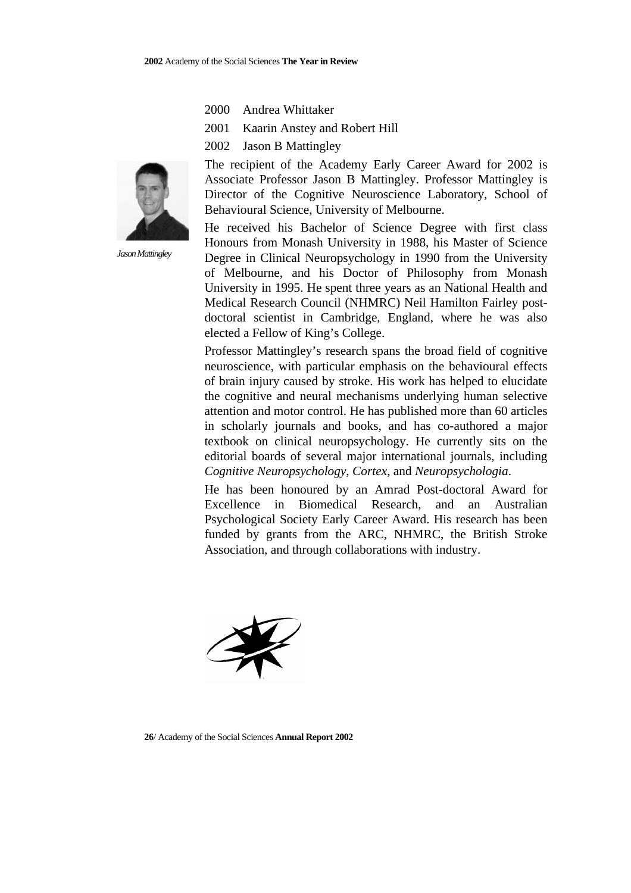2000 Andrea Whittaker

2001 Kaarin Anstey and Robert Hill

2002 Jason B Mattingley

*Jason Mattingley*

The recipient of the Academy Early Career Award for 2002 is Associate Professor Jason B Mattingley. Professor Mattingley is Director of the Cognitive Neuroscience Laboratory, School of Behavioural Science, University of Melbourne.

He received his Bachelor of Science Degree with first class Honours from Monash University in 1988, his Master of Science Degree in Clinical Neuropsychology in 1990 from the University of Melbourne, and his Doctor of Philosophy from Monash University in 1995. He spent three years as an National Health and Medical Research Council (NHMRC) Neil Hamilton Fairley post-doctoral scientist in Cambridge, England, where he was also elected a Fellow of King's College.

Professor Mattingley's research spans the broad field of cognitive neuroscience, with particular emphasis on the behavioural effects of brain injury caused by stroke. His work has helped to elucidate the cognitive and neural mechanisms underlying human selective attention and motor control. He has published more than 60 articles in scholarly journals and books, and has co-authored a major textbook on clinical neuropsychology. He currently sits on the editorial boards of several major international journals, including *Cognitive Neuropsychology*, *Cortex*, and *Neuropsychologia*.

He has been honoured by an Amrad Post-doctoral Award for Excellence in Biomedical Research, and an Australian Psychological Society Early Career Award. His research has been funded by grants from the ARC, NHMRC, the British Stroke Association, and through collaborations with industry.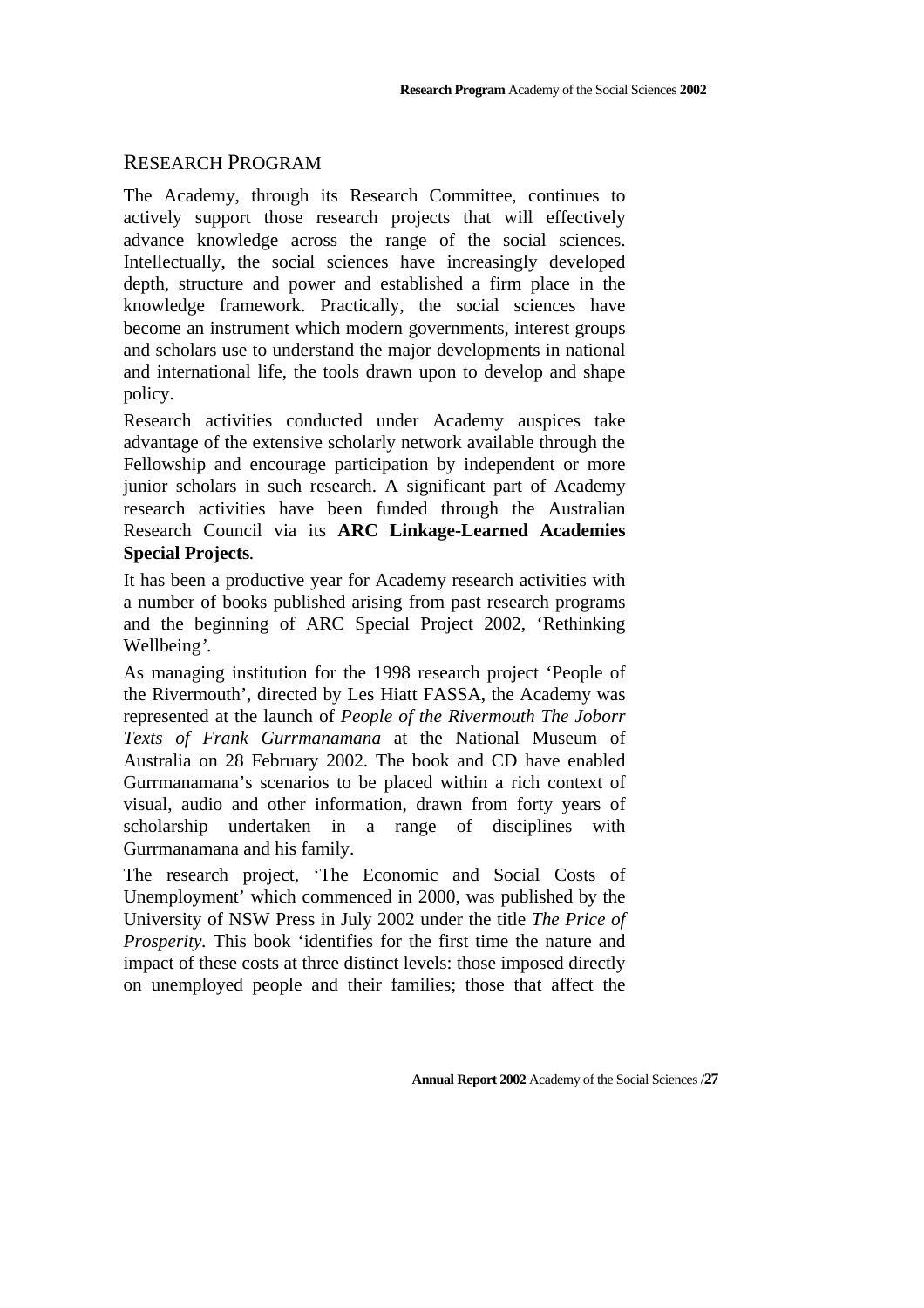## RESEARCH PROGRAM

The Academy, through its Research Committee, continues to actively support those research projects that will effectively advance knowledge across the range of the social sciences. Intellectually, the social sciences have increasingly developed depth, structure and power and established a firm place in the knowledge framework. Practically, the social sciences have become an instrument which modern governments, interest groups and scholars use to understand the major developments in national and international life, the tools drawn upon to develop and shape policy.

Research activities conducted under Academy auspices take advantage of the extensive scholarly network available through the Fellowship and encourage participation by independent or more junior scholars in such research. A significant part of Academy research activities have been funded through the Australian Research Council via its **ARC Linkage-Learned Academies Special Projects**.

It has been a productive year for Academy research activities with a number of books published arising from past research programs and the beginning of ARC Special Project 2002, 'Rethinking Wellbeing'.

As managing institution for the 1998 research project 'People of the Rivermouth', directed by Les Hiatt FASSA, the Academy was represented at the launch of *People of the Rivermouth The Joborr Texts of Frank Gurrmanamana* at the National Museum of Australia on 28 February 2002. The book and CD have enabled Gurrmanamana's scenarios to be placed within a rich context of visual, audio and other information, drawn from forty years of scholarship undertaken in a range of disciplines with Gurrmanamana and his family.

The research project, 'The Economic and Social Costs of Unemployment' which commenced in 2000, was published by the University of NSW Press in July 2002 under the title *The Price of Prosperity*. This book 'identifies for the first time the nature and impact of these costs at three distinct levels: those imposed directly on unemployed people and their families; those that affect the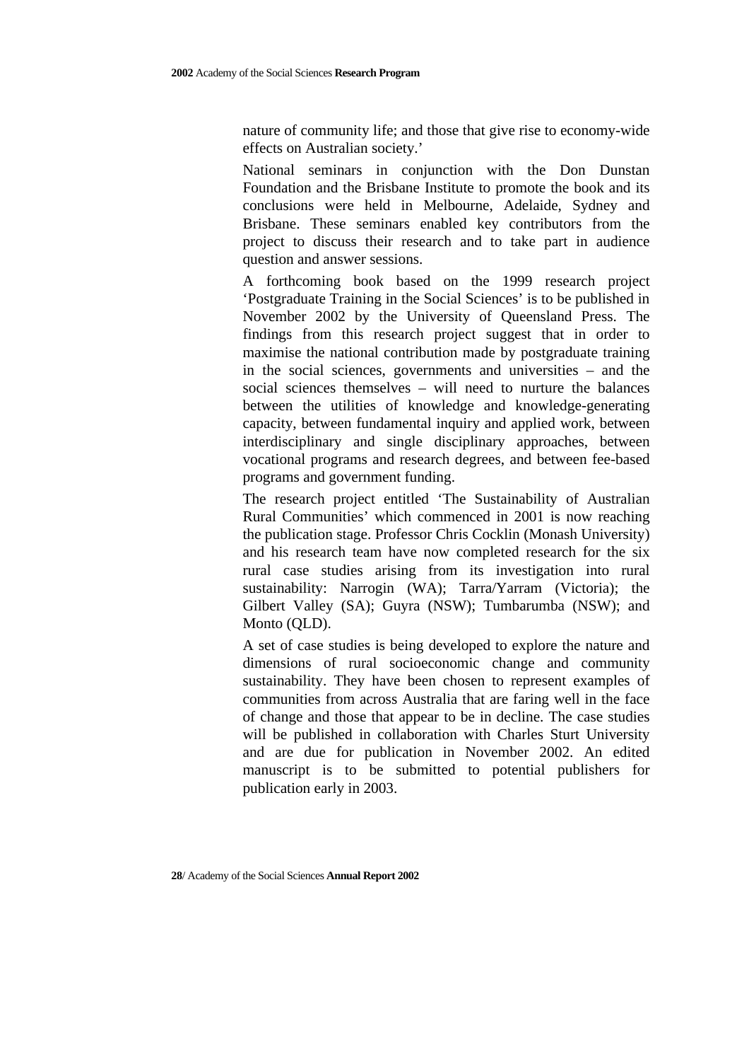nature of community life; and those that give rise to economy-wide effects on Australian society.'

National seminars in conjunction with the Don Dunstan Foundation and the Brisbane Institute to promote the book and its conclusions were held in Melbourne, Adelaide, Sydney and Brisbane. These seminars enabled key contributors from the project to discuss their research and to take part in audience question and answer sessions.

A forthcoming book based on the 1999 research project 'Postgraduate Training in the Social Sciences' is to be published in November 2002 by the University of Queensland Press. The findings from this research project suggest that in order to maximise the national contribution made by postgraduate training in the social sciences, governments and universities – and the social sciences themselves – will need to nurture the balances between the utilities of knowledge and knowledge-generating capacity, between fundamental inquiry and applied work, between interdisciplinary and single disciplinary approaches, between vocational programs and research degrees, and between fee-based programs and government funding.

The research project entitled 'The Sustainability of Australian Rural Communities' which commenced in 2001 is now reaching the publication stage. Professor Chris Cocklin (Monash University) and his research team have now completed research for the six rural case studies arising from its investigation into rural sustainability: Narrogin (WA); Tarra/Yarram (Victoria); the Gilbert Valley (SA); Guyra (NSW); Tumbarumba (NSW); and Monto (QLD).

A set of case studies is being developed to explore the nature and dimensions of rural socioeconomic change and community sustainability. They have been chosen to represent examples of communities from across Australia that are faring well in the face of change and those that appear to be in decline. The case studies will be published in collaboration with Charles Sturt University and are due for publication in November 2002. An edited manuscript is to be submitted to potential publishers for publication early in 2003.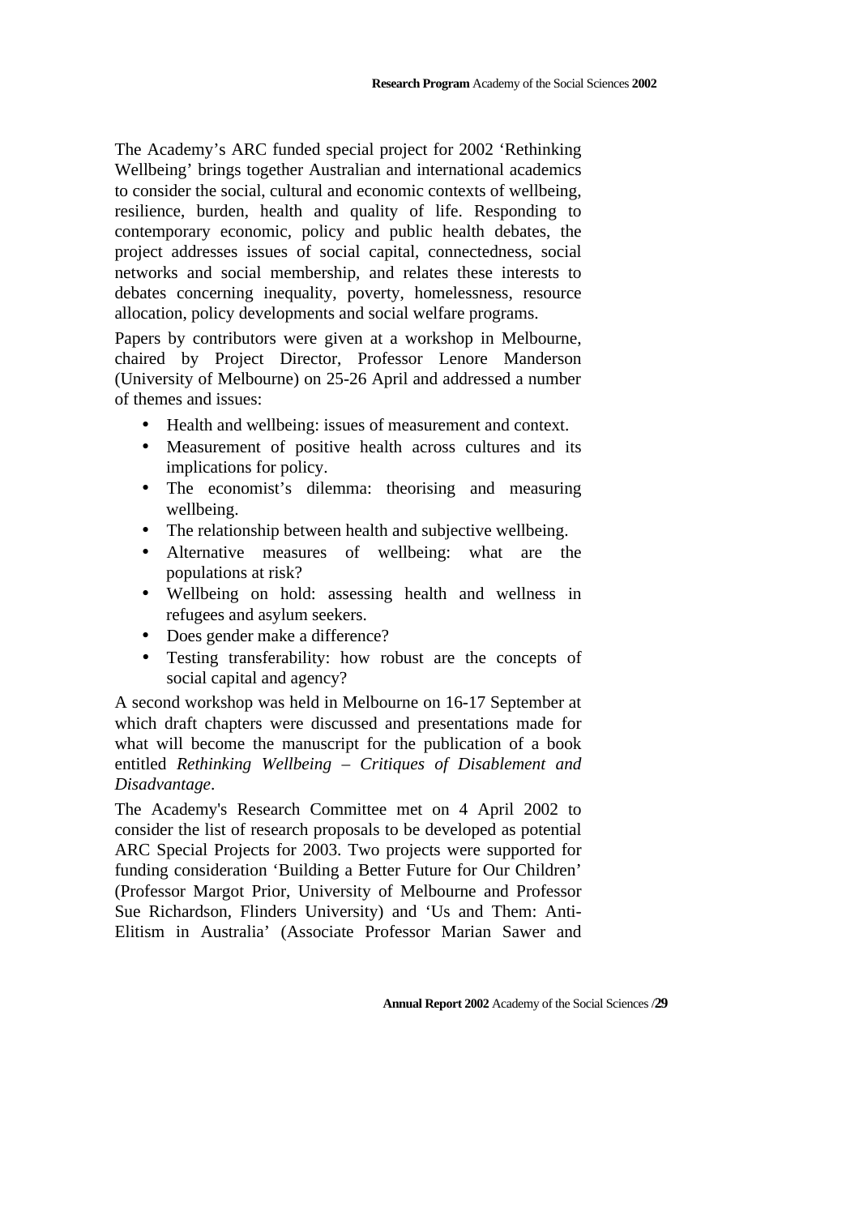The Academy's ARC funded special project for 2002 'Rethinking Wellbeing' brings together Australian and international academics to consider the social, cultural and economic contexts of wellbeing, resilience, burden, health and quality of life. Responding to contemporary economic, policy and public health debates, the project addresses issues of social capital, connectedness, social networks and social membership, and relates these interests to debates concerning inequality, poverty, homelessness, resource allocation, policy developments and social welfare programs.

Papers by contributors were given at a workshop in Melbourne, chaired by Project Director, Professor Lenore Manderson (University of Melbourne) on 25-26 April and addressed a number of themes and issues:

- Health and wellbeing: issues of measurement and context.
- Measurement of positive health across cultures and its implications for policy.
- The economist's dilemma: theorising and measuring wellbeing.
- The relationship between health and subjective wellbeing.
- Alternative measures of wellbeing: what are the populations at risk?
- Wellbeing on hold: assessing health and wellness in refugees and asylum seekers.
- Does gender make a difference?
- Testing transferability: how robust are the concepts of social capital and agency?

A second workshop was held in Melbourne on 16-17 September at which draft chapters were discussed and presentations made for what will become the manuscript for the publication of a book entitled *Rethinking Wellbeing – Critiques of Disablement and Disadvantage*.

The Academy's Research Committee met on 4 April 2002 to consider the list of research proposals to be developed as potential ARC Special Projects for 2003. Two projects were supported for funding consideration 'Building a Better Future for Our Children' (Professor Margot Prior, University of Melbourne and Professor Sue Richardson, Flinders University) and 'Us and Them: Anti-Elitism in Australia' (Associate Professor Marian Sawer and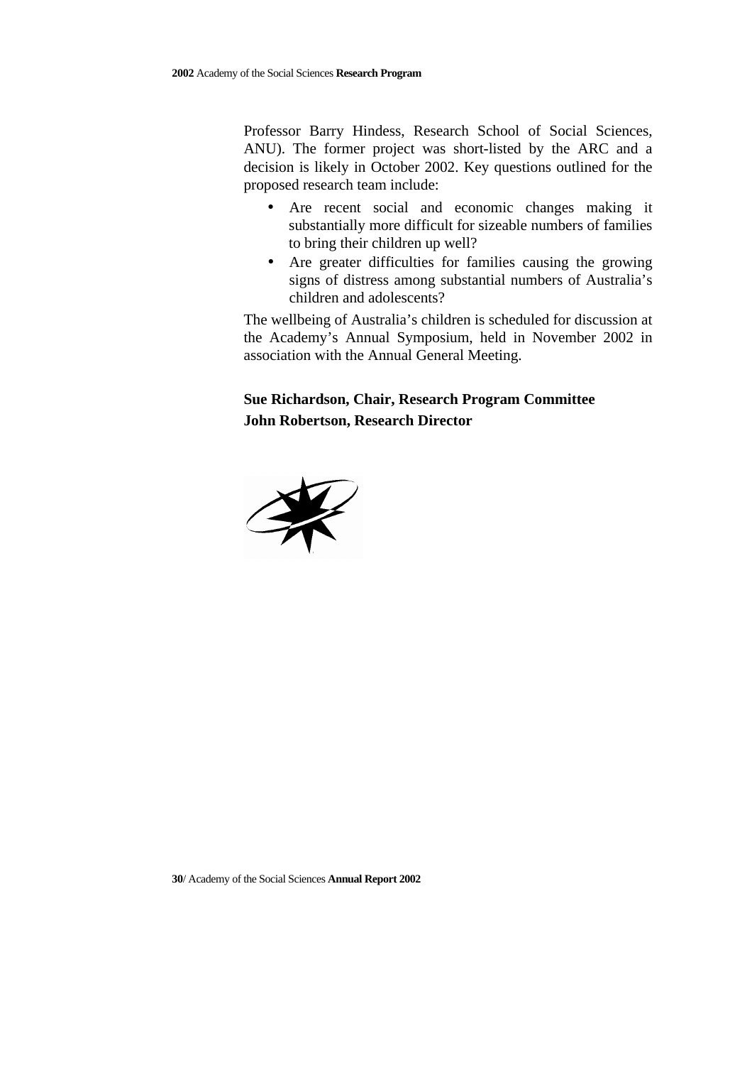Professor Barry Hindess, Research School of Social Sciences, ANU). The former project was short-listed by the ARC and a decision is likely in October 2002. Key questions outlined for the proposed research team include:

- Are recent social and economic changes making it substantially more difficult for sizeable numbers of families to bring their children up well?
- Are greater difficulties for families causing the growing signs of distress among substantial numbers of Australia's children and adolescents?

The wellbeing of Australia's children is scheduled for discussion at the Academy's Annual Symposium, held in November 2002 in association with the Annual General Meeting.

**Sue Richardson, Chair, Research Program Committee**
**John Robertson, Research Director**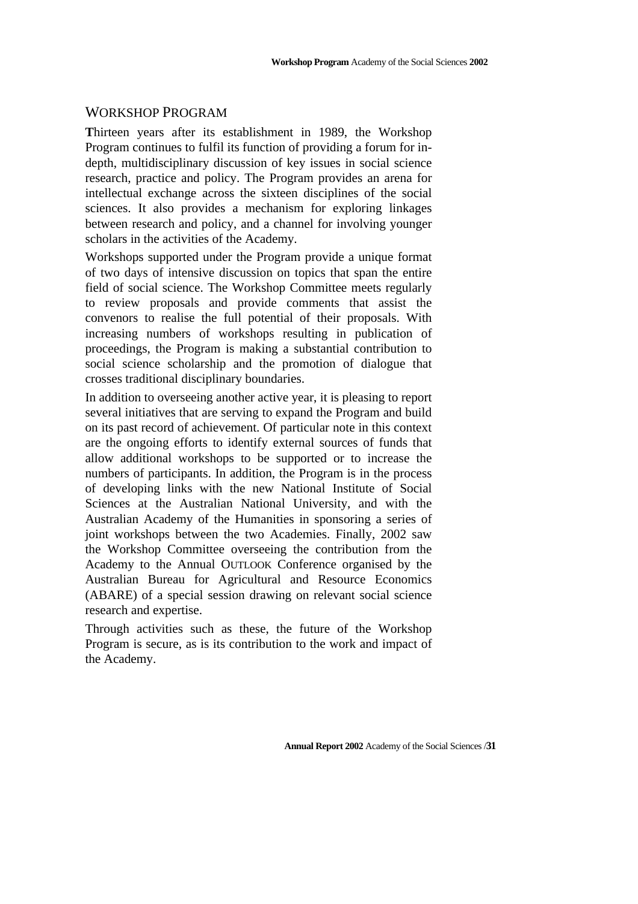## WORKSHOP PROGRAM

**T**hirteen years after its establishment in 1989, the Workshop Program continues to fulfil its function of providing a forum for in-depth, multidisciplinary discussion of key issues in social science research, practice and policy. The Program provides an arena for intellectual exchange across the sixteen disciplines of the social sciences. It also provides a mechanism for exploring linkages between research and policy, and a channel for involving younger scholars in the activities of the Academy.

Workshops supported under the Program provide a unique format of two days of intensive discussion on topics that span the entire field of social science. The Workshop Committee meets regularly to review proposals and provide comments that assist the convenors to realise the full potential of their proposals. With increasing numbers of workshops resulting in publication of proceedings, the Program is making a substantial contribution to social science scholarship and the promotion of dialogue that crosses traditional disciplinary boundaries.

In addition to overseeing another active year, it is pleasing to report several initiatives that are serving to expand the Program and build on its past record of achievement. Of particular note in this context are the ongoing efforts to identify external sources of funds that allow additional workshops to be supported or to increase the numbers of participants. In addition, the Program is in the process of developing links with the new National Institute of Social Sciences at the Australian National University, and with the Australian Academy of the Humanities in sponsoring a series of joint workshops between the two Academies. Finally, 2002 saw the Workshop Committee overseeing the contribution from the Academy to the Annual OUTLOOK Conference organised by the Australian Bureau for Agricultural and Resource Economics (ABARE) of a special session drawing on relevant social science research and expertise.

Through activities such as these, the future of the Workshop Program is secure, as is its contribution to the work and impact of the Academy.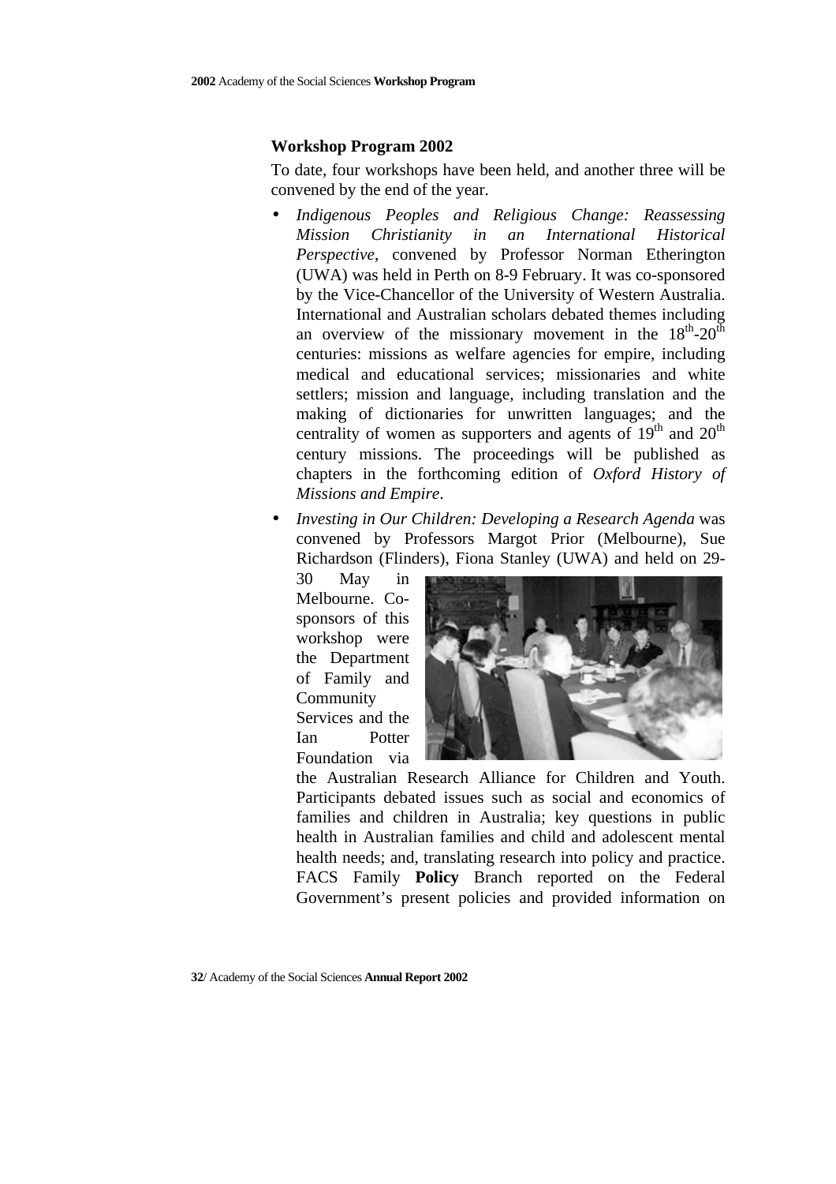### Workshop Program 2002

To date, four workshops have been held, and another three will be convened by the end of the year.

- *Indigenous Peoples and Religious Change: Reassessing Mission Christianity in an International Historical Perspective*, convened by Professor Norman Etherington (UWA) was held in Perth on 8-9 February. It was co-sponsored by the Vice-Chancellor of the University of Western Australia. International and Australian scholars debated themes including an overview of the missionary movement in the 18th-20th centuries: missions as welfare agencies for empire, including medical and educational services; missionaries and white settlers; mission and language, including translation and the making of dictionaries for unwritten languages; and the centrality of women as supporters and agents of 19th and 20th century missions. The proceedings will be published as chapters in the forthcoming edition of *Oxford History of Missions and Empire*.
- *Investing in Our Children: Developing a Research Agenda* was convened by Professors Margot Prior (Melbourne), Sue Richardson (Flinders), Fiona Stanley (UWA) and held on 29-30 May in Melbourne. Co-sponsors of this workshop were the Department of Family and Community Services and the Ian Potter Foundation via the Australian Research Alliance for Children and Youth. Participants debated issues such as social and economics of families and children in Australia; key questions in public health in Australian families and child and adolescent mental health needs; and, translating research into policy and practice. FACS Family **Policy** Branch reported on the Federal Government's present policies and provided information on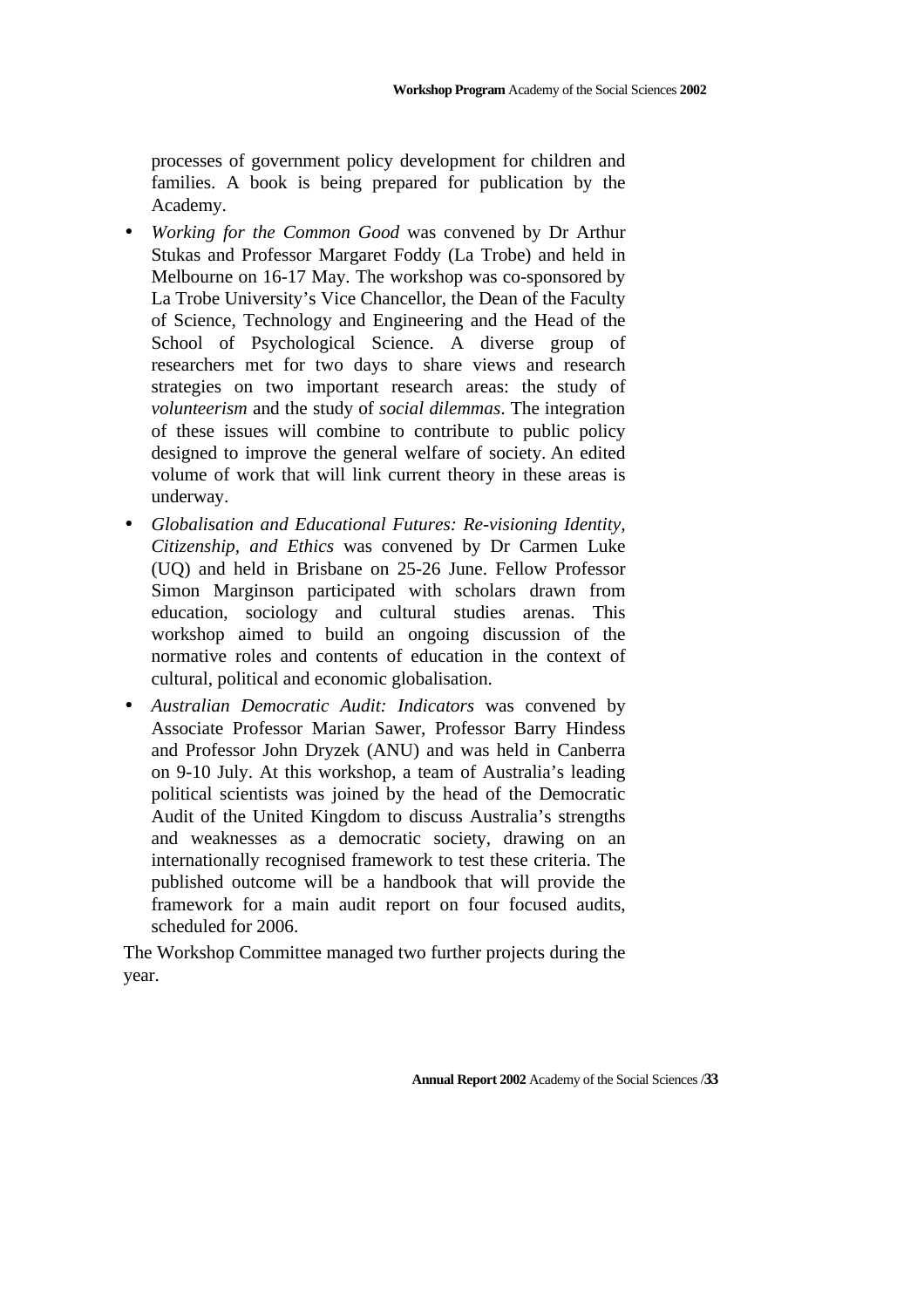processes of government policy development for children and families. A book is being prepared for publication by the Academy.

- *Working for the Common Good* was convened by Dr Arthur Stukas and Professor Margaret Foddy (La Trobe) and held in Melbourne on 16-17 May. The workshop was co-sponsored by La Trobe University's Vice Chancellor, the Dean of the Faculty of Science, Technology and Engineering and the Head of the School of Psychological Science. A diverse group of researchers met for two days to share views and research strategies on two important research areas: the study of *volunteerism* and the study of *social dilemmas*. The integration of these issues will combine to contribute to public policy designed to improve the general welfare of society. An edited volume of work that will link current theory in these areas is underway.
- *Globalisation and Educational Futures: Re-visioning Identity, Citizenship, and Ethics* was convened by Dr Carmen Luke (UQ) and held in Brisbane on 25-26 June. Fellow Professor Simon Marginson participated with scholars drawn from education, sociology and cultural studies arenas. This workshop aimed to build an ongoing discussion of the normative roles and contents of education in the context of cultural, political and economic globalisation.
- *Australian Democratic Audit: Indicators* was convened by Associate Professor Marian Sawer, Professor Barry Hindess and Professor John Dryzek (ANU) and was held in Canberra on 9-10 July. At this workshop, a team of Australia's leading political scientists was joined by the head of the Democratic Audit of the United Kingdom to discuss Australia's strengths and weaknesses as a democratic society, drawing on an internationally recognised framework to test these criteria. The published outcome will be a handbook that will provide the framework for a main audit report on four focused audits, scheduled for 2006.

The Workshop Committee managed two further projects during the year.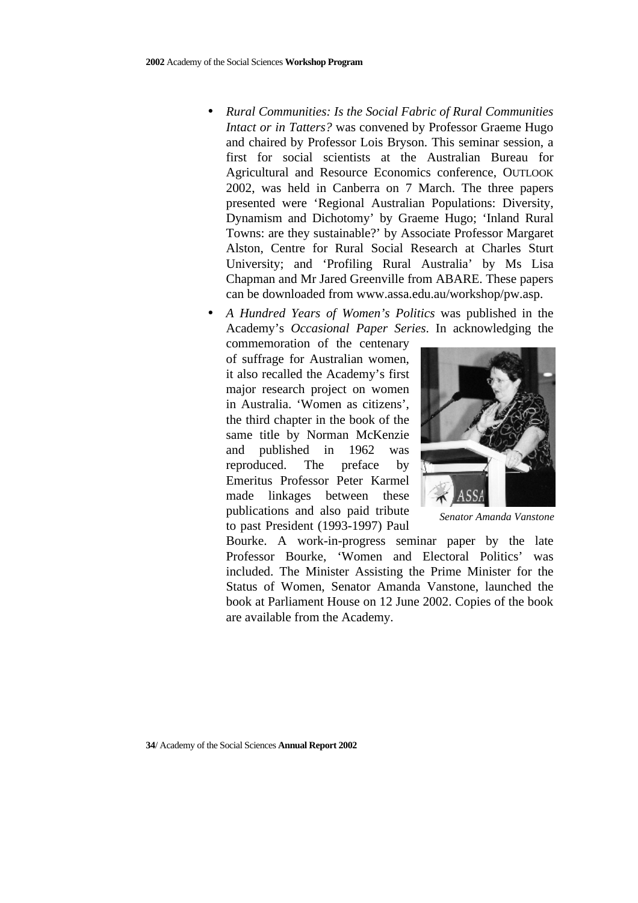- *Rural Communities: Is the Social Fabric of Rural Communities Intact or in Tatters?* was convened by Professor Graeme Hugo and chaired by Professor Lois Bryson. This seminar session, a first for social scientists at the Australian Bureau for Agricultural and Resource Economics conference, OUTLOOK 2002, was held in Canberra on 7 March. The three papers presented were 'Regional Australian Populations: Diversity, Dynamism and Dichotomy' by Graeme Hugo; 'Inland Rural Towns: are they sustainable?' by Associate Professor Margaret Alston, Centre for Rural Social Research at Charles Sturt University; and 'Profiling Rural Australia' by Ms Lisa Chapman and Mr Jared Greenville from ABARE. These papers can be downloaded from www.assa.edu.au/workshop/pw.asp.
- *A Hundred Years of Women's Politics* was published in the Academy's *Occasional Paper Series*. In acknowledging the commemoration of the centenary of suffrage for Australian women, it also recalled the Academy's first major research project on women in Australia. 'Women as citizens', the third chapter in the book of the same title by Norman McKenzie and published in 1962 was reproduced. The preface by Emeritus Professor Peter Karmel made linkages between these publications and also paid tribute to past President (1993-1997) Paul Bourke. A work-in-progress seminar paper by the late Professor Bourke, 'Women and Electoral Politics' was included. The Minister Assisting the Prime Minister for the Status of Women, Senator Amanda Vanstone, launched the book at Parliament House on 12 June 2002. Copies of the book are available from the Academy.

*Senator Amanda Vanstone*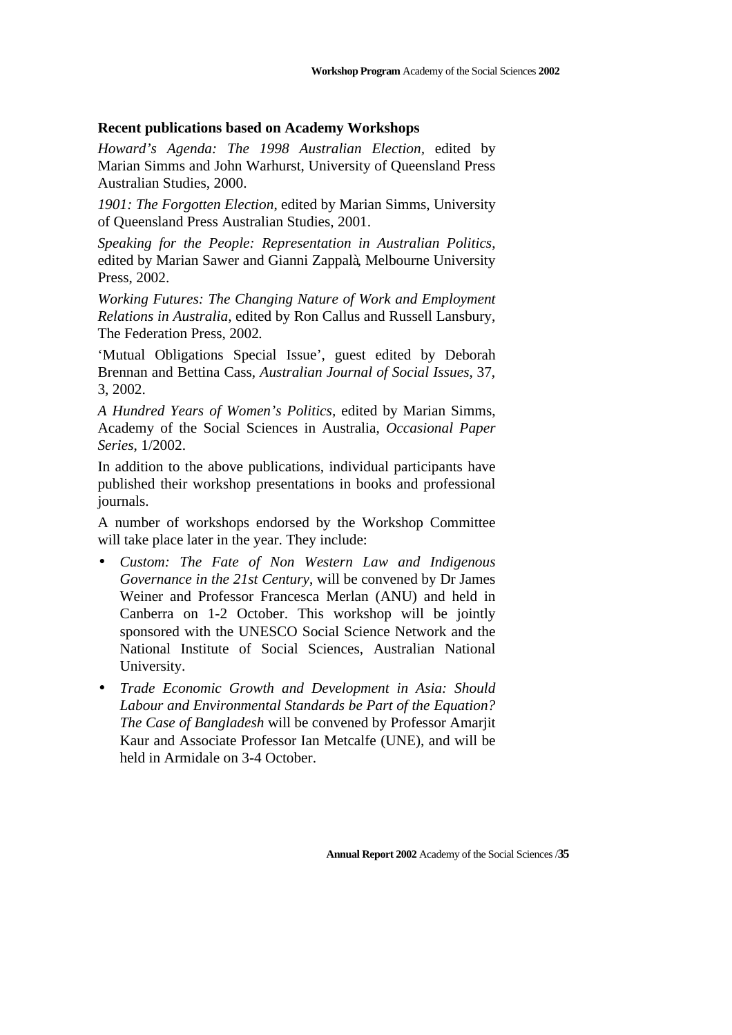### Recent publications based on Academy Workshops

*Howard's Agenda: The 1998 Australian Election*, edited by Marian Simms and John Warhurst, University of Queensland Press Australian Studies, 2000.

*1901: The Forgotten Election*, edited by Marian Simms, University of Queensland Press Australian Studies, 2001.

*Speaking for the People: Representation in Australian Politics*, edited by Marian Sawer and Gianni Zappalà, Melbourne University Press, 2002.

*Working Futures: The Changing Nature of Work and Employment Relations in Australia*, edited by Ron Callus and Russell Lansbury, The Federation Press, 2002.

'Mutual Obligations Special Issue', guest edited by Deborah Brennan and Bettina Cass, *Australian Journal of Social Issues*, 37, 3, 2002.

*A Hundred Years of Women's Politics*, edited by Marian Simms, Academy of the Social Sciences in Australia, *Occasional Paper Series*, 1/2002.

In addition to the above publications, individual participants have published their workshop presentations in books and professional journals.

A number of workshops endorsed by the Workshop Committee will take place later in the year. They include:

- *Custom: The Fate of Non Western Law and Indigenous Governance in the 21st Century*, will be convened by Dr James Weiner and Professor Francesca Merlan (ANU) and held in Canberra on 1-2 October. This workshop will be jointly sponsored with the UNESCO Social Science Network and the National Institute of Social Sciences, Australian National University.
- *Trade Economic Growth and Development in Asia: Should Labour and Environmental Standards be Part of the Equation? The Case of Bangladesh* will be convened by Professor Amarjit Kaur and Associate Professor Ian Metcalfe (UNE), and will be held in Armidale on 3-4 October.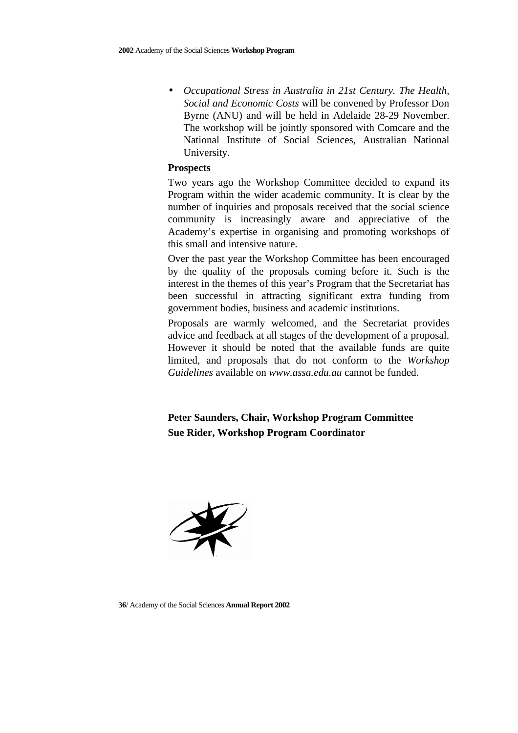- *Occupational Stress in Australia in 21st Century. The Health, Social and Economic Costs* will be convened by Professor Don Byrne (ANU) and will be held in Adelaide 28-29 November. The workshop will be jointly sponsored with Comcare and the National Institute of Social Sciences, Australian National University.

**Prospects**

Two years ago the Workshop Committee decided to expand its Program within the wider academic community. It is clear by the number of inquiries and proposals received that the social science community is increasingly aware and appreciative of the Academy's expertise in organising and promoting workshops of this small and intensive nature.

Over the past year the Workshop Committee has been encouraged by the quality of the proposals coming before it. Such is the interest in the themes of this year's Program that the Secretariat has been successful in attracting significant extra funding from government bodies, business and academic institutions.

Proposals are warmly welcomed, and the Secretariat provides advice and feedback at all stages of the development of a proposal. However it should be noted that the available funds are quite limited, and proposals that do not conform to the *Workshop Guidelines* available on *www.assa.edu.au* cannot be funded.

**Peter Saunders, Chair, Workshop Program Committee**
**Sue Rider, Workshop Program Coordinator**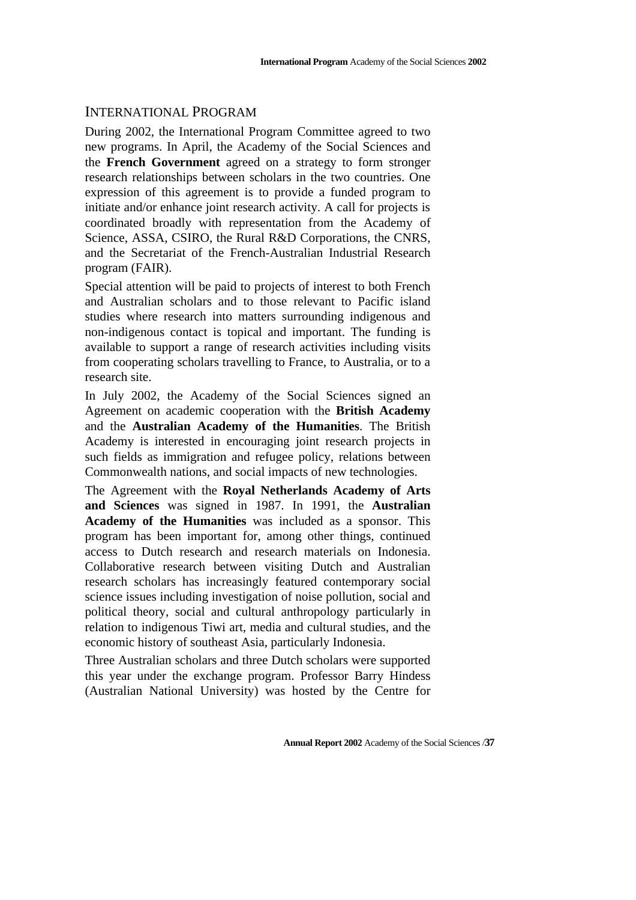## INTERNATIONAL PROGRAM

During 2002, the International Program Committee agreed to two new programs. In April, the Academy of the Social Sciences and the **French Government** agreed on a strategy to form stronger research relationships between scholars in the two countries. One expression of this agreement is to provide a funded program to initiate and/or enhance joint research activity. A call for projects is coordinated broadly with representation from the Academy of Science, ASSA, CSIRO, the Rural R&D Corporations, the CNRS, and the Secretariat of the French-Australian Industrial Research program (FAIR).

Special attention will be paid to projects of interest to both French and Australian scholars and to those relevant to Pacific island studies where research into matters surrounding indigenous and non-indigenous contact is topical and important. The funding is available to support a range of research activities including visits from cooperating scholars travelling to France, to Australia, or to a research site.

In July 2002, the Academy of the Social Sciences signed an Agreement on academic cooperation with the **British Academy** and the **Australian Academy of the Humanities**. The British Academy is interested in encouraging joint research projects in such fields as immigration and refugee policy, relations between Commonwealth nations, and social impacts of new technologies.

The Agreement with the **Royal Netherlands Academy of Arts and Sciences** was signed in 1987. In 1991, the **Australian Academy of the Humanities** was included as a sponsor. This program has been important for, among other things, continued access to Dutch research and research materials on Indonesia. Collaborative research between visiting Dutch and Australian research scholars has increasingly featured contemporary social science issues including investigation of noise pollution, social and political theory, social and cultural anthropology particularly in relation to indigenous Tiwi art, media and cultural studies, and the economic history of southeast Asia, particularly Indonesia.

Three Australian scholars and three Dutch scholars were supported this year under the exchange program. Professor Barry Hindess (Australian National University) was hosted by the Centre for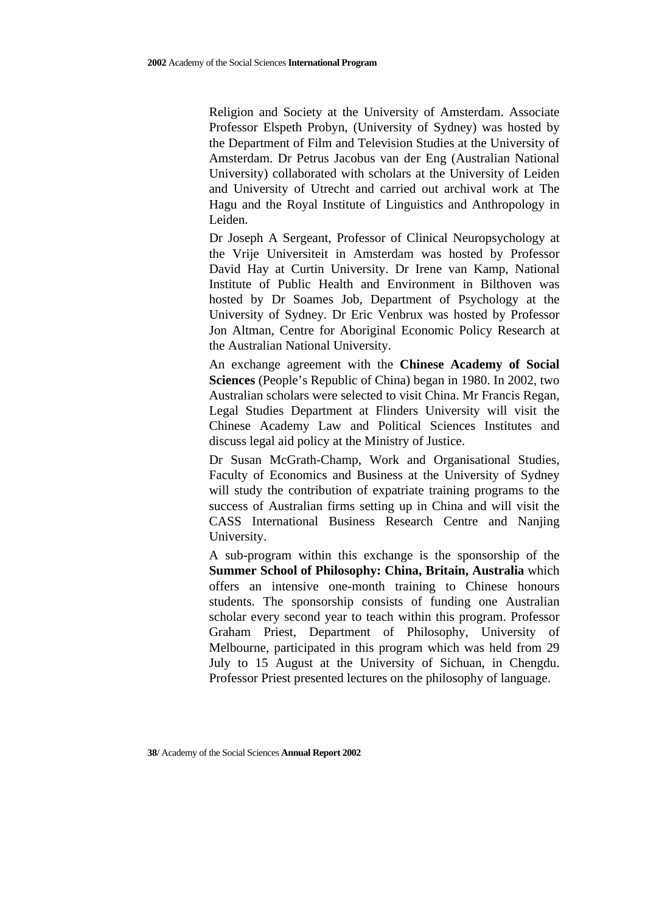Religion and Society at the University of Amsterdam. Associate Professor Elspeth Probyn, (University of Sydney) was hosted by the Department of Film and Television Studies at the University of Amsterdam. Dr Petrus Jacobus van der Eng (Australian National University) collaborated with scholars at the University of Leiden and University of Utrecht and carried out archival work at The Hagu and the Royal Institute of Linguistics and Anthropology in Leiden.

Dr Joseph A Sergeant, Professor of Clinical Neuropsychology at the Vrije Universiteit in Amsterdam was hosted by Professor David Hay at Curtin University. Dr Irene van Kamp, National Institute of Public Health and Environment in Bilthoven was hosted by Dr Soames Job, Department of Psychology at the University of Sydney. Dr Eric Venbrux was hosted by Professor Jon Altman, Centre for Aboriginal Economic Policy Research at the Australian National University.

An exchange agreement with the **Chinese Academy of Social Sciences** (People's Republic of China) began in 1980. In 2002, two Australian scholars were selected to visit China. Mr Francis Regan, Legal Studies Department at Flinders University will visit the Chinese Academy Law and Political Sciences Institutes and discuss legal aid policy at the Ministry of Justice.

Dr Susan McGrath-Champ, Work and Organisational Studies, Faculty of Economics and Business at the University of Sydney will study the contribution of expatriate training programs to the success of Australian firms setting up in China and will visit the CASS International Business Research Centre and Nanjing University.

A sub-program within this exchange is the sponsorship of the **Summer School of Philosophy: China, Britain, Australia** which offers an intensive one-month training to Chinese honours students. The sponsorship consists of funding one Australian scholar every second year to teach within this program. Professor Graham Priest, Department of Philosophy, University of Melbourne, participated in this program which was held from 29 July to 15 August at the University of Sichuan, in Chengdu. Professor Priest presented lectures on the philosophy of language.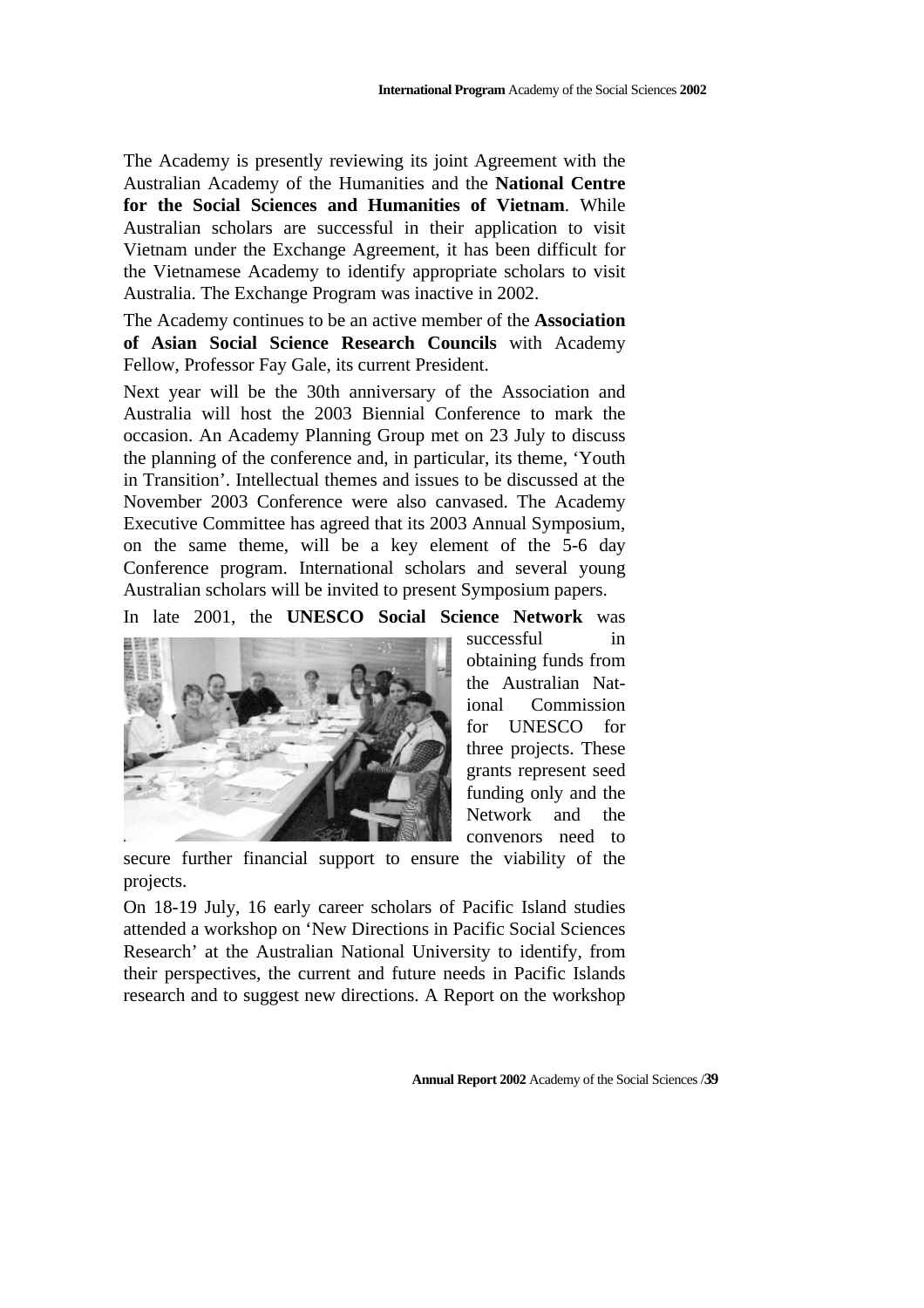The Academy is presently reviewing its joint Agreement with the Australian Academy of the Humanities and the **National Centre for the Social Sciences and Humanities of Vietnam**. While Australian scholars are successful in their application to visit Vietnam under the Exchange Agreement, it has been difficult for the Vietnamese Academy to identify appropriate scholars to visit Australia. The Exchange Program was inactive in 2002.

The Academy continues to be an active member of the **Association of Asian Social Science Research Councils** with Academy Fellow, Professor Fay Gale, its current President.

Next year will be the 30th anniversary of the Association and Australia will host the 2003 Biennial Conference to mark the occasion. An Academy Planning Group met on 23 July to discuss the planning of the conference and, in particular, its theme, 'Youth in Transition'. Intellectual themes and issues to be discussed at the November 2003 Conference were also canvased. The Academy Executive Committee has agreed that its 2003 Annual Symposium, on the same theme, will be a key element of the 5-6 day Conference program. International scholars and several young Australian scholars will be invited to present Symposium papers.

In late 2001, the **UNESCO Social Science Network** was successful in obtaining funds from the Australian National Commission for UNESCO for three projects. These grants represent seed funding only and the Network and the convenors need to secure further financial support to ensure the viability of the projects.

On 18-19 July, 16 early career scholars of Pacific Island studies attended a workshop on 'New Directions in Pacific Social Sciences Research' at the Australian National University to identify, from their perspectives, the current and future needs in Pacific Islands research and to suggest new directions. A Report on the workshop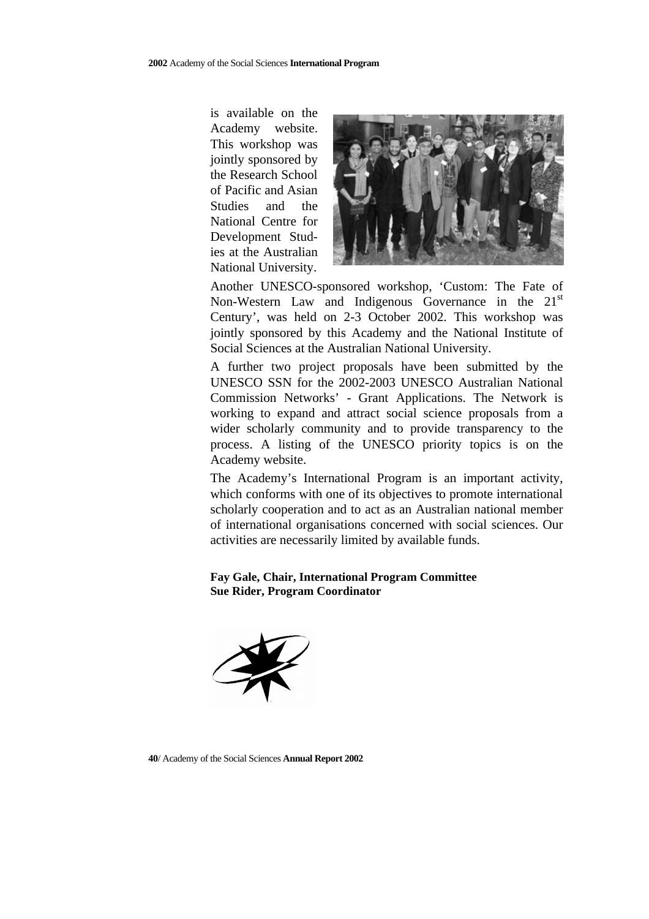is available on the Academy website. This workshop was jointly sponsored by the Research School of Pacific and Asian Studies and the National Centre for Development Studies at the Australian National University.

Another UNESCO-sponsored workshop, 'Custom: The Fate of Non-Western Law and Indigenous Governance in the 21st Century', was held on 2-3 October 2002. This workshop was jointly sponsored by this Academy and the National Institute of Social Sciences at the Australian National University.

A further two project proposals have been submitted by the UNESCO SSN for the 2002-2003 UNESCO Australian National Commission Networks' - Grant Applications. The Network is working to expand and attract social science proposals from a wider scholarly community and to provide transparency to the process. A listing of the UNESCO priority topics is on the Academy website.

The Academy's International Program is an important activity, which conforms with one of its objectives to promote international scholarly cooperation and to act as an Australian national member of international organisations concerned with social sciences. Our activities are necessarily limited by available funds.

**Fay Gale, Chair, International Program Committee**
**Sue Rider, Program Coordinator**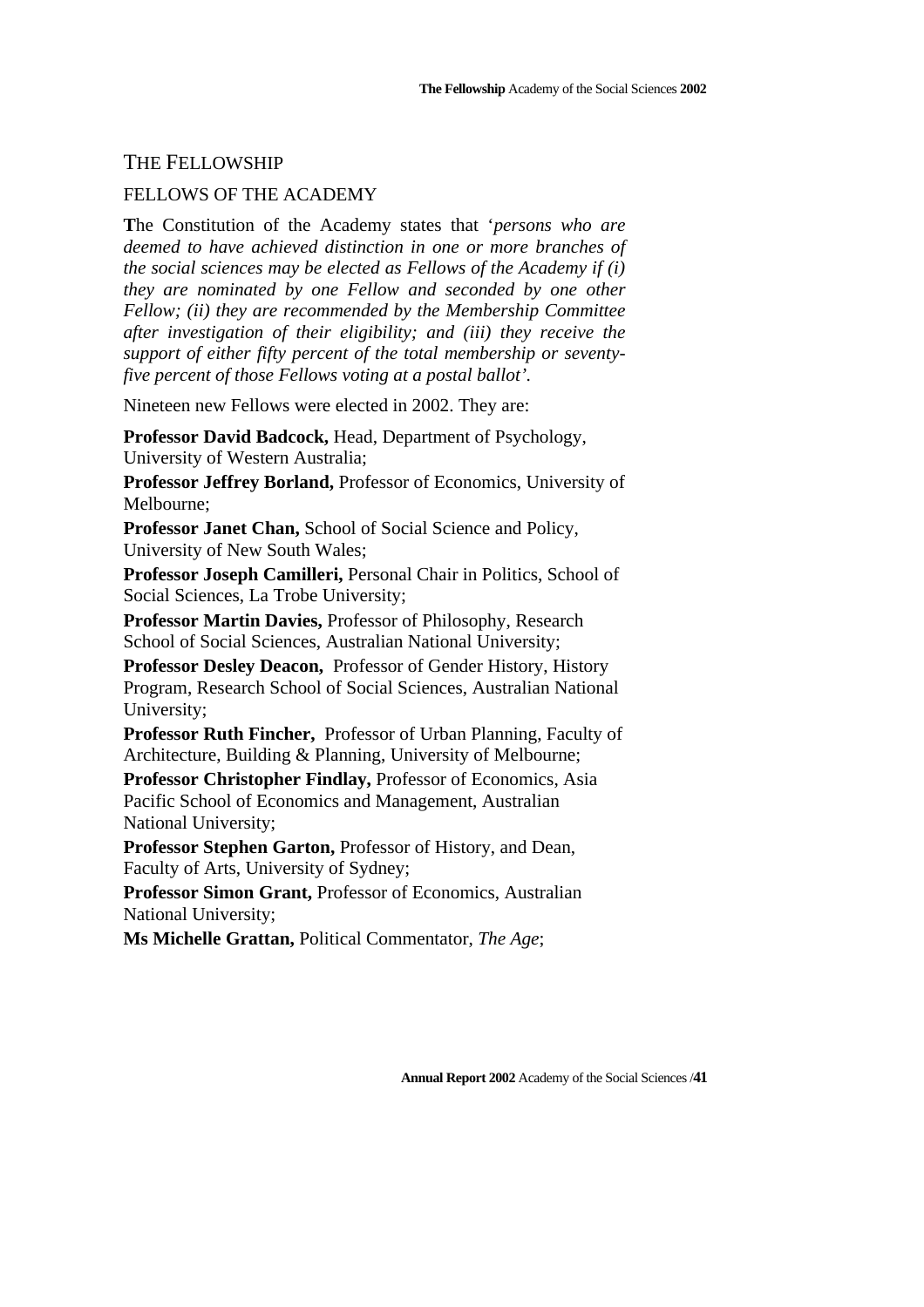# THE FELLOWSHIP

## FELLOWS OF THE ACADEMY

**T**he Constitution of the Academy states that '*persons who are deemed to have achieved distinction in one or more branches of the social sciences may be elected as Fellows of the Academy if (i) they are nominated by one Fellow and seconded by one other Fellow; (ii) they are recommended by the Membership Committee after investigation of their eligibility; and (iii) they receive the support of either fifty percent of the total membership or seventy-five percent of those Fellows voting at a postal ballot'*.

Nineteen new Fellows were elected in 2002. They are:

**Professor David Badcock,** Head, Department of Psychology, University of Western Australia;

**Professor Jeffrey Borland,** Professor of Economics, University of Melbourne;

**Professor Janet Chan,** School of Social Science and Policy, University of New South Wales;

**Professor Joseph Camilleri,** Personal Chair in Politics, School of Social Sciences, La Trobe University;

**Professor Martin Davies,** Professor of Philosophy, Research School of Social Sciences, Australian National University;

**Professor Desley Deacon,** Professor of Gender History, History Program, Research School of Social Sciences, Australian National University;

**Professor Ruth Fincher,** Professor of Urban Planning, Faculty of Architecture, Building & Planning, University of Melbourne;

**Professor Christopher Findlay,** Professor of Economics, Asia Pacific School of Economics and Management, Australian National University;

**Professor Stephen Garton,** Professor of History, and Dean, Faculty of Arts, University of Sydney;

**Professor Simon Grant,** Professor of Economics, Australian National University;

**Ms Michelle Grattan,** Political Commentator, *The Age*;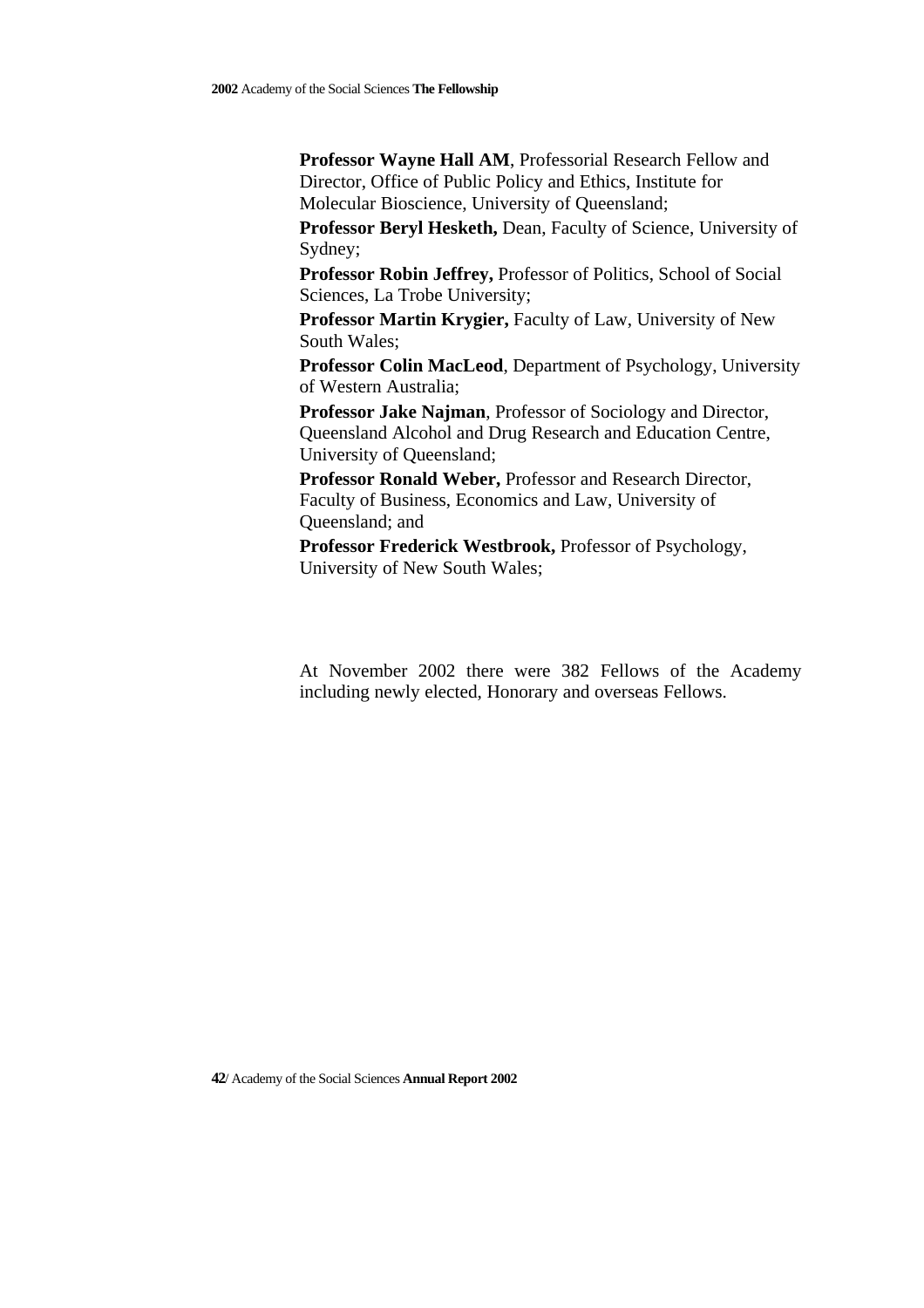**Professor Wayne Hall AM**, Professorial Research Fellow and Director, Office of Public Policy and Ethics, Institute for Molecular Bioscience, University of Queensland;

**Professor Beryl Hesketh,** Dean, Faculty of Science, University of Sydney;

**Professor Robin Jeffrey,** Professor of Politics, School of Social Sciences, La Trobe University;

**Professor Martin Krygier,** Faculty of Law, University of New South Wales;

**Professor Colin MacLeod**, Department of Psychology, University of Western Australia;

**Professor Jake Najman**, Professor of Sociology and Director, Queensland Alcohol and Drug Research and Education Centre, University of Queensland;

**Professor Ronald Weber,** Professor and Research Director, Faculty of Business, Economics and Law, University of Queensland; and

**Professor Frederick Westbrook,** Professor of Psychology, University of New South Wales;

At November 2002 there were 382 Fellows of the Academy including newly elected, Honorary and overseas Fellows.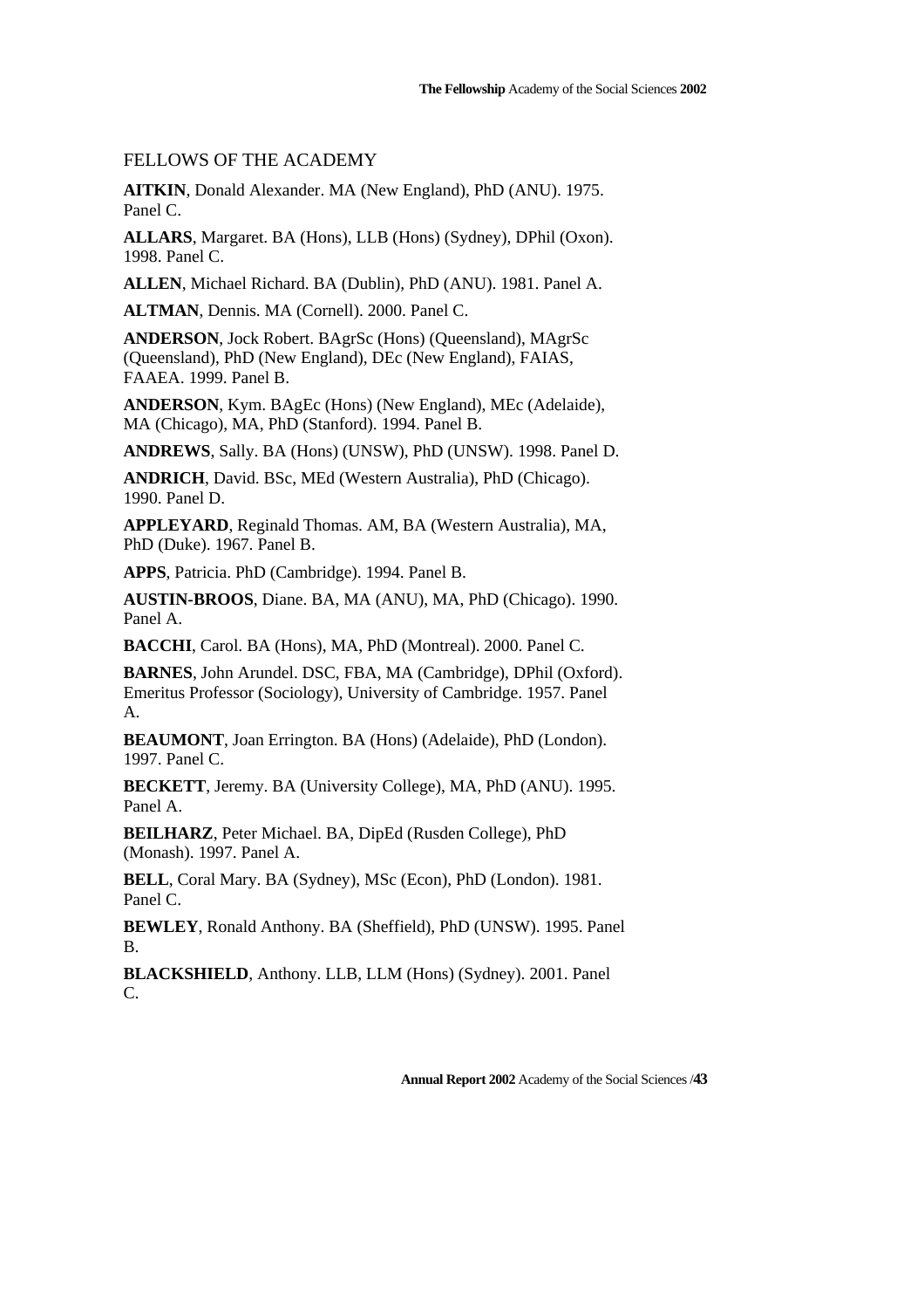## FELLOWS OF THE ACADEMY

**AITKIN**, Donald Alexander. MA (New England), PhD (ANU). 1975. Panel C.

**ALLARS**, Margaret. BA (Hons), LLB (Hons) (Sydney), DPhil (Oxon). 1998. Panel C.

**ALLEN**, Michael Richard. BA (Dublin), PhD (ANU). 1981. Panel A.

**ALTMAN**, Dennis. MA (Cornell). 2000. Panel C.

**ANDERSON**, Jock Robert. BAgrSc (Hons) (Queensland), MAgrSc (Queensland), PhD (New England), DEc (New England), FAIAS, FAAEA. 1999. Panel B.

**ANDERSON**, Kym. BAgEc (Hons) (New England), MEc (Adelaide), MA (Chicago), MA, PhD (Stanford). 1994. Panel B.

**ANDREWS**, Sally. BA (Hons) (UNSW), PhD (UNSW). 1998. Panel D.

**ANDRICH**, David. BSc, MEd (Western Australia), PhD (Chicago). 1990. Panel D.

**APPLEYARD**, Reginald Thomas. AM, BA (Western Australia), MA, PhD (Duke). 1967. Panel B.

**APPS**, Patricia. PhD (Cambridge). 1994. Panel B.

**AUSTIN-BROOS**, Diane. BA, MA (ANU), MA, PhD (Chicago). 1990. Panel A.

**BACCHI**, Carol. BA (Hons), MA, PhD (Montreal). 2000. Panel C.

**BARNES**, John Arundel. DSC, FBA, MA (Cambridge), DPhil (Oxford). Emeritus Professor (Sociology), University of Cambridge. 1957. Panel A.

**BEAUMONT**, Joan Errington. BA (Hons) (Adelaide), PhD (London). 1997. Panel C.

**BECKETT**, Jeremy. BA (University College), MA, PhD (ANU). 1995. Panel A.

**BEILHARZ**, Peter Michael. BA, DipEd (Rusden College), PhD (Monash). 1997. Panel A.

**BELL**, Coral Mary. BA (Sydney), MSc (Econ), PhD (London). 1981. Panel C.

**BEWLEY**, Ronald Anthony. BA (Sheffield), PhD (UNSW). 1995. Panel B.

**BLACKSHIELD**, Anthony. LLB, LLM (Hons) (Sydney). 2001. Panel C.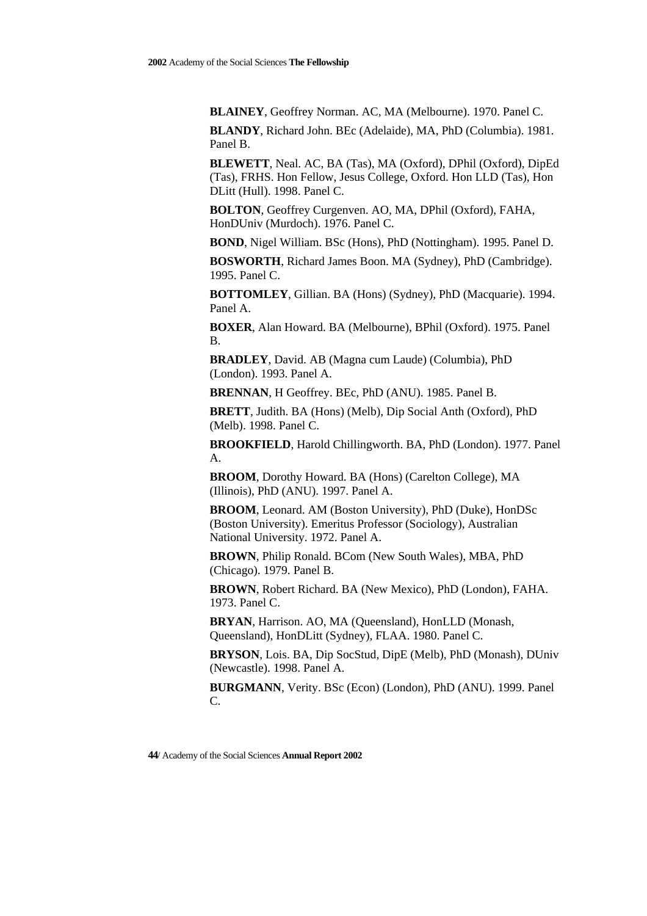**BLAINEY**, Geoffrey Norman. AC, MA (Melbourne). 1970. Panel C.

**BLANDY**, Richard John. BEc (Adelaide), MA, PhD (Columbia). 1981. Panel B.

**BLEWETT**, Neal. AC, BA (Tas), MA (Oxford), DPhil (Oxford), DipEd (Tas), FRHS. Hon Fellow, Jesus College, Oxford. Hon LLD (Tas), Hon DLitt (Hull). 1998. Panel C.

**BOLTON**, Geoffrey Curgenven. AO, MA, DPhil (Oxford), FAHA, HonDUniv (Murdoch). 1976. Panel C.

**BOND**, Nigel William. BSc (Hons), PhD (Nottingham). 1995. Panel D.

**BOSWORTH**, Richard James Boon. MA (Sydney), PhD (Cambridge). 1995. Panel C.

**BOTTOMLEY**, Gillian. BA (Hons) (Sydney), PhD (Macquarie). 1994. Panel A.

**BOXER**, Alan Howard. BA (Melbourne), BPhil (Oxford). 1975. Panel B.

**BRADLEY**, David. AB (Magna cum Laude) (Columbia), PhD (London). 1993. Panel A.

**BRENNAN**, H Geoffrey. BEc, PhD (ANU). 1985. Panel B.

**BRETT**, Judith. BA (Hons) (Melb), Dip Social Anth (Oxford), PhD (Melb). 1998. Panel C.

**BROOKFIELD**, Harold Chillingworth. BA, PhD (London). 1977. Panel A.

**BROOM**, Dorothy Howard. BA (Hons) (Carelton College), MA (Illinois), PhD (ANU). 1997. Panel A.

**BROOM**, Leonard. AM (Boston University), PhD (Duke), HonDSc (Boston University). Emeritus Professor (Sociology), Australian National University. 1972. Panel A.

**BROWN**, Philip Ronald. BCom (New South Wales), MBA, PhD (Chicago). 1979. Panel B.

**BROWN**, Robert Richard. BA (New Mexico), PhD (London), FAHA. 1973. Panel C.

**BRYAN**, Harrison. AO, MA (Queensland), HonLLD (Monash, Queensland), HonDLitt (Sydney), FLAA. 1980. Panel C.

**BRYSON**, Lois. BA, Dip SocStud, DipE (Melb), PhD (Monash), DUniv (Newcastle). 1998. Panel A.

**BURGMANN**, Verity. BSc (Econ) (London), PhD (ANU). 1999. Panel C.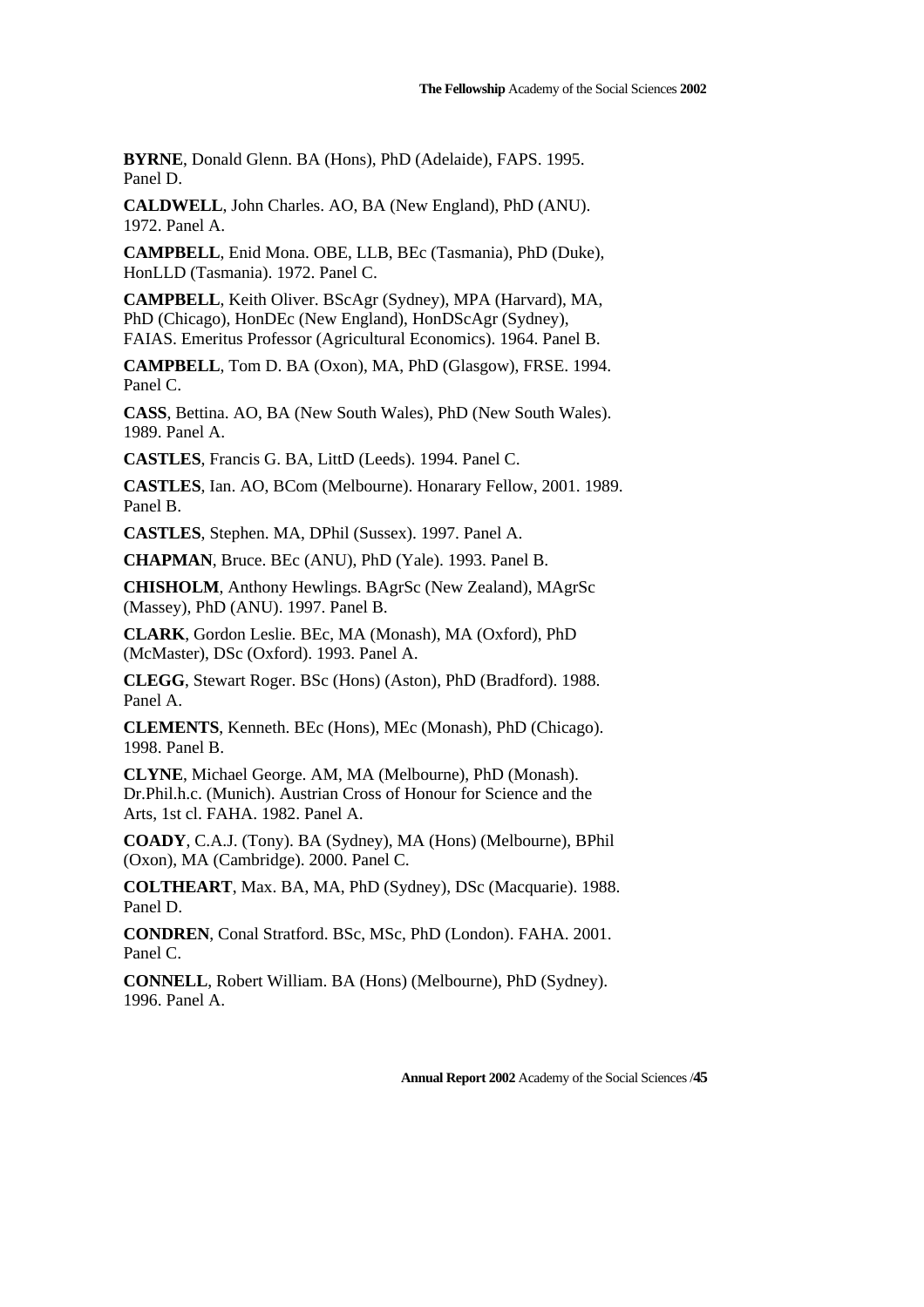**BYRNE**, Donald Glenn. BA (Hons), PhD (Adelaide), FAPS. 1995. Panel D.

**CALDWELL**, John Charles. AO, BA (New England), PhD (ANU). 1972. Panel A.

**CAMPBELL**, Enid Mona. OBE, LLB, BEc (Tasmania), PhD (Duke), HonLLD (Tasmania). 1972. Panel C.

**CAMPBELL**, Keith Oliver. BScAgr (Sydney), MPA (Harvard), MA, PhD (Chicago), HonDEc (New England), HonDScAgr (Sydney), FAIAS. Emeritus Professor (Agricultural Economics). 1964. Panel B.

**CAMPBELL**, Tom D. BA (Oxon), MA, PhD (Glasgow), FRSE. 1994. Panel C.

**CASS**, Bettina. AO, BA (New South Wales), PhD (New South Wales). 1989. Panel A.

**CASTLES**, Francis G. BA, LittD (Leeds). 1994. Panel C.

**CASTLES**, Ian. AO, BCom (Melbourne). Honarary Fellow, 2001. 1989. Panel B.

**CASTLES**, Stephen. MA, DPhil (Sussex). 1997. Panel A.

**CHAPMAN**, Bruce. BEc (ANU), PhD (Yale). 1993. Panel B.

**CHISHOLM**, Anthony Hewlings. BAgrSc (New Zealand), MAgrSc (Massey), PhD (ANU). 1997. Panel B.

**CLARK**, Gordon Leslie. BEc, MA (Monash), MA (Oxford), PhD (McMaster), DSc (Oxford). 1993. Panel A.

**CLEGG**, Stewart Roger. BSc (Hons) (Aston), PhD (Bradford). 1988. Panel A.

**CLEMENTS**, Kenneth. BEc (Hons), MEc (Monash), PhD (Chicago). 1998. Panel B.

**CLYNE**, Michael George. AM, MA (Melbourne), PhD (Monash). Dr.Phil.h.c. (Munich). Austrian Cross of Honour for Science and the Arts, 1st cl. FAHA. 1982. Panel A.

**COADY**, C.A.J. (Tony). BA (Sydney), MA (Hons) (Melbourne), BPhil (Oxon), MA (Cambridge). 2000. Panel C.

**COLTHEART**, Max. BA, MA, PhD (Sydney), DSc (Macquarie). 1988. Panel D.

**CONDREN**, Conal Stratford. BSc, MSc, PhD (London). FAHA. 2001. Panel C.

**CONNELL**, Robert William. BA (Hons) (Melbourne), PhD (Sydney). 1996. Panel A.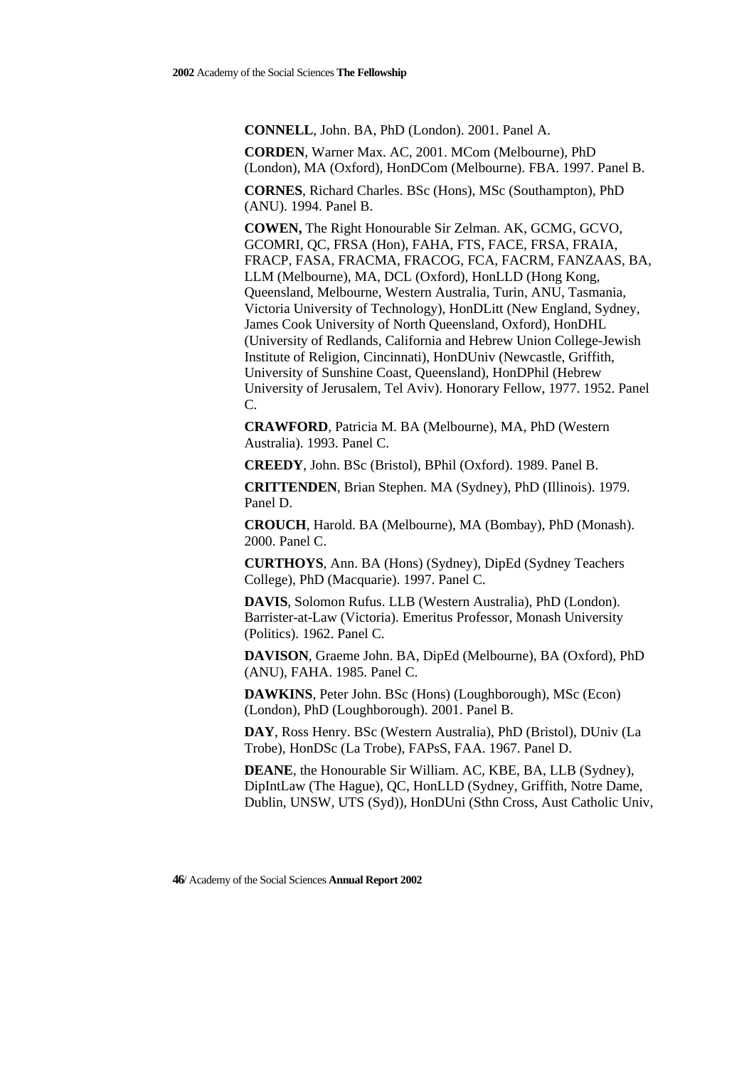**CONNELL**, John. BA, PhD (London). 2001. Panel A.

**CORDEN**, Warner Max. AC, 2001. MCom (Melbourne), PhD (London), MA (Oxford), HonDCom (Melbourne). FBA. 1997. Panel B.

**CORNES**, Richard Charles. BSc (Hons), MSc (Southampton), PhD (ANU). 1994. Panel B.

**COWEN,** The Right Honourable Sir Zelman. AK, GCMG, GCVO, GCOMRI, QC, FRSA (Hon), FAHA, FTS, FACE, FRSA, FRAIA, FRACP, FASA, FRACMA, FRACOG, FCA, FACRM, FANZAAS, BA, LLM (Melbourne), MA, DCL (Oxford), HonLLD (Hong Kong, Queensland, Melbourne, Western Australia, Turin, ANU, Tasmania, Victoria University of Technology), HonDLitt (New England, Sydney, James Cook University of North Queensland, Oxford), HonDHL (University of Redlands, California and Hebrew Union College-Jewish Institute of Religion, Cincinnati), HonDUniv (Newcastle, Griffith, University of Sunshine Coast, Queensland), HonDPhil (Hebrew University of Jerusalem, Tel Aviv). Honorary Fellow, 1977. 1952. Panel C.

**CRAWFORD**, Patricia M. BA (Melbourne), MA, PhD (Western Australia). 1993. Panel C.

**CREEDY**, John. BSc (Bristol), BPhil (Oxford). 1989. Panel B.

**CRITTENDEN**, Brian Stephen. MA (Sydney), PhD (Illinois). 1979. Panel D.

**CROUCH**, Harold. BA (Melbourne), MA (Bombay), PhD (Monash). 2000. Panel C.

**CURTHOYS**, Ann. BA (Hons) (Sydney), DipEd (Sydney Teachers College), PhD (Macquarie). 1997. Panel C.

**DAVIS**, Solomon Rufus. LLB (Western Australia), PhD (London). Barrister-at-Law (Victoria). Emeritus Professor, Monash University (Politics). 1962. Panel C.

**DAVISON**, Graeme John. BA, DipEd (Melbourne), BA (Oxford), PhD (ANU), FAHA. 1985. Panel C.

**DAWKINS**, Peter John. BSc (Hons) (Loughborough), MSc (Econ) (London), PhD (Loughborough). 2001. Panel B.

**DAY**, Ross Henry. BSc (Western Australia), PhD (Bristol), DUniv (La Trobe), HonDSc (La Trobe), FAPsS, FAA. 1967. Panel D.

**DEANE**, the Honourable Sir William. AC, KBE, BA, LLB (Sydney), DipIntLaw (The Hague), QC, HonLLD (Sydney, Griffith, Notre Dame, Dublin, UNSW, UTS (Syd)), HonDUni (Sthn Cross, Aust Catholic Univ,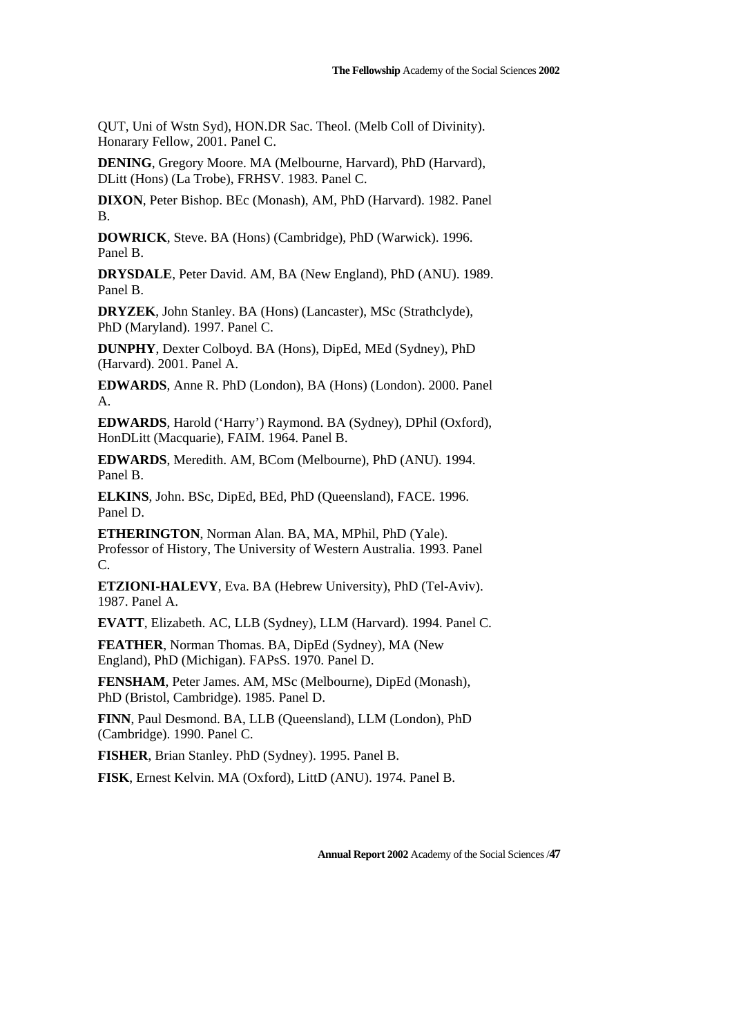QUT, Uni of Wstn Syd), HON.DR Sac. Theol. (Melb Coll of Divinity). Honarary Fellow, 2001. Panel C.

**DENING**, Gregory Moore. MA (Melbourne, Harvard), PhD (Harvard), DLitt (Hons) (La Trobe), FRHSV. 1983. Panel C.

**DIXON**, Peter Bishop. BEc (Monash), AM, PhD (Harvard). 1982. Panel B.

**DOWRICK**, Steve. BA (Hons) (Cambridge), PhD (Warwick). 1996. Panel B.

**DRYSDALE**, Peter David. AM, BA (New England), PhD (ANU). 1989. Panel B.

**DRYZEK**, John Stanley. BA (Hons) (Lancaster), MSc (Strathclyde), PhD (Maryland). 1997. Panel C.

**DUNPHY**, Dexter Colboyd. BA (Hons), DipEd, MEd (Sydney), PhD (Harvard). 2001. Panel A.

**EDWARDS**, Anne R. PhD (London), BA (Hons) (London). 2000. Panel A.

**EDWARDS**, Harold ('Harry') Raymond. BA (Sydney), DPhil (Oxford), HonDLitt (Macquarie), FAIM. 1964. Panel B.

**EDWARDS**, Meredith. AM, BCom (Melbourne), PhD (ANU). 1994. Panel B.

**ELKINS**, John. BSc, DipEd, BEd, PhD (Queensland), FACE. 1996. Panel D.

**ETHERINGTON**, Norman Alan. BA, MA, MPhil, PhD (Yale). Professor of History, The University of Western Australia. 1993. Panel C.

**ETZIONI-HALEVY**, Eva. BA (Hebrew University), PhD (Tel-Aviv). 1987. Panel A.

**EVATT**, Elizabeth. AC, LLB (Sydney), LLM (Harvard). 1994. Panel C.

**FEATHER**, Norman Thomas. BA, DipEd (Sydney), MA (New England), PhD (Michigan). FAPsS. 1970. Panel D.

**FENSHAM**, Peter James. AM, MSc (Melbourne), DipEd (Monash), PhD (Bristol, Cambridge). 1985. Panel D.

**FINN**, Paul Desmond. BA, LLB (Queensland), LLM (London), PhD (Cambridge). 1990. Panel C.

**FISHER**, Brian Stanley. PhD (Sydney). 1995. Panel B.

**FISK**, Ernest Kelvin. MA (Oxford), LittD (ANU). 1974. Panel B.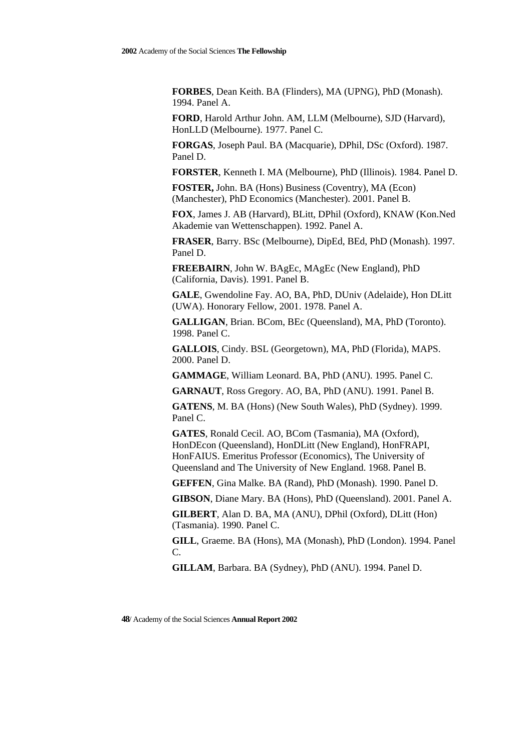**FORBES**, Dean Keith. BA (Flinders), MA (UPNG), PhD (Monash). 1994. Panel A.

**FORD**, Harold Arthur John. AM, LLM (Melbourne), SJD (Harvard), HonLLD (Melbourne). 1977. Panel C.

**FORGAS**, Joseph Paul. BA (Macquarie), DPhil, DSc (Oxford). 1987. Panel D.

**FORSTER**, Kenneth I. MA (Melbourne), PhD (Illinois). 1984. Panel D.

**FOSTER,** John. BA (Hons) Business (Coventry), MA (Econ) (Manchester), PhD Economics (Manchester). 2001. Panel B.

**FOX**, James J. AB (Harvard), BLitt, DPhil (Oxford), KNAW (Kon.Ned Akademie van Wettenschappen). 1992. Panel A.

**FRASER**, Barry. BSc (Melbourne), DipEd, BEd, PhD (Monash). 1997. Panel D.

**FREEBAIRN**, John W. BAgEc, MAgEc (New England), PhD (California, Davis). 1991. Panel B.

**GALE**, Gwendoline Fay. AO, BA, PhD, DUniv (Adelaide), Hon DLitt (UWA). Honorary Fellow, 2001. 1978. Panel A.

**GALLIGAN**, Brian. BCom, BEc (Queensland), MA, PhD (Toronto). 1998. Panel C.

**GALLOIS**, Cindy. BSL (Georgetown), MA, PhD (Florida), MAPS. 2000. Panel D.

**GAMMAGE**, William Leonard. BA, PhD (ANU). 1995. Panel C.

**GARNAUT**, Ross Gregory. AO, BA, PhD (ANU). 1991. Panel B.

**GATENS**, M. BA (Hons) (New South Wales), PhD (Sydney). 1999. Panel C.

**GATES**, Ronald Cecil. AO, BCom (Tasmania), MA (Oxford), HonDEcon (Queensland), HonDLitt (New England), HonFRAPI, HonFAIUS. Emeritus Professor (Economics), The University of Queensland and The University of New England. 1968. Panel B.

**GEFFEN**, Gina Malke. BA (Rand), PhD (Monash). 1990. Panel D.

**GIBSON**, Diane Mary. BA (Hons), PhD (Queensland). 2001. Panel A.

**GILBERT**, Alan D. BA, MA (ANU), DPhil (Oxford), DLitt (Hon) (Tasmania). 1990. Panel C.

**GILL**, Graeme. BA (Hons), MA (Monash), PhD (London). 1994. Panel C.

**GILLAM**, Barbara. BA (Sydney), PhD (ANU). 1994. Panel D.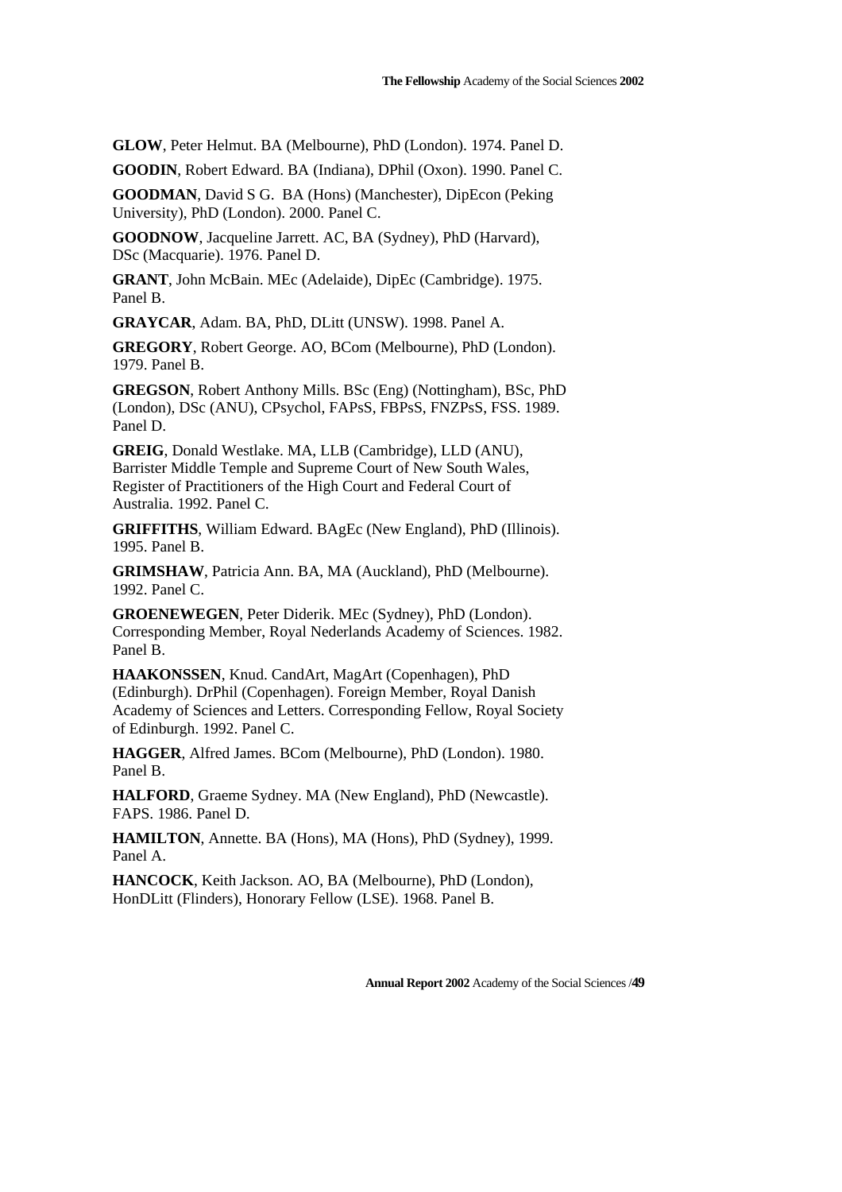**GLOW**, Peter Helmut. BA (Melbourne), PhD (London). 1974. Panel D.

**GOODIN**, Robert Edward. BA (Indiana), DPhil (Oxon). 1990. Panel C.

**GOODMAN**, David S G. BA (Hons) (Manchester), DipEcon (Peking University), PhD (London). 2000. Panel C.

**GOODNOW**, Jacqueline Jarrett. AC, BA (Sydney), PhD (Harvard), DSc (Macquarie). 1976. Panel D.

**GRANT**, John McBain. MEc (Adelaide), DipEc (Cambridge). 1975. Panel B.

**GRAYCAR**, Adam. BA, PhD, DLitt (UNSW). 1998. Panel A.

**GREGORY**, Robert George. AO, BCom (Melbourne), PhD (London). 1979. Panel B.

**GREGSON**, Robert Anthony Mills. BSc (Eng) (Nottingham), BSc, PhD (London), DSc (ANU), CPsychol, FAPsS, FBPsS, FNZPsS, FSS. 1989. Panel D.

**GREIG**, Donald Westlake. MA, LLB (Cambridge), LLD (ANU), Barrister Middle Temple and Supreme Court of New South Wales, Register of Practitioners of the High Court and Federal Court of Australia. 1992. Panel C.

**GRIFFITHS**, William Edward. BAgEc (New England), PhD (Illinois). 1995. Panel B.

**GRIMSHAW**, Patricia Ann. BA, MA (Auckland), PhD (Melbourne). 1992. Panel C.

**GROENEWEGEN**, Peter Diderik. MEc (Sydney), PhD (London). Corresponding Member, Royal Nederlands Academy of Sciences. 1982. Panel B.

**HAAKONSSEN**, Knud. CandArt, MagArt (Copenhagen), PhD (Edinburgh). DrPhil (Copenhagen). Foreign Member, Royal Danish Academy of Sciences and Letters. Corresponding Fellow, Royal Society of Edinburgh. 1992. Panel C.

**HAGGER**, Alfred James. BCom (Melbourne), PhD (London). 1980. Panel B.

**HALFORD**, Graeme Sydney. MA (New England), PhD (Newcastle). FAPS. 1986. Panel D.

**HAMILTON**, Annette. BA (Hons), MA (Hons), PhD (Sydney), 1999. Panel A.

**HANCOCK**, Keith Jackson. AO, BA (Melbourne), PhD (London), HonDLitt (Flinders), Honorary Fellow (LSE). 1968. Panel B.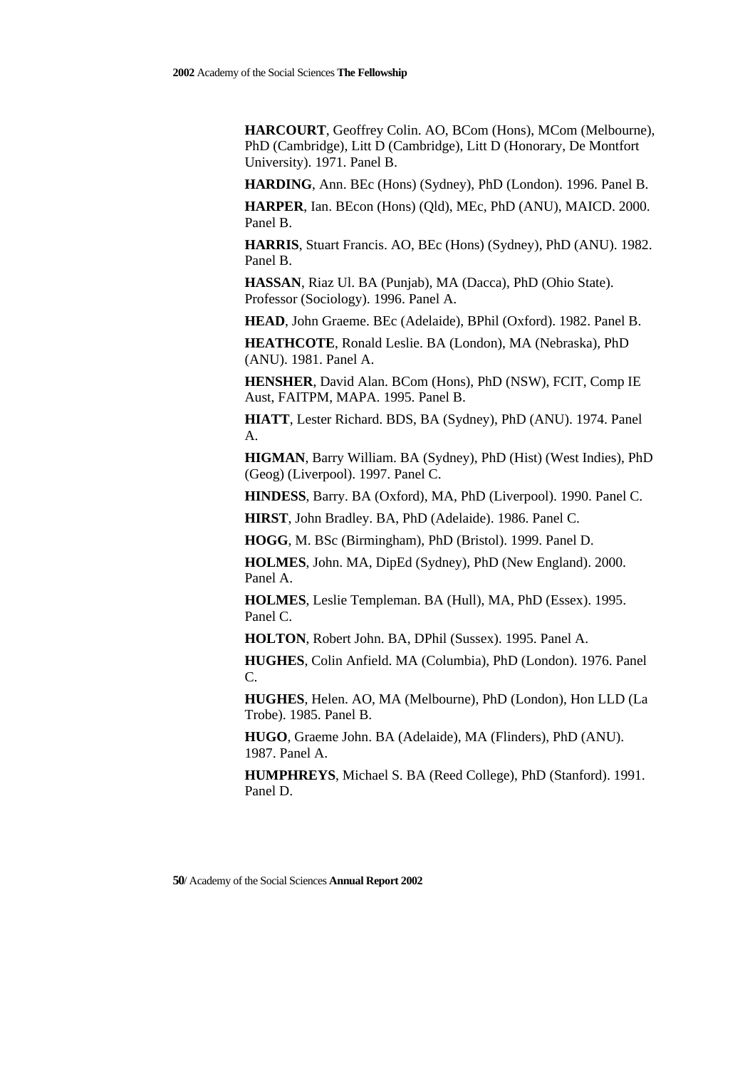**HARCOURT**, Geoffrey Colin. AO, BCom (Hons), MCom (Melbourne), PhD (Cambridge), Litt D (Cambridge), Litt D (Honorary, De Montfort University). 1971. Panel B.

**HARDING**, Ann. BEc (Hons) (Sydney), PhD (London). 1996. Panel B.

**HARPER**, Ian. BEcon (Hons) (Qld), MEc, PhD (ANU), MAICD. 2000. Panel B.

**HARRIS**, Stuart Francis. AO, BEc (Hons) (Sydney), PhD (ANU). 1982. Panel B.

**HASSAN**, Riaz Ul. BA (Punjab), MA (Dacca), PhD (Ohio State). Professor (Sociology). 1996. Panel A.

**HEAD**, John Graeme. BEc (Adelaide), BPhil (Oxford). 1982. Panel B.

**HEATHCOTE**, Ronald Leslie. BA (London), MA (Nebraska), PhD (ANU). 1981. Panel A.

**HENSHER**, David Alan. BCom (Hons), PhD (NSW), FCIT, Comp IE Aust, FAITPM, MAPA. 1995. Panel B.

**HIATT**, Lester Richard. BDS, BA (Sydney), PhD (ANU). 1974. Panel A.

**HIGMAN**, Barry William. BA (Sydney), PhD (Hist) (West Indies), PhD (Geog) (Liverpool). 1997. Panel C.

**HINDESS**, Barry. BA (Oxford), MA, PhD (Liverpool). 1990. Panel C.

**HIRST**, John Bradley. BA, PhD (Adelaide). 1986. Panel C.

**HOGG**, M. BSc (Birmingham), PhD (Bristol). 1999. Panel D.

**HOLMES**, John. MA, DipEd (Sydney), PhD (New England). 2000. Panel A.

**HOLMES**, Leslie Templeman. BA (Hull), MA, PhD (Essex). 1995. Panel C.

**HOLTON**, Robert John. BA, DPhil (Sussex). 1995. Panel A.

**HUGHES**, Colin Anfield. MA (Columbia), PhD (London). 1976. Panel C.

**HUGHES**, Helen. AO, MA (Melbourne), PhD (London), Hon LLD (La Trobe). 1985. Panel B.

**HUGO**, Graeme John. BA (Adelaide), MA (Flinders), PhD (ANU). 1987. Panel A.

**HUMPHREYS**, Michael S. BA (Reed College), PhD (Stanford). 1991. Panel D.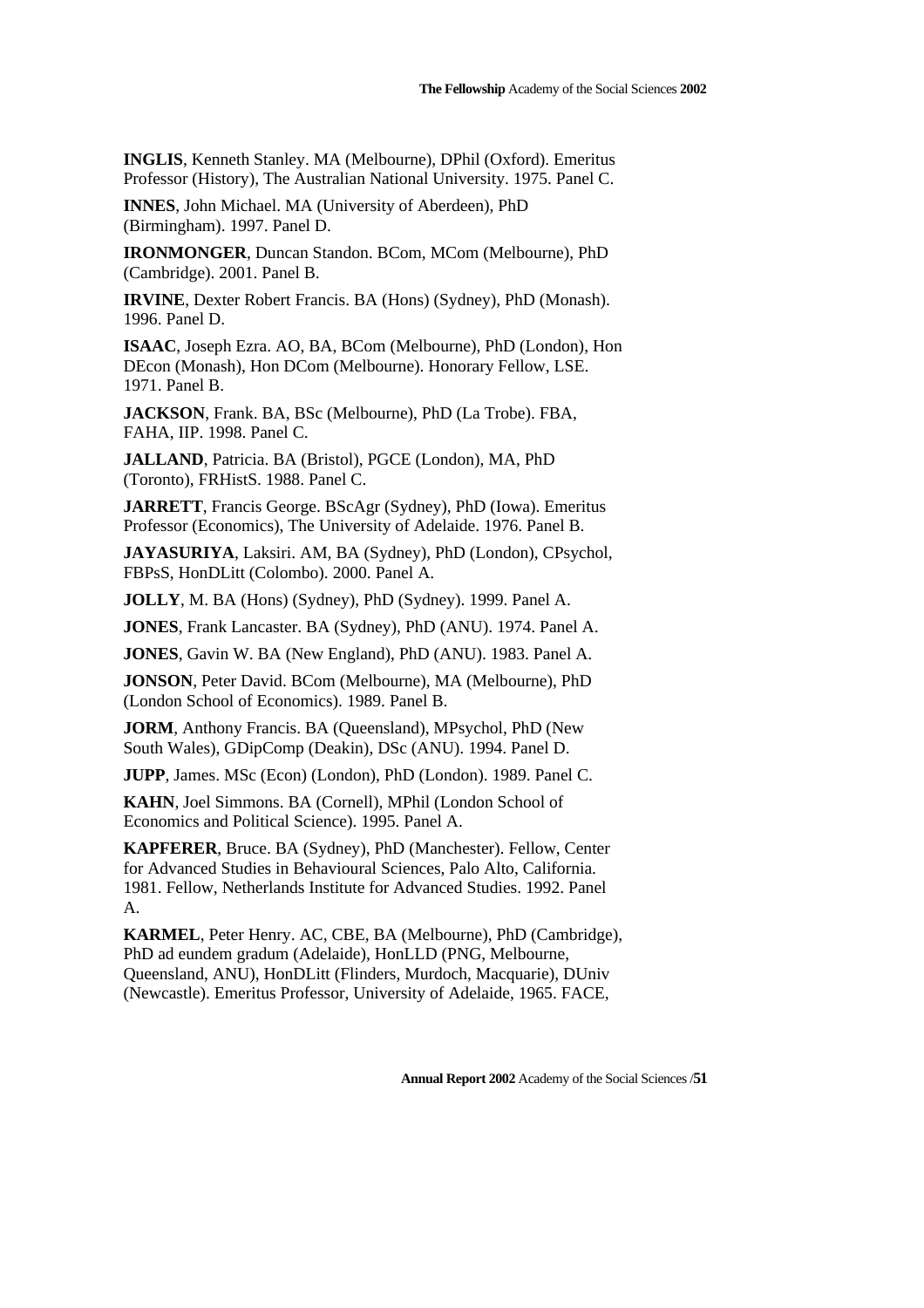**INGLIS**, Kenneth Stanley. MA (Melbourne), DPhil (Oxford). Emeritus Professor (History), The Australian National University. 1975. Panel C.

**INNES**, John Michael. MA (University of Aberdeen), PhD (Birmingham). 1997. Panel D.

**IRONMONGER**, Duncan Standon. BCom, MCom (Melbourne), PhD (Cambridge). 2001. Panel B.

**IRVINE**, Dexter Robert Francis. BA (Hons) (Sydney), PhD (Monash). 1996. Panel D.

**ISAAC**, Joseph Ezra. AO, BA, BCom (Melbourne), PhD (London), Hon DEcon (Monash), Hon DCom (Melbourne). Honorary Fellow, LSE. 1971. Panel B.

**JACKSON**, Frank. BA, BSc (Melbourne), PhD (La Trobe). FBA, FAHA, IIP. 1998. Panel C.

**JALLAND**, Patricia. BA (Bristol), PGCE (London), MA, PhD (Toronto), FRHistS. 1988. Panel C.

**JARRETT**, Francis George. BScAgr (Sydney), PhD (Iowa). Emeritus Professor (Economics), The University of Adelaide. 1976. Panel B.

**JAYASURIYA**, Laksiri. AM, BA (Sydney), PhD (London), CPsychol, FBPsS, HonDLitt (Colombo). 2000. Panel A.

**JOLLY**, M. BA (Hons) (Sydney), PhD (Sydney). 1999. Panel A.

**JONES**, Frank Lancaster. BA (Sydney), PhD (ANU). 1974. Panel A.

**JONES**, Gavin W. BA (New England), PhD (ANU). 1983. Panel A.

**JONSON**, Peter David. BCom (Melbourne), MA (Melbourne), PhD (London School of Economics). 1989. Panel B.

**JORM**, Anthony Francis. BA (Queensland), MPsychol, PhD (New South Wales), GDipComp (Deakin), DSc (ANU). 1994. Panel D.

**JUPP**, James. MSc (Econ) (London), PhD (London). 1989. Panel C.

**KAHN**, Joel Simmons. BA (Cornell), MPhil (London School of Economics and Political Science). 1995. Panel A.

**KAPFERER**, Bruce. BA (Sydney), PhD (Manchester). Fellow, Center for Advanced Studies in Behavioural Sciences, Palo Alto, California. 1981. Fellow, Netherlands Institute for Advanced Studies. 1992. Panel A.

**KARMEL**, Peter Henry. AC, CBE, BA (Melbourne), PhD (Cambridge), PhD ad eundem gradum (Adelaide), HonLLD (PNG, Melbourne, Queensland, ANU), HonDLitt (Flinders, Murdoch, Macquarie), DUniv (Newcastle). Emeritus Professor, University of Adelaide, 1965. FACE,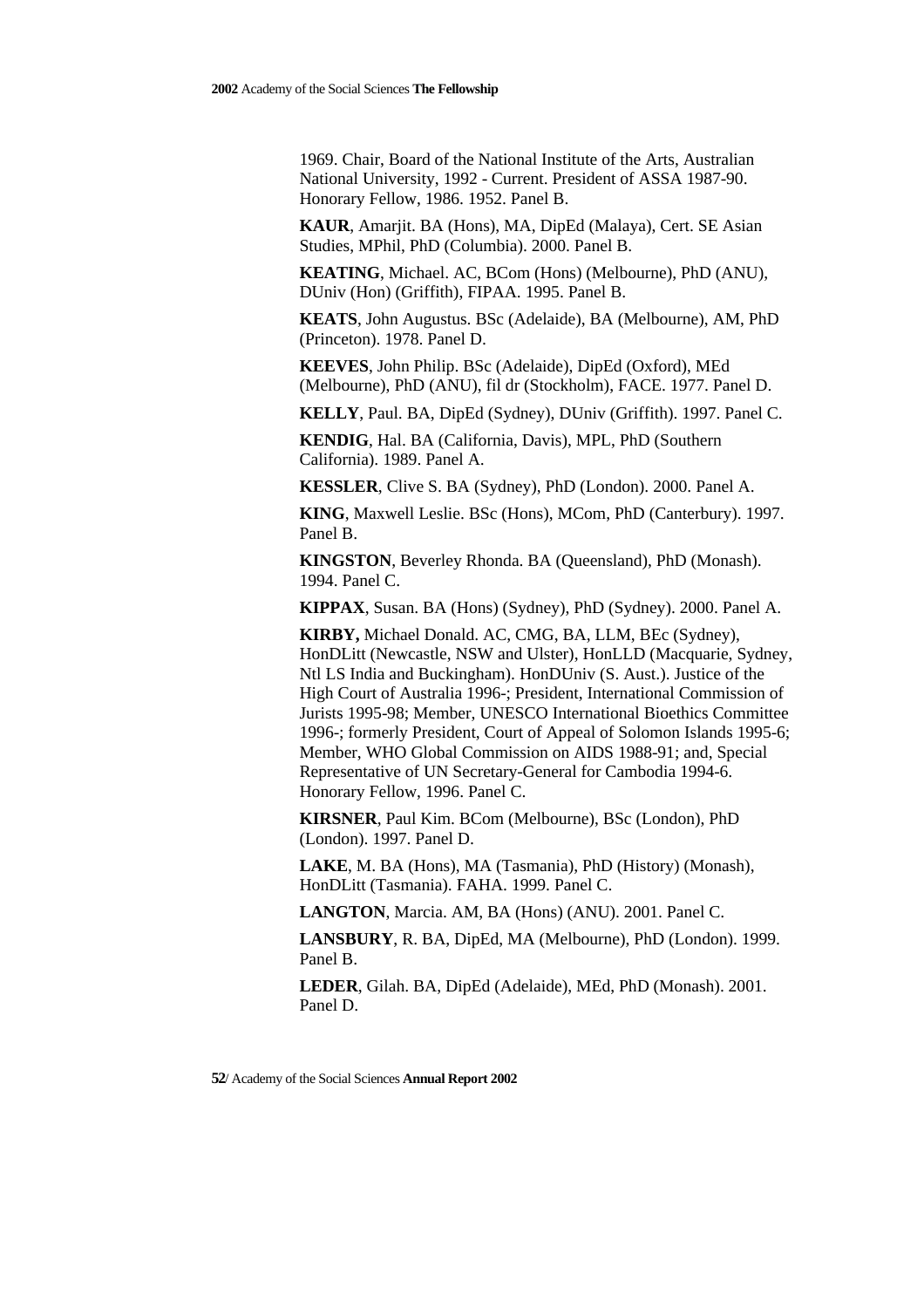1969. Chair, Board of the National Institute of the Arts, Australian National University, 1992 - Current. President of ASSA 1987-90. Honorary Fellow, 1986. 1952. Panel B.

**KAUR**, Amarjit. BA (Hons), MA, DipEd (Malaya), Cert. SE Asian Studies, MPhil, PhD (Columbia). 2000. Panel B.

**KEATING**, Michael. AC, BCom (Hons) (Melbourne), PhD (ANU), DUniv (Hon) (Griffith), FIPAA. 1995. Panel B.

**KEATS**, John Augustus. BSc (Adelaide), BA (Melbourne), AM, PhD (Princeton). 1978. Panel D.

**KEEVES**, John Philip. BSc (Adelaide), DipEd (Oxford), MEd (Melbourne), PhD (ANU), fil dr (Stockholm), FACE. 1977. Panel D.

**KELLY**, Paul. BA, DipEd (Sydney), DUniv (Griffith). 1997. Panel C.

**KENDIG**, Hal. BA (California, Davis), MPL, PhD (Southern California). 1989. Panel A.

**KESSLER**, Clive S. BA (Sydney), PhD (London). 2000. Panel A.

**KING**, Maxwell Leslie. BSc (Hons), MCom, PhD (Canterbury). 1997. Panel B.

**KINGSTON**, Beverley Rhonda. BA (Queensland), PhD (Monash). 1994. Panel C.

**KIPPAX**, Susan. BA (Hons) (Sydney), PhD (Sydney). 2000. Panel A.

**KIRBY,** Michael Donald. AC, CMG, BA, LLM, BEc (Sydney), HonDLitt (Newcastle, NSW and Ulster), HonLLD (Macquarie, Sydney, Ntl LS India and Buckingham). HonDUniv (S. Aust.). Justice of the High Court of Australia 1996-; President, International Commission of Jurists 1995-98; Member, UNESCO International Bioethics Committee 1996-; formerly President, Court of Appeal of Solomon Islands 1995-6; Member, WHO Global Commission on AIDS 1988-91; and, Special Representative of UN Secretary-General for Cambodia 1994-6. Honorary Fellow, 1996. Panel C.

**KIRSNER**, Paul Kim. BCom (Melbourne), BSc (London), PhD (London). 1997. Panel D.

**LAKE**, M. BA (Hons), MA (Tasmania), PhD (History) (Monash), HonDLitt (Tasmania). FAHA. 1999. Panel C.

**LANGTON**, Marcia. AM, BA (Hons) (ANU). 2001. Panel C.

**LANSBURY**, R. BA, DipEd, MA (Melbourne), PhD (London). 1999. Panel B.

**LEDER**, Gilah. BA, DipEd (Adelaide), MEd, PhD (Monash). 2001. Panel D.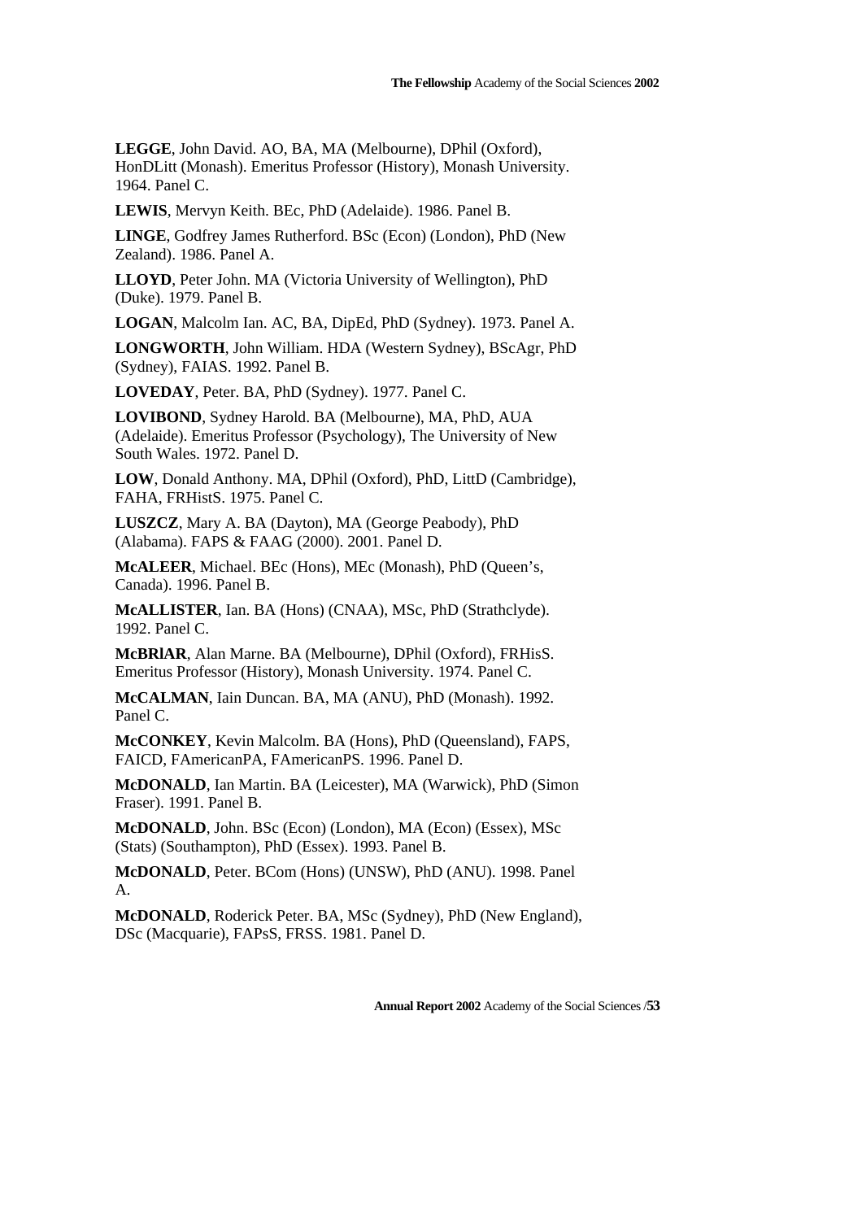**LEGGE**, John David. AO, BA, MA (Melbourne), DPhil (Oxford), HonDLitt (Monash). Emeritus Professor (History), Monash University. 1964. Panel C.

**LEWIS**, Mervyn Keith. BEc, PhD (Adelaide). 1986. Panel B.

**LINGE**, Godfrey James Rutherford. BSc (Econ) (London), PhD (New Zealand). 1986. Panel A.

**LLOYD**, Peter John. MA (Victoria University of Wellington), PhD (Duke). 1979. Panel B.

**LOGAN**, Malcolm Ian. AC, BA, DipEd, PhD (Sydney). 1973. Panel A.

**LONGWORTH**, John William. HDA (Western Sydney), BScAgr, PhD (Sydney), FAIAS. 1992. Panel B.

**LOVEDAY**, Peter. BA, PhD (Sydney). 1977. Panel C.

**LOVIBOND**, Sydney Harold. BA (Melbourne), MA, PhD, AUA (Adelaide). Emeritus Professor (Psychology), The University of New South Wales. 1972. Panel D.

**LOW**, Donald Anthony. MA, DPhil (Oxford), PhD, LittD (Cambridge), FAHA, FRHistS. 1975. Panel C.

**LUSZCZ**, Mary A. BA (Dayton), MA (George Peabody), PhD (Alabama). FAPS & FAAG (2000). 2001. Panel D.

**McALEER**, Michael. BEc (Hons), MEc (Monash), PhD (Queen's, Canada). 1996. Panel B.

**McALLISTER**, Ian. BA (Hons) (CNAA), MSc, PhD (Strathclyde). 1992. Panel C.

**McBRlAR**, Alan Marne. BA (Melbourne), DPhil (Oxford), FRHisS. Emeritus Professor (History), Monash University. 1974. Panel C.

**McCALMAN**, Iain Duncan. BA, MA (ANU), PhD (Monash). 1992. Panel C.

**McCONKEY**, Kevin Malcolm. BA (Hons), PhD (Queensland), FAPS, FAICD, FAmericanPA, FAmericanPS. 1996. Panel D.

**McDONALD**, Ian Martin. BA (Leicester), MA (Warwick), PhD (Simon Fraser). 1991. Panel B.

**McDONALD**, John. BSc (Econ) (London), MA (Econ) (Essex), MSc (Stats) (Southampton), PhD (Essex). 1993. Panel B.

**McDONALD**, Peter. BCom (Hons) (UNSW), PhD (ANU). 1998. Panel A.

**McDONALD**, Roderick Peter. BA, MSc (Sydney), PhD (New England), DSc (Macquarie), FAPsS, FRSS. 1981. Panel D.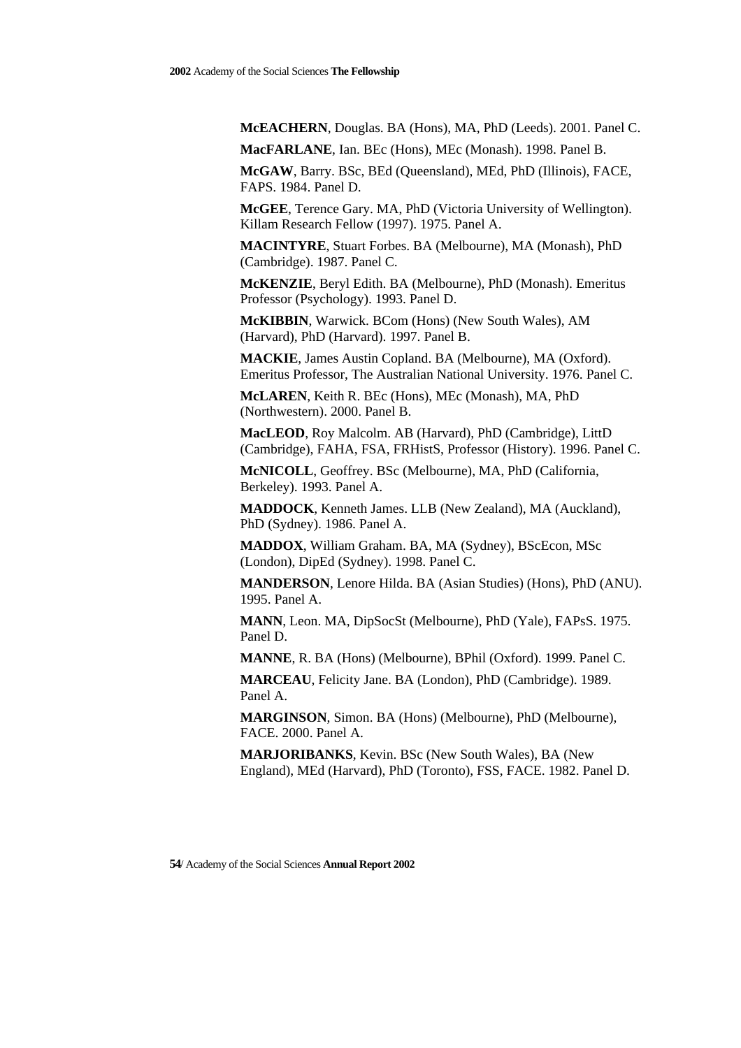**McEACHERN**, Douglas. BA (Hons), MA, PhD (Leeds). 2001. Panel C.

**MacFARLANE**, Ian. BEc (Hons), MEc (Monash). 1998. Panel B.

**McGAW**, Barry. BSc, BEd (Queensland), MEd, PhD (Illinois), FACE, FAPS. 1984. Panel D.

**McGEE**, Terence Gary. MA, PhD (Victoria University of Wellington). Killam Research Fellow (1997). 1975. Panel A.

**MACINTYRE**, Stuart Forbes. BA (Melbourne), MA (Monash), PhD (Cambridge). 1987. Panel C.

**McKENZIE**, Beryl Edith. BA (Melbourne), PhD (Monash). Emeritus Professor (Psychology). 1993. Panel D.

**McKIBBIN**, Warwick. BCom (Hons) (New South Wales), AM (Harvard), PhD (Harvard). 1997. Panel B.

**MACKIE**, James Austin Copland. BA (Melbourne), MA (Oxford). Emeritus Professor, The Australian National University. 1976. Panel C.

**McLAREN**, Keith R. BEc (Hons), MEc (Monash), MA, PhD (Northwestern). 2000. Panel B.

**MacLEOD**, Roy Malcolm. AB (Harvard), PhD (Cambridge), LittD (Cambridge), FAHA, FSA, FRHistS, Professor (History). 1996. Panel C.

**McNICOLL**, Geoffrey. BSc (Melbourne), MA, PhD (California, Berkeley). 1993. Panel A.

**MADDOCK**, Kenneth James. LLB (New Zealand), MA (Auckland), PhD (Sydney). 1986. Panel A.

**MADDOX**, William Graham. BA, MA (Sydney), BScEcon, MSc (London), DipEd (Sydney). 1998. Panel C.

**MANDERSON**, Lenore Hilda. BA (Asian Studies) (Hons), PhD (ANU). 1995. Panel A.

**MANN**, Leon. MA, DipSocSt (Melbourne), PhD (Yale), FAPsS. 1975. Panel D.

**MANNE**, R. BA (Hons) (Melbourne), BPhil (Oxford). 1999. Panel C.

**MARCEAU**, Felicity Jane. BA (London), PhD (Cambridge). 1989. Panel A.

**MARGINSON**, Simon. BA (Hons) (Melbourne), PhD (Melbourne), FACE. 2000. Panel A.

**MARJORIBANKS**, Kevin. BSc (New South Wales), BA (New England), MEd (Harvard), PhD (Toronto), FSS, FACE. 1982. Panel D.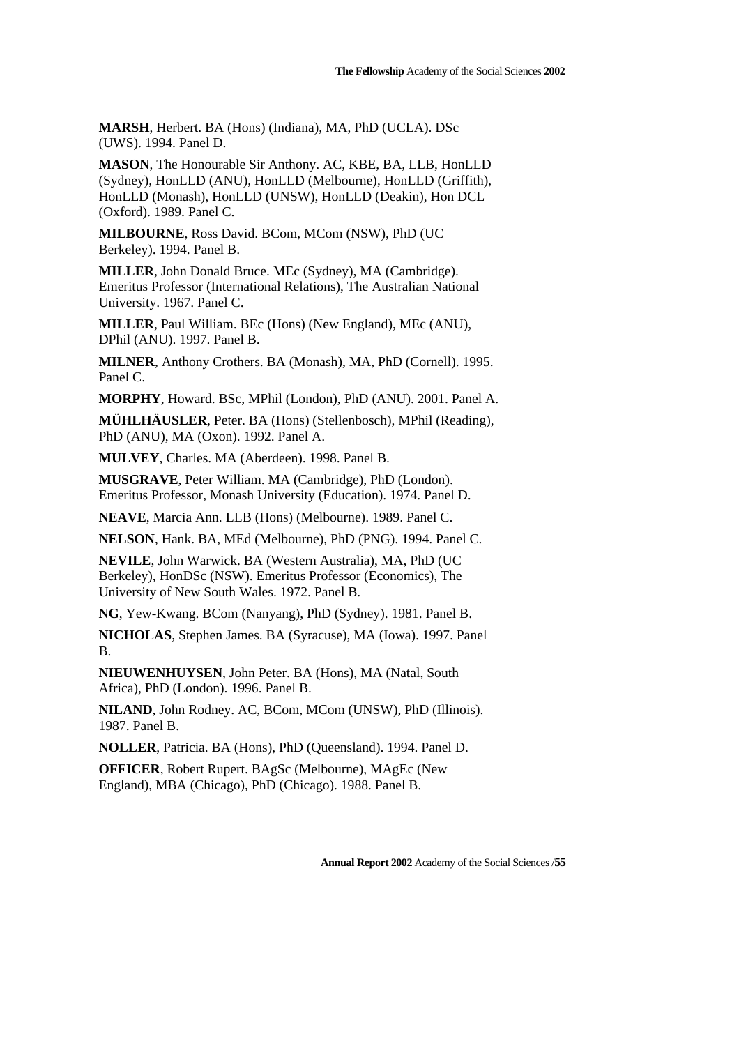**MARSH**, Herbert. BA (Hons) (Indiana), MA, PhD (UCLA). DSc (UWS). 1994. Panel D.

**MASON**, The Honourable Sir Anthony. AC, KBE, BA, LLB, HonLLD (Sydney), HonLLD (ANU), HonLLD (Melbourne), HonLLD (Griffith), HonLLD (Monash), HonLLD (UNSW), HonLLD (Deakin), Hon DCL (Oxford). 1989. Panel C.

**MILBOURNE**, Ross David. BCom, MCom (NSW), PhD (UC Berkeley). 1994. Panel B.

**MILLER**, John Donald Bruce. MEc (Sydney), MA (Cambridge). Emeritus Professor (International Relations), The Australian National University. 1967. Panel C.

**MILLER**, Paul William. BEc (Hons) (New England), MEc (ANU), DPhil (ANU). 1997. Panel B.

**MILNER**, Anthony Crothers. BA (Monash), MA, PhD (Cornell). 1995. Panel C.

**MORPHY**, Howard. BSc, MPhil (London), PhD (ANU). 2001. Panel A.

**MÜHLHÄUSLER**, Peter. BA (Hons) (Stellenbosch), MPhil (Reading), PhD (ANU), MA (Oxon). 1992. Panel A.

**MULVEY**, Charles. MA (Aberdeen). 1998. Panel B.

**MUSGRAVE**, Peter William. MA (Cambridge), PhD (London). Emeritus Professor, Monash University (Education). 1974. Panel D.

**NEAVE**, Marcia Ann. LLB (Hons) (Melbourne). 1989. Panel C.

**NELSON**, Hank. BA, MEd (Melbourne), PhD (PNG). 1994. Panel C.

**NEVILE**, John Warwick. BA (Western Australia), MA, PhD (UC Berkeley), HonDSc (NSW). Emeritus Professor (Economics), The University of New South Wales. 1972. Panel B.

**NG**, Yew-Kwang. BCom (Nanyang), PhD (Sydney). 1981. Panel B.

**NICHOLAS**, Stephen James. BA (Syracuse), MA (Iowa). 1997. Panel B.

**NIEUWENHUYSEN**, John Peter. BA (Hons), MA (Natal, South Africa), PhD (London). 1996. Panel B.

**NILAND**, John Rodney. AC, BCom, MCom (UNSW), PhD (Illinois). 1987. Panel B.

**NOLLER**, Patricia. BA (Hons), PhD (Queensland). 1994. Panel D.

**OFFICER**, Robert Rupert. BAgSc (Melbourne), MAgEc (New England), MBA (Chicago), PhD (Chicago). 1988. Panel B.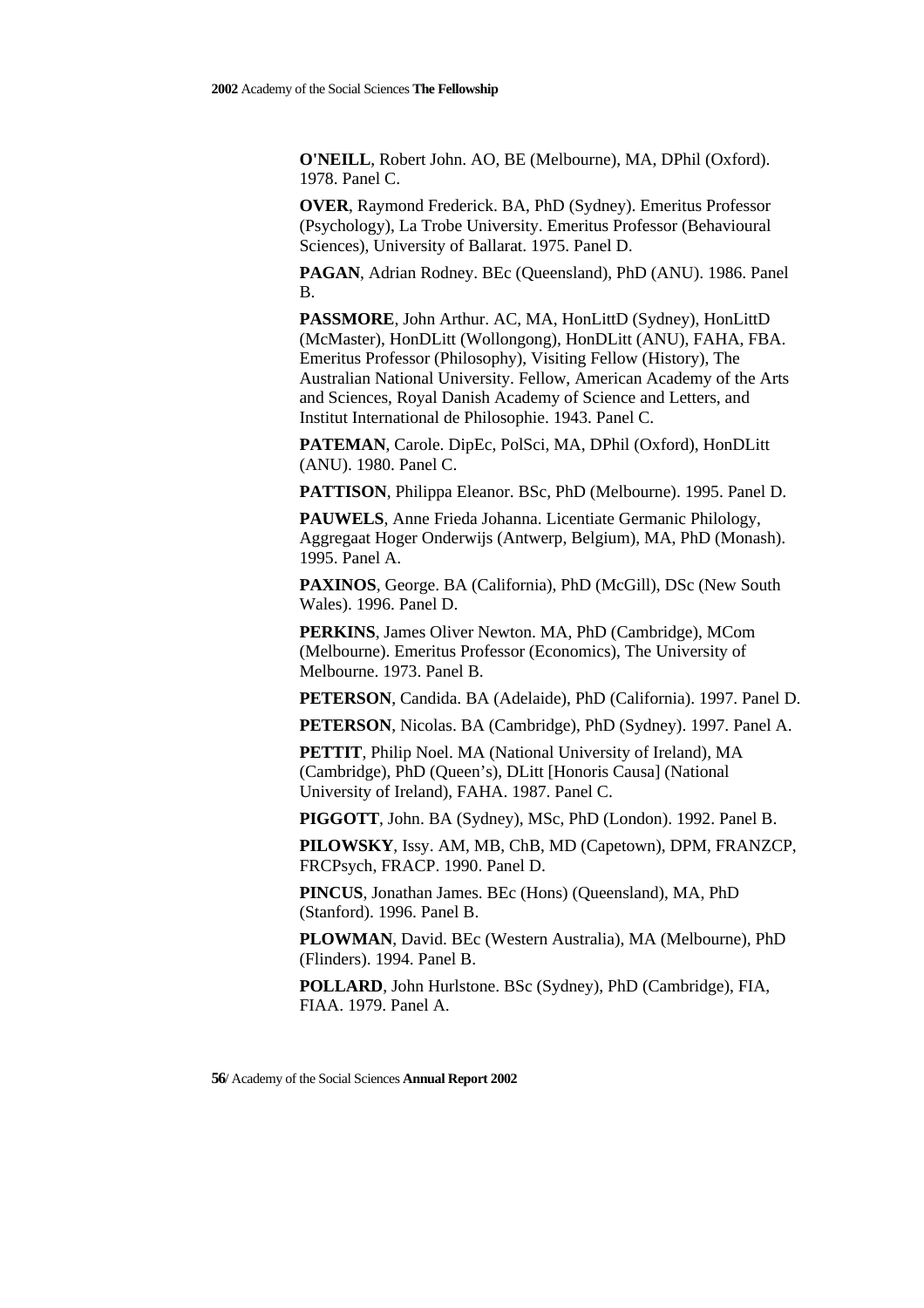**O'NEILL**, Robert John. AO, BE (Melbourne), MA, DPhil (Oxford). 1978. Panel C.

**OVER**, Raymond Frederick. BA, PhD (Sydney). Emeritus Professor (Psychology), La Trobe University. Emeritus Professor (Behavioural Sciences), University of Ballarat. 1975. Panel D.

**PAGAN**, Adrian Rodney. BEc (Queensland), PhD (ANU). 1986. Panel B.

**PASSMORE**, John Arthur. AC, MA, HonLittD (Sydney), HonLittD (McMaster), HonDLitt (Wollongong), HonDLitt (ANU), FAHA, FBA. Emeritus Professor (Philosophy), Visiting Fellow (History), The Australian National University. Fellow, American Academy of the Arts and Sciences, Royal Danish Academy of Science and Letters, and Institut International de Philosophie. 1943. Panel C.

**PATEMAN**, Carole. DipEc, PolSci, MA, DPhil (Oxford), HonDLitt (ANU). 1980. Panel C.

**PATTISON**, Philippa Eleanor. BSc, PhD (Melbourne). 1995. Panel D.

**PAUWELS**, Anne Frieda Johanna. Licentiate Germanic Philology, Aggregaat Hoger Onderwijs (Antwerp, Belgium), MA, PhD (Monash). 1995. Panel A.

**PAXINOS**, George. BA (California), PhD (McGill), DSc (New South Wales). 1996. Panel D.

**PERKINS**, James Oliver Newton. MA, PhD (Cambridge), MCom (Melbourne). Emeritus Professor (Economics), The University of Melbourne. 1973. Panel B.

**PETERSON**, Candida. BA (Adelaide), PhD (California). 1997. Panel D.

**PETERSON**, Nicolas. BA (Cambridge), PhD (Sydney). 1997. Panel A.

**PETTIT**, Philip Noel. MA (National University of Ireland), MA (Cambridge), PhD (Queen's), DLitt [Honoris Causa] (National University of Ireland), FAHA. 1987. Panel C.

**PIGGOTT**, John. BA (Sydney), MSc, PhD (London). 1992. Panel B.

**PILOWSKY**, Issy. AM, MB, ChB, MD (Capetown), DPM, FRANZCP, FRCPsych, FRACP. 1990. Panel D.

**PINCUS**, Jonathan James. BEc (Hons) (Queensland), MA, PhD (Stanford). 1996. Panel B.

**PLOWMAN**, David. BEc (Western Australia), MA (Melbourne), PhD (Flinders). 1994. Panel B.

**POLLARD**, John Hurlstone. BSc (Sydney), PhD (Cambridge), FIA, FIAA. 1979. Panel A.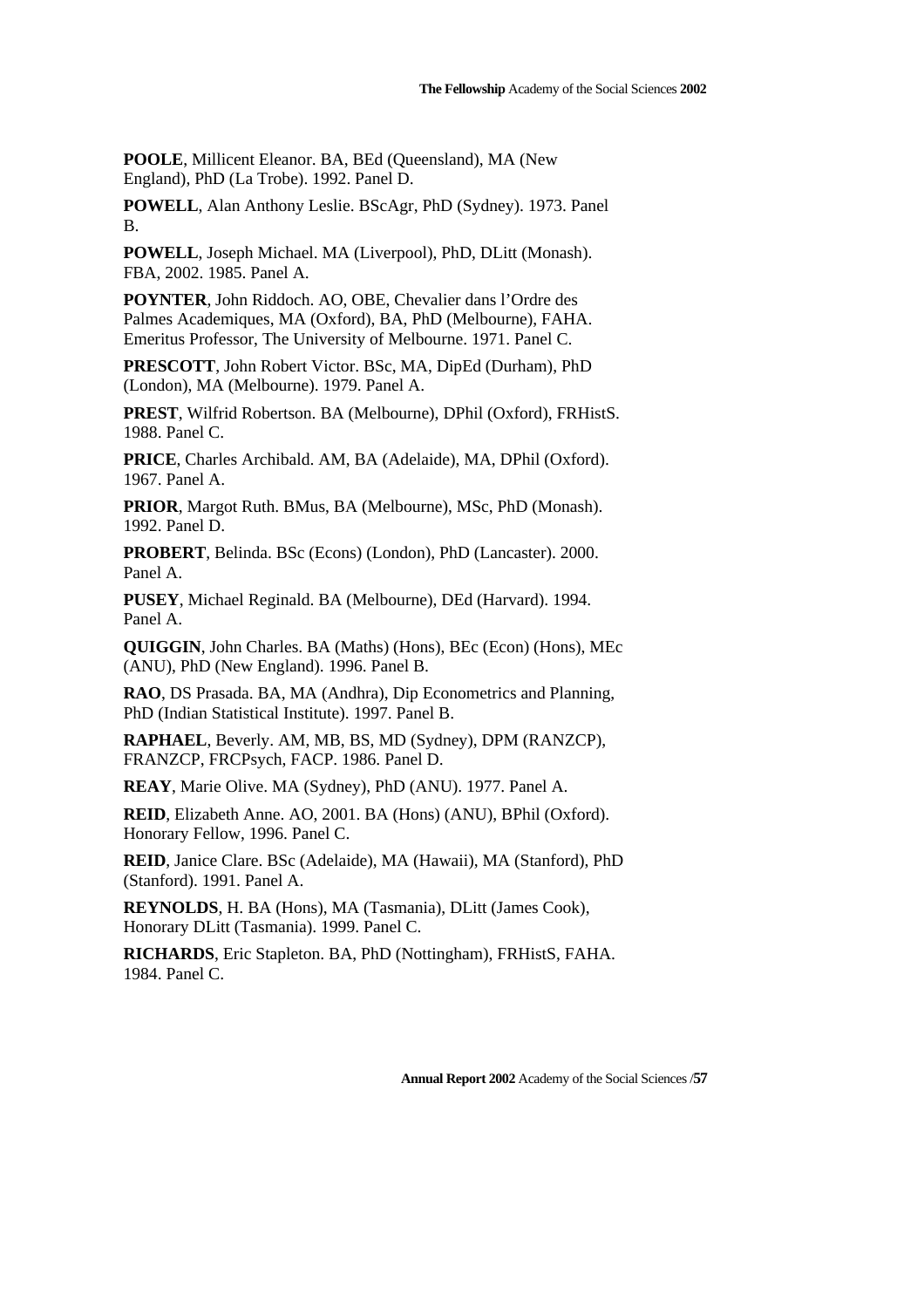**POOLE**, Millicent Eleanor. BA, BEd (Queensland), MA (New England), PhD (La Trobe). 1992. Panel D.

**POWELL**, Alan Anthony Leslie. BScAgr, PhD (Sydney). 1973. Panel B.

**POWELL**, Joseph Michael. MA (Liverpool), PhD, DLitt (Monash). FBA, 2002. 1985. Panel A.

**POYNTER**, John Riddoch. AO, OBE, Chevalier dans l'Ordre des Palmes Academiques, MA (Oxford), BA, PhD (Melbourne), FAHA. Emeritus Professor, The University of Melbourne. 1971. Panel C.

**PRESCOTT**, John Robert Victor. BSc, MA, DipEd (Durham), PhD (London), MA (Melbourne). 1979. Panel A.

**PREST**, Wilfrid Robertson. BA (Melbourne), DPhil (Oxford), FRHistS. 1988. Panel C.

**PRICE**, Charles Archibald. AM, BA (Adelaide), MA, DPhil (Oxford). 1967. Panel A.

**PRIOR**, Margot Ruth. BMus, BA (Melbourne), MSc, PhD (Monash). 1992. Panel D.

**PROBERT**, Belinda. BSc (Econs) (London), PhD (Lancaster). 2000. Panel A.

**PUSEY**, Michael Reginald. BA (Melbourne), DEd (Harvard). 1994. Panel A.

**QUIGGIN**, John Charles. BA (Maths) (Hons), BEc (Econ) (Hons), MEc (ANU), PhD (New England). 1996. Panel B.

**RAO**, DS Prasada. BA, MA (Andhra), Dip Econometrics and Planning, PhD (Indian Statistical Institute). 1997. Panel B.

**RAPHAEL**, Beverly. AM, MB, BS, MD (Sydney), DPM (RANZCP), FRANZCP, FRCPsych, FACP. 1986. Panel D.

**REAY**, Marie Olive. MA (Sydney), PhD (ANU). 1977. Panel A.

**REID**, Elizabeth Anne. AO, 2001. BA (Hons) (ANU), BPhil (Oxford). Honorary Fellow, 1996. Panel C.

**REID**, Janice Clare. BSc (Adelaide), MA (Hawaii), MA (Stanford), PhD (Stanford). 1991. Panel A.

**REYNOLDS**, H. BA (Hons), MA (Tasmania), DLitt (James Cook), Honorary DLitt (Tasmania). 1999. Panel C.

**RICHARDS**, Eric Stapleton. BA, PhD (Nottingham), FRHistS, FAHA. 1984. Panel C.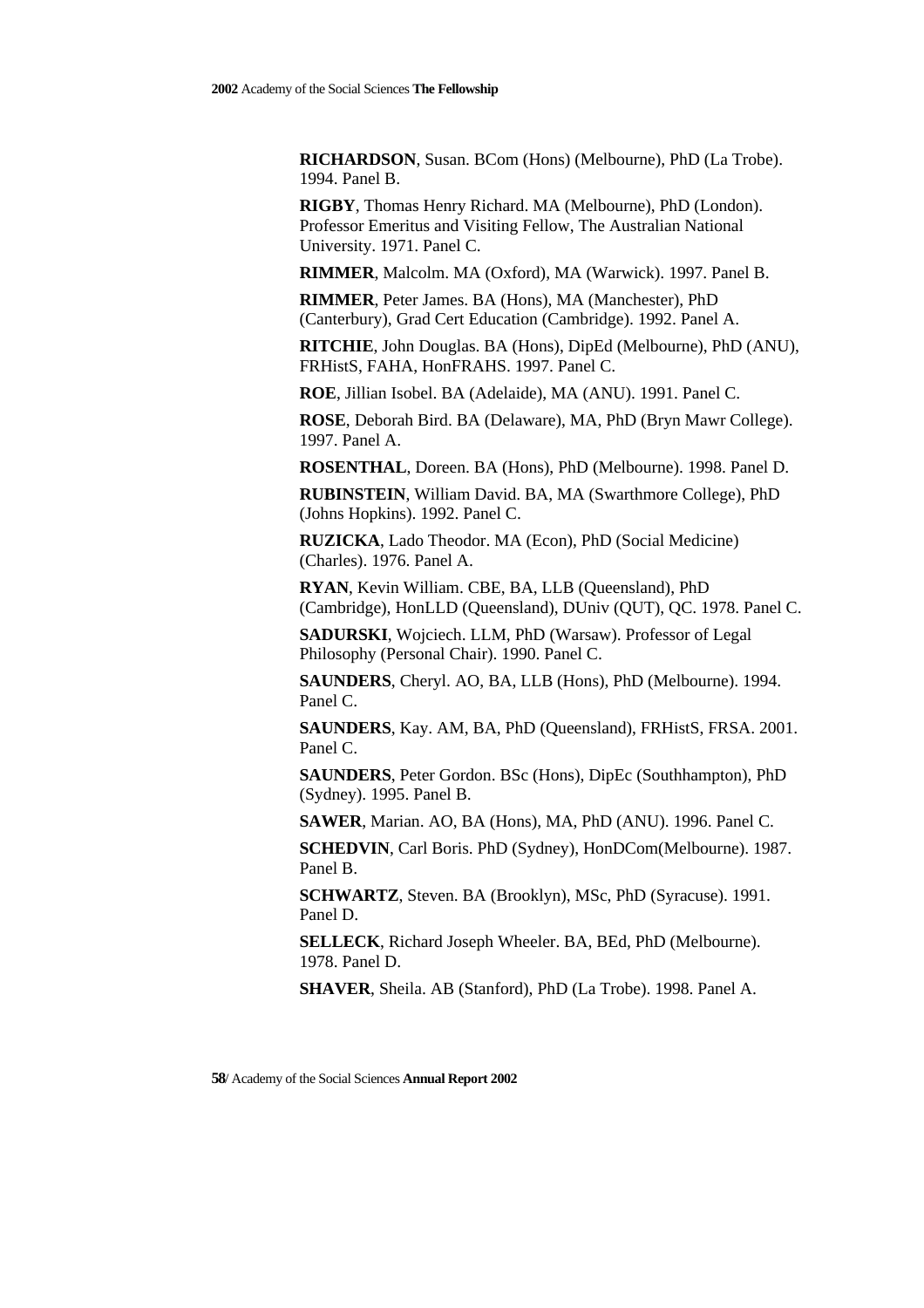**RICHARDSON**, Susan. BCom (Hons) (Melbourne), PhD (La Trobe). 1994. Panel B.

**RIGBY**, Thomas Henry Richard. MA (Melbourne), PhD (London). Professor Emeritus and Visiting Fellow, The Australian National University. 1971. Panel C.

**RIMMER**, Malcolm. MA (Oxford), MA (Warwick). 1997. Panel B.

**RIMMER**, Peter James. BA (Hons), MA (Manchester), PhD (Canterbury), Grad Cert Education (Cambridge). 1992. Panel A.

**RITCHIE**, John Douglas. BA (Hons), DipEd (Melbourne), PhD (ANU), FRHistS, FAHA, HonFRAHS. 1997. Panel C.

**ROE**, Jillian Isobel. BA (Adelaide), MA (ANU). 1991. Panel C.

**ROSE**, Deborah Bird. BA (Delaware), MA, PhD (Bryn Mawr College). 1997. Panel A.

**ROSENTHAL**, Doreen. BA (Hons), PhD (Melbourne). 1998. Panel D.

**RUBINSTEIN**, William David. BA, MA (Swarthmore College), PhD (Johns Hopkins). 1992. Panel C.

**RUZICKA**, Lado Theodor. MA (Econ), PhD (Social Medicine) (Charles). 1976. Panel A.

**RYAN**, Kevin William. CBE, BA, LLB (Queensland), PhD (Cambridge), HonLLD (Queensland), DUniv (QUT), QC. 1978. Panel C.

**SADURSKI**, Wojciech. LLM, PhD (Warsaw). Professor of Legal Philosophy (Personal Chair). 1990. Panel C.

**SAUNDERS**, Cheryl. AO, BA, LLB (Hons), PhD (Melbourne). 1994. Panel C.

**SAUNDERS**, Kay. AM, BA, PhD (Queensland), FRHistS, FRSA. 2001. Panel C.

**SAUNDERS**, Peter Gordon. BSc (Hons), DipEc (Southhampton), PhD (Sydney). 1995. Panel B.

**SAWER**, Marian. AO, BA (Hons), MA, PhD (ANU). 1996. Panel C.

**SCHEDVIN**, Carl Boris. PhD (Sydney), HonDCom(Melbourne). 1987. Panel B.

**SCHWARTZ**, Steven. BA (Brooklyn), MSc, PhD (Syracuse). 1991. Panel D.

**SELLECK**, Richard Joseph Wheeler. BA, BEd, PhD (Melbourne). 1978. Panel D.

**SHAVER**, Sheila. AB (Stanford), PhD (La Trobe). 1998. Panel A.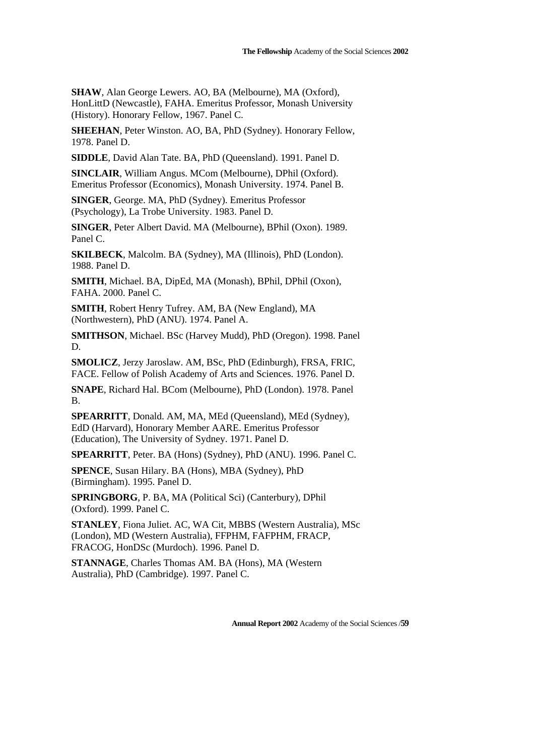**SHAW**, Alan George Lewers. AO, BA (Melbourne), MA (Oxford), HonLittD (Newcastle), FAHA. Emeritus Professor, Monash University (History). Honorary Fellow, 1967. Panel C.

**SHEEHAN**, Peter Winston. AO, BA, PhD (Sydney). Honorary Fellow, 1978. Panel D.

**SIDDLE**, David Alan Tate. BA, PhD (Queensland). 1991. Panel D.

**SINCLAIR**, William Angus. MCom (Melbourne), DPhil (Oxford). Emeritus Professor (Economics), Monash University. 1974. Panel B.

**SINGER**, George. MA, PhD (Sydney). Emeritus Professor (Psychology), La Trobe University. 1983. Panel D.

**SINGER**, Peter Albert David. MA (Melbourne), BPhil (Oxon). 1989. Panel C.

**SKILBECK**, Malcolm. BA (Sydney), MA (Illinois), PhD (London). 1988. Panel D.

**SMITH**, Michael. BA, DipEd, MA (Monash), BPhil, DPhil (Oxon), FAHA. 2000. Panel C.

**SMITH**, Robert Henry Tufrey. AM, BA (New England), MA (Northwestern), PhD (ANU). 1974. Panel A.

**SMITHSON**, Michael. BSc (Harvey Mudd), PhD (Oregon). 1998. Panel D.

**SMOLICZ**, Jerzy Jaroslaw. AM, BSc, PhD (Edinburgh), FRSA, FRIC, FACE. Fellow of Polish Academy of Arts and Sciences. 1976. Panel D.

**SNAPE**, Richard Hal. BCom (Melbourne), PhD (London). 1978. Panel B.

**SPEARRITT**, Donald. AM, MA, MEd (Queensland), MEd (Sydney), EdD (Harvard), Honorary Member AARE. Emeritus Professor (Education), The University of Sydney. 1971. Panel D.

**SPEARRITT**, Peter. BA (Hons) (Sydney), PhD (ANU). 1996. Panel C.

**SPENCE**, Susan Hilary. BA (Hons), MBA (Sydney), PhD (Birmingham). 1995. Panel D.

**SPRINGBORG**, P. BA, MA (Political Sci) (Canterbury), DPhil (Oxford). 1999. Panel C.

**STANLEY**, Fiona Juliet. AC, WA Cit, MBBS (Western Australia), MSc (London), MD (Western Australia), FFPHM, FAFPHM, FRACP, FRACOG, HonDSc (Murdoch). 1996. Panel D.

**STANNAGE**, Charles Thomas AM. BA (Hons), MA (Western Australia), PhD (Cambridge). 1997. Panel C.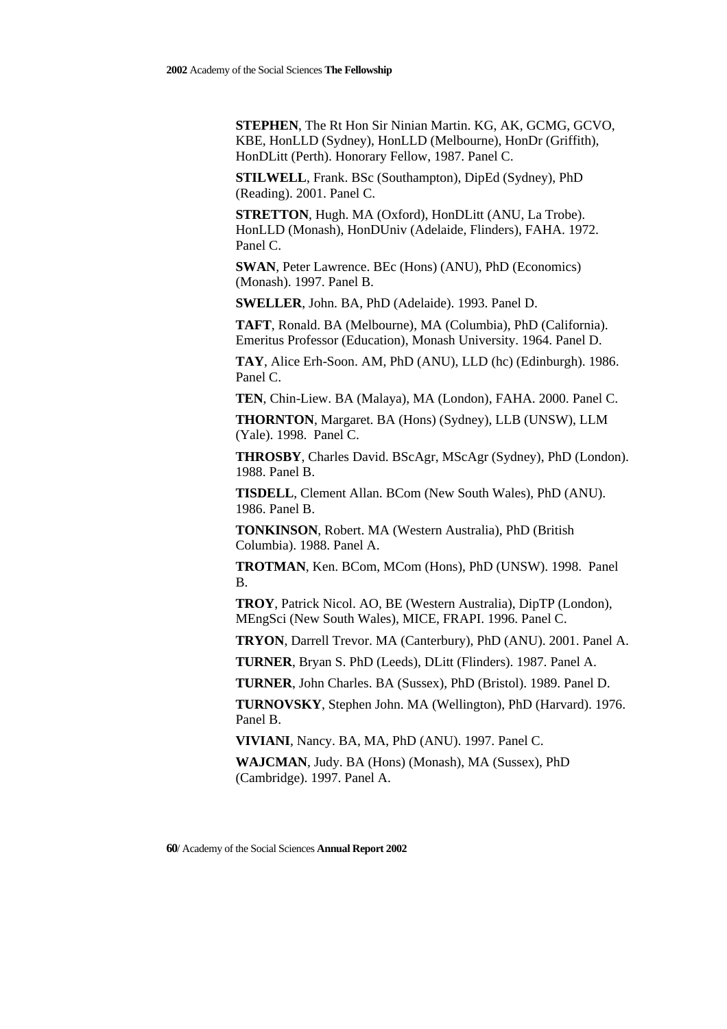**STEPHEN**, The Rt Hon Sir Ninian Martin. KG, AK, GCMG, GCVO, KBE, HonLLD (Sydney), HonLLD (Melbourne), HonDr (Griffith), HonDLitt (Perth). Honorary Fellow, 1987. Panel C.

**STILWELL**, Frank. BSc (Southampton), DipEd (Sydney), PhD (Reading). 2001. Panel C.

**STRETTON**, Hugh. MA (Oxford), HonDLitt (ANU, La Trobe). HonLLD (Monash), HonDUniv (Adelaide, Flinders), FAHA. 1972. Panel C.

**SWAN**, Peter Lawrence. BEc (Hons) (ANU), PhD (Economics) (Monash). 1997. Panel B.

**SWELLER**, John. BA, PhD (Adelaide). 1993. Panel D.

**TAFT**, Ronald. BA (Melbourne), MA (Columbia), PhD (California). Emeritus Professor (Education), Monash University. 1964. Panel D.

**TAY**, Alice Erh-Soon. AM, PhD (ANU), LLD (hc) (Edinburgh). 1986. Panel C.

**TEN**, Chin-Liew. BA (Malaya), MA (London), FAHA. 2000. Panel C.

**THORNTON**, Margaret. BA (Hons) (Sydney), LLB (UNSW), LLM (Yale). 1998. Panel C.

**THROSBY**, Charles David. BScAgr, MScAgr (Sydney), PhD (London). 1988. Panel B.

**TISDELL**, Clement Allan. BCom (New South Wales), PhD (ANU). 1986. Panel B.

**TONKINSON**, Robert. MA (Western Australia), PhD (British Columbia). 1988. Panel A.

**TROTMAN**, Ken. BCom, MCom (Hons), PhD (UNSW). 1998. Panel B.

**TROY**, Patrick Nicol. AO, BE (Western Australia), DipTP (London), MEngSci (New South Wales), MICE, FRAPI. 1996. Panel C.

**TRYON**, Darrell Trevor. MA (Canterbury), PhD (ANU). 2001. Panel A.

**TURNER**, Bryan S. PhD (Leeds), DLitt (Flinders). 1987. Panel A.

**TURNER**, John Charles. BA (Sussex), PhD (Bristol). 1989. Panel D.

**TURNOVSKY**, Stephen John. MA (Wellington), PhD (Harvard). 1976. Panel B.

**VIVIANI**, Nancy. BA, MA, PhD (ANU). 1997. Panel C.

**WAJCMAN**, Judy. BA (Hons) (Monash), MA (Sussex), PhD (Cambridge). 1997. Panel A.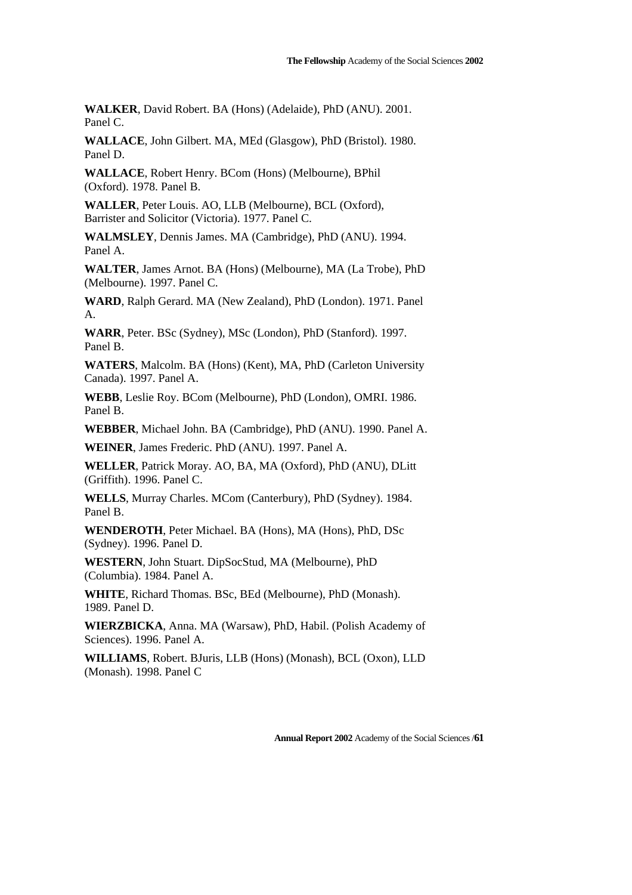**WALKER**, David Robert. BA (Hons) (Adelaide), PhD (ANU). 2001. Panel C.

**WALLACE**, John Gilbert. MA, MEd (Glasgow), PhD (Bristol). 1980. Panel D.

**WALLACE**, Robert Henry. BCom (Hons) (Melbourne), BPhil (Oxford). 1978. Panel B.

**WALLER**, Peter Louis. AO, LLB (Melbourne), BCL (Oxford), Barrister and Solicitor (Victoria). 1977. Panel C.

**WALMSLEY**, Dennis James. MA (Cambridge), PhD (ANU). 1994. Panel A.

**WALTER**, James Arnot. BA (Hons) (Melbourne), MA (La Trobe), PhD (Melbourne). 1997. Panel C.

**WARD**, Ralph Gerard. MA (New Zealand), PhD (London). 1971. Panel A.

**WARR**, Peter. BSc (Sydney), MSc (London), PhD (Stanford). 1997. Panel B.

**WATERS**, Malcolm. BA (Hons) (Kent), MA, PhD (Carleton University Canada). 1997. Panel A.

**WEBB**, Leslie Roy. BCom (Melbourne), PhD (London), OMRI. 1986. Panel B.

**WEBBER**, Michael John. BA (Cambridge), PhD (ANU). 1990. Panel A.

**WEINER**, James Frederic. PhD (ANU). 1997. Panel A.

**WELLER**, Patrick Moray. AO, BA, MA (Oxford), PhD (ANU), DLitt (Griffith). 1996. Panel C.

**WELLS**, Murray Charles. MCom (Canterbury), PhD (Sydney). 1984. Panel B.

**WENDEROTH**, Peter Michael. BA (Hons), MA (Hons), PhD, DSc (Sydney). 1996. Panel D.

**WESTERN**, John Stuart. DipSocStud, MA (Melbourne), PhD (Columbia). 1984. Panel A.

**WHITE**, Richard Thomas. BSc, BEd (Melbourne), PhD (Monash). 1989. Panel D.

**WIERZBICKA**, Anna. MA (Warsaw), PhD, Habil. (Polish Academy of Sciences). 1996. Panel A.

**WILLIAMS**, Robert. BJuris, LLB (Hons) (Monash), BCL (Oxon), LLD (Monash). 1998. Panel C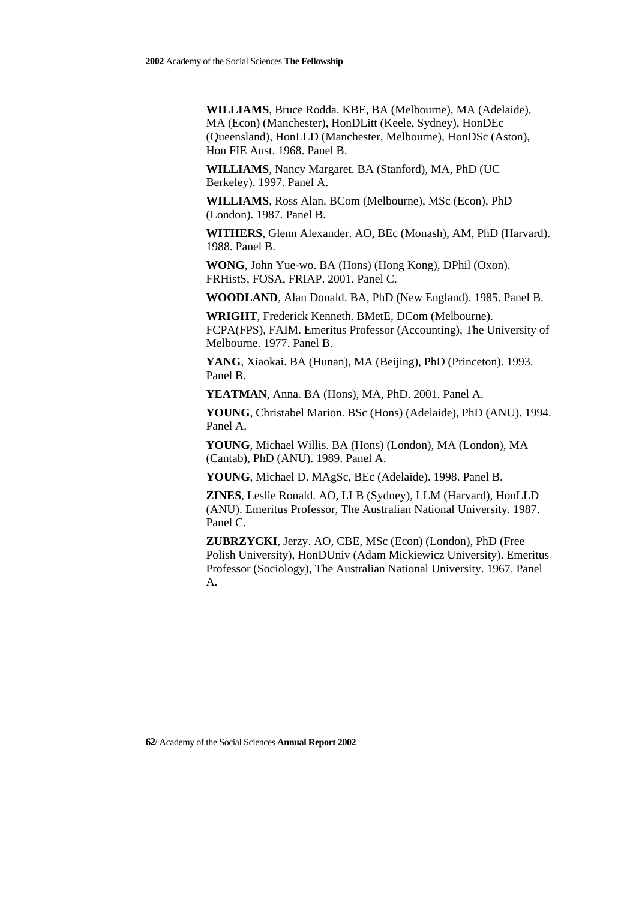**WILLIAMS**, Bruce Rodda. KBE, BA (Melbourne), MA (Adelaide), MA (Econ) (Manchester), HonDLitt (Keele, Sydney), HonDEc (Queensland), HonLLD (Manchester, Melbourne), HonDSc (Aston), Hon FIE Aust. 1968. Panel B.

**WILLIAMS**, Nancy Margaret. BA (Stanford), MA, PhD (UC Berkeley). 1997. Panel A.

**WILLIAMS**, Ross Alan. BCom (Melbourne), MSc (Econ), PhD (London). 1987. Panel B.

**WITHERS**, Glenn Alexander. AO, BEc (Monash), AM, PhD (Harvard). 1988. Panel B.

**WONG**, John Yue-wo. BA (Hons) (Hong Kong), DPhil (Oxon). FRHistS, FOSA, FRIAP. 2001. Panel C.

**WOODLAND**, Alan Donald. BA, PhD (New England). 1985. Panel B.

**WRIGHT**, Frederick Kenneth. BMetE, DCom (Melbourne). FCPA(FPS), FAIM. Emeritus Professor (Accounting), The University of Melbourne. 1977. Panel B.

**YANG**, Xiaokai. BA (Hunan), MA (Beijing), PhD (Princeton). 1993. Panel B.

**YEATMAN**, Anna. BA (Hons), MA, PhD. 2001. Panel A.

**YOUNG**, Christabel Marion. BSc (Hons) (Adelaide), PhD (ANU). 1994. Panel A.

**YOUNG**, Michael Willis. BA (Hons) (London), MA (London), MA (Cantab), PhD (ANU). 1989. Panel A.

**YOUNG**, Michael D. MAgSc, BEc (Adelaide). 1998. Panel B.

**ZINES**, Leslie Ronald. AO, LLB (Sydney), LLM (Harvard), HonLLD (ANU). Emeritus Professor, The Australian National University. 1987. Panel C.

**ZUBRZYCKI**, Jerzy. AO, CBE, MSc (Econ) (London), PhD (Free Polish University), HonDUniv (Adam Mickiewicz University). Emeritus Professor (Sociology), The Australian National University. 1967. Panel A.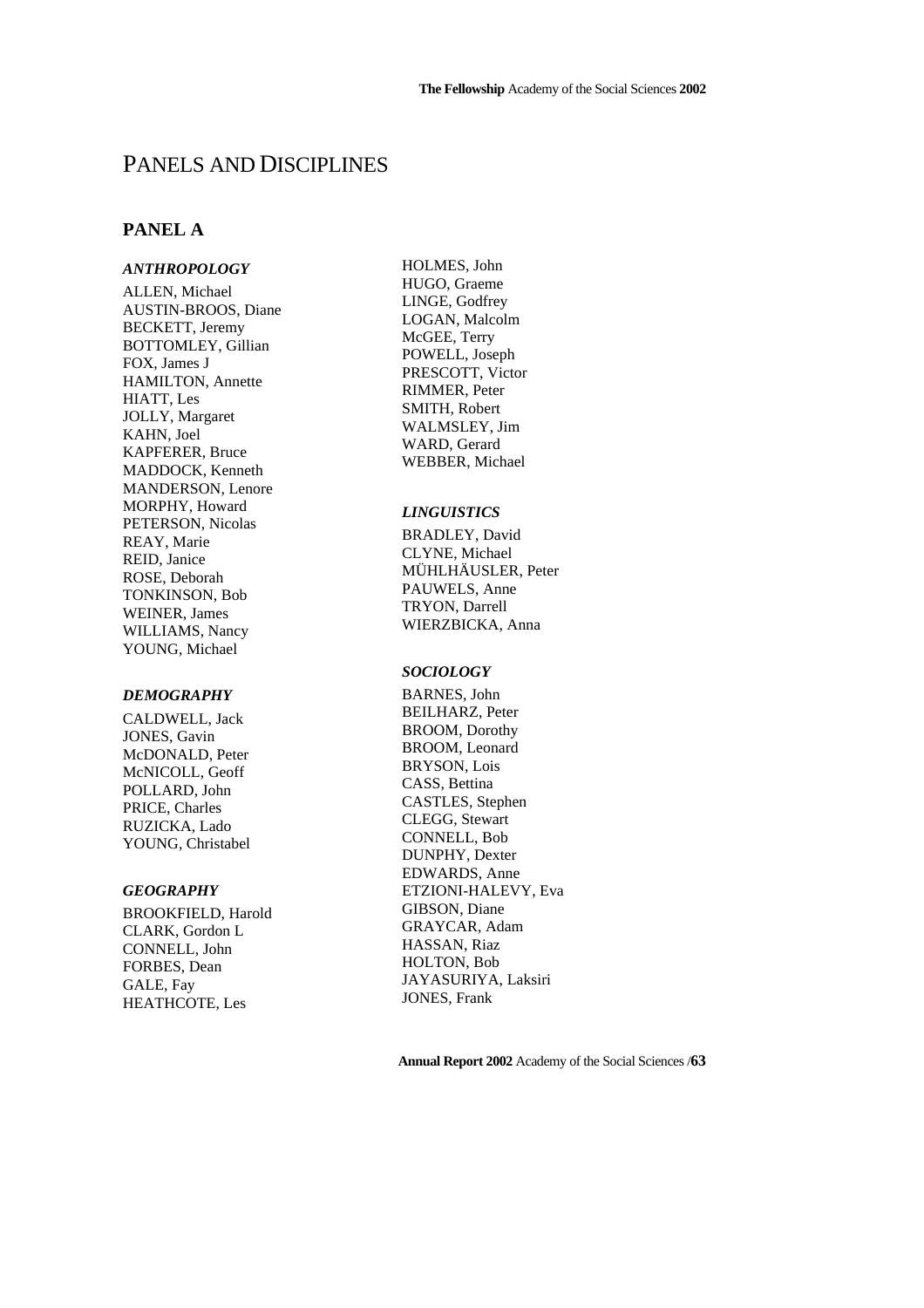# PANELS AND DISCIPLINES

## PANEL A

### *ANTHROPOLOGY*

ALLEN, Michael
AUSTIN-BROOS, Diane
BECKETT, Jeremy
BOTTOMLEY, Gillian
FOX, James J
HAMILTON, Annette
HIATT, Les
JOLLY, Margaret
KAHN, Joel
KAPFERER, Bruce
MADDOCK, Kenneth
MANDERSON, Lenore
MORPHY, Howard
PETERSON, Nicolas
REAY, Marie
REID, Janice
ROSE, Deborah
TONKINSON, Bob
WEINER, James
WILLIAMS, Nancy
YOUNG, Michael

### *DEMOGRAPHY*

CALDWELL, Jack
JONES, Gavin
McDONALD, Peter
McNICOLL, Geoff
POLLARD, John
PRICE, Charles
RUZICKA, Lado
YOUNG, Christabel

### *GEOGRAPHY*

BROOKFIELD, Harold
CLARK, Gordon L
CONNELL, John
FORBES, Dean
GALE, Fay
HEATHCOTE, Les
HOLMES, John
HUGO, Graeme
LINGE, Godfrey
LOGAN, Malcolm
McGEE, Terry
POWELL, Joseph
PRESCOTT, Victor
RIMMER, Peter
SMITH, Robert
WALMSLEY, Jim
WARD, Gerard
WEBBER, Michael

### *LINGUISTICS*

BRADLEY, David
CLYNE, Michael
MÜHLHÄUSLER, Peter
PAUWELS, Anne
TRYON, Darrell
WIERZBICKA, Anna

### *SOCIOLOGY*

BARNES, John
BEILHARZ, Peter
BROOM, Dorothy
BROOM, Leonard
BRYSON, Lois
CASS, Bettina
CASTLES, Stephen
CLEGG, Stewart
CONNELL, Bob
DUNPHY, Dexter
EDWARDS, Anne
ETZIONI-HALEVY, Eva
GIBSON, Diane
GRAYCAR, Adam
HASSAN, Riaz
HOLTON, Bob
JAYASURIYA, Laksiri
JONES, Frank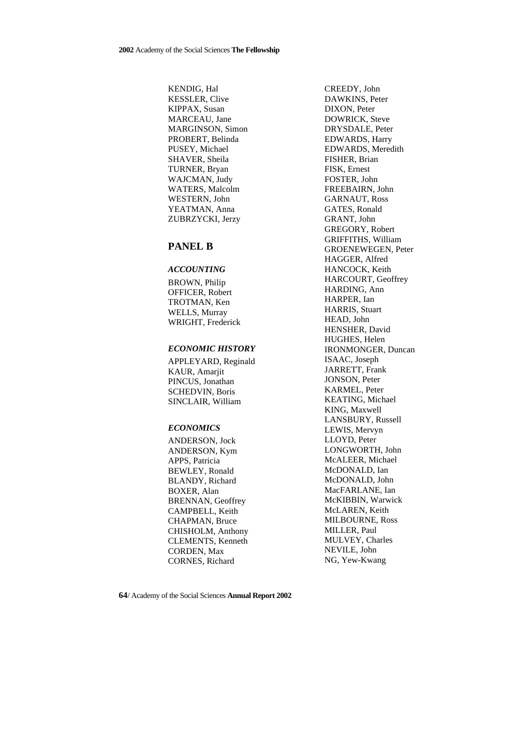KENDIG, Hal
KESSLER, Clive
KIPPAX, Susan
MARCEAU, Jane
MARGINSON, Simon
PROBERT, Belinda
PUSEY, Michael
SHAVER, Sheila
TURNER, Bryan
WAJCMAN, Judy
WATERS, Malcolm
WESTERN, John
YEATMAN, Anna
ZUBRZYCKI, Jerzy

## PANEL B

### *ACCOUNTING*

BROWN, Philip
OFFICER, Robert
TROTMAN, Ken
WELLS, Murray
WRIGHT, Frederick

### *ECONOMIC HISTORY*

APPLEYARD, Reginald
KAUR, Amarjit
PINCUS, Jonathan
SCHEDVIN, Boris
SINCLAIR, William

### *ECONOMICS*

ANDERSON, Jock
ANDERSON, Kym
APPS, Patricia
BEWLEY, Ronald
BLANDY, Richard
BOXER, Alan
BRENNAN, Geoffrey
CAMPBELL, Keith
CHAPMAN, Bruce
CHISHOLM, Anthony
CLEMENTS, Kenneth
CORDEN, Max
CORNES, Richard
CREEDY, John
DAWKINS, Peter
DIXON, Peter
DOWRICK, Steve
DRYSDALE, Peter
EDWARDS, Harry
EDWARDS, Meredith
FISHER, Brian
FISK, Ernest
FOSTER, John
FREEBAIRN, John
GARNAUT, Ross
GATES, Ronald
GRANT, John
GREGORY, Robert
GRIFFITHS, William
GROENEWEGEN, Peter
HAGGER, Alfred
HANCOCK, Keith
HARCOURT, Geoffrey
HARDING, Ann
HARPER, Ian
HARRIS, Stuart
HEAD, John
HENSHER, David
HUGHES, Helen
IRONMONGER, Duncan
ISAAC, Joseph
JARRETT, Frank
JONSON, Peter
KARMEL, Peter
KEATING, Michael
KING, Maxwell
LANSBURY, Russell
LEWIS, Mervyn
LLOYD, Peter
LONGWORTH, John
McALEER, Michael
McDONALD, Ian
McDONALD, John
MacFARLANE, Ian
McKIBBIN, Warwick
McLAREN, Keith
MILBOURNE, Ross
MILLER, Paul
MULVEY, Charles
NEVILE, John
NG, Yew-Kwang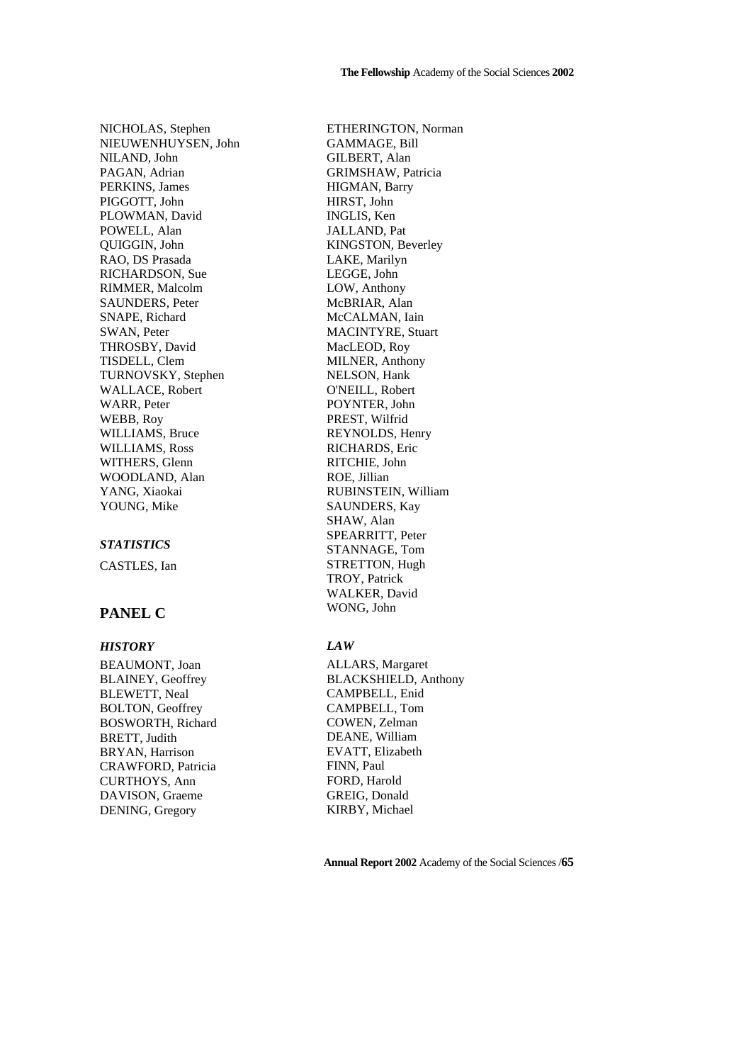NICHOLAS, Stephen
NIEUWENHUYSEN, John
NILAND, John
PAGAN, Adrian
PERKINS, James
PIGGOTT, John
PLOWMAN, David
POWELL, Alan
QUIGGIN, John
RAO, DS Prasada
RICHARDSON, Sue
RIMMER, Malcolm
SAUNDERS, Peter
SNAPE, Richard
SWAN, Peter
THROSBY, David
TISDELL, Clem
TURNOVSKY, Stephen
WALLACE, Robert
WARR, Peter
WEBB, Roy
WILLIAMS, Bruce
WILLIAMS, Ross
WITHERS, Glenn
WOODLAND, Alan
YANG, Xiaokai
YOUNG, Mike

### *STATISTICS*

CASTLES, Ian

## PANEL C

### *HISTORY*

BEAUMONT, Joan
BLAINEY, Geoffrey
BLEWETT, Neal
BOLTON, Geoffrey
BOSWORTH, Richard
BRETT, Judith
BRYAN, Harrison
CRAWFORD, Patricia
CURTHOYS, Ann
DAVISON, Graeme
DENING, Gregory
ETHERINGTON, Norman
GAMMAGE, Bill
GILBERT, Alan
GRIMSHAW, Patricia
HIGMAN, Barry
HIRST, John
INGLIS, Ken
JALLAND, Pat
KINGSTON, Beverley
LAKE, Marilyn
LEGGE, John
LOW, Anthony
McBRIAR, Alan
McCALMAN, Iain
MACINTYRE, Stuart
MacLEOD, Roy
MILNER, Anthony
NELSON, Hank
O'NEILL, Robert
POYNTER, John
PREST, Wilfrid
REYNOLDS, Henry
RICHARDS, Eric
RITCHIE, John
ROE, Jillian
RUBINSTEIN, William
SAUNDERS, Kay
SHAW, Alan
SPEARRITT, Peter
STANNAGE, Tom
STRETTON, Hugh
TROY, Patrick
WALKER, David
WONG, John

### *LAW*

ALLARS, Margaret
BLACKSHIELD, Anthony
CAMPBELL, Enid
CAMPBELL, Tom
COWEN, Zelman
DEANE, William
EVATT, Elizabeth
FINN, Paul
FORD, Harold
GREIG, Donald
KIRBY, Michael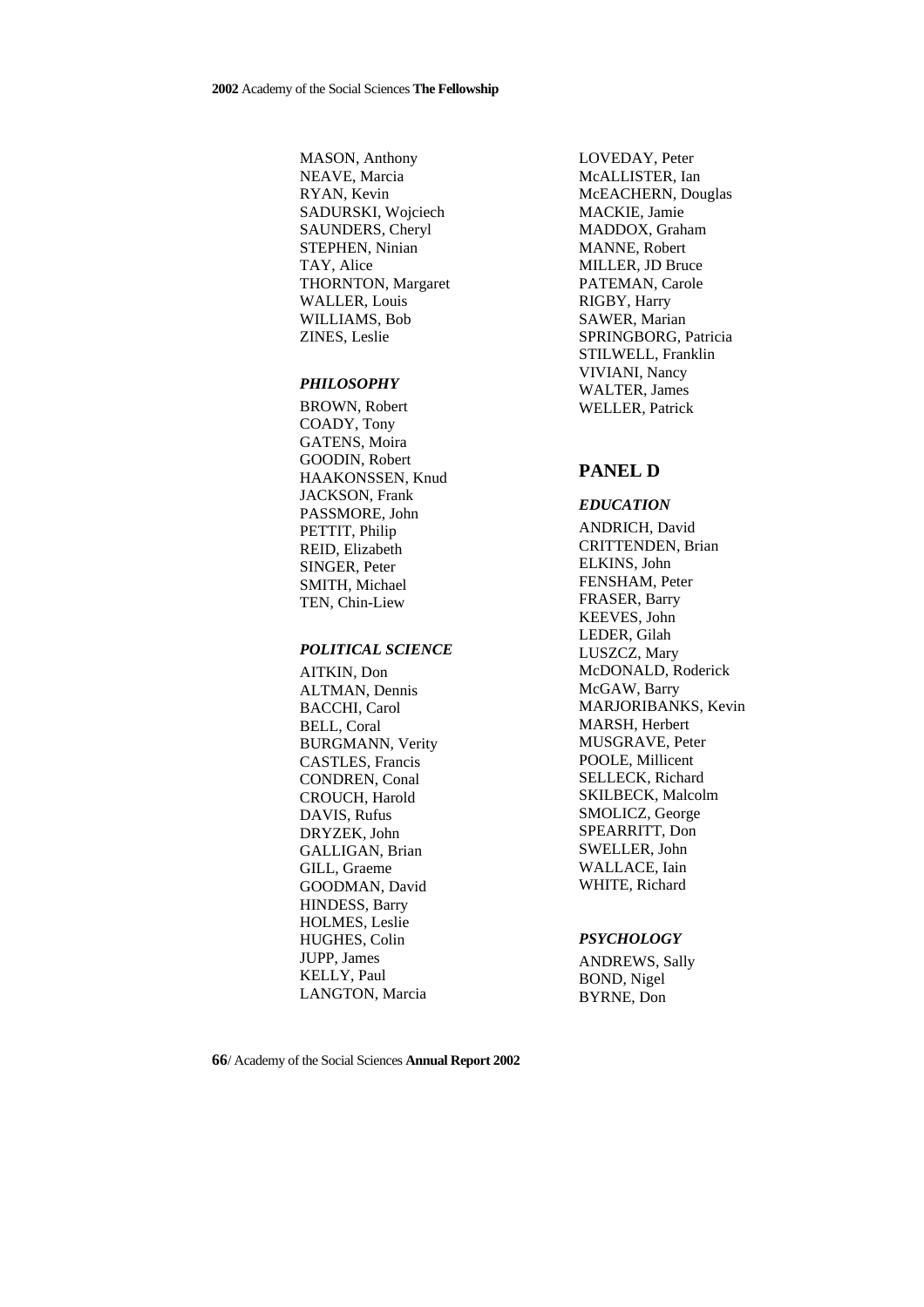MASON, Anthony
NEAVE, Marcia
RYAN, Kevin
SADURSKI, Wojciech
SAUNDERS, Cheryl
STEPHEN, Ninian
TAY, Alice
THORNTON, Margaret
WALLER, Louis
WILLIAMS, Bob
ZINES, Leslie

### *PHILOSOPHY*

BROWN, Robert
COADY, Tony
GATENS, Moira
GOODIN, Robert
HAAKONSSEN, Knud
JACKSON, Frank
PASSMORE, John
PETTIT, Philip
REID, Elizabeth
SINGER, Peter
SMITH, Michael
TEN, Chin-Liew

### *POLITICAL SCIENCE*

AITKIN, Don
ALTMAN, Dennis
BACCHI, Carol
BELL, Coral
BURGMANN, Verity
CASTLES, Francis
CONDREN, Conal
CROUCH, Harold
DAVIS, Rufus
DRYZEK, John
GALLIGAN, Brian
GILL, Graeme
GOODMAN, David
HINDESS, Barry
HOLMES, Leslie
HUGHES, Colin
JUPP, James
KELLY, Paul
LANGTON, Marcia
LOVEDAY, Peter
McALLISTER, Ian
McEACHERN, Douglas
MACKIE, Jamie
MADDOX, Graham
MANNE, Robert
MILLER, JD Bruce
PATEMAN, Carole
RIGBY, Harry
SAWER, Marian
SPRINGBORG, Patricia
STILWELL, Franklin
VIVIANI, Nancy
WALTER, James
WELLER, Patrick

## PANEL D

### *EDUCATION*

ANDRICH, David
CRITTENDEN, Brian
ELKINS, John
FENSHAM, Peter
FRASER, Barry
KEEVES, John
LEDER, Gilah
LUSZCZ, Mary
McDONALD, Roderick
McGAW, Barry
MARJORIBANKS, Kevin
MARSH, Herbert
MUSGRAVE, Peter
POOLE, Millicent
SELLECK, Richard
SKILBECK, Malcolm
SMOLICZ, George
SPEARRITT, Don
SWELLER, John
WALLACE, Iain
WHITE, Richard

### *PSYCHOLOGY*

ANDREWS, Sally
BOND, Nigel
BYRNE, Don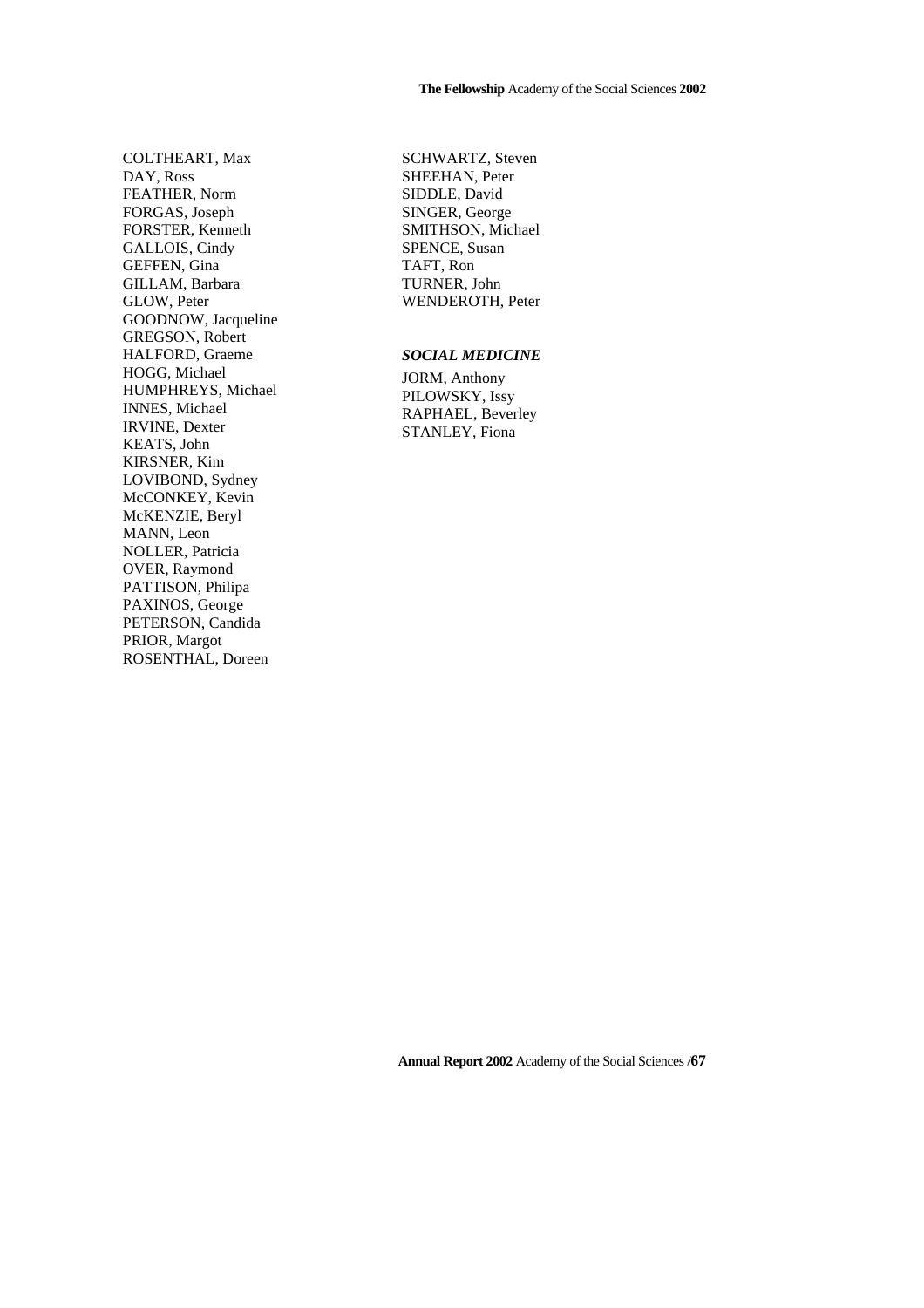COLTHEART, Max
DAY, Ross
FEATHER, Norm
FORGAS, Joseph
FORSTER, Kenneth
GALLOIS, Cindy
GEFFEN, Gina
GILLAM, Barbara
GLOW, Peter
GOODNOW, Jacqueline
GREGSON, Robert
HALFORD, Graeme
HOGG, Michael
HUMPHREYS, Michael
INNES, Michael
IRVINE, Dexter
KEATS, John
KIRSNER, Kim
LOVIBOND, Sydney
McCONKEY, Kevin
McKENZIE, Beryl
MANN, Leon
NOLLER, Patricia
OVER, Raymond
PATTISON, Philipa
PAXINOS, George
PETERSON, Candida
PRIOR, Margot
ROSENTHAL, Doreen
SCHWARTZ, Steven
SHEEHAN, Peter
SIDDLE, David
SINGER, George
SMITHSON, Michael
SPENCE, Susan
TAFT, Ron
TURNER, John
WENDEROTH, Peter

***SOCIAL MEDICINE***

JORM, Anthony
PILOWSKY, Issy
RAPHAEL, Beverley
STANLEY, Fiona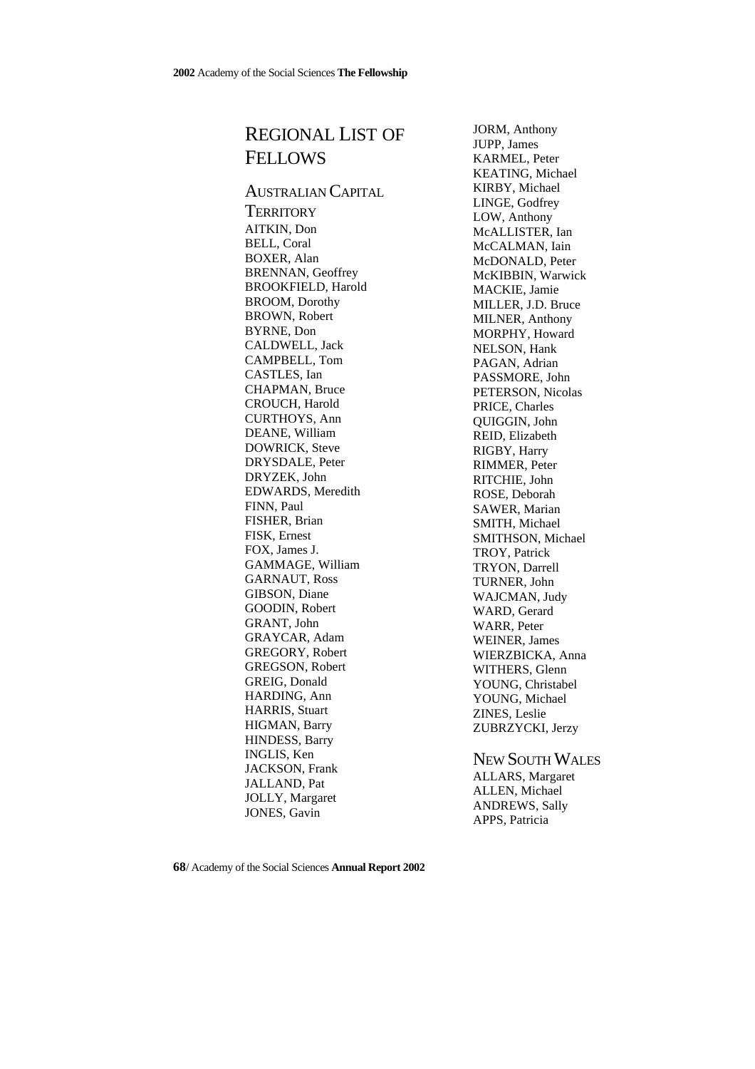# REGIONAL LIST OF FELLOWS

## AUSTRALIAN CAPITAL TERRITORY

AITKIN, Don
BELL, Coral
BOXER, Alan
BRENNAN, Geoffrey
BROOKFIELD, Harold
BROOM, Dorothy
BROWN, Robert
BYRNE, Don
CALDWELL, Jack
CAMPBELL, Tom
CASTLES, Ian
CHAPMAN, Bruce
CROUCH, Harold
CURTHOYS, Ann
DEANE, William
DOWRICK, Steve
DRYSDALE, Peter
DRYZEK, John
EDWARDS, Meredith
FINN, Paul
FISHER, Brian
FISK, Ernest
FOX, James J.
GAMMAGE, William
GARNAUT, Ross
GIBSON, Diane
GOODIN, Robert
GRANT, John
GRAYCAR, Adam
GREGORY, Robert
GREGSON, Robert
GREIG, Donald
HARDING, Ann
HARRIS, Stuart
HIGMAN, Barry
HINDESS, Barry
INGLIS, Ken
JACKSON, Frank
JALLAND, Pat
JOLLY, Margaret
JONES, Gavin
JORM, Anthony
JUPP, James
KARMEL, Peter
KEATING, Michael
KIRBY, Michael
LINGE, Godfrey
LOW, Anthony
McALLISTER, Ian
McCALMAN, Iain
McDONALD, Peter
McKIBBIN, Warwick
MACKIE, Jamie
MILLER, J.D. Bruce
MILNER, Anthony
MORPHY, Howard
NELSON, Hank
PAGAN, Adrian
PASSMORE, John
PETERSON, Nicolas
PRICE, Charles
QUIGGIN, John
REID, Elizabeth
RIGBY, Harry
RIMMER, Peter
RITCHIE, John
ROSE, Deborah
SAWER, Marian
SMITH, Michael
SMITHSON, Michael
TROY, Patrick
TRYON, Darrell
TURNER, John
WAJCMAN, Judy
WARD, Gerard
WARR, Peter
WEINER, James
WIERZBICKA, Anna
WITHERS, Glenn
YOUNG, Christabel
YOUNG, Michael
ZINES, Leslie
ZUBRZYCKI, Jerzy

## NEW SOUTH WALES

ALLARS, Margaret
ALLEN, Michael
ANDREWS, Sally
APPS, Patricia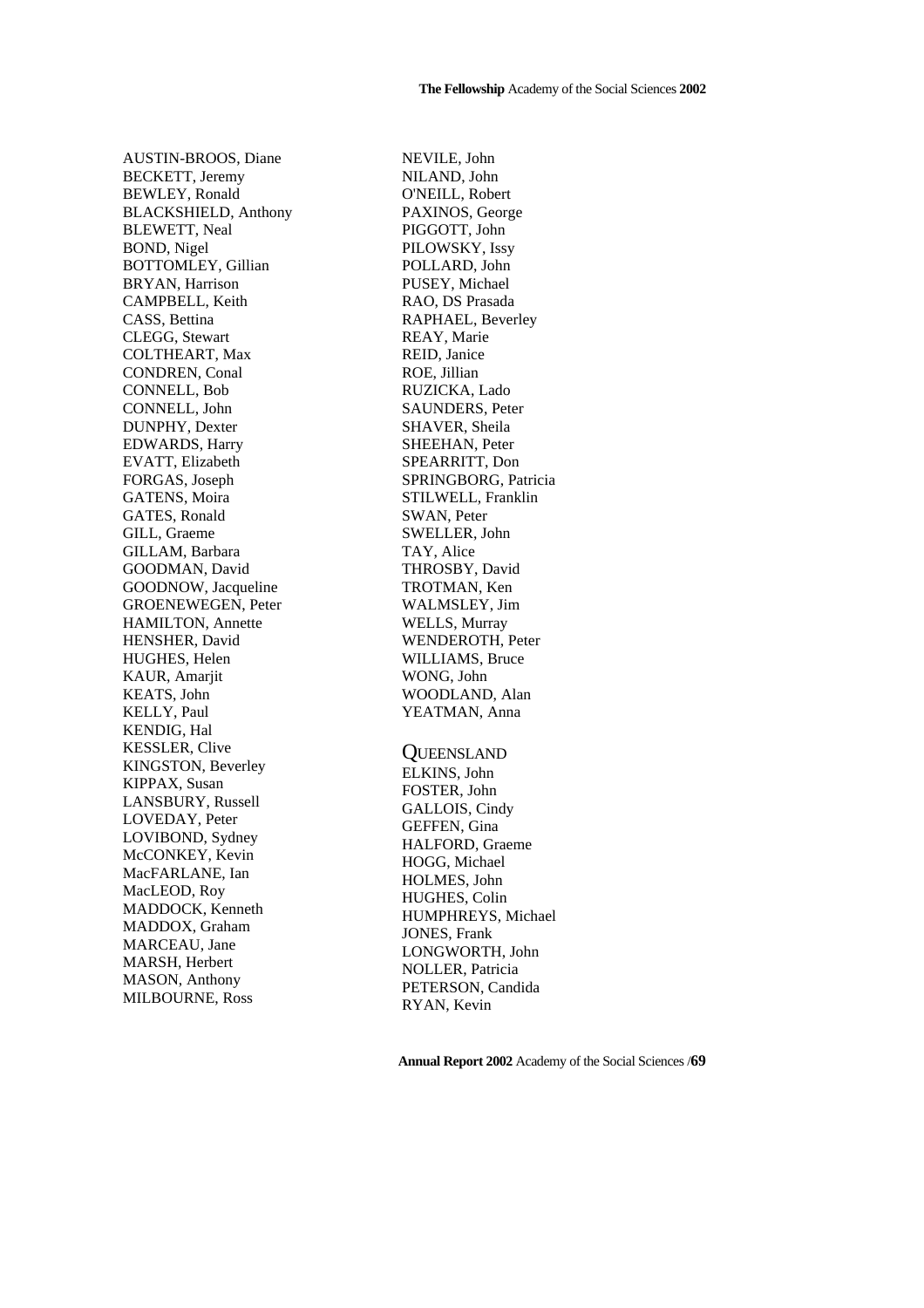AUSTIN-BROOS, Diane
BECKETT, Jeremy
BEWLEY, Ronald
BLACKSHIELD, Anthony
BLEWETT, Neal
BOND, Nigel
BOTTOMLEY, Gillian
BRYAN, Harrison
CAMPBELL, Keith
CASS, Bettina
CLEGG, Stewart
COLTHEART, Max
CONDREN, Conal
CONNELL, Bob
CONNELL, John
DUNPHY, Dexter
EDWARDS, Harry
EVATT, Elizabeth
FORGAS, Joseph
GATENS, Moira
GATES, Ronald
GILL, Graeme
GILLAM, Barbara
GOODMAN, David
GOODNOW, Jacqueline
GROENEWEGEN, Peter
HAMILTON, Annette
HENSHER, David
HUGHES, Helen
KAUR, Amarjit
KEATS, John
KELLY, Paul
KENDIG, Hal
KESSLER, Clive
KINGSTON, Beverley
KIPPAX, Susan
LANSBURY, Russell
LOVEDAY, Peter
LOVIBOND, Sydney
McCONKEY, Kevin
MacFARLANE, Ian
MacLEOD, Roy
MADDOCK, Kenneth
MADDOX, Graham
MARCEAU, Jane
MARSH, Herbert
MASON, Anthony
MILBOURNE, Ross
NEVILE, John
NILAND, John
O'NEILL, Robert
PAXINOS, George
PIGGOTT, John
PILOWSKY, Issy
POLLARD, John
PUSEY, Michael
RAO, DS Prasada
RAPHAEL, Beverley
REAY, Marie
REID, Janice
ROE, Jillian
RUZICKA, Lado
SAUNDERS, Peter
SHAVER, Sheila
SHEEHAN, Peter
SPEARRITT, Don
SPRINGBORG, Patricia
STILWELL, Franklin
SWAN, Peter
SWELLER, John
TAY, Alice
THROSBY, David
TROTMAN, Ken
WALMSLEY, Jim
WELLS, Murray
WENDEROTH, Peter
WILLIAMS, Bruce
WONG, John
WOODLAND, Alan
YEATMAN, Anna

## QUEENSLAND

ELKINS, John
FOSTER, John
GALLOIS, Cindy
GEFFEN, Gina
HALFORD, Graeme
HOGG, Michael
HOLMES, John
HUGHES, Colin
HUMPHREYS, Michael
JONES, Frank
LONGWORTH, John
NOLLER, Patricia
PETERSON, Candida
RYAN, Kevin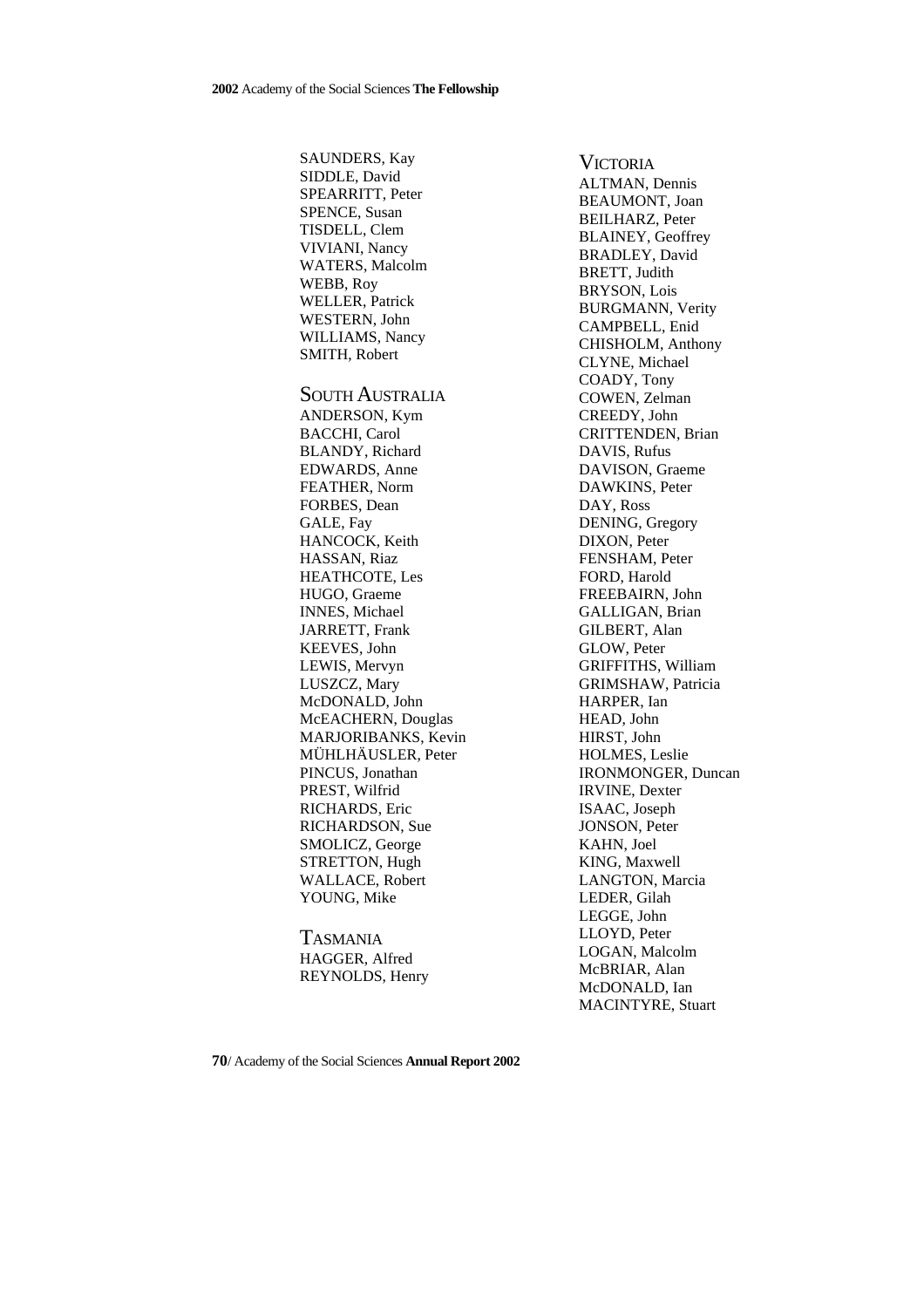SAUNDERS, Kay
SIDDLE, David
SPEARRITT, Peter
SPENCE, Susan
TISDELL, Clem
VIVIANI, Nancy
WATERS, Malcolm
WEBB, Roy
WELLER, Patrick
WESTERN, John
WILLIAMS, Nancy
SMITH, Robert

## South Australia

ANDERSON, Kym
BACCHI, Carol
BLANDY, Richard
EDWARDS, Anne
FEATHER, Norm
FORBES, Dean
GALE, Fay
HANCOCK, Keith
HASSAN, Riaz
HEATHCOTE, Les
HUGO, Graeme
INNES, Michael
JARRETT, Frank
KEEVES, John
LEWIS, Mervyn
LUSZCZ, Mary
McDONALD, John
McEACHERN, Douglas
MARJORIBANKS, Kevin
MÜHLHÄUSLER, Peter
PINCUS, Jonathan
PREST, Wilfrid
RICHARDS, Eric
RICHARDSON, Sue
SMOLICZ, George
STRETTON, Hugh
WALLACE, Robert
YOUNG, Mike

## Tasmania

HAGGER, Alfred
REYNOLDS, Henry

## Victoria

ALTMAN, Dennis
BEAUMONT, Joan
BEILHARZ, Peter
BLAINEY, Geoffrey
BRADLEY, David
BRETT, Judith
BRYSON, Lois
BURGMANN, Verity
CAMPBELL, Enid
CHISHOLM, Anthony
CLYNE, Michael
COADY, Tony
COWEN, Zelman
CREEDY, John
CRITTENDEN, Brian
DAVIS, Rufus
DAVISON, Graeme
DAWKINS, Peter
DAY, Ross
DENING, Gregory
DIXON, Peter
FENSHAM, Peter
FORD, Harold
FREEBAIRN, John
GALLIGAN, Brian
GILBERT, Alan
GLOW, Peter
GRIFFITHS, William
GRIMSHAW, Patricia
HARPER, Ian
HEAD, John
HIRST, John
HOLMES, Leslie
IRONMONGER, Duncan
IRVINE, Dexter
ISAAC, Joseph
JONSON, Peter
KAHN, Joel
KING, Maxwell
LANGTON, Marcia
LEDER, Gilah
LEGGE, John
LLOYD, Peter
LOGAN, Malcolm
McBRIAR, Alan
McDONALD, Ian
MACINTYRE, Stuart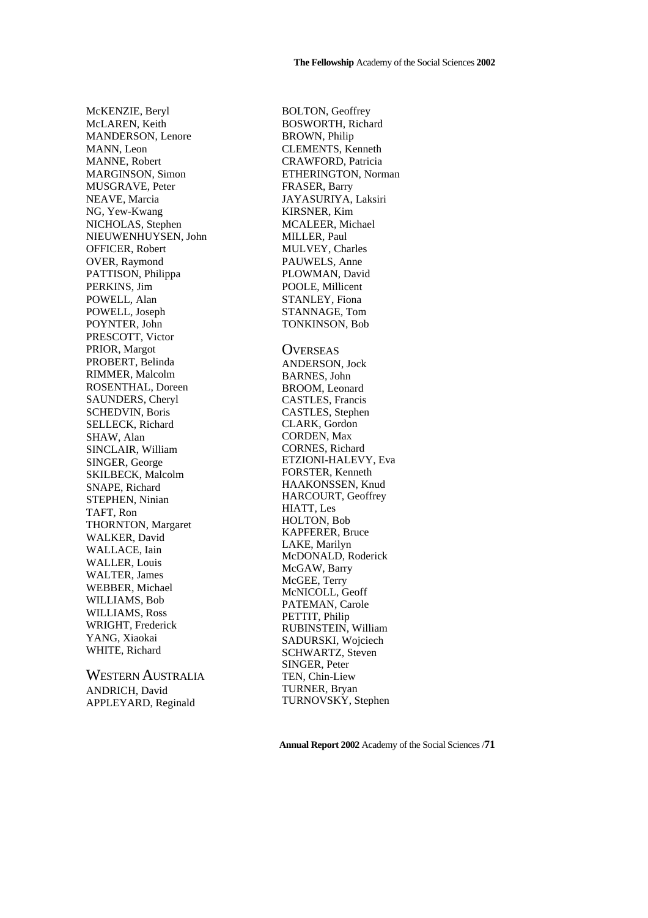McKENZIE, Beryl
McLAREN, Keith
MANDERSON, Lenore
MANN, Leon
MANNE, Robert
MARGINSON, Simon
MUSGRAVE, Peter
NEAVE, Marcia
NG, Yew-Kwang
NICHOLAS, Stephen
NIEUWENHUYSEN, John
OFFICER, Robert
OVER, Raymond
PATTISON, Philippa
PERKINS, Jim
POWELL, Alan
POWELL, Joseph
POYNTER, John
PRESCOTT, Victor
PRIOR, Margot
PROBERT, Belinda
RIMMER, Malcolm
ROSENTHAL, Doreen
SAUNDERS, Cheryl
SCHEDVIN, Boris
SELLECK, Richard
SHAW, Alan
SINCLAIR, William
SINGER, George
SKILBECK, Malcolm
SNAPE, Richard
STEPHEN, Ninian
TAFT, Ron
THORNTON, Margaret
WALKER, David
WALLACE, Iain
WALLER, Louis
WALTER, James
WEBBER, Michael
WILLIAMS, Bob
WILLIAMS, Ross
WRIGHT, Frederick
YANG, Xiaokai
WHITE, Richard

## WESTERN AUSTRALIA

ANDRICH, David
APPLEYARD, Reginald
BOLTON, Geoffrey
BOSWORTH, Richard
BROWN, Philip
CLEMENTS, Kenneth
CRAWFORD, Patricia
ETHERINGTON, Norman
FRASER, Barry
JAYASURIYA, Laksiri
KIRSNER, Kim
MCALEER, Michael
MILLER, Paul
MULVEY, Charles
PAUWELS, Anne
PLOWMAN, David
POOLE, Millicent
STANLEY, Fiona
STANNAGE, Tom
TONKINSON, Bob

## OVERSEAS

ANDERSON, Jock
BARNES, John
BROOM, Leonard
CASTLES, Francis
CASTLES, Stephen
CLARK, Gordon
CORDEN, Max
CORNES, Richard
ETZIONI-HALEVY, Eva
FORSTER, Kenneth
HAAKONSSEN, Knud
HARCOURT, Geoffrey
HIATT, Les
HOLTON, Bob
KAPFERER, Bruce
LAKE, Marilyn
McDONALD, Roderick
McGAW, Barry
McGEE, Terry
McNICOLL, Geoff
PATEMAN, Carole
PETTIT, Philip
RUBINSTEIN, William
SADURSKI, Wojciech
SCHWARTZ, Steven
SINGER, Peter
TEN, Chin-Liew
TURNER, Bryan
TURNOVSKY, Stephen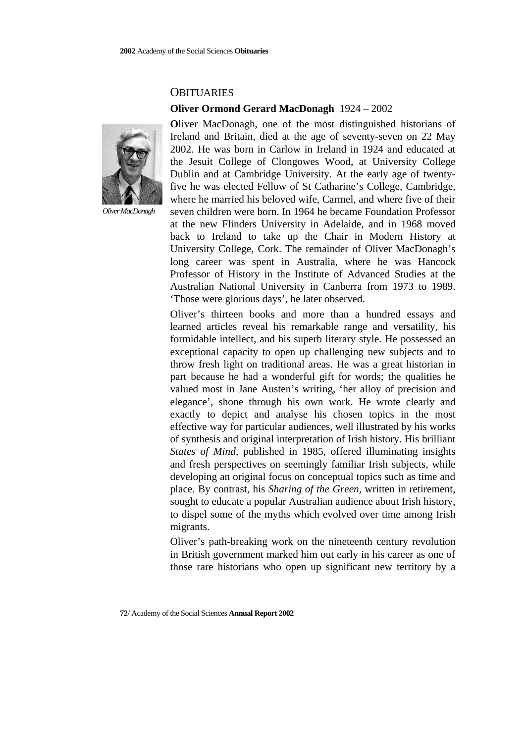# Obituaries

## Oliver Ormond Gerard MacDonagh 1924 – 2002

*Oliver MacDonagh*

**O**liver MacDonagh, one of the most distinguished historians of Ireland and Britain, died at the age of seventy-seven on 22 May 2002. He was born in Carlow in Ireland in 1924 and educated at the Jesuit College of Clongowes Wood, at University College Dublin and at Cambridge University. At the early age of twenty-five he was elected Fellow of St Catharine's College, Cambridge, where he married his beloved wife, Carmel, and where five of their seven children were born. In 1964 he became Foundation Professor at the new Flinders University in Adelaide, and in 1968 moved back to Ireland to take up the Chair in Modern History at University College, Cork. The remainder of Oliver MacDonagh's long career was spent in Australia, where he was Hancock Professor of History in the Institute of Advanced Studies at the Australian National University in Canberra from 1973 to 1989. 'Those were glorious days', he later observed.

Oliver's thirteen books and more than a hundred essays and learned articles reveal his remarkable range and versatility, his formidable intellect, and his superb literary style. He possessed an exceptional capacity to open up challenging new subjects and to throw fresh light on traditional areas. He was a great historian in part because he had a wonderful gift for words; the qualities he valued most in Jane Austen's writing, 'her alloy of precision and elegance', shone through his own work. He wrote clearly and exactly to depict and analyse his chosen topics in the most effective way for particular audiences, well illustrated by his works of synthesis and original interpretation of Irish history. His brilliant *States of Mind*, published in 1985, offered illuminating insights and fresh perspectives on seemingly familiar Irish subjects, while developing an original focus on conceptual topics such as time and place. By contrast, his *Sharing of the Green*, written in retirement, sought to educate a popular Australian audience about Irish history, to dispel some of the myths which evolved over time among Irish migrants.

Oliver's path-breaking work on the nineteenth century revolution in British government marked him out early in his career as one of those rare historians who open up significant new territory by a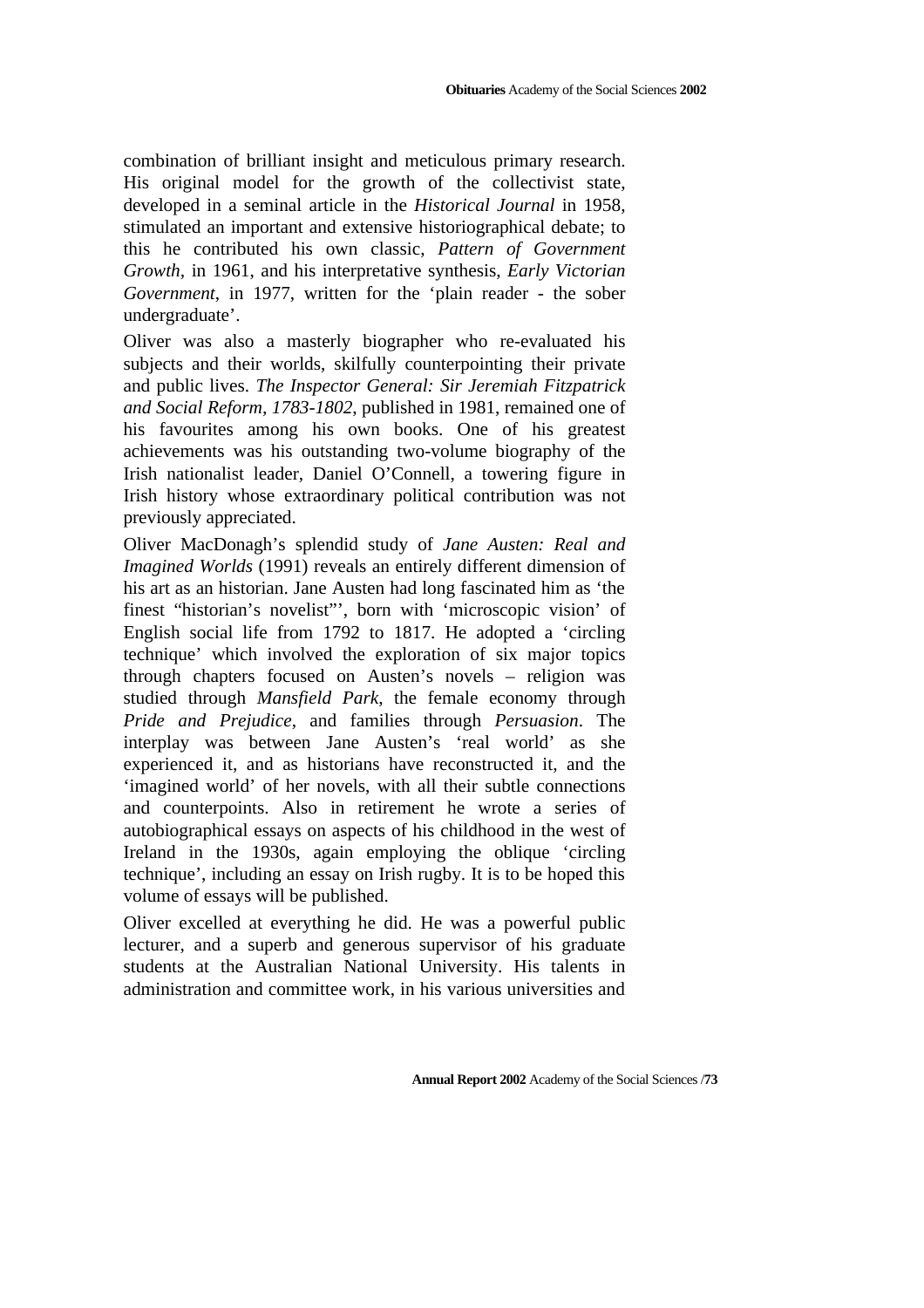combination of brilliant insight and meticulous primary research. His original model for the growth of the collectivist state, developed in a seminal article in the *Historical Journal* in 1958, stimulated an important and extensive historiographical debate; to this he contributed his own classic, *Pattern of Government Growth,* in 1961, and his interpretative synthesis, *Early Victorian Government*, in 1977, written for the 'plain reader - the sober undergraduate'.

Oliver was also a masterly biographer who re-evaluated his subjects and their worlds, skilfully counterpointing their private and public lives. *The Inspector General: Sir Jeremiah Fitzpatrick and Social Reform, 1783-1802*, published in 1981, remained one of his favourites among his own books. One of his greatest achievements was his outstanding two-volume biography of the Irish nationalist leader, Daniel O'Connell, a towering figure in Irish history whose extraordinary political contribution was not previously appreciated.

Oliver MacDonagh's splendid study of *Jane Austen: Real and Imagined Worlds* (1991) reveals an entirely different dimension of his art as an historian. Jane Austen had long fascinated him as 'the finest "historian's novelist"', born with 'microscopic vision' of English social life from 1792 to 1817. He adopted a 'circling technique' which involved the exploration of six major topics through chapters focused on Austen's novels – religion was studied through *Mansfield Park*, the female economy through *Pride and Prejudice*, and families through *Persuasion*. The interplay was between Jane Austen's 'real world' as she experienced it, and as historians have reconstructed it, and the 'imagined world' of her novels, with all their subtle connections and counterpoints. Also in retirement he wrote a series of autobiographical essays on aspects of his childhood in the west of Ireland in the 1930s, again employing the oblique 'circling technique', including an essay on Irish rugby. It is to be hoped this volume of essays will be published.

Oliver excelled at everything he did. He was a powerful public lecturer, and a superb and generous supervisor of his graduate students at the Australian National University. His talents in administration and committee work, in his various universities and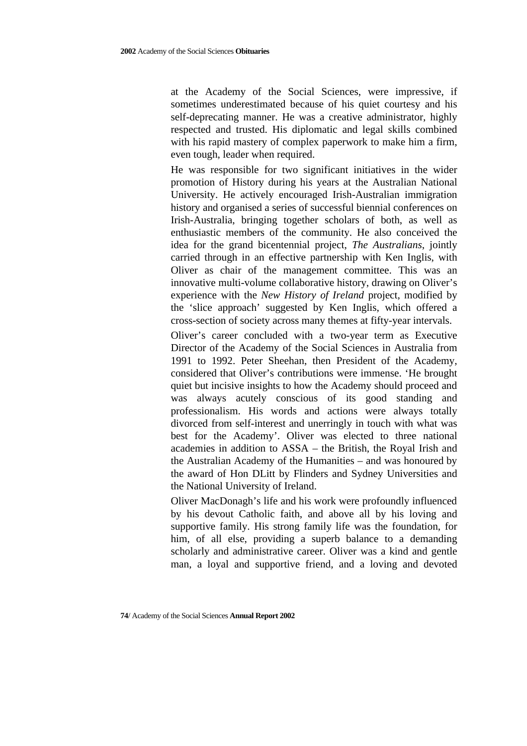at the Academy of the Social Sciences, were impressive, if sometimes underestimated because of his quiet courtesy and his self-deprecating manner. He was a creative administrator, highly respected and trusted. His diplomatic and legal skills combined with his rapid mastery of complex paperwork to make him a firm, even tough, leader when required.

He was responsible for two significant initiatives in the wider promotion of History during his years at the Australian National University. He actively encouraged Irish-Australian immigration history and organised a series of successful biennial conferences on Irish-Australia, bringing together scholars of both, as well as enthusiastic members of the community. He also conceived the idea for the grand bicentennial project, *The Australians*, jointly carried through in an effective partnership with Ken Inglis, with Oliver as chair of the management committee. This was an innovative multi-volume collaborative history, drawing on Oliver's experience with the *New History of Ireland* project, modified by the 'slice approach' suggested by Ken Inglis, which offered a cross-section of society across many themes at fifty-year intervals.

Oliver's career concluded with a two-year term as Executive Director of the Academy of the Social Sciences in Australia from 1991 to 1992. Peter Sheehan, then President of the Academy, considered that Oliver's contributions were immense. 'He brought quiet but incisive insights to how the Academy should proceed and was always acutely conscious of its good standing and professionalism. His words and actions were always totally divorced from self-interest and unerringly in touch with what was best for the Academy'. Oliver was elected to three national academies in addition to ASSA – the British, the Royal Irish and the Australian Academy of the Humanities – and was honoured by the award of Hon DLitt by Flinders and Sydney Universities and the National University of Ireland.

Oliver MacDonagh's life and his work were profoundly influenced by his devout Catholic faith, and above all by his loving and supportive family. His strong family life was the foundation, for him, of all else, providing a superb balance to a demanding scholarly and administrative career. Oliver was a kind and gentle man, a loyal and supportive friend, and a loving and devoted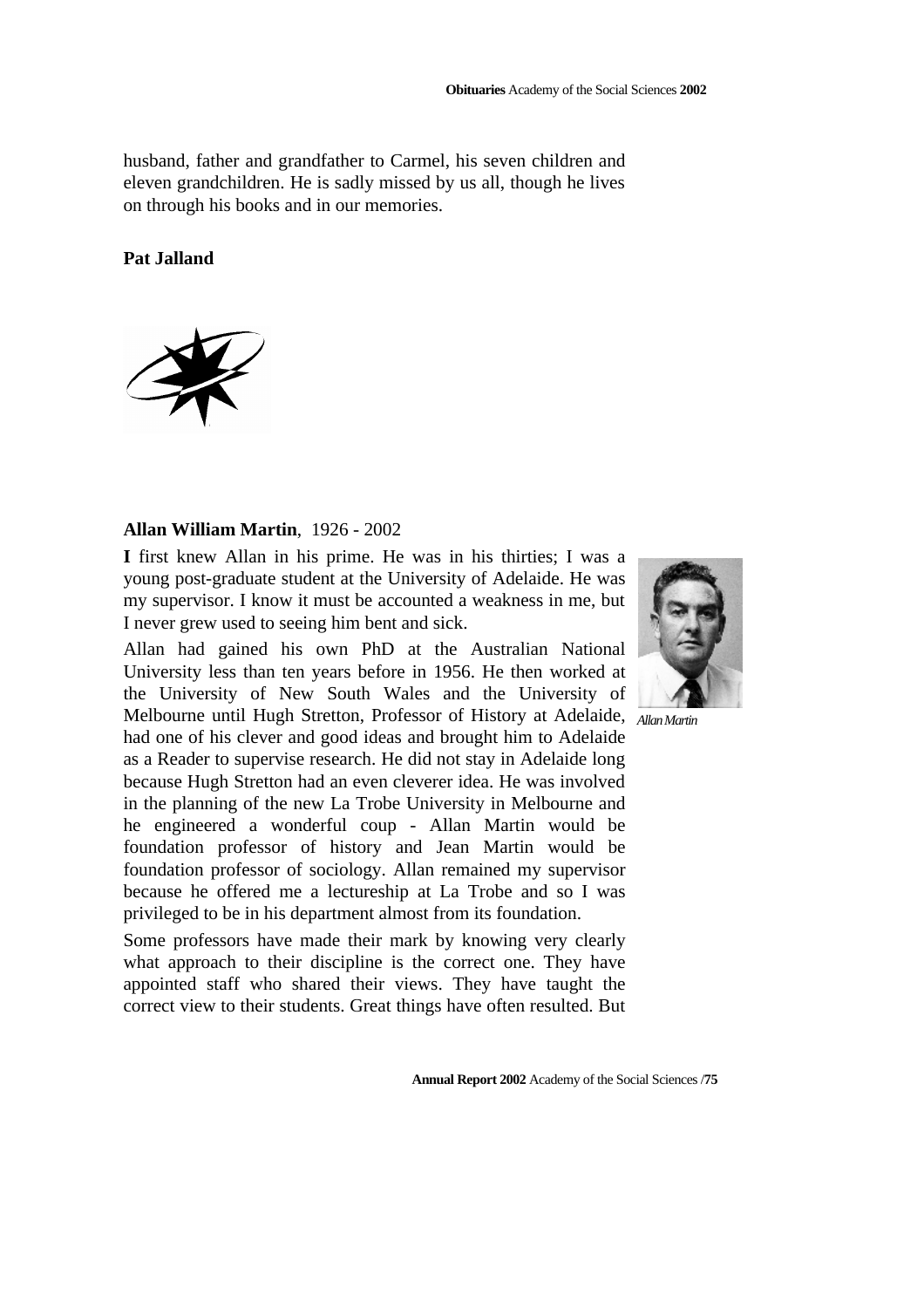husband, father and grandfather to Carmel, his seven children and eleven grandchildren. He is sadly missed by us all, though he lives on through his books and in our memories.

**Pat Jalland**

**Allan William Martin**, 1926 - 2002

**I** first knew Allan in his prime. He was in his thirties; I was a young post-graduate student at the University of Adelaide. He was my supervisor. I know it must be accounted a weakness in me, but I never grew used to seeing him bent and sick.

*Allan Martin*

Allan had gained his own PhD at the Australian National University less than ten years before in 1956. He then worked at the University of New South Wales and the University of Melbourne until Hugh Stretton, Professor of History at Adelaide, had one of his clever and good ideas and brought him to Adelaide as a Reader to supervise research. He did not stay in Adelaide long because Hugh Stretton had an even cleverer idea. He was involved in the planning of the new La Trobe University in Melbourne and he engineered a wonderful coup - Allan Martin would be foundation professor of history and Jean Martin would be foundation professor of sociology. Allan remained my supervisor because he offered me a lectureship at La Trobe and so I was privileged to be in his department almost from its foundation.

Some professors have made their mark by knowing very clearly what approach to their discipline is the correct one. They have appointed staff who shared their views. They have taught the correct view to their students. Great things have often resulted. But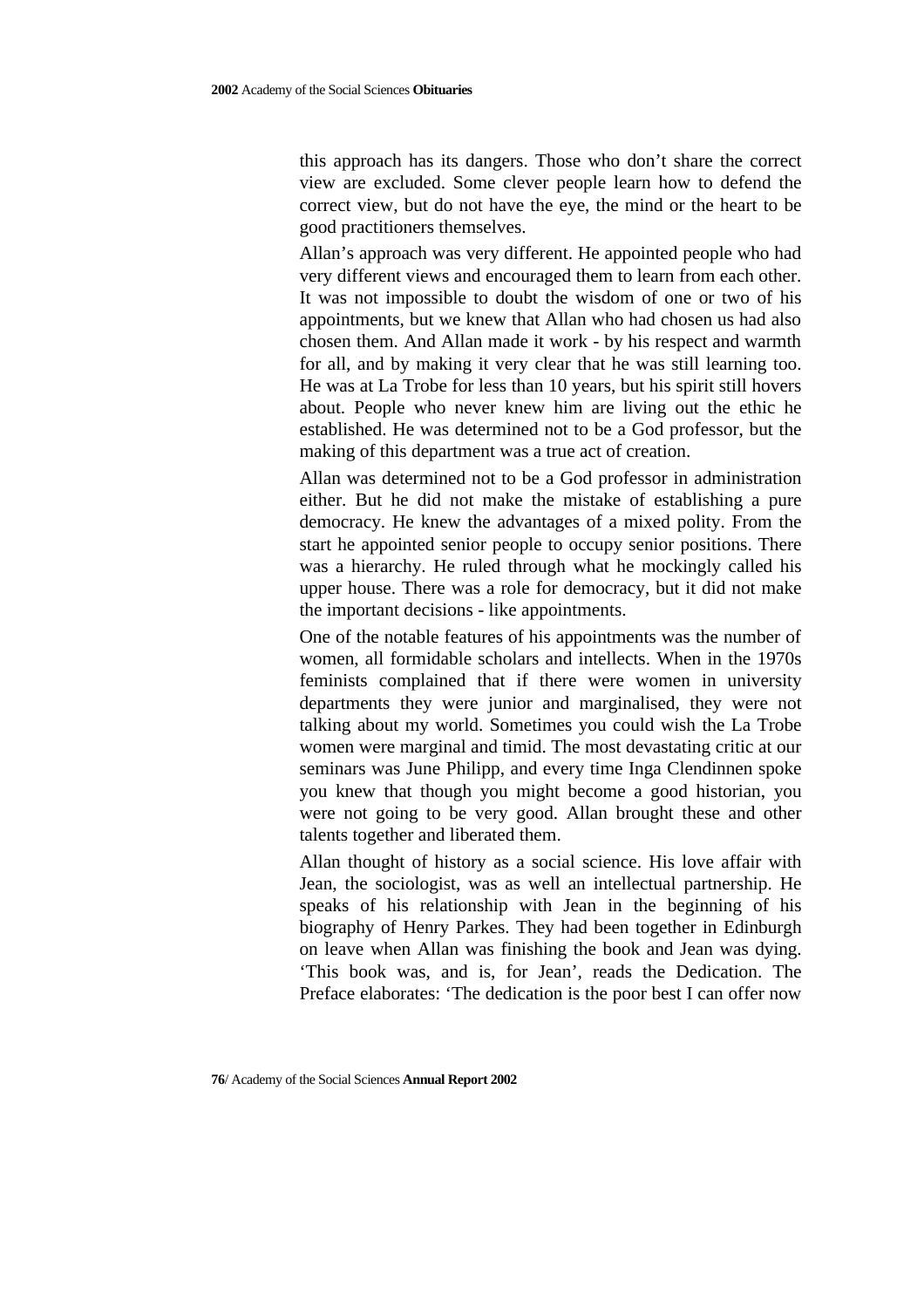this approach has its dangers. Those who don't share the correct view are excluded. Some clever people learn how to defend the correct view, but do not have the eye, the mind or the heart to be good practitioners themselves.

Allan's approach was very different. He appointed people who had very different views and encouraged them to learn from each other. It was not impossible to doubt the wisdom of one or two of his appointments, but we knew that Allan who had chosen us had also chosen them. And Allan made it work - by his respect and warmth for all, and by making it very clear that he was still learning too. He was at La Trobe for less than 10 years, but his spirit still hovers about. People who never knew him are living out the ethic he established. He was determined not to be a God professor, but the making of this department was a true act of creation.

Allan was determined not to be a God professor in administration either. But he did not make the mistake of establishing a pure democracy. He knew the advantages of a mixed polity. From the start he appointed senior people to occupy senior positions. There was a hierarchy. He ruled through what he mockingly called his upper house. There was a role for democracy, but it did not make the important decisions - like appointments.

One of the notable features of his appointments was the number of women, all formidable scholars and intellects. When in the 1970s feminists complained that if there were women in university departments they were junior and marginalised, they were not talking about my world. Sometimes you could wish the La Trobe women were marginal and timid. The most devastating critic at our seminars was June Philipp, and every time Inga Clendinnen spoke you knew that though you might become a good historian, you were not going to be very good. Allan brought these and other talents together and liberated them.

Allan thought of history as a social science. His love affair with Jean, the sociologist, was as well an intellectual partnership. He speaks of his relationship with Jean in the beginning of his biography of Henry Parkes. They had been together in Edinburgh on leave when Allan was finishing the book and Jean was dying. 'This book was, and is, for Jean', reads the Dedication. The Preface elaborates: 'The dedication is the poor best I can offer now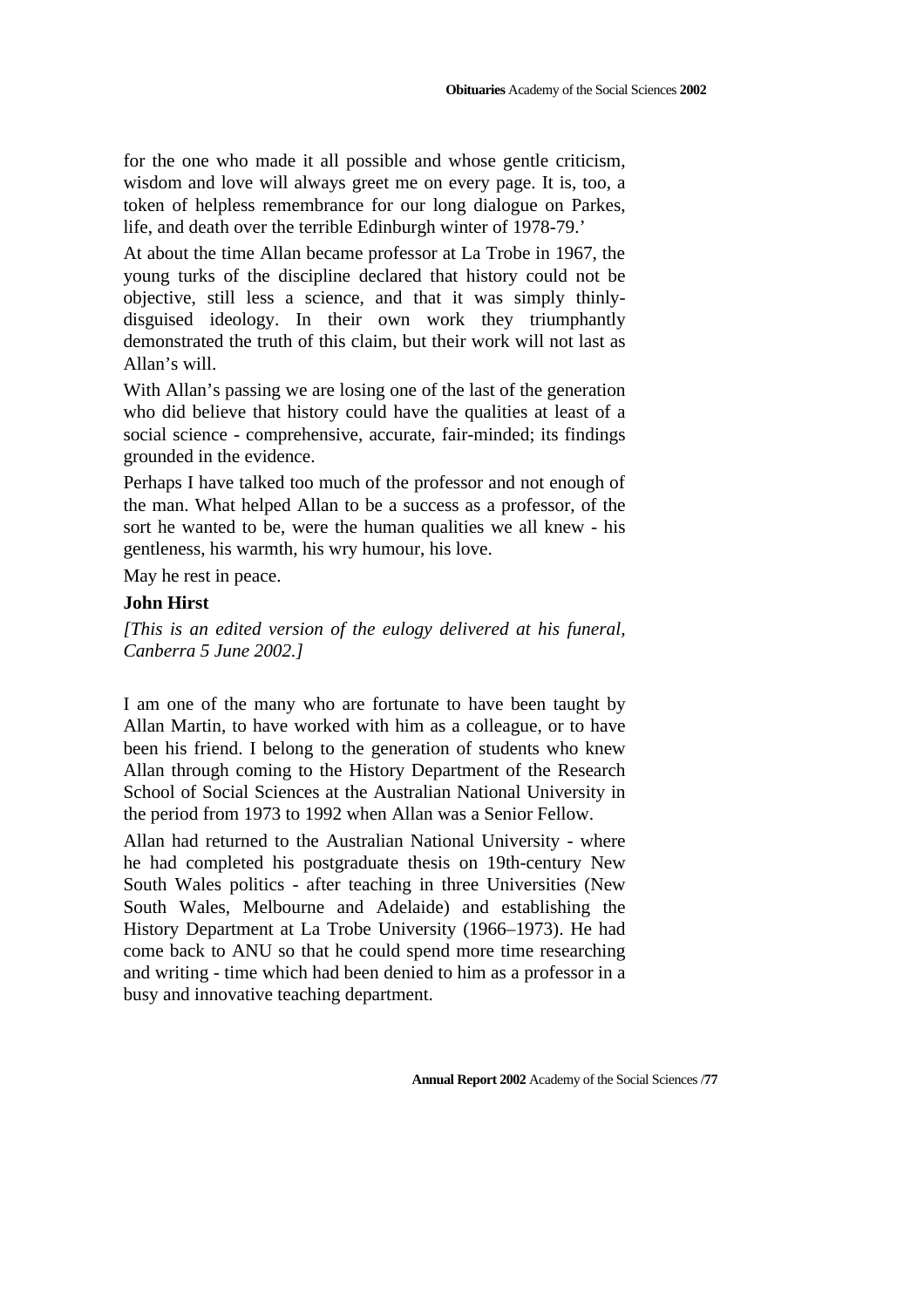for the one who made it all possible and whose gentle criticism, wisdom and love will always greet me on every page. It is, too, a token of helpless remembrance for our long dialogue on Parkes, life, and death over the terrible Edinburgh winter of 1978-79.'

At about the time Allan became professor at La Trobe in 1967, the young turks of the discipline declared that history could not be objective, still less a science, and that it was simply thinly-disguised ideology. In their own work they triumphantly demonstrated the truth of this claim, but their work will not last as Allan's will.

With Allan's passing we are losing one of the last of the generation who did believe that history could have the qualities at least of a social science - comprehensive, accurate, fair-minded; its findings grounded in the evidence.

Perhaps I have talked too much of the professor and not enough of the man. What helped Allan to be a success as a professor, of the sort he wanted to be, were the human qualities we all knew - his gentleness, his warmth, his wry humour, his love.

May he rest in peace.

**John Hirst**

*[This is an edited version of the eulogy delivered at his funeral, Canberra 5 June 2002.]*

I am one of the many who are fortunate to have been taught by Allan Martin, to have worked with him as a colleague, or to have been his friend. I belong to the generation of students who knew Allan through coming to the History Department of the Research School of Social Sciences at the Australian National University in the period from 1973 to 1992 when Allan was a Senior Fellow.

Allan had returned to the Australian National University - where he had completed his postgraduate thesis on 19th-century New South Wales politics - after teaching in three Universities (New South Wales, Melbourne and Adelaide) and establishing the History Department at La Trobe University (1966–1973). He had come back to ANU so that he could spend more time researching and writing - time which had been denied to him as a professor in a busy and innovative teaching department.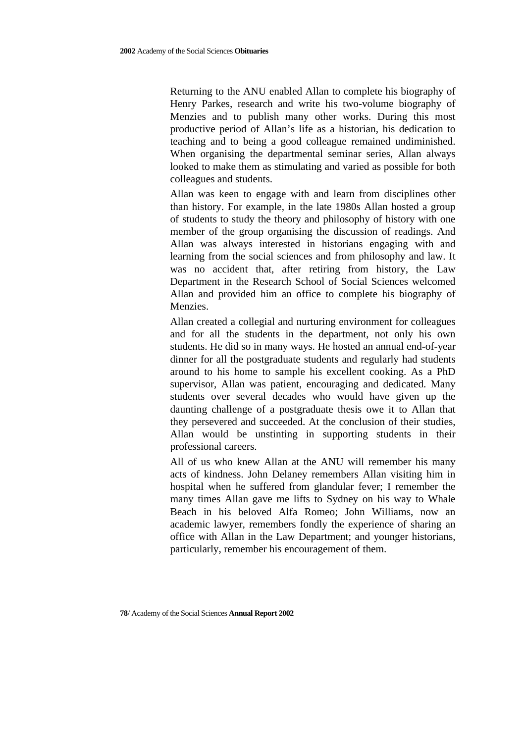Returning to the ANU enabled Allan to complete his biography of Henry Parkes, research and write his two-volume biography of Menzies and to publish many other works. During this most productive period of Allan's life as a historian, his dedication to teaching and to being a good colleague remained undiminished. When organising the departmental seminar series, Allan always looked to make them as stimulating and varied as possible for both colleagues and students.

Allan was keen to engage with and learn from disciplines other than history. For example, in the late 1980s Allan hosted a group of students to study the theory and philosophy of history with one member of the group organising the discussion of readings. And Allan was always interested in historians engaging with and learning from the social sciences and from philosophy and law. It was no accident that, after retiring from history, the Law Department in the Research School of Social Sciences welcomed Allan and provided him an office to complete his biography of Menzies.

Allan created a collegial and nurturing environment for colleagues and for all the students in the department, not only his own students. He did so in many ways. He hosted an annual end-of-year dinner for all the postgraduate students and regularly had students around to his home to sample his excellent cooking. As a PhD supervisor, Allan was patient, encouraging and dedicated. Many students over several decades who would have given up the daunting challenge of a postgraduate thesis owe it to Allan that they persevered and succeeded. At the conclusion of their studies, Allan would be unstinting in supporting students in their professional careers.

All of us who knew Allan at the ANU will remember his many acts of kindness. John Delaney remembers Allan visiting him in hospital when he suffered from glandular fever; I remember the many times Allan gave me lifts to Sydney on his way to Whale Beach in his beloved Alfa Romeo; John Williams, now an academic lawyer, remembers fondly the experience of sharing an office with Allan in the Law Department; and younger historians, particularly, remember his encouragement of them.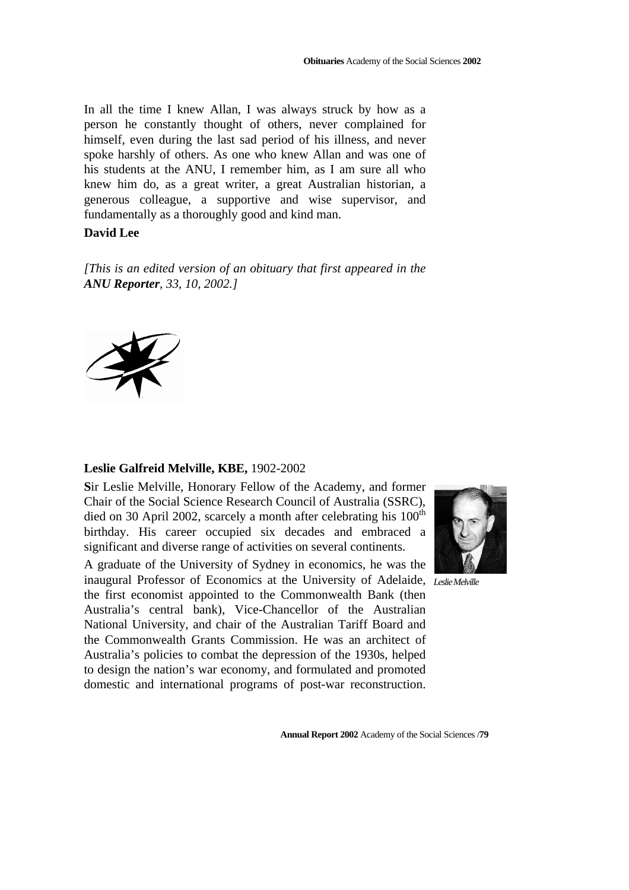In all the time I knew Allan, I was always struck by how as a person he constantly thought of others, never complained for himself, even during the last sad period of his illness, and never spoke harshly of others. As one who knew Allan and was one of his students at the ANU, I remember him, as I am sure all who knew him do, as a great writer, a great Australian historian, a generous colleague, a supportive and wise supervisor, and fundamentally as a thoroughly good and kind man.

**David Lee**

*[This is an edited version of an obituary that first appeared in the **ANU Reporter**, 33, 10, 2002.]*

### Leslie Galfreid Melville, KBE, 1902-2002

**S**ir Leslie Melville, Honorary Fellow of the Academy, and former Chair of the Social Science Research Council of Australia (SSRC), died on 30 April 2002, scarcely a month after celebrating his 100th birthday. His career occupied six decades and embraced a significant and diverse range of activities on several continents.

*Leslie Melville*

A graduate of the University of Sydney in economics, he was the inaugural Professor of Economics at the University of Adelaide, the first economist appointed to the Commonwealth Bank (then Australia's central bank), Vice-Chancellor of the Australian National University, and chair of the Australian Tariff Board and the Commonwealth Grants Commission. He was an architect of Australia's policies to combat the depression of the 1930s, helped to design the nation's war economy, and formulated and promoted domestic and international programs of post-war reconstruction.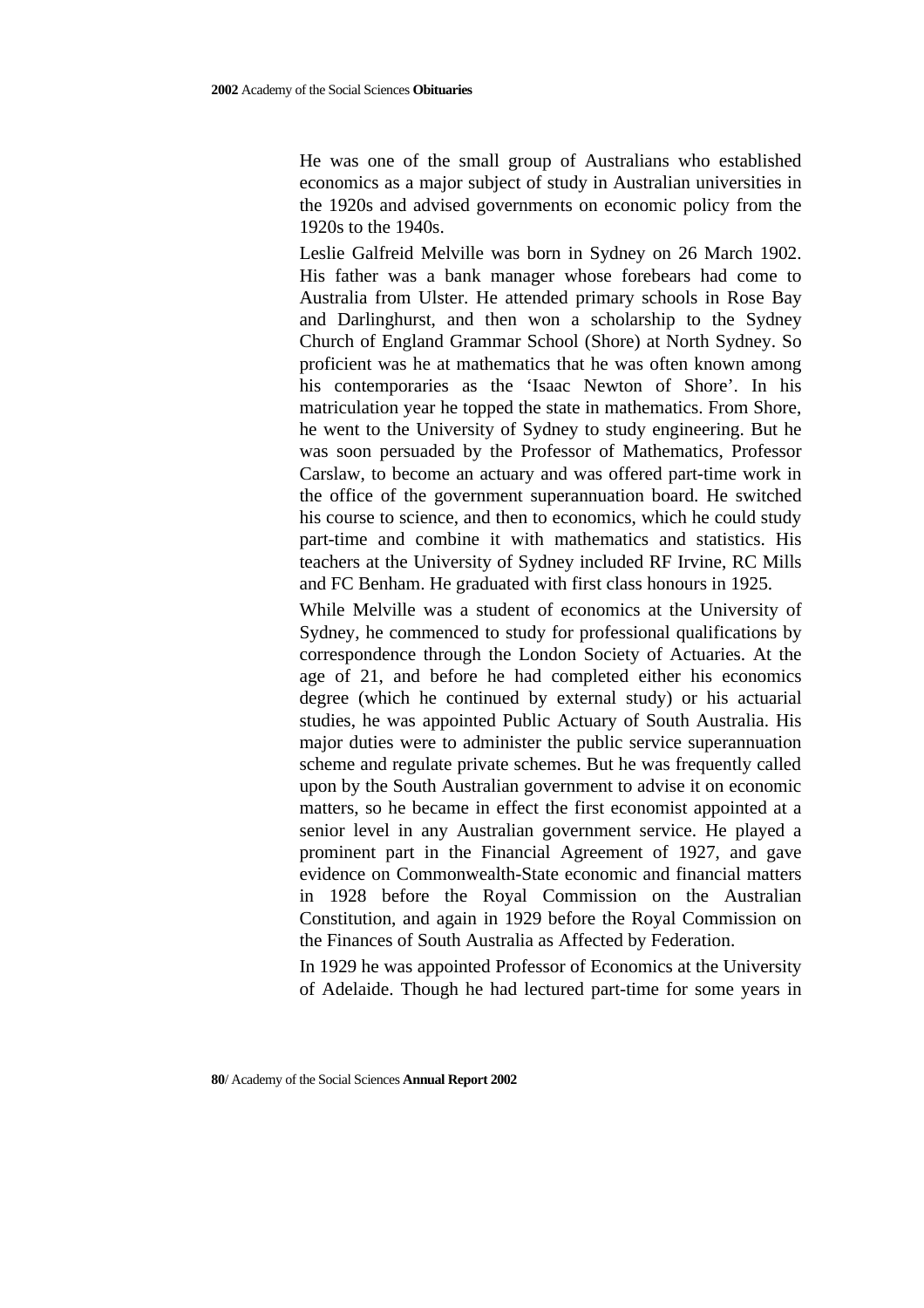He was one of the small group of Australians who established economics as a major subject of study in Australian universities in the 1920s and advised governments on economic policy from the 1920s to the 1940s.

Leslie Galfreid Melville was born in Sydney on 26 March 1902. His father was a bank manager whose forebears had come to Australia from Ulster. He attended primary schools in Rose Bay and Darlinghurst, and then won a scholarship to the Sydney Church of England Grammar School (Shore) at North Sydney. So proficient was he at mathematics that he was often known among his contemporaries as the 'Isaac Newton of Shore'. In his matriculation year he topped the state in mathematics. From Shore, he went to the University of Sydney to study engineering. But he was soon persuaded by the Professor of Mathematics, Professor Carslaw, to become an actuary and was offered part-time work in the office of the government superannuation board. He switched his course to science, and then to economics, which he could study part-time and combine it with mathematics and statistics. His teachers at the University of Sydney included RF Irvine, RC Mills and FC Benham. He graduated with first class honours in 1925.

While Melville was a student of economics at the University of Sydney, he commenced to study for professional qualifications by correspondence through the London Society of Actuaries. At the age of 21, and before he had completed either his economics degree (which he continued by external study) or his actuarial studies, he was appointed Public Actuary of South Australia. His major duties were to administer the public service superannuation scheme and regulate private schemes. But he was frequently called upon by the South Australian government to advise it on economic matters, so he became in effect the first economist appointed at a senior level in any Australian government service. He played a prominent part in the Financial Agreement of 1927, and gave evidence on Commonwealth-State economic and financial matters in 1928 before the Royal Commission on the Australian Constitution, and again in 1929 before the Royal Commission on the Finances of South Australia as Affected by Federation.

In 1929 he was appointed Professor of Economics at the University of Adelaide. Though he had lectured part-time for some years in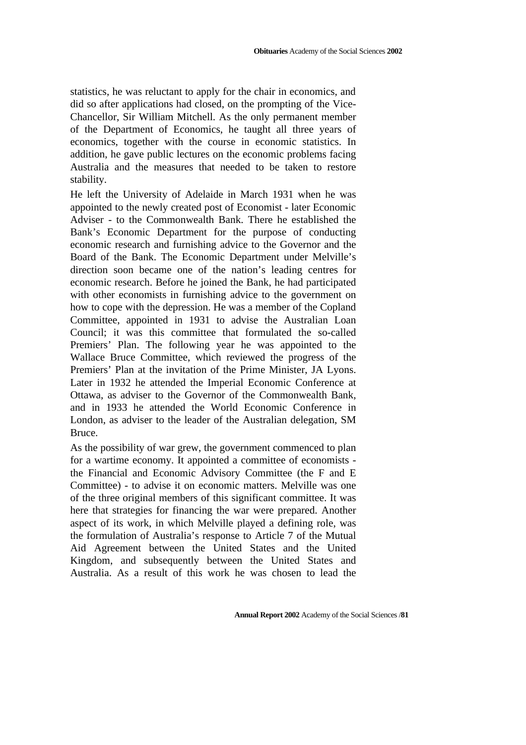statistics, he was reluctant to apply for the chair in economics, and did so after applications had closed, on the prompting of the Vice-Chancellor, Sir William Mitchell. As the only permanent member of the Department of Economics, he taught all three years of economics, together with the course in economic statistics. In addition, he gave public lectures on the economic problems facing Australia and the measures that needed to be taken to restore stability.

He left the University of Adelaide in March 1931 when he was appointed to the newly created post of Economist - later Economic Adviser - to the Commonwealth Bank. There he established the Bank's Economic Department for the purpose of conducting economic research and furnishing advice to the Governor and the Board of the Bank. The Economic Department under Melville's direction soon became one of the nation's leading centres for economic research. Before he joined the Bank, he had participated with other economists in furnishing advice to the government on how to cope with the depression. He was a member of the Copland Committee, appointed in 1931 to advise the Australian Loan Council; it was this committee that formulated the so-called Premiers' Plan. The following year he was appointed to the Wallace Bruce Committee, which reviewed the progress of the Premiers' Plan at the invitation of the Prime Minister, JA Lyons. Later in 1932 he attended the Imperial Economic Conference at Ottawa, as adviser to the Governor of the Commonwealth Bank, and in 1933 he attended the World Economic Conference in London, as adviser to the leader of the Australian delegation, SM Bruce.

As the possibility of war grew, the government commenced to plan for a wartime economy. It appointed a committee of economists - the Financial and Economic Advisory Committee (the F and E Committee) - to advise it on economic matters. Melville was one of the three original members of this significant committee. It was here that strategies for financing the war were prepared. Another aspect of its work, in which Melville played a defining role, was the formulation of Australia's response to Article 7 of the Mutual Aid Agreement between the United States and the United Kingdom, and subsequently between the United States and Australia. As a result of this work he was chosen to lead the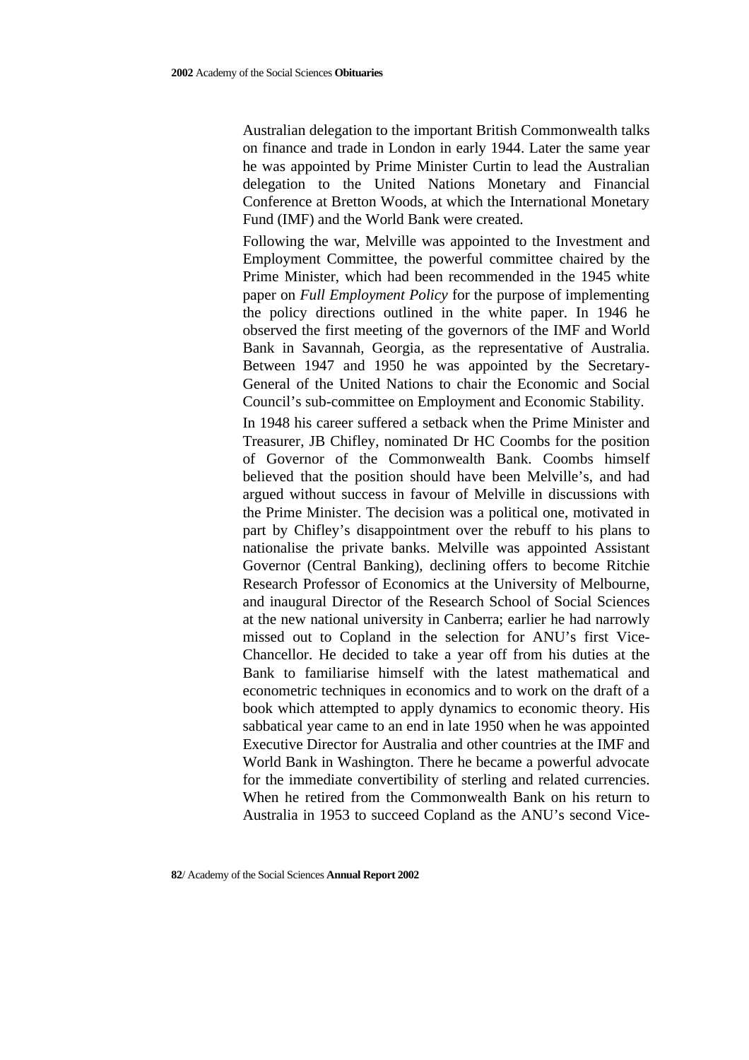Australian delegation to the important British Commonwealth talks on finance and trade in London in early 1944. Later the same year he was appointed by Prime Minister Curtin to lead the Australian delegation to the United Nations Monetary and Financial Conference at Bretton Woods, at which the International Monetary Fund (IMF) and the World Bank were created.

Following the war, Melville was appointed to the Investment and Employment Committee, the powerful committee chaired by the Prime Minister, which had been recommended in the 1945 white paper on *Full Employment Policy* for the purpose of implementing the policy directions outlined in the white paper. In 1946 he observed the first meeting of the governors of the IMF and World Bank in Savannah, Georgia, as the representative of Australia. Between 1947 and 1950 he was appointed by the Secretary-General of the United Nations to chair the Economic and Social Council's sub-committee on Employment and Economic Stability.

In 1948 his career suffered a setback when the Prime Minister and Treasurer, JB Chifley, nominated Dr HC Coombs for the position of Governor of the Commonwealth Bank. Coombs himself believed that the position should have been Melville's, and had argued without success in favour of Melville in discussions with the Prime Minister. The decision was a political one, motivated in part by Chifley's disappointment over the rebuff to his plans to nationalise the private banks. Melville was appointed Assistant Governor (Central Banking), declining offers to become Ritchie Research Professor of Economics at the University of Melbourne, and inaugural Director of the Research School of Social Sciences at the new national university in Canberra; earlier he had narrowly missed out to Copland in the selection for ANU's first Vice-Chancellor. He decided to take a year off from his duties at the Bank to familiarise himself with the latest mathematical and econometric techniques in economics and to work on the draft of a book which attempted to apply dynamics to economic theory. His sabbatical year came to an end in late 1950 when he was appointed Executive Director for Australia and other countries at the IMF and World Bank in Washington. There he became a powerful advocate for the immediate convertibility of sterling and related currencies. When he retired from the Commonwealth Bank on his return to Australia in 1953 to succeed Copland as the ANU's second Vice-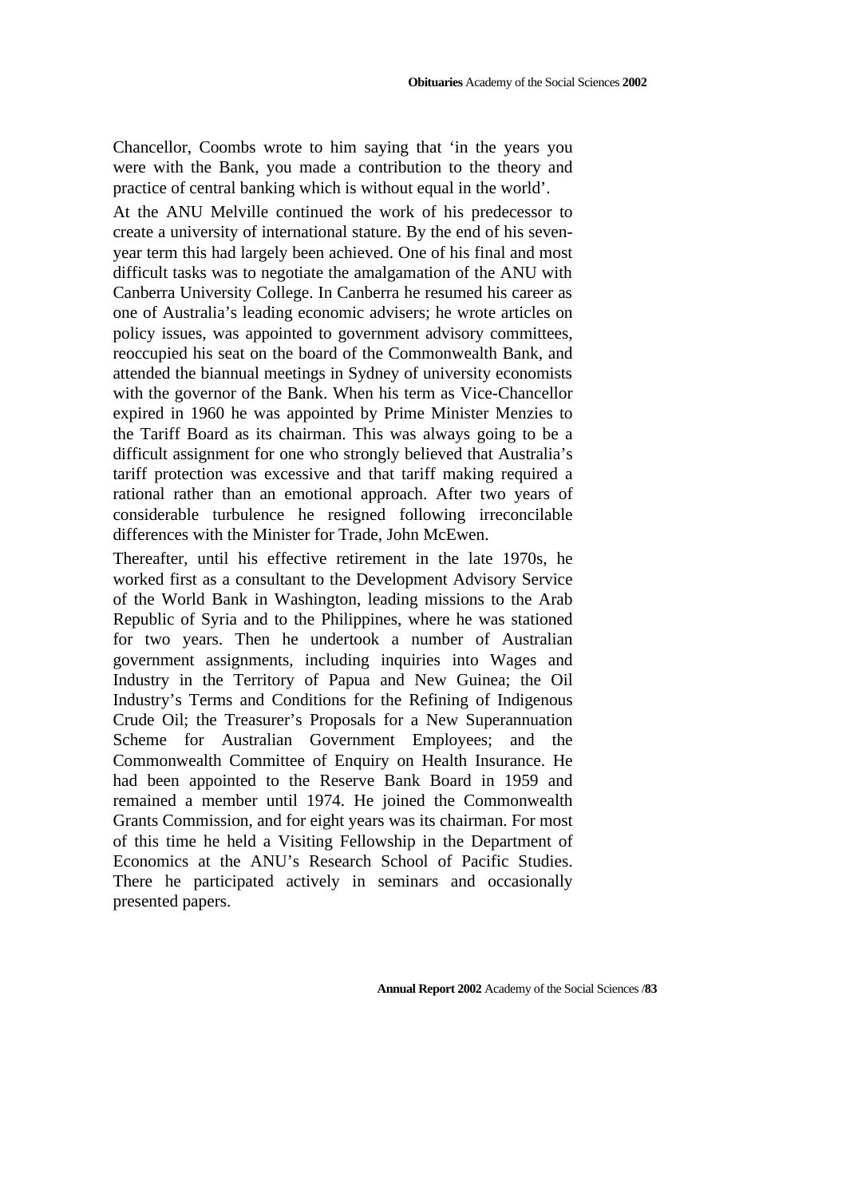Chancellor, Coombs wrote to him saying that 'in the years you were with the Bank, you made a contribution to the theory and practice of central banking which is without equal in the world'.

At the ANU Melville continued the work of his predecessor to create a university of international stature. By the end of his seven-year term this had largely been achieved. One of his final and most difficult tasks was to negotiate the amalgamation of the ANU with Canberra University College. In Canberra he resumed his career as one of Australia's leading economic advisers; he wrote articles on policy issues, was appointed to government advisory committees, reoccupied his seat on the board of the Commonwealth Bank, and attended the biannual meetings in Sydney of university economists with the governor of the Bank. When his term as Vice-Chancellor expired in 1960 he was appointed by Prime Minister Menzies to the Tariff Board as its chairman. This was always going to be a difficult assignment for one who strongly believed that Australia's tariff protection was excessive and that tariff making required a rational rather than an emotional approach. After two years of considerable turbulence he resigned following irreconcilable differences with the Minister for Trade, John McEwen.

Thereafter, until his effective retirement in the late 1970s, he worked first as a consultant to the Development Advisory Service of the World Bank in Washington, leading missions to the Arab Republic of Syria and to the Philippines, where he was stationed for two years. Then he undertook a number of Australian government assignments, including inquiries into Wages and Industry in the Territory of Papua and New Guinea; the Oil Industry's Terms and Conditions for the Refining of Indigenous Crude Oil; the Treasurer's Proposals for a New Superannuation Scheme for Australian Government Employees; and the Commonwealth Committee of Enquiry on Health Insurance. He had been appointed to the Reserve Bank Board in 1959 and remained a member until 1974. He joined the Commonwealth Grants Commission, and for eight years was its chairman. For most of this time he held a Visiting Fellowship in the Department of Economics at the ANU's Research School of Pacific Studies. There he participated actively in seminars and occasionally presented papers.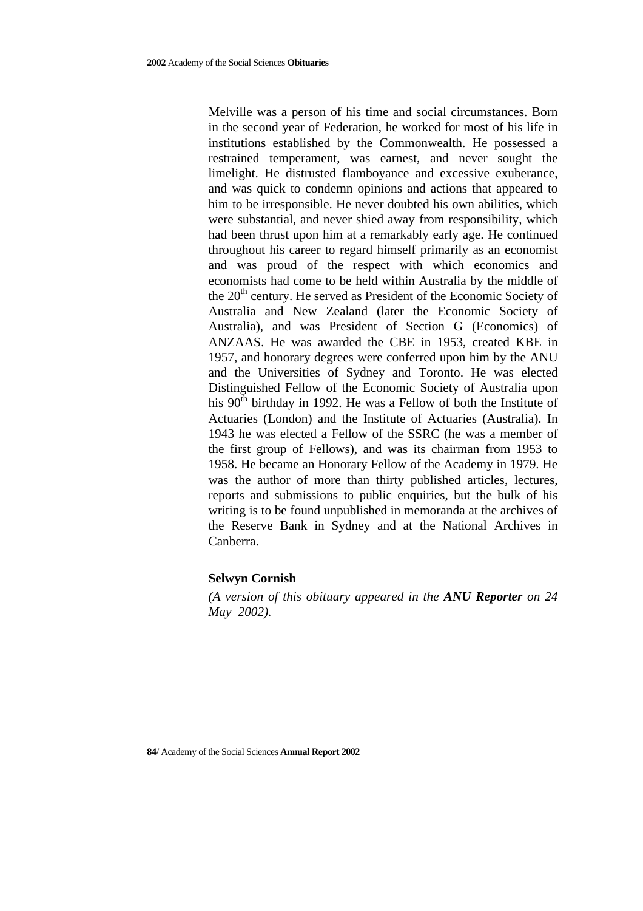Melville was a person of his time and social circumstances. Born in the second year of Federation, he worked for most of his life in institutions established by the Commonwealth. He possessed a restrained temperament, was earnest, and never sought the limelight. He distrusted flamboyance and excessive exuberance, and was quick to condemn opinions and actions that appeared to him to be irresponsible. He never doubted his own abilities, which were substantial, and never shied away from responsibility, which had been thrust upon him at a remarkably early age. He continued throughout his career to regard himself primarily as an economist and was proud of the respect with which economics and economists had come to be held within Australia by the middle of the 20th century. He served as President of the Economic Society of Australia and New Zealand (later the Economic Society of Australia), and was President of Section G (Economics) of ANZAAS. He was awarded the CBE in 1953, created KBE in 1957, and honorary degrees were conferred upon him by the ANU and the Universities of Sydney and Toronto. He was elected Distinguished Fellow of the Economic Society of Australia upon his 90th birthday in 1992. He was a Fellow of both the Institute of Actuaries (London) and the Institute of Actuaries (Australia). In 1943 he was elected a Fellow of the SSRC (he was a member of the first group of Fellows), and was its chairman from 1953 to 1958. He became an Honorary Fellow of the Academy in 1979. He was the author of more than thirty published articles, lectures, reports and submissions to public enquiries, but the bulk of his writing is to be found unpublished in memoranda at the archives of the Reserve Bank in Sydney and at the National Archives in Canberra.

**Selwyn Cornish**

*(A version of this obituary appeared in the **ANU Reporter** on 24 May 2002).*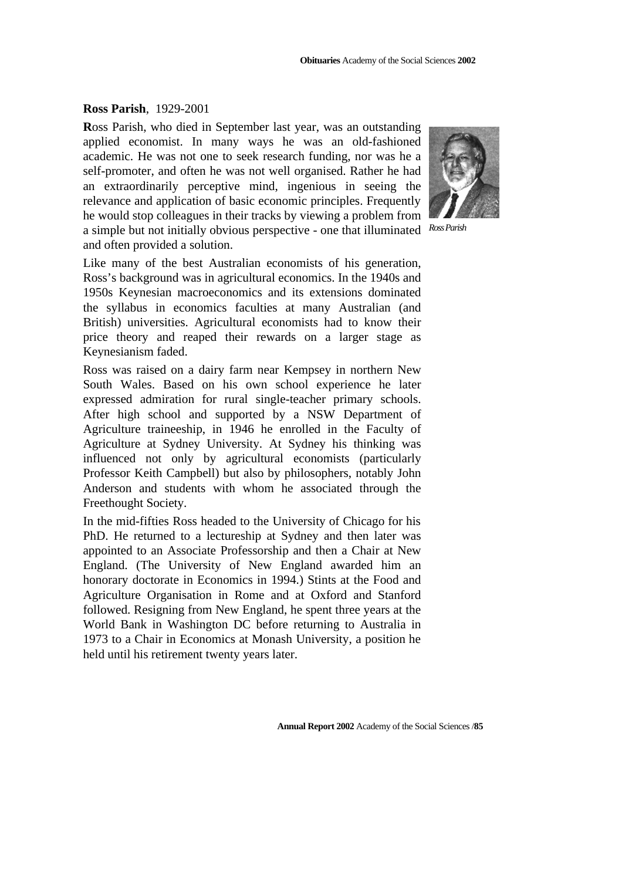**Ross Parish**, 1929-2001

**R**oss Parish, who died in September last year, was an outstanding applied economist. In many ways he was an old-fashioned academic. He was not one to seek research funding, nor was he a self-promoter, and often he was not well organised. Rather he had an extraordinarily perceptive mind, ingenious in seeing the relevance and application of basic economic principles. Frequently he would stop colleagues in their tracks by viewing a problem from a simple but not initially obvious perspective - one that illuminated and often provided a solution.

*Ross Parish*

Like many of the best Australian economists of his generation, Ross's background was in agricultural economics. In the 1940s and 1950s Keynesian macroeconomics and its extensions dominated the syllabus in economics faculties at many Australian (and British) universities. Agricultural economists had to know their price theory and reaped their rewards on a larger stage as Keynesianism faded.

Ross was raised on a dairy farm near Kempsey in northern New South Wales. Based on his own school experience he later expressed admiration for rural single-teacher primary schools. After high school and supported by a NSW Department of Agriculture traineeship, in 1946 he enrolled in the Faculty of Agriculture at Sydney University. At Sydney his thinking was influenced not only by agricultural economists (particularly Professor Keith Campbell) but also by philosophers, notably John Anderson and students with whom he associated through the Freethought Society.

In the mid-fifties Ross headed to the University of Chicago for his PhD. He returned to a lectureship at Sydney and then later was appointed to an Associate Professorship and then a Chair at New England. (The University of New England awarded him an honorary doctorate in Economics in 1994.) Stints at the Food and Agriculture Organisation in Rome and at Oxford and Stanford followed. Resigning from New England, he spent three years at the World Bank in Washington DC before returning to Australia in 1973 to a Chair in Economics at Monash University, a position he held until his retirement twenty years later.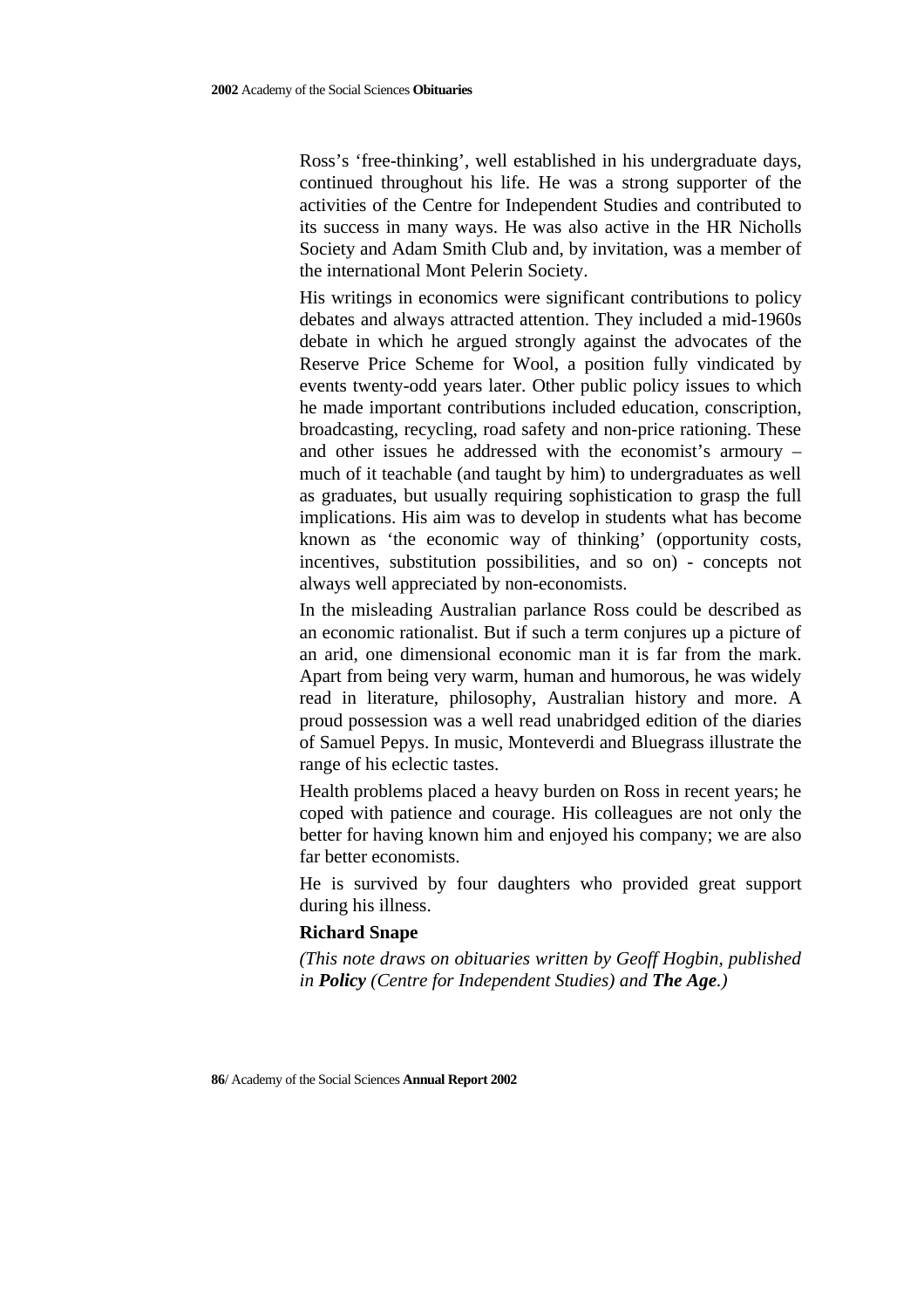Ross's 'free-thinking', well established in his undergraduate days, continued throughout his life. He was a strong supporter of the activities of the Centre for Independent Studies and contributed to its success in many ways. He was also active in the HR Nicholls Society and Adam Smith Club and, by invitation, was a member of the international Mont Pelerin Society.

His writings in economics were significant contributions to policy debates and always attracted attention. They included a mid-1960s debate in which he argued strongly against the advocates of the Reserve Price Scheme for Wool, a position fully vindicated by events twenty-odd years later. Other public policy issues to which he made important contributions included education, conscription, broadcasting, recycling, road safety and non-price rationing. These and other issues he addressed with the economist's armoury – much of it teachable (and taught by him) to undergraduates as well as graduates, but usually requiring sophistication to grasp the full implications. His aim was to develop in students what has become known as 'the economic way of thinking' (opportunity costs, incentives, substitution possibilities, and so on) - concepts not always well appreciated by non-economists.

In the misleading Australian parlance Ross could be described as an economic rationalist. But if such a term conjures up a picture of an arid, one dimensional economic man it is far from the mark. Apart from being very warm, human and humorous, he was widely read in literature, philosophy, Australian history and more. A proud possession was a well read unabridged edition of the diaries of Samuel Pepys. In music, Monteverdi and Bluegrass illustrate the range of his eclectic tastes.

Health problems placed a heavy burden on Ross in recent years; he coped with patience and courage. His colleagues are not only the better for having known him and enjoyed his company; we are also far better economists.

He is survived by four daughters who provided great support during his illness.

**Richard Snape**

*(This note draws on obituaries written by Geoff Hogbin, published in **Policy** (Centre for Independent Studies) and **The Age**.)*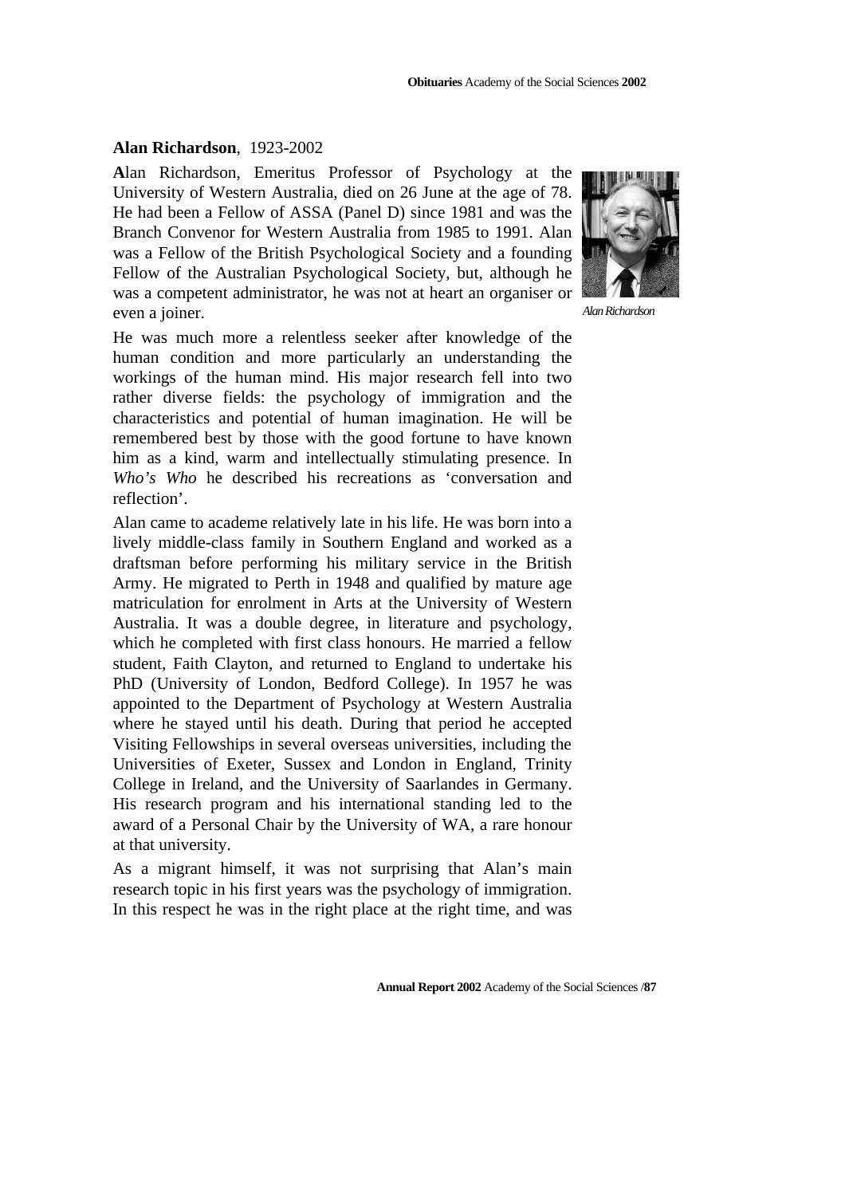## **Alan Richardson**, 1923-2002

**A**lan Richardson, Emeritus Professor of Psychology at the University of Western Australia, died on 26 June at the age of 78. He had been a Fellow of ASSA (Panel D) since 1981 and was the Branch Convenor for Western Australia from 1985 to 1991. Alan was a Fellow of the British Psychological Society and a founding Fellow of the Australian Psychological Society, but, although he was a competent administrator, he was not at heart an organiser or even a joiner.

*Alan Richardson*

He was much more a relentless seeker after knowledge of the human condition and more particularly an understanding the workings of the human mind. His major research fell into two rather diverse fields: the psychology of immigration and the characteristics and potential of human imagination. He will be remembered best by those with the good fortune to have known him as a kind, warm and intellectually stimulating presence. In *Who's Who* he described his recreations as 'conversation and reflection'.

Alan came to academe relatively late in his life. He was born into a lively middle-class family in Southern England and worked as a draftsman before performing his military service in the British Army. He migrated to Perth in 1948 and qualified by mature age matriculation for enrolment in Arts at the University of Western Australia. It was a double degree, in literature and psychology, which he completed with first class honours. He married a fellow student, Faith Clayton, and returned to England to undertake his PhD (University of London, Bedford College). In 1957 he was appointed to the Department of Psychology at Western Australia where he stayed until his death. During that period he accepted Visiting Fellowships in several overseas universities, including the Universities of Exeter, Sussex and London in England, Trinity College in Ireland, and the University of Saarlandes in Germany. His research program and his international standing led to the award of a Personal Chair by the University of WA, a rare honour at that university.

As a migrant himself, it was not surprising that Alan's main research topic in his first years was the psychology of immigration. In this respect he was in the right place at the right time, and was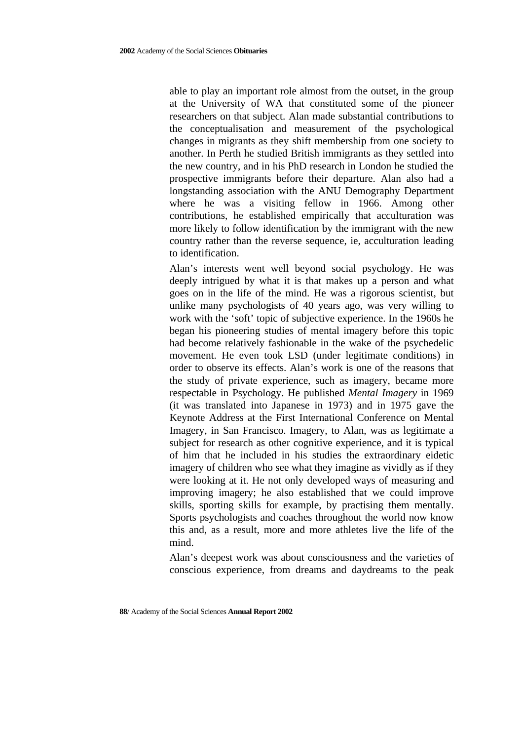able to play an important role almost from the outset, in the group at the University of WA that constituted some of the pioneer researchers on that subject. Alan made substantial contributions to the conceptualisation and measurement of the psychological changes in migrants as they shift membership from one society to another. In Perth he studied British immigrants as they settled into the new country, and in his PhD research in London he studied the prospective immigrants before their departure. Alan also had a longstanding association with the ANU Demography Department where he was a visiting fellow in 1966. Among other contributions, he established empirically that acculturation was more likely to follow identification by the immigrant with the new country rather than the reverse sequence, ie, acculturation leading to identification.

Alan's interests went well beyond social psychology. He was deeply intrigued by what it is that makes up a person and what goes on in the life of the mind. He was a rigorous scientist, but unlike many psychologists of 40 years ago, was very willing to work with the 'soft' topic of subjective experience. In the 1960s he began his pioneering studies of mental imagery before this topic had become relatively fashionable in the wake of the psychedelic movement. He even took LSD (under legitimate conditions) in order to observe its effects. Alan's work is one of the reasons that the study of private experience, such as imagery, became more respectable in Psychology. He published *Mental Imagery* in 1969 (it was translated into Japanese in 1973) and in 1975 gave the Keynote Address at the First International Conference on Mental Imagery, in San Francisco. Imagery, to Alan, was as legitimate a subject for research as other cognitive experience, and it is typical of him that he included in his studies the extraordinary eidetic imagery of children who see what they imagine as vividly as if they were looking at it. He not only developed ways of measuring and improving imagery; he also established that we could improve skills, sporting skills for example, by practising them mentally. Sports psychologists and coaches throughout the world now know this and, as a result, more and more athletes live the life of the mind.

Alan's deepest work was about consciousness and the varieties of conscious experience, from dreams and daydreams to the peak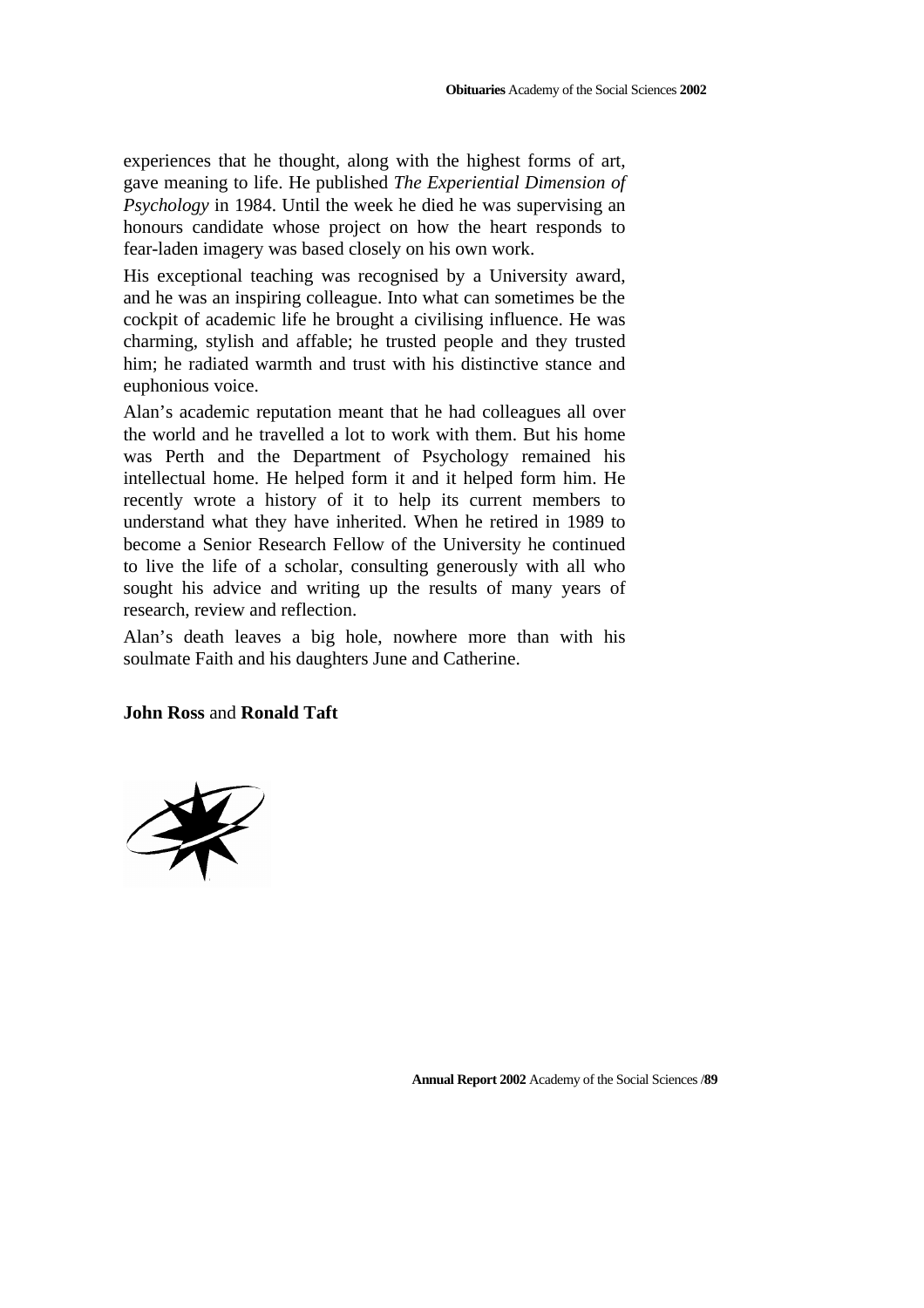experiences that he thought, along with the highest forms of art, gave meaning to life. He published *The Experiential Dimension of Psychology* in 1984. Until the week he died he was supervising an honours candidate whose project on how the heart responds to fear-laden imagery was based closely on his own work.

His exceptional teaching was recognised by a University award, and he was an inspiring colleague. Into what can sometimes be the cockpit of academic life he brought a civilising influence. He was charming, stylish and affable; he trusted people and they trusted him; he radiated warmth and trust with his distinctive stance and euphonious voice.

Alan's academic reputation meant that he had colleagues all over the world and he travelled a lot to work with them. But his home was Perth and the Department of Psychology remained his intellectual home. He helped form it and it helped form him. He recently wrote a history of it to help its current members to understand what they have inherited. When he retired in 1989 to become a Senior Research Fellow of the University he continued to live the life of a scholar, consulting generously with all who sought his advice and writing up the results of many years of research, review and reflection.

Alan's death leaves a big hole, nowhere more than with his soulmate Faith and his daughters June and Catherine.

**John Ross** and **Ronald Taft**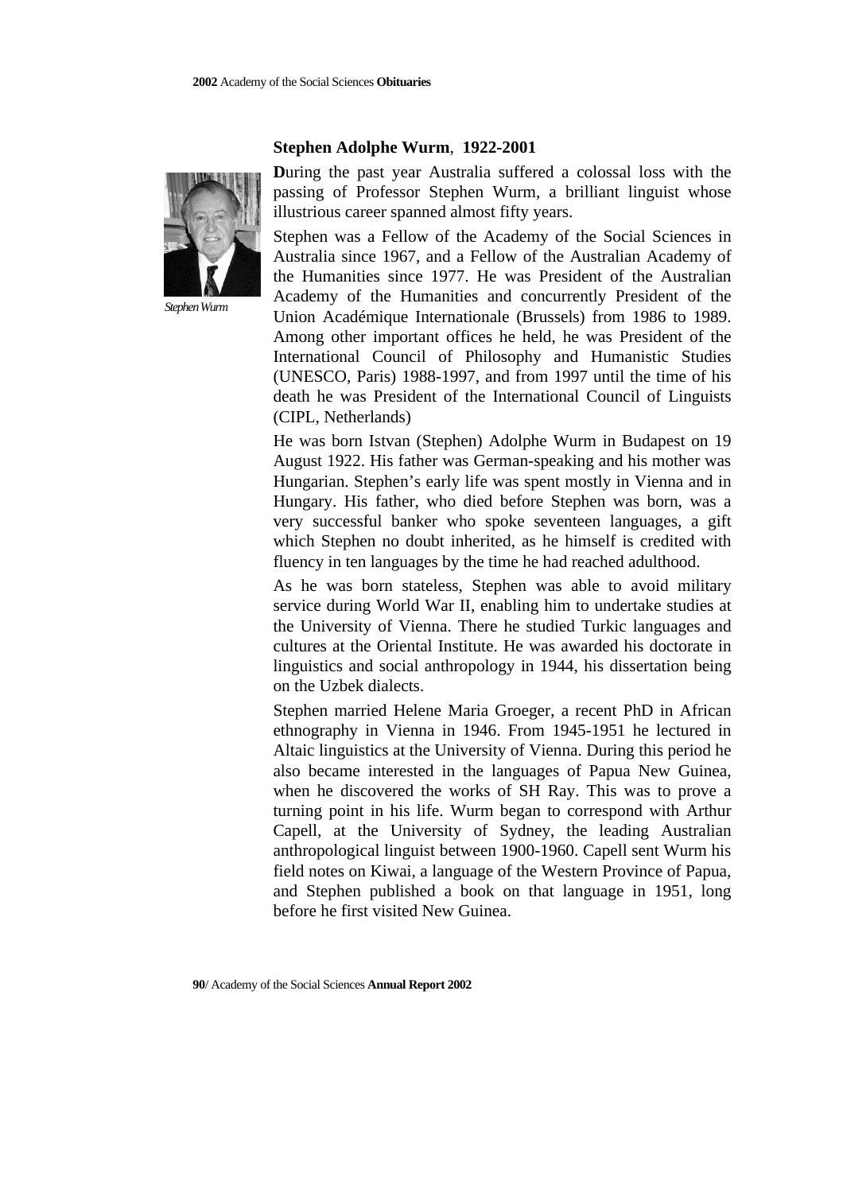## Stephen Adolphe Wurm, 1922-2001

Stephen Wurm

**D**uring the past year Australia suffered a colossal loss with the passing of Professor Stephen Wurm, a brilliant linguist whose illustrious career spanned almost fifty years.

Stephen was a Fellow of the Academy of the Social Sciences in Australia since 1967, and a Fellow of the Australian Academy of the Humanities since 1977. He was President of the Australian Academy of the Humanities and concurrently President of the Union Académique Internationale (Brussels) from 1986 to 1989. Among other important offices he held, he was President of the International Council of Philosophy and Humanistic Studies (UNESCO, Paris) 1988-1997, and from 1997 until the time of his death he was President of the International Council of Linguists (CIPL, Netherlands)

He was born Istvan (Stephen) Adolphe Wurm in Budapest on 19 August 1922. His father was German-speaking and his mother was Hungarian. Stephen's early life was spent mostly in Vienna and in Hungary. His father, who died before Stephen was born, was a very successful banker who spoke seventeen languages, a gift which Stephen no doubt inherited, as he himself is credited with fluency in ten languages by the time he had reached adulthood.

As he was born stateless, Stephen was able to avoid military service during World War II, enabling him to undertake studies at the University of Vienna. There he studied Turkic languages and cultures at the Oriental Institute. He was awarded his doctorate in linguistics and social anthropology in 1944, his dissertation being on the Uzbek dialects.

Stephen married Helene Maria Groeger, a recent PhD in African ethnography in Vienna in 1946. From 1945-1951 he lectured in Altaic linguistics at the University of Vienna. During this period he also became interested in the languages of Papua New Guinea, when he discovered the works of SH Ray. This was to prove a turning point in his life. Wurm began to correspond with Arthur Capell, at the University of Sydney, the leading Australian anthropological linguist between 1900-1960. Capell sent Wurm his field notes on Kiwai, a language of the Western Province of Papua, and Stephen published a book on that language in 1951, long before he first visited New Guinea.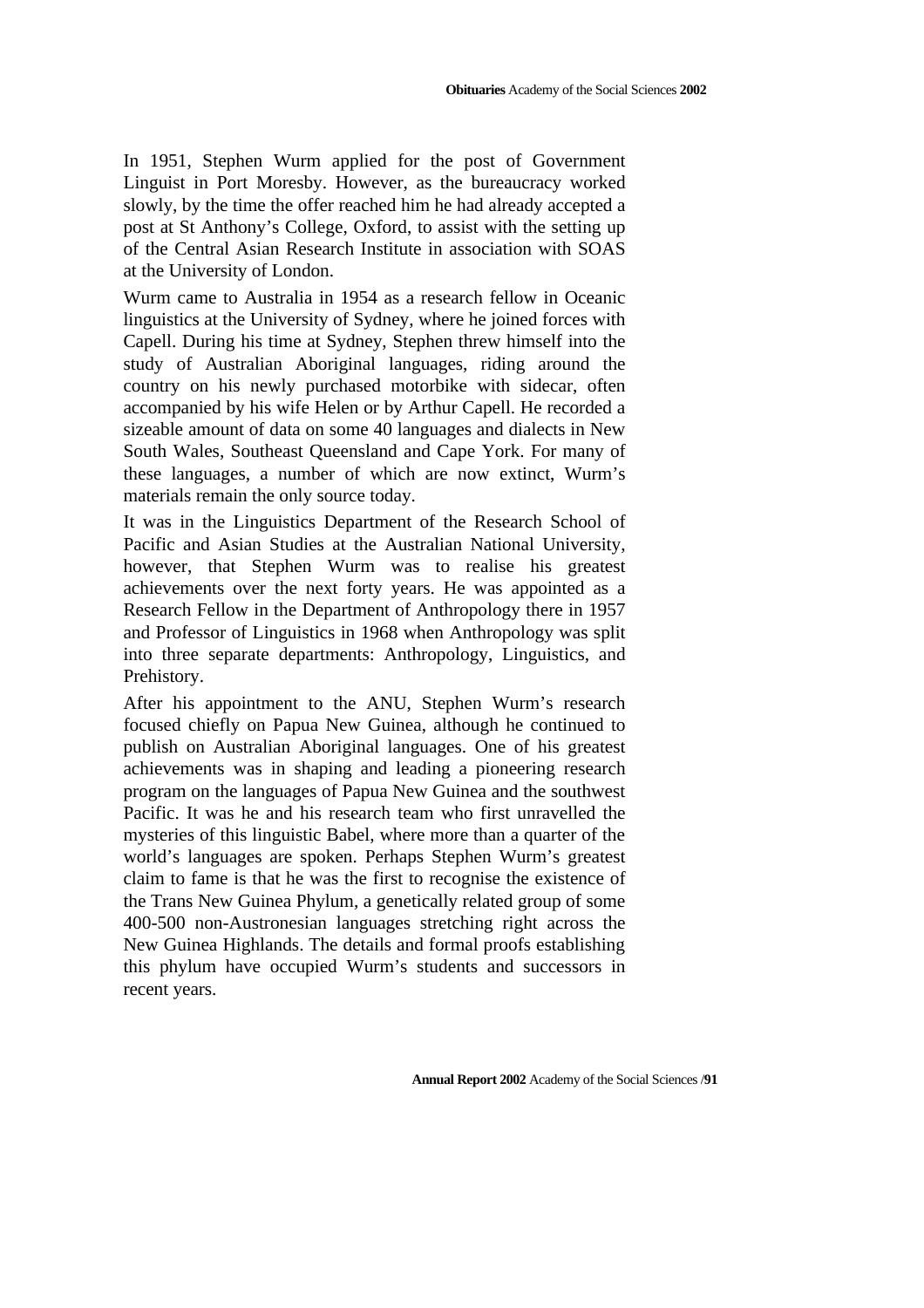In 1951, Stephen Wurm applied for the post of Government Linguist in Port Moresby. However, as the bureaucracy worked slowly, by the time the offer reached him he had already accepted a post at St Anthony's College, Oxford, to assist with the setting up of the Central Asian Research Institute in association with SOAS at the University of London.

Wurm came to Australia in 1954 as a research fellow in Oceanic linguistics at the University of Sydney, where he joined forces with Capell. During his time at Sydney, Stephen threw himself into the study of Australian Aboriginal languages, riding around the country on his newly purchased motorbike with sidecar, often accompanied by his wife Helen or by Arthur Capell. He recorded a sizeable amount of data on some 40 languages and dialects in New South Wales, Southeast Queensland and Cape York. For many of these languages, a number of which are now extinct, Wurm's materials remain the only source today.

It was in the Linguistics Department of the Research School of Pacific and Asian Studies at the Australian National University, however, that Stephen Wurm was to realise his greatest achievements over the next forty years. He was appointed as a Research Fellow in the Department of Anthropology there in 1957 and Professor of Linguistics in 1968 when Anthropology was split into three separate departments: Anthropology, Linguistics, and Prehistory.

After his appointment to the ANU, Stephen Wurm's research focused chiefly on Papua New Guinea, although he continued to publish on Australian Aboriginal languages. One of his greatest achievements was in shaping and leading a pioneering research program on the languages of Papua New Guinea and the southwest Pacific. It was he and his research team who first unravelled the mysteries of this linguistic Babel, where more than a quarter of the world's languages are spoken. Perhaps Stephen Wurm's greatest claim to fame is that he was the first to recognise the existence of the Trans New Guinea Phylum, a genetically related group of some 400-500 non-Austronesian languages stretching right across the New Guinea Highlands. The details and formal proofs establishing this phylum have occupied Wurm's students and successors in recent years.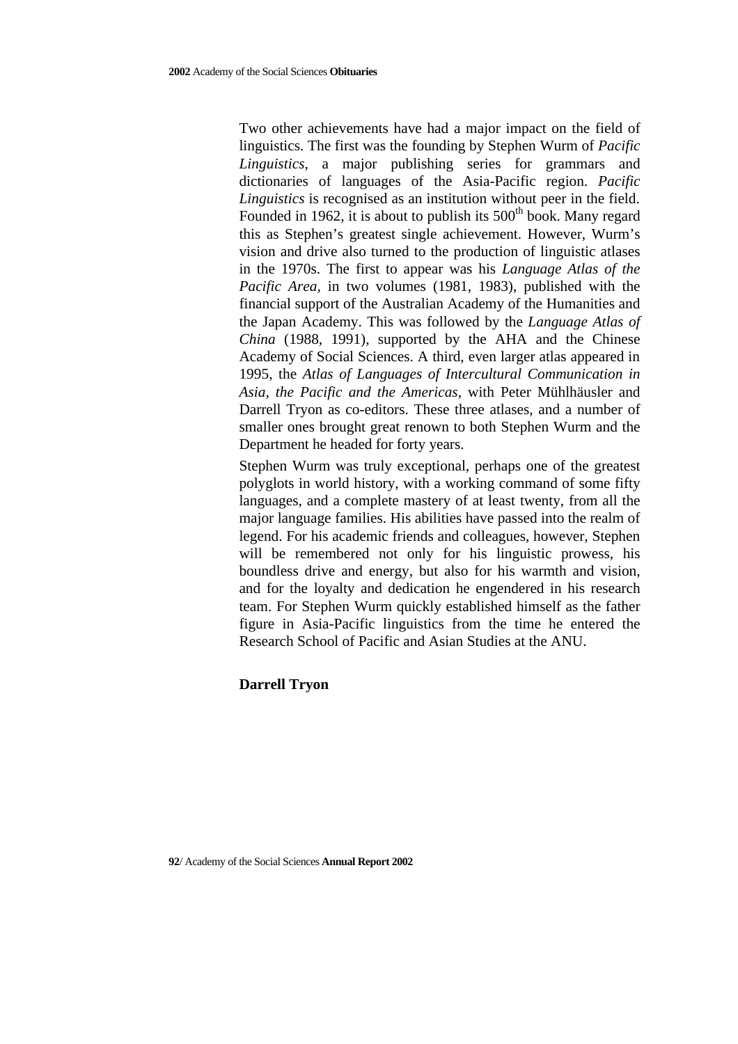Two other achievements have had a major impact on the field of linguistics. The first was the founding by Stephen Wurm of *Pacific Linguistics*, a major publishing series for grammars and dictionaries of languages of the Asia-Pacific region. *Pacific Linguistics* is recognised as an institution without peer in the field. Founded in 1962, it is about to publish its 500th book. Many regard this as Stephen's greatest single achievement. However, Wurm's vision and drive also turned to the production of linguistic atlases in the 1970s. The first to appear was his *Language Atlas of the Pacific Area*, in two volumes (1981, 1983), published with the financial support of the Australian Academy of the Humanities and the Japan Academy. This was followed by the *Language Atlas of China* (1988, 1991), supported by the AHA and the Chinese Academy of Social Sciences. A third, even larger atlas appeared in 1995, the *Atlas of Languages of Intercultural Communication in Asia, the Pacific and the Americas*, with Peter Mühlhäusler and Darrell Tryon as co-editors. These three atlases, and a number of smaller ones brought great renown to both Stephen Wurm and the Department he headed for forty years.

Stephen Wurm was truly exceptional, perhaps one of the greatest polyglots in world history, with a working command of some fifty languages, and a complete mastery of at least twenty, from all the major language families. His abilities have passed into the realm of legend. For his academic friends and colleagues, however, Stephen will be remembered not only for his linguistic prowess, his boundless drive and energy, but also for his warmth and vision, and for the loyalty and dedication he engendered in his research team. For Stephen Wurm quickly established himself as the father figure in Asia-Pacific linguistics from the time he entered the Research School of Pacific and Asian Studies at the ANU.

**Darrell Tryon**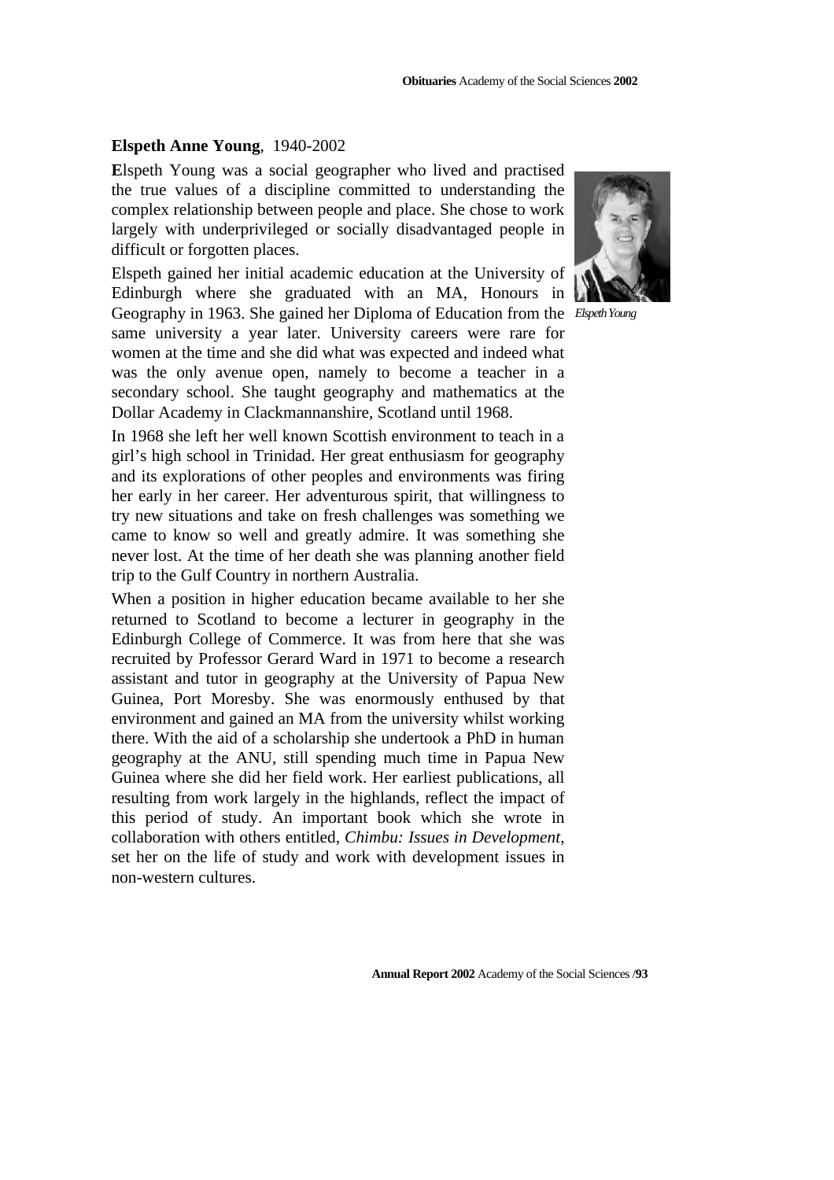**Elspeth Anne Young**, 1940-2002

Elspeth Young was a social geographer who lived and practised the true values of a discipline committed to understanding the complex relationship between people and place. She chose to work largely with underprivileged or socially disadvantaged people in difficult or forgotten places.

*Elspeth Young*

Elspeth gained her initial academic education at the University of Edinburgh where she graduated with an MA, Honours in Geography in 1963. She gained her Diploma of Education from the same university a year later. University careers were rare for women at the time and she did what was expected and indeed what was the only avenue open, namely to become a teacher in a secondary school. She taught geography and mathematics at the Dollar Academy in Clackmannanshire, Scotland until 1968.

In 1968 she left her well known Scottish environment to teach in a girl's high school in Trinidad. Her great enthusiasm for geography and its explorations of other peoples and environments was firing her early in her career. Her adventurous spirit, that willingness to try new situations and take on fresh challenges was something we came to know so well and greatly admire. It was something she never lost. At the time of her death she was planning another field trip to the Gulf Country in northern Australia.

When a position in higher education became available to her she returned to Scotland to become a lecturer in geography in the Edinburgh College of Commerce. It was from here that she was recruited by Professor Gerard Ward in 1971 to become a research assistant and tutor in geography at the University of Papua New Guinea, Port Moresby. She was enormously enthused by that environment and gained an MA from the university whilst working there. With the aid of a scholarship she undertook a PhD in human geography at the ANU, still spending much time in Papua New Guinea where she did her field work. Her earliest publications, all resulting from work largely in the highlands, reflect the impact of this period of study. An important book which she wrote in collaboration with others entitled, *Chimbu: Issues in Development*, set her on the life of study and work with development issues in non-western cultures.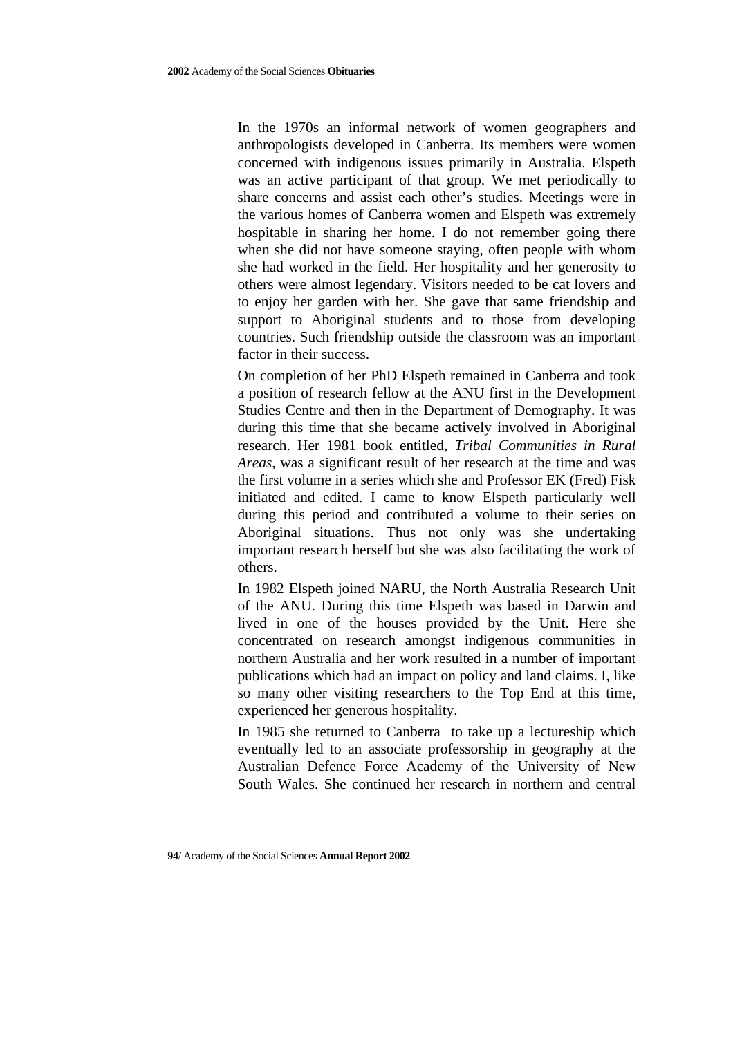In the 1970s an informal network of women geographers and anthropologists developed in Canberra. Its members were women concerned with indigenous issues primarily in Australia. Elspeth was an active participant of that group. We met periodically to share concerns and assist each other's studies. Meetings were in the various homes of Canberra women and Elspeth was extremely hospitable in sharing her home. I do not remember going there when she did not have someone staying, often people with whom she had worked in the field. Her hospitality and her generosity to others were almost legendary. Visitors needed to be cat lovers and to enjoy her garden with her. She gave that same friendship and support to Aboriginal students and to those from developing countries. Such friendship outside the classroom was an important factor in their success.

On completion of her PhD Elspeth remained in Canberra and took a position of research fellow at the ANU first in the Development Studies Centre and then in the Department of Demography. It was during this time that she became actively involved in Aboriginal research. Her 1981 book entitled, *Tribal Communities in Rural Areas*, was a significant result of her research at the time and was the first volume in a series which she and Professor EK (Fred) Fisk initiated and edited. I came to know Elspeth particularly well during this period and contributed a volume to their series on Aboriginal situations. Thus not only was she undertaking important research herself but she was also facilitating the work of others.

In 1982 Elspeth joined NARU, the North Australia Research Unit of the ANU. During this time Elspeth was based in Darwin and lived in one of the houses provided by the Unit. Here she concentrated on research amongst indigenous communities in northern Australia and her work resulted in a number of important publications which had an impact on policy and land claims. I, like so many other visiting researchers to the Top End at this time, experienced her generous hospitality.

In 1985 she returned to Canberra to take up a lectureship which eventually led to an associate professorship in geography at the Australian Defence Force Academy of the University of New South Wales. She continued her research in northern and central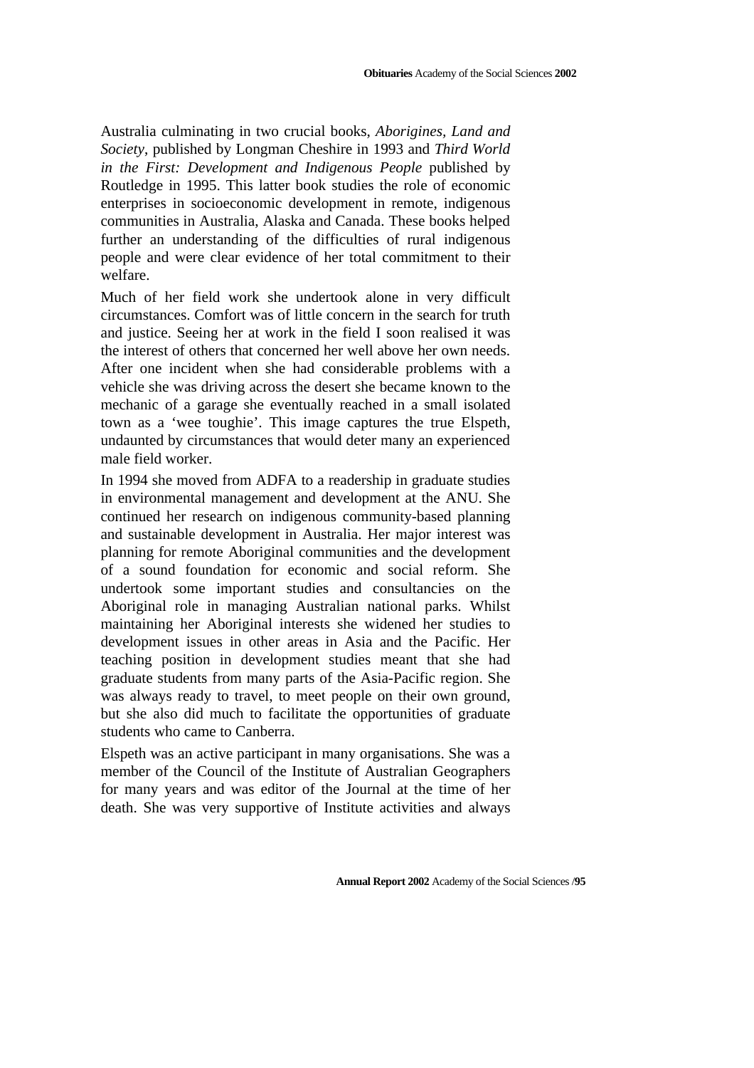Australia culminating in two crucial books, *Aborigines, Land and Society*, published by Longman Cheshire in 1993 and *Third World in the First: Development and Indigenous People* published by Routledge in 1995. This latter book studies the role of economic enterprises in socioeconomic development in remote, indigenous communities in Australia, Alaska and Canada. These books helped further an understanding of the difficulties of rural indigenous people and were clear evidence of her total commitment to their welfare.

Much of her field work she undertook alone in very difficult circumstances. Comfort was of little concern in the search for truth and justice. Seeing her at work in the field I soon realised it was the interest of others that concerned her well above her own needs. After one incident when she had considerable problems with a vehicle she was driving across the desert she became known to the mechanic of a garage she eventually reached in a small isolated town as a 'wee toughie'. This image captures the true Elspeth, undaunted by circumstances that would deter many an experienced male field worker.

In 1994 she moved from ADFA to a readership in graduate studies in environmental management and development at the ANU. She continued her research on indigenous community-based planning and sustainable development in Australia. Her major interest was planning for remote Aboriginal communities and the development of a sound foundation for economic and social reform. She undertook some important studies and consultancies on the Aboriginal role in managing Australian national parks. Whilst maintaining her Aboriginal interests she widened her studies to development issues in other areas in Asia and the Pacific. Her teaching position in development studies meant that she had graduate students from many parts of the Asia-Pacific region. She was always ready to travel, to meet people on their own ground, but she also did much to facilitate the opportunities of graduate students who came to Canberra.

Elspeth was an active participant in many organisations. She was a member of the Council of the Institute of Australian Geographers for many years and was editor of the Journal at the time of her death. She was very supportive of Institute activities and always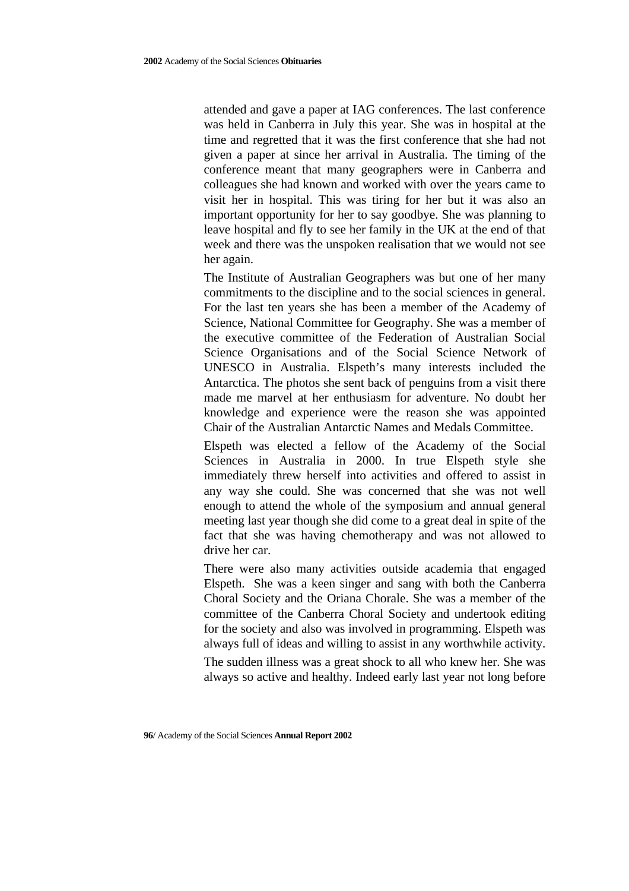attended and gave a paper at IAG conferences. The last conference was held in Canberra in July this year. She was in hospital at the time and regretted that it was the first conference that she had not given a paper at since her arrival in Australia. The timing of the conference meant that many geographers were in Canberra and colleagues she had known and worked with over the years came to visit her in hospital. This was tiring for her but it was also an important opportunity for her to say goodbye. She was planning to leave hospital and fly to see her family in the UK at the end of that week and there was the unspoken realisation that we would not see her again.

The Institute of Australian Geographers was but one of her many commitments to the discipline and to the social sciences in general. For the last ten years she has been a member of the Academy of Science, National Committee for Geography. She was a member of the executive committee of the Federation of Australian Social Science Organisations and of the Social Science Network of UNESCO in Australia. Elspeth's many interests included the Antarctica. The photos she sent back of penguins from a visit there made me marvel at her enthusiasm for adventure. No doubt her knowledge and experience were the reason she was appointed Chair of the Australian Antarctic Names and Medals Committee.

Elspeth was elected a fellow of the Academy of the Social Sciences in Australia in 2000. In true Elspeth style she immediately threw herself into activities and offered to assist in any way she could. She was concerned that she was not well enough to attend the whole of the symposium and annual general meeting last year though she did come to a great deal in spite of the fact that she was having chemotherapy and was not allowed to drive her car.

There were also many activities outside academia that engaged Elspeth. She was a keen singer and sang with both the Canberra Choral Society and the Oriana Chorale. She was a member of the committee of the Canberra Choral Society and undertook editing for the society and also was involved in programming. Elspeth was always full of ideas and willing to assist in any worthwhile activity.

The sudden illness was a great shock to all who knew her. She was always so active and healthy. Indeed early last year not long before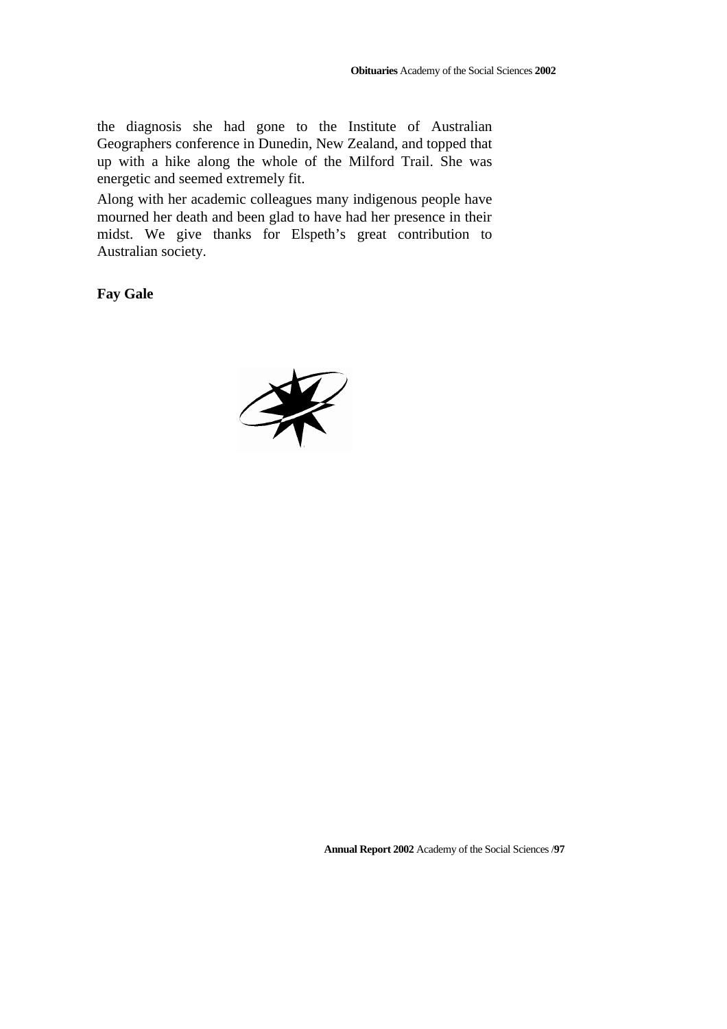the diagnosis she had gone to the Institute of Australian Geographers conference in Dunedin, New Zealand, and topped that up with a hike along the whole of the Milford Trail. She was energetic and seemed extremely fit.

Along with her academic colleagues many indigenous people have mourned her death and been glad to have had her presence in their midst. We give thanks for Elspeth's great contribution to Australian society.

**Fay Gale**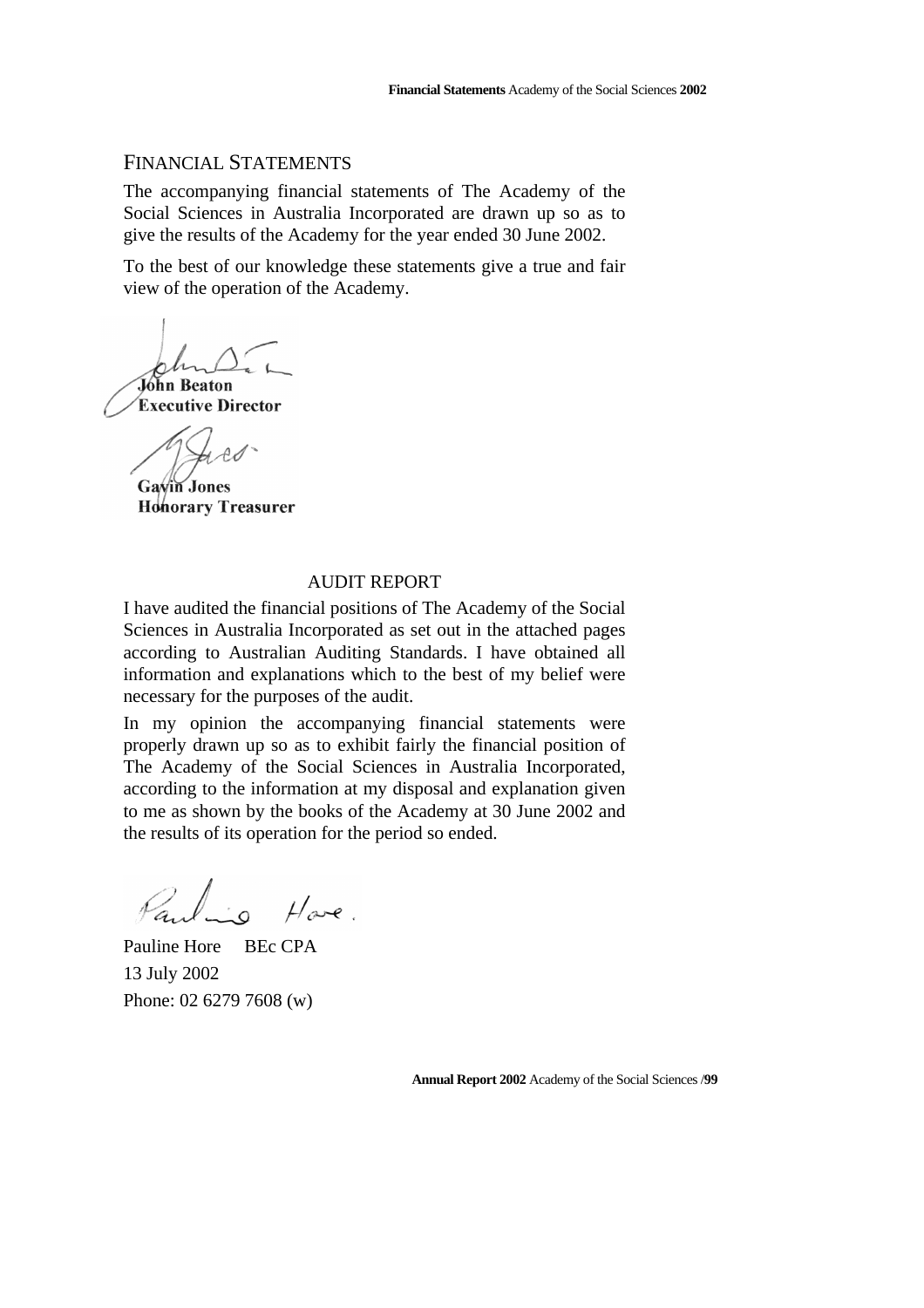# FINANCIAL STATEMENTS

The accompanying financial statements of The Academy of the Social Sciences in Australia Incorporated are drawn up so as to give the results of the Academy for the year ended 30 June 2002.

To the best of our knowledge these statements give a true and fair view of the operation of the Academy.

**John Beaton**
**Executive Director**

**Gavin Jones**
**Honorary Treasurer**

## AUDIT REPORT

I have audited the financial positions of The Academy of the Social Sciences in Australia Incorporated as set out in the attached pages according to Australian Auditing Standards. I have obtained all information and explanations which to the best of my belief were necessary for the purposes of the audit.

In my opinion the accompanying financial statements were properly drawn up so as to exhibit fairly the financial position of The Academy of the Social Sciences in Australia Incorporated, according to the information at my disposal and explanation given to me as shown by the books of the Academy at 30 June 2002 and the results of its operation for the period so ended.

Pauline Hore BEc CPA
13 July 2002
Phone: 02 6279 7608 (w)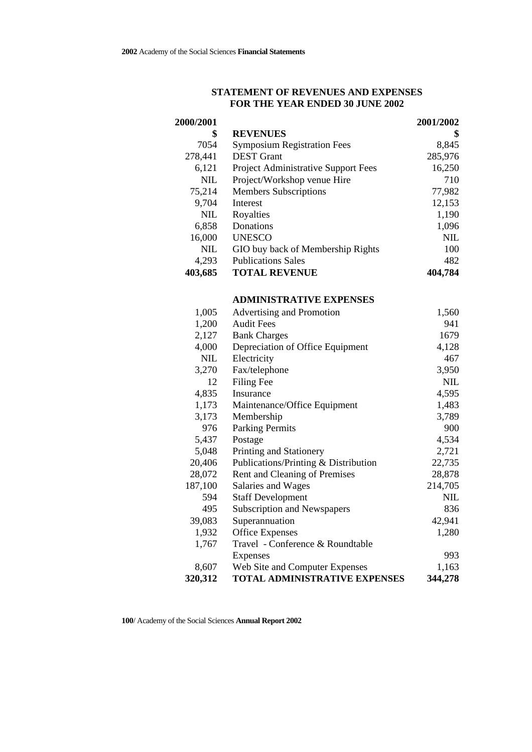## STATEMENT OF REVENUES AND EXPENSES
## FOR THE YEAR ENDED 30 JUNE 2002

| 2000/2001 | | 2001/2002 |
|---|---|---|
| **$** | **REVENUES** | **$** |
| 7054 | Symposium Registration Fees | 8,845 |
| 278,441 | DEST Grant | 285,976 |
| 6,121 | Project Administrative Support Fees | 16,250 |
| NIL | Project/Workshop venue Hire | 710 |
| 75,214 | Members Subscriptions | 77,982 |
| 9,704 | Interest | 12,153 |
| NIL | Royalties | 1,190 |
| 6,858 | Donations | 1,096 |
| 16,000 | UNESCO | NIL |
| NIL | GIO buy back of Membership Rights | 100 |
| 4,293 | Publications Sales | 482 |
| **403,685** | **TOTAL REVENUE** | **404,784** |
| | | |
| | **ADMINISTRATIVE EXPENSES** | |
| 1,005 | Advertising and Promotion | 1,560 |
| 1,200 | Audit Fees | 941 |
| 2,127 | Bank Charges | 1679 |
| 4,000 | Depreciation of Office Equipment | 4,128 |
| NIL | Electricity | 467 |
| 3,270 | Fax/telephone | 3,950 |
| 12 | Filing Fee | NIL |
| 4,835 | Insurance | 4,595 |
| 1,173 | Maintenance/Office Equipment | 1,483 |
| 3,173 | Membership | 3,789 |
| 976 | Parking Permits | 900 |
| 5,437 | Postage | 4,534 |
| 5,048 | Printing and Stationery | 2,721 |
| 20,406 | Publications/Printing & Distribution | 22,735 |
| 28,072 | Rent and Cleaning of Premises | 28,878 |
| 187,100 | Salaries and Wages | 214,705 |
| 594 | Staff Development | NIL |
| 495 | Subscription and Newspapers | 836 |
| 39,083 | Superannuation | 42,941 |
| 1,932 | Office Expenses | 1,280 |
| 1,767 | Travel - Conference & Roundtable Expenses | 993 |
| 8,607 | Web Site and Computer Expenses | 1,163 |
| **320,312** | **TOTAL ADMINISTRATIVE EXPENSES** | **344,278** |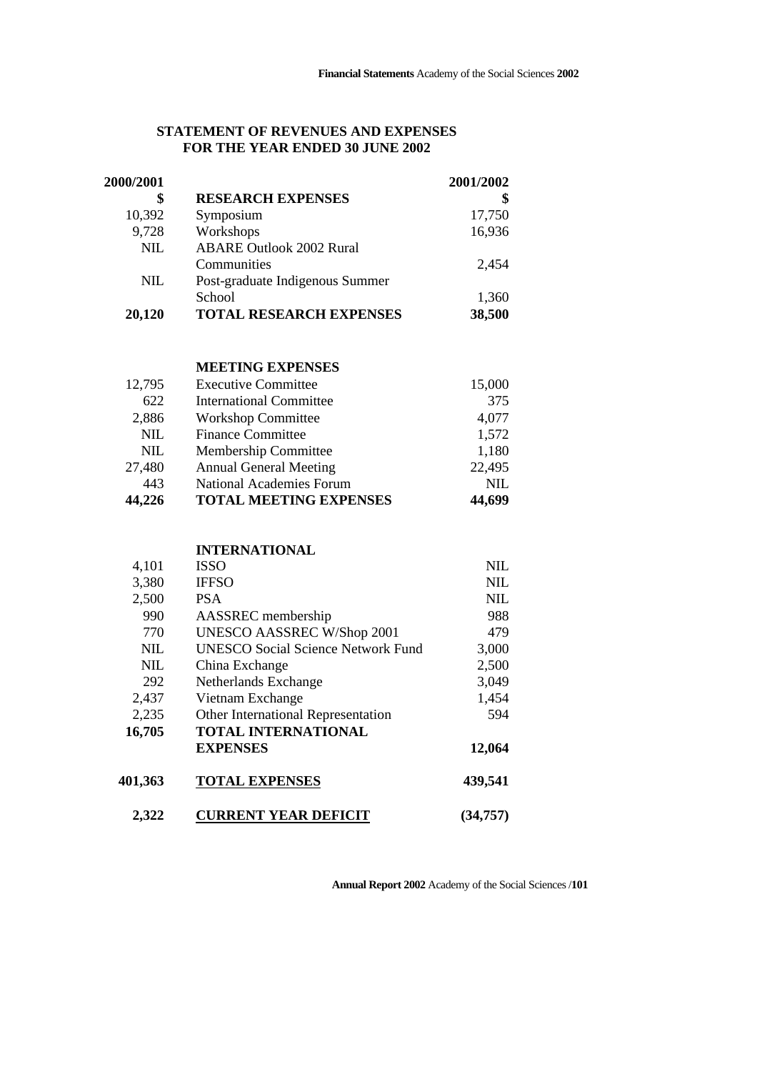## STATEMENT OF REVENUES AND EXPENSES
## FOR THE YEAR ENDED 30 JUNE 2002

| 2000/2001 | | 2001/2002 |
|---|---|---|
| **$** | **RESEARCH EXPENSES** | **$** |
| 10,392 | Symposium | 17,750 |
| 9,728 | Workshops | 16,936 |
| NIL | ABARE Outlook 2002 Rural Communities | 2,454 |
| NIL | Post-graduate Indigenous Summer School | 1,360 |
| **20,120** | **TOTAL RESEARCH EXPENSES** | **38,500** |
| | | |
| | **MEETING EXPENSES** | |
| 12,795 | Executive Committee | 15,000 |
| 622 | International Committee | 375 |
| 2,886 | Workshop Committee | 4,077 |
| NIL | Finance Committee | 1,572 |
| NIL | Membership Committee | 1,180 |
| 27,480 | Annual General Meeting | 22,495 |
| 443 | National Academies Forum | NIL |
| **44,226** | **TOTAL MEETING EXPENSES** | **44,699** |
| | | |
| | **INTERNATIONAL** | |
| 4,101 | ISSO | NIL |
| 3,380 | IFFSO | NIL |
| 2,500 | PSA | NIL |
| 990 | AASSREC membership | 988 |
| 770 | UNESCO AASSREC W/Shop 2001 | 479 |
| NIL | UNESCO Social Science Network Fund | 3,000 |
| NIL | China Exchange | 2,500 |
| 292 | Netherlands Exchange | 3,049 |
| 2,437 | Vietnam Exchange | 1,454 |
| 2,235 | Other International Representation | 594 |
| **16,705** | **TOTAL INTERNATIONAL EXPENSES** | **12,064** |
| | | |
| **401,363** | **TOTAL EXPENSES** | **439,541** |
| | | |
| **2,322** | **CURRENT YEAR DEFICIT** | **(34,757)** |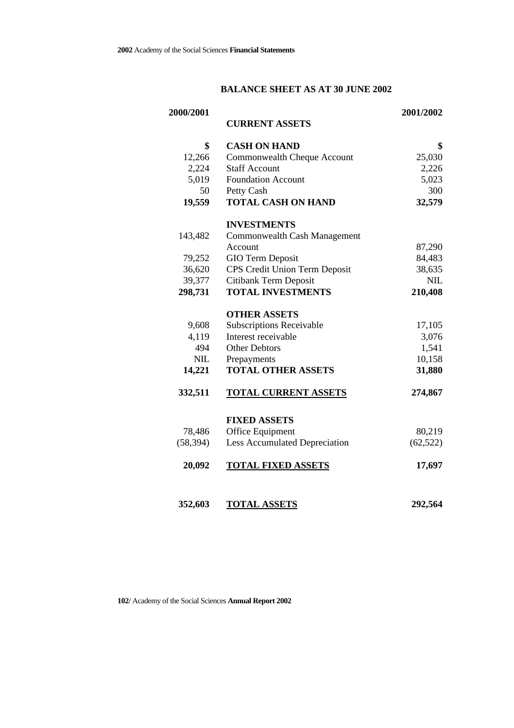## BALANCE SHEET AS AT 30 JUNE 2002

| 2000/2001 | | 2001/2002 |
|---|---|---|
| | **CURRENT ASSETS** | |
| **$** | **CASH ON HAND** | **$** |
| 12,266 | Commonwealth Cheque Account | 25,030 |
| 2,224 | Staff Account | 2,226 |
| 5,019 | Foundation Account | 5,023 |
| 50 | Petty Cash | 300 |
| **19,559** | **TOTAL CASH ON HAND** | **32,579** |
| | **INVESTMENTS** | |
| 143,482 | Commonwealth Cash Management Account | 87,290 |
| 79,252 | GIO Term Deposit | 84,483 |
| 36,620 | CPS Credit Union Term Deposit | 38,635 |
| 39,377 | Citibank Term Deposit | NIL |
| **298,731** | **TOTAL INVESTMENTS** | **210,408** |
| | **OTHER ASSETS** | |
| 9,608 | Subscriptions Receivable | 17,105 |
| 4,119 | Interest receivable | 3,076 |
| 494 | Other Debtors | 1,541 |
| NIL | Prepayments | 10,158 |
| **14,221** | **TOTAL OTHER ASSETS** | **31,880** |
| **332,511** | **TOTAL CURRENT ASSETS** | **274,867** |
| | **FIXED ASSETS** | |
| 78,486 | Office Equipment | 80,219 |
| (58,394) | Less Accumulated Depreciation | (62,522) |
| **20,092** | **TOTAL FIXED ASSETS** | **17,697** |
| **352,603** | **TOTAL ASSETS** | **292,564** |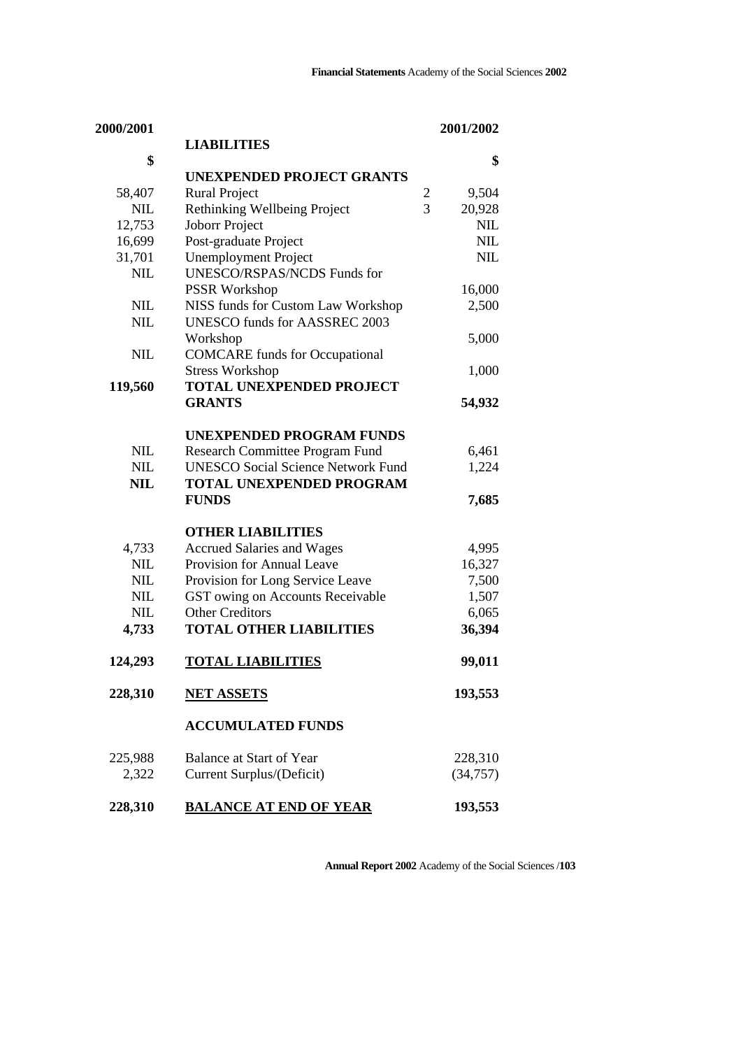| 2000/2001 | LIABILITIES | | 2001/2002 |
|---|---|---|---|
| $ | | | $ |
| | **UNEXPENDED PROJECT GRANTS** | | |
| 58,407 | Rural Project | 2 | 9,504 |
| NIL | Rethinking Wellbeing Project | 3 | 20,928 |
| 12,753 | Joborr Project | | NIL |
| 16,699 | Post-graduate Project | | NIL |
| 31,701 | Unemployment Project | | NIL |
| NIL | UNESCO/RSPAS/NCDS Funds for PSSR Workshop | | 16,000 |
| NIL | NISS funds for Custom Law Workshop | | 2,500 |
| NIL | UNESCO funds for AASSREC 2003 Workshop | | 5,000 |
| NIL | COMCARE funds for Occupational Stress Workshop | | 1,000 |
| **119,560** | **TOTAL UNEXPENDED PROJECT GRANTS** | | **54,932** |
| | **UNEXPENDED PROGRAM FUNDS** | | |
| NIL | Research Committee Program Fund | | 6,461 |
| NIL | UNESCO Social Science Network Fund | | 1,224 |
| **NIL** | **TOTAL UNEXPENDED PROGRAM FUNDS** | | **7,685** |
| | **OTHER LIABILITIES** | | |
| 4,733 | Accrued Salaries and Wages | | 4,995 |
| NIL | Provision for Annual Leave | | 16,327 |
| NIL | Provision for Long Service Leave | | 7,500 |
| NIL | GST owing on Accounts Receivable | | 1,507 |
| NIL | Other Creditors | | 6,065 |
| **4,733** | **TOTAL OTHER LIABILITIES** | | **36,394** |
| **124,293** | **TOTAL LIABILITIES** | | **99,011** |
| **228,310** | **NET ASSETS** | | **193,553** |
| | **ACCUMULATED FUNDS** | | |
| 225,988 | Balance at Start of Year | | 228,310 |
| 2,322 | Current Surplus/(Deficit) | | (34,757) |
| **228,310** | **BALANCE AT END OF YEAR** | | **193,553** |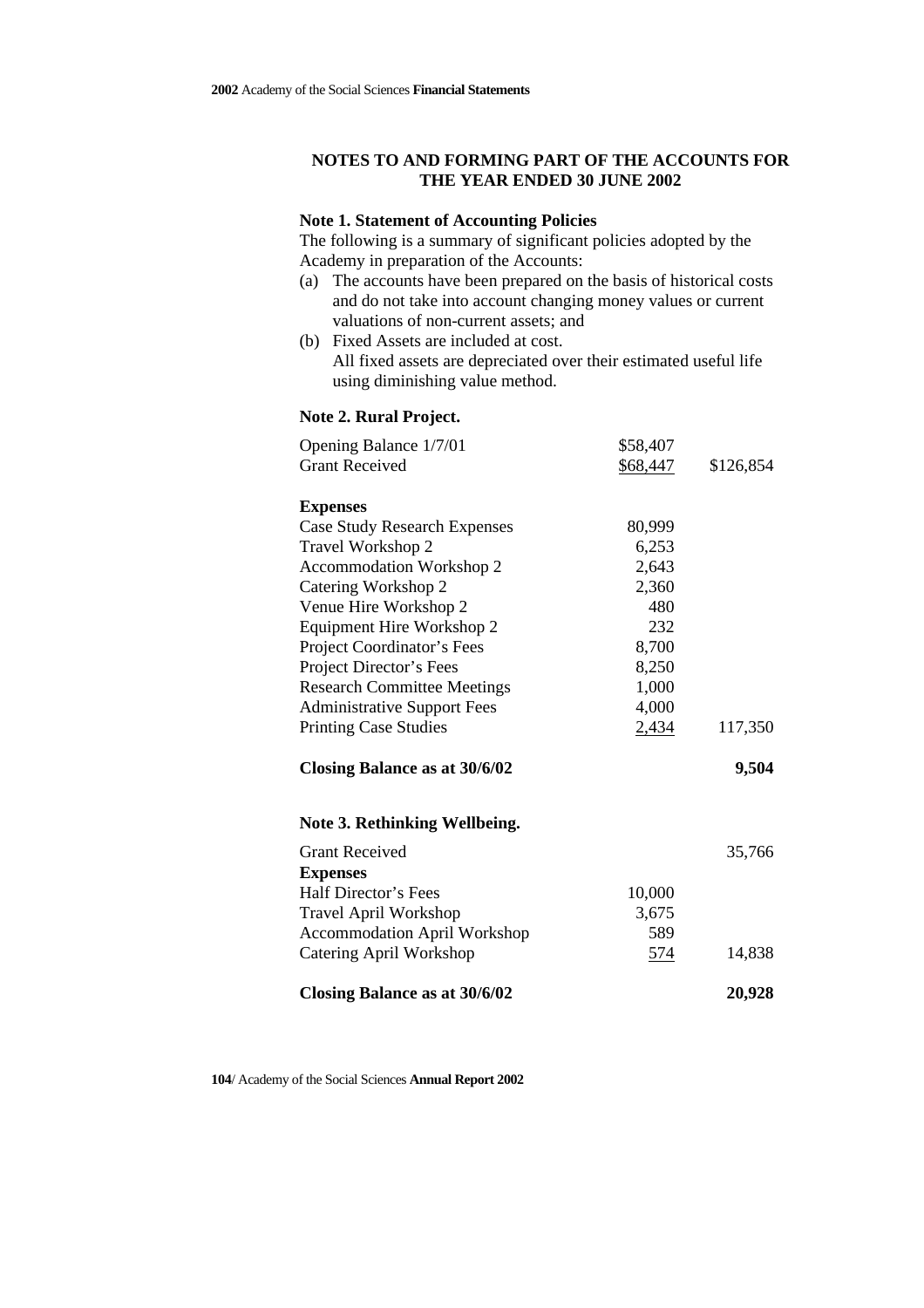## NOTES TO AND FORMING PART OF THE ACCOUNTS FOR THE YEAR ENDED 30 JUNE 2002

### Note 1. Statement of Accounting Policies

The following is a summary of significant policies adopted by the Academy in preparation of the Accounts:

(a) The accounts have been prepared on the basis of historical costs and do not take into account changing money values or current valuations of non-current assets; and

(b) Fixed Assets are included at cost.
All fixed assets are depreciated over their estimated useful life using diminishing value method.

### Note 2. Rural Project.

| | | |
|---|---|---|
| Opening Balance 1/7/01 | \$58,407 | |
| Grant Received | \$68,447 | \$126,854 |
| **Expenses** | | |
| Case Study Research Expenses | 80,999 | |
| Travel Workshop 2 | 6,253 | |
| Accommodation Workshop 2 | 2,643 | |
| Catering Workshop 2 | 2,360 | |
| Venue Hire Workshop 2 | 480 | |
| Equipment Hire Workshop 2 | 232 | |
| Project Coordinator's Fees | 8,700 | |
| Project Director's Fees | 8,250 | |
| Research Committee Meetings | 1,000 | |
| Administrative Support Fees | 4,000 | |
| Printing Case Studies | 2,434 | 117,350 |
| **Closing Balance as at 30/6/02** | | **9,504** |

### Note 3. Rethinking Wellbeing.

| | | |
|---|---|---|
| Grant Received | | 35,766 |
| **Expenses** | | |
| Half Director's Fees | 10,000 | |
| Travel April Workshop | 3,675 | |
| Accommodation April Workshop | 589 | |
| Catering April Workshop | 574 | 14,838 |
| **Closing Balance as at 30/6/02** | | **20,928** |